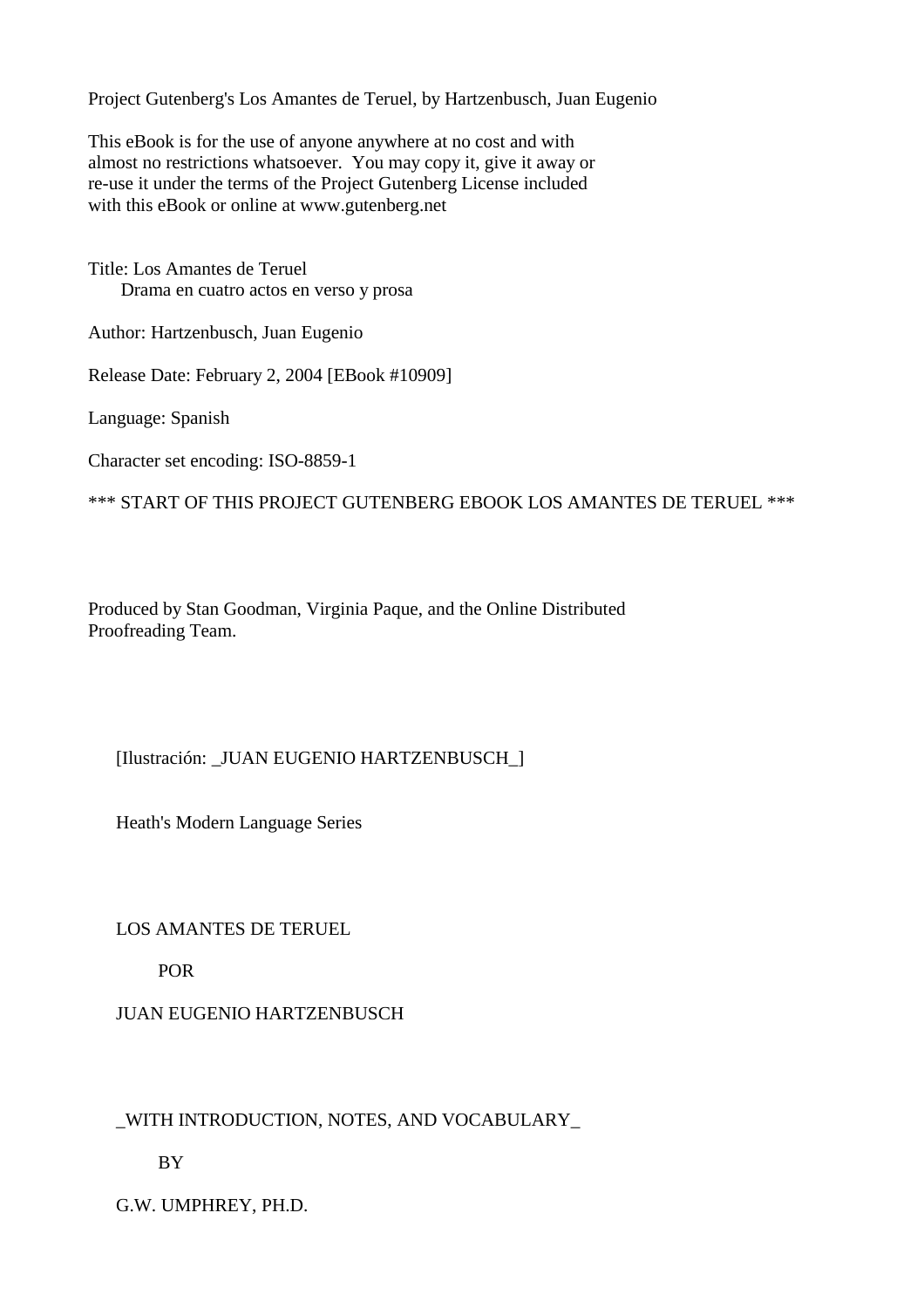Project Gutenberg's Los Amantes de Teruel, by Hartzenbusch, Juan Eugenio

This eBook is for the use of anyone anywhere at no cost and with
almost no restrictions whatsoever. You may copy it, give it away or
re-use it under the terms of the Project Gutenberg License included
with this eBook or online at www.gutenberg.net

Title: Los Amantes de Teruel
Drama en cuatro actos en verso y prosa

Author: Hartzenbusch, Juan Eugenio

Release Date: February 2, 2004 [EBook #10909]

Language: Spanish

Character set encoding: ISO-8859-1

*** START OF THIS PROJECT GUTENBERG EBOOK LOS AMANTES DE TERUEL ***

Produced by Stan Goodman, Virginia Paque, and the Online Distributed
Proofreading Team.

[Ilustración: _JUAN EUGENIO HARTZENBUSCH_]

Heath's Modern Language Series

LOS AMANTES DE TERUEL

POR

JUAN EUGENIO HARTZENBUSCH

_WITH INTRODUCTION, NOTES, AND VOCABULARY_

BY

G.W. UMPHREY, PH.D.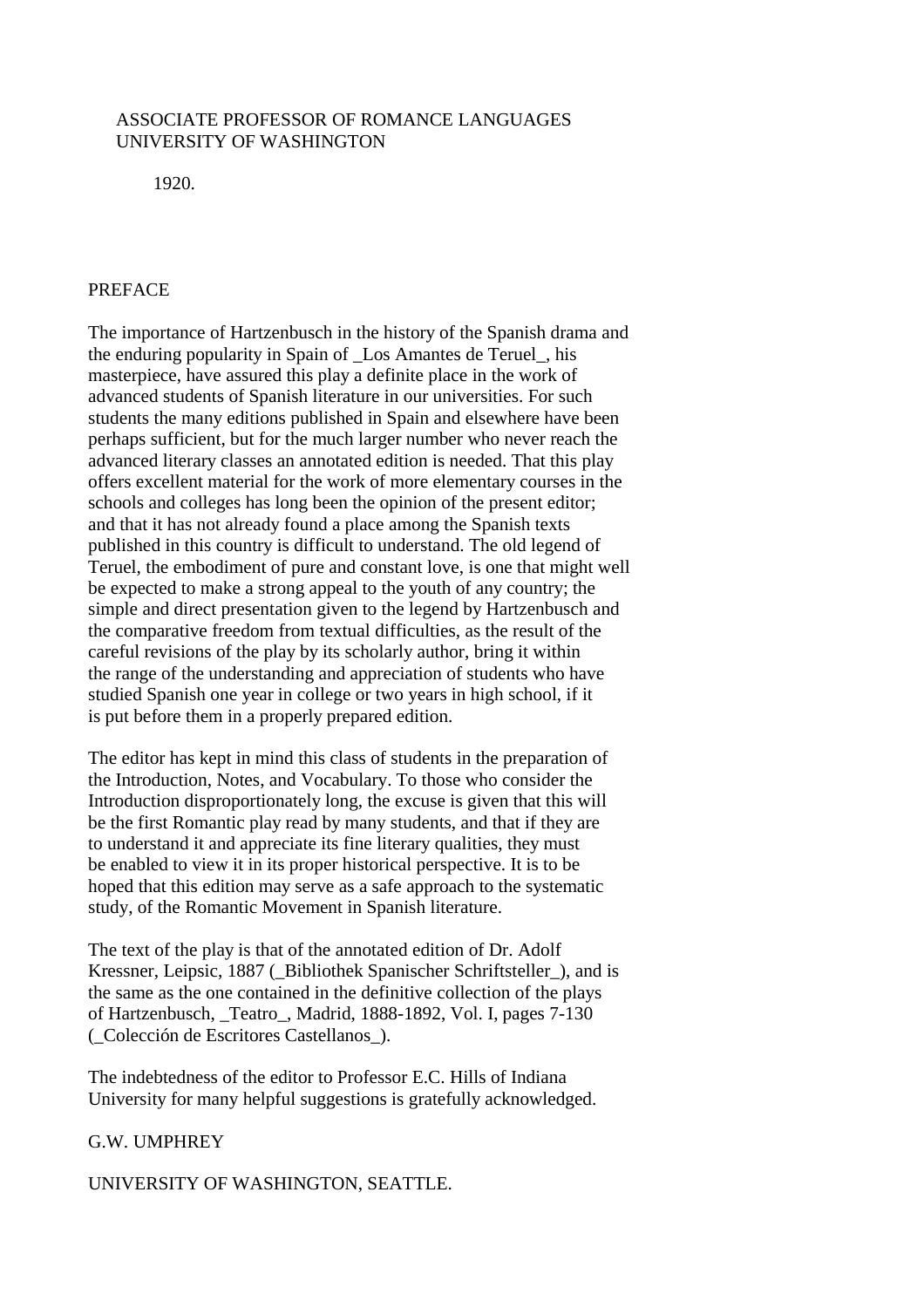ASSOCIATE PROFESSOR OF ROMANCE LANGUAGES
UNIVERSITY OF WASHINGTON

1920.

## PREFACE

The importance of Hartzenbusch in the history of the Spanish drama and the enduring popularity in Spain of _Los Amantes de Teruel_, his masterpiece, have assured this play a definite place in the work of advanced students of Spanish literature in our universities. For such students the many editions published in Spain and elsewhere have been perhaps sufficient, but for the much larger number who never reach the advanced literary classes an annotated edition is needed. That this play offers excellent material for the work of more elementary courses in the schools and colleges has long been the opinion of the present editor; and that it has not already found a place among the Spanish texts published in this country is difficult to understand. The old legend of Teruel, the embodiment of pure and constant love, is one that might well be expected to make a strong appeal to the youth of any country; the simple and direct presentation given to the legend by Hartzenbusch and the comparative freedom from textual difficulties, as the result of the careful revisions of the play by its scholarly author, bring it within the range of the understanding and appreciation of students who have studied Spanish one year in college or two years in high school, if it is put before them in a properly prepared edition.

The editor has kept in mind this class of students in the preparation of the Introduction, Notes, and Vocabulary. To those who consider the Introduction disproportionately long, the excuse is given that this will be the first Romantic play read by many students, and that if they are to understand it and appreciate its fine literary qualities, they must be enabled to view it in its proper historical perspective. It is to be hoped that this edition may serve as a safe approach to the systematic study, of the Romantic Movement in Spanish literature.

The text of the play is that of the annotated edition of Dr. Adolf Kressner, Leipsic, 1887 (_Bibliothek Spanischer Schriftsteller_), and is the same as the one contained in the definitive collection of the plays of Hartzenbusch, _Teatro_, Madrid, 1888-1892, Vol. I, pages 7-130 (_Colección de Escritores Castellanos_).

The indebtedness of the editor to Professor E.C. Hills of Indiana University for many helpful suggestions is gratefully acknowledged.

G.W. UMPHREY

UNIVERSITY OF WASHINGTON, SEATTLE.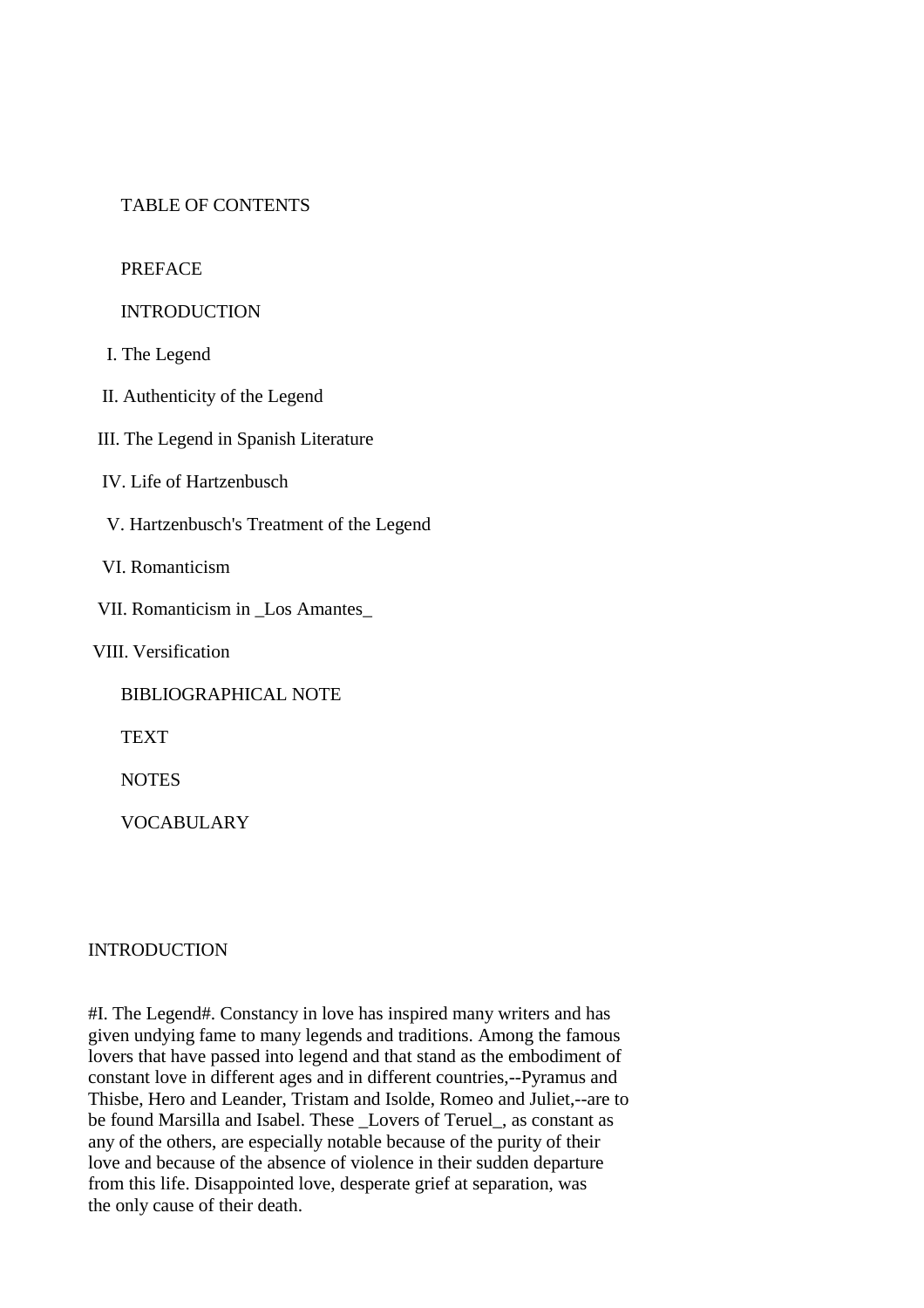TABLE OF CONTENTS

PREFACE

INTRODUCTION

I. The Legend

II. Authenticity of the Legend

III. The Legend in Spanish Literature

IV. Life of Hartzenbusch

V. Hartzenbusch's Treatment of the Legend

VI. Romanticism

VII. Romanticism in _Los Amantes_

VIII. Versification

BIBLIOGRAPHICAL NOTE

TEXT

NOTES

VOCABULARY

INTRODUCTION

#I. The Legend#. Constancy in love has inspired many writers and has given undying fame to many legends and traditions. Among the famous lovers that have passed into legend and that stand as the embodiment of constant love in different ages and in different countries,--Pyramus and Thisbe, Hero and Leander, Tristam and Isolde, Romeo and Juliet,--are to be found Marsilla and Isabel. These _Lovers of Teruel_, as constant as any of the others, are especially notable because of the purity of their love and because of the absence of violence in their sudden departure from this life. Disappointed love, desperate grief at separation, was the only cause of their death.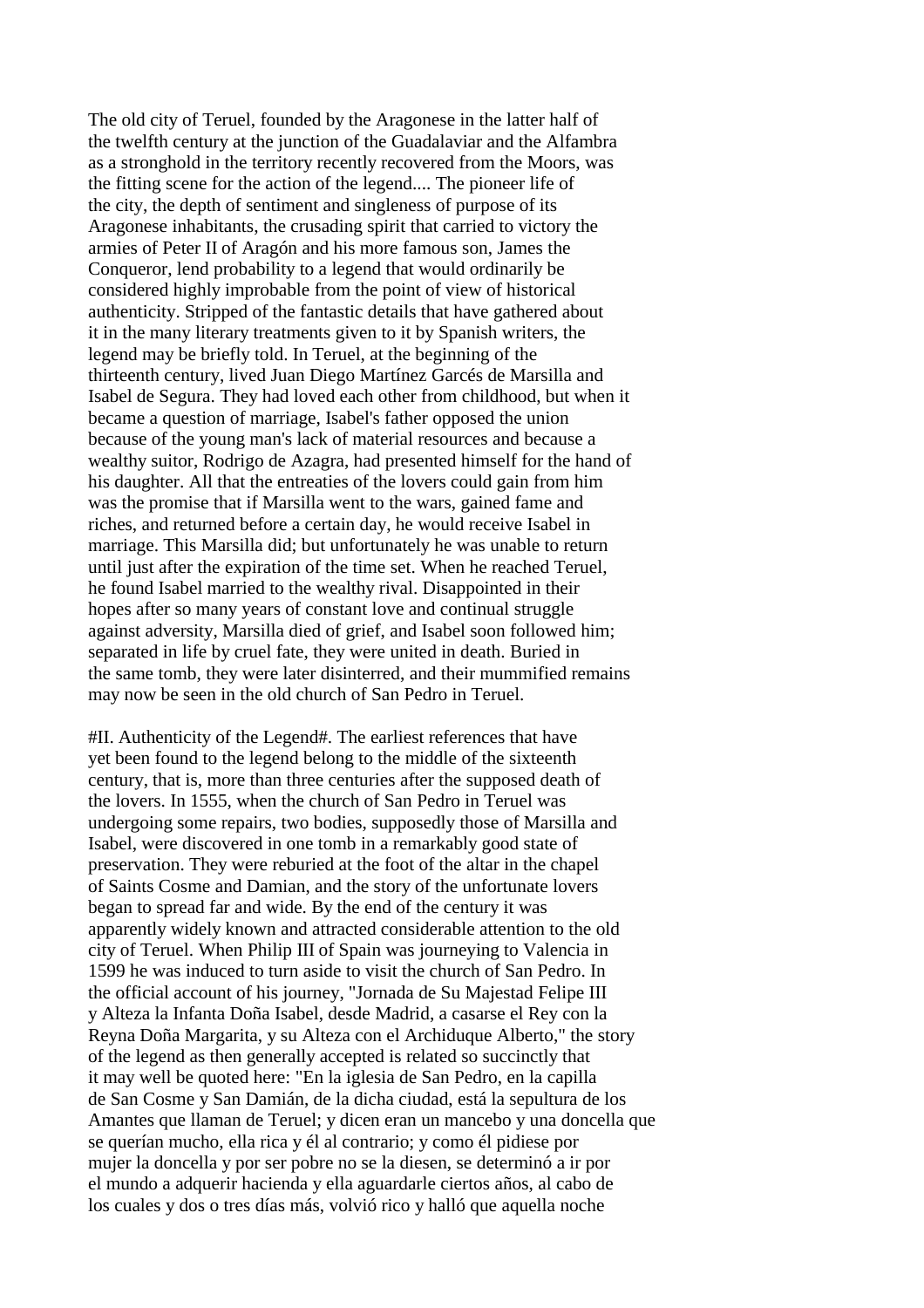The old city of Teruel, founded by the Aragonese in the latter half of the twelfth century at the junction of the Guadalaviar and the Alfambra as a stronghold in the territory recently recovered from the Moors, was the fitting scene for the action of the legend.... The pioneer life of the city, the depth of sentiment and singleness of purpose of its Aragonese inhabitants, the crusading spirit that carried to victory the armies of Peter II of Aragón and his more famous son, James the Conqueror, lend probability to a legend that would ordinarily be considered highly improbable from the point of view of historical authenticity. Stripped of the fantastic details that have gathered about it in the many literary treatments given to it by Spanish writers, the legend may be briefly told. In Teruel, at the beginning of the thirteenth century, lived Juan Diego Martínez Garcés de Marsilla and Isabel de Segura. They had loved each other from childhood, but when it became a question of marriage, Isabel's father opposed the union because of the young man's lack of material resources and because a wealthy suitor, Rodrigo de Azagra, had presented himself for the hand of his daughter. All that the entreaties of the lovers could gain from him was the promise that if Marsilla went to the wars, gained fame and riches, and returned before a certain day, he would receive Isabel in marriage. This Marsilla did; but unfortunately he was unable to return until just after the expiration of the time set. When he reached Teruel, he found Isabel married to the wealthy rival. Disappointed in their hopes after so many years of constant love and continual struggle against adversity, Marsilla died of grief, and Isabel soon followed him; separated in life by cruel fate, they were united in death. Buried in the same tomb, they were later disinterred, and their mummified remains may now be seen in the old church of San Pedro in Teruel.

#II. Authenticity of the Legend#. The earliest references that have yet been found to the legend belong to the middle of the sixteenth century, that is, more than three centuries after the supposed death of the lovers. In 1555, when the church of San Pedro in Teruel was undergoing some repairs, two bodies, supposedly those of Marsilla and Isabel, were discovered in one tomb in a remarkably good state of preservation. They were reburied at the foot of the altar in the chapel of Saints Cosme and Damian, and the story of the unfortunate lovers began to spread far and wide. By the end of the century it was apparently widely known and attracted considerable attention to the old city of Teruel. When Philip III of Spain was journeying to Valencia in 1599 he was induced to turn aside to visit the church of San Pedro. In the official account of his journey, "Jornada de Su Majestad Felipe III y Alteza la Infanta Doña Isabel, desde Madrid, a casarse el Rey con la Reyna Doña Margarita, y su Alteza con el Archiduque Alberto," the story of the legend as then generally accepted is related so succinctly that it may well be quoted here: "En la iglesia de San Pedro, en la capilla de San Cosme y San Damián, de la dicha ciudad, está la sepultura de los Amantes que llaman de Teruel; y dicen eran un mancebo y una doncella que se querían mucho, ella rica y él al contrario; y como él pidiese por mujer la doncella y por ser pobre no se la diesen, se determinó a ir por el mundo a adquerir hacienda y ella aguardarle ciertos años, al cabo de los cuales y dos o tres días más, volvió rico y halló que aquella noche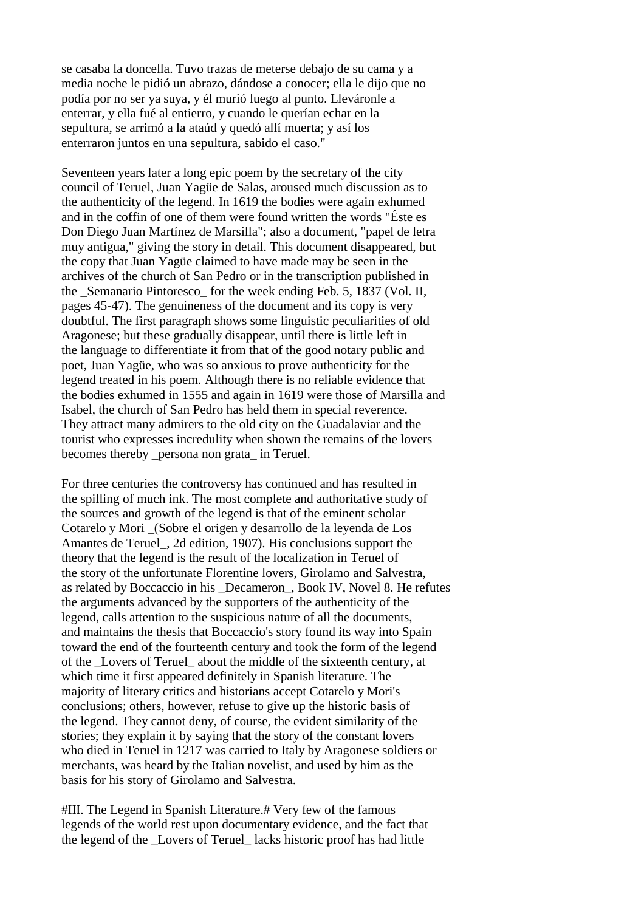se casaba la doncella. Tuvo trazas de meterse debajo de su cama y a media noche le pidió un abrazo, dándose a conocer; ella le dijo que no podía por no ser ya suya, y él murió luego al punto. Lleváronle a enterrar, y ella fué al entierro, y cuando le querían echar en la sepultura, se arrimó a la ataúd y quedó allí muerta; y así los enterraron juntos en una sepultura, sabido el caso."

Seventeen years later a long epic poem by the secretary of the city council of Teruel, Juan Yagüe de Salas, aroused much discussion as to the authenticity of the legend. In 1619 the bodies were again exhumed and in the coffin of one of them were found written the words "Éste es Don Diego Juan Martínez de Marsilla"; also a document, "papel de letra muy antigua," giving the story in detail. This document disappeared, but the copy that Juan Yagüe claimed to have made may be seen in the archives of the church of San Pedro or in the transcription published in the _Semanario Pintoresco_ for the week ending Feb. 5, 1837 (Vol. II, pages 45-47). The genuineness of the document and its copy is very doubtful. The first paragraph shows some linguistic peculiarities of old Aragonese; but these gradually disappear, until there is little left in the language to differentiate it from that of the good notary public and poet, Juan Yagüe, who was so anxious to prove authenticity for the legend treated in his poem. Although there is no reliable evidence that the bodies exhumed in 1555 and again in 1619 were those of Marsilla and Isabel, the church of San Pedro has held them in special reverence. They attract many admirers to the old city on the Guadalaviar and the tourist who expresses incredulity when shown the remains of the lovers becomes thereby _persona non grata_ in Teruel.

For three centuries the controversy has continued and has resulted in the spilling of much ink. The most complete and authoritative study of the sources and growth of the legend is that of the eminent scholar Cotarelo y Mori _(Sobre el origen y desarrollo de la leyenda de Los Amantes de Teruel_, 2d edition, 1907). His conclusions support the theory that the legend is the result of the localization in Teruel of the story of the unfortunate Florentine lovers, Girolamo and Salvestra, as related by Boccaccio in his _Decameron_, Book IV, Novel 8. He refutes the arguments advanced by the supporters of the authenticity of the legend, calls attention to the suspicious nature of all the documents, and maintains the thesis that Boccaccio's story found its way into Spain toward the end of the fourteenth century and took the form of the legend of the _Lovers of Teruel_ about the middle of the sixteenth century, at which time it first appeared definitely in Spanish literature. The majority of literary critics and historians accept Cotarelo y Mori's conclusions; others, however, refuse to give up the historic basis of the legend. They cannot deny, of course, the evident similarity of the stories; they explain it by saying that the story of the constant lovers who died in Teruel in 1217 was carried to Italy by Aragonese soldiers or merchants, was heard by the Italian novelist, and used by him as the basis for his story of Girolamo and Salvestra.

#III. The Legend in Spanish Literature.# Very few of the famous legends of the world rest upon documentary evidence, and the fact that the legend of the _Lovers of Teruel_ lacks historic proof has had little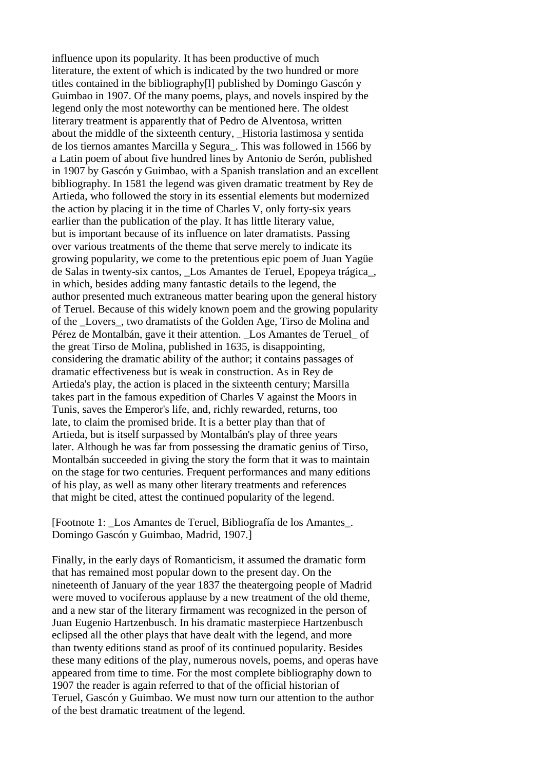influence upon its popularity. It has been productive of much literature, the extent of which is indicated by the two hundred or more titles contained in the bibliography[1] published by Domingo Gascón y Guimbao in 1907. Of the many poems, plays, and novels inspired by the legend only the most noteworthy can be mentioned here. The oldest literary treatment is apparently that of Pedro de Alventosa, written about the middle of the sixteenth century, _Historia lastimosa y sentida de los tiernos amantes Marcilla y Segura_. This was followed in 1566 by a Latin poem of about five hundred lines by Antonio de Serón, published in 1907 by Gascón y Guimbao, with a Spanish translation and an excellent bibliography. In 1581 the legend was given dramatic treatment by Rey de Artieda, who followed the story in its essential elements but modernized the action by placing it in the time of Charles V, only forty-six years earlier than the publication of the play. It has little literary value, but is important because of its influence on later dramatists. Passing over various treatments of the theme that serve merely to indicate its growing popularity, we come to the pretentious epic poem of Juan Yagüe de Salas in twenty-six cantos, _Los Amantes de Teruel, Epopeya trágica_, in which, besides adding many fantastic details to the legend, the author presented much extraneous matter bearing upon the general history of Teruel. Because of this widely known poem and the growing popularity of the _Lovers_, two dramatists of the Golden Age, Tirso de Molina and Pérez de Montalbán, gave it their attention. _Los Amantes de Teruel_ of the great Tirso de Molina, published in 1635, is disappointing, considering the dramatic ability of the author; it contains passages of dramatic effectiveness but is weak in construction. As in Rey de Artieda's play, the action is placed in the sixteenth century; Marsilla takes part in the famous expedition of Charles V against the Moors in Tunis, saves the Emperor's life, and, richly rewarded, returns, too late, to claim the promised bride. It is a better play than that of Artieda, but is itself surpassed by Montalbán's play of three years later. Although he was far from possessing the dramatic genius of Tirso, Montalbán succeeded in giving the story the form that it was to maintain on the stage for two centuries. Frequent performances and many editions of his play, as well as many other literary treatments and references that might be cited, attest the continued popularity of the legend.

[Footnote 1: _Los Amantes de Teruel, Bibliografía de los Amantes_. Domingo Gascón y Guimbao, Madrid, 1907.]

Finally, in the early days of Romanticism, it assumed the dramatic form that has remained most popular down to the present day. On the nineteenth of January of the year 1837 the theatergoing people of Madrid were moved to vociferous applause by a new treatment of the old theme, and a new star of the literary firmament was recognized in the person of Juan Eugenio Hartzenbusch. In his dramatic masterpiece Hartzenbusch eclipsed all the other plays that have dealt with the legend, and more than twenty editions stand as proof of its continued popularity. Besides these many editions of the play, numerous novels, poems, and operas have appeared from time to time. For the most complete bibliography down to 1907 the reader is again referred to that of the official historian of Teruel, Gascón y Guimbao. We must now turn our attention to the author of the best dramatic treatment of the legend.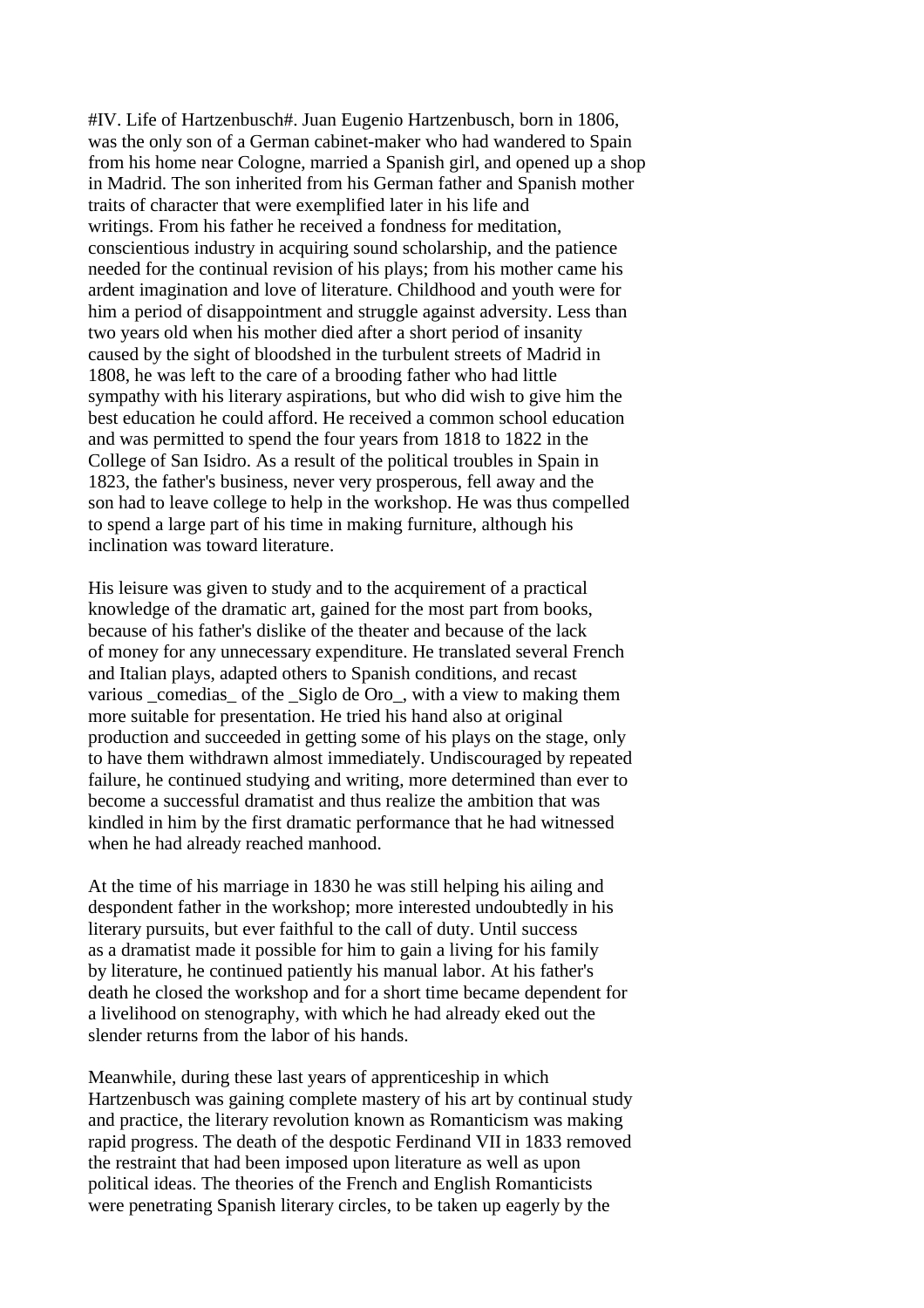#IV. Life of Hartzenbusch#. Juan Eugenio Hartzenbusch, born in 1806, was the only son of a German cabinet-maker who had wandered to Spain from his home near Cologne, married a Spanish girl, and opened up a shop in Madrid. The son inherited from his German father and Spanish mother traits of character that were exemplified later in his life and writings. From his father he received a fondness for meditation, conscientious industry in acquiring sound scholarship, and the patience needed for the continual revision of his plays; from his mother came his ardent imagination and love of literature. Childhood and youth were for him a period of disappointment and struggle against adversity. Less than two years old when his mother died after a short period of insanity caused by the sight of bloodshed in the turbulent streets of Madrid in 1808, he was left to the care of a brooding father who had little sympathy with his literary aspirations, but who did wish to give him the best education he could afford. He received a common school education and was permitted to spend the four years from 1818 to 1822 in the College of San Isidro. As a result of the political troubles in Spain in 1823, the father's business, never very prosperous, fell away and the son had to leave college to help in the workshop. He was thus compelled to spend a large part of his time in making furniture, although his inclination was toward literature.

His leisure was given to study and to the acquirement of a practical knowledge of the dramatic art, gained for the most part from books, because of his father's dislike of the theater and because of the lack of money for any unnecessary expenditure. He translated several French and Italian plays, adapted others to Spanish conditions, and recast various _comedias_ of the _Siglo de Oro_, with a view to making them more suitable for presentation. He tried his hand also at original production and succeeded in getting some of his plays on the stage, only to have them withdrawn almost immediately. Undiscouraged by repeated failure, he continued studying and writing, more determined than ever to become a successful dramatist and thus realize the ambition that was kindled in him by the first dramatic performance that he had witnessed when he had already reached manhood.

At the time of his marriage in 1830 he was still helping his ailing and despondent father in the workshop; more interested undoubtedly in his literary pursuits, but ever faithful to the call of duty. Until success as a dramatist made it possible for him to gain a living for his family by literature, he continued patiently his manual labor. At his father's death he closed the workshop and for a short time became dependent for a livelihood on stenography, with which he had already eked out the slender returns from the labor of his hands.

Meanwhile, during these last years of apprenticeship in which Hartzenbusch was gaining complete mastery of his art by continual study and practice, the literary revolution known as Romanticism was making rapid progress. The death of the despotic Ferdinand VII in 1833 removed the restraint that had been imposed upon literature as well as upon political ideas. The theories of the French and English Romanticists were penetrating Spanish literary circles, to be taken up eagerly by the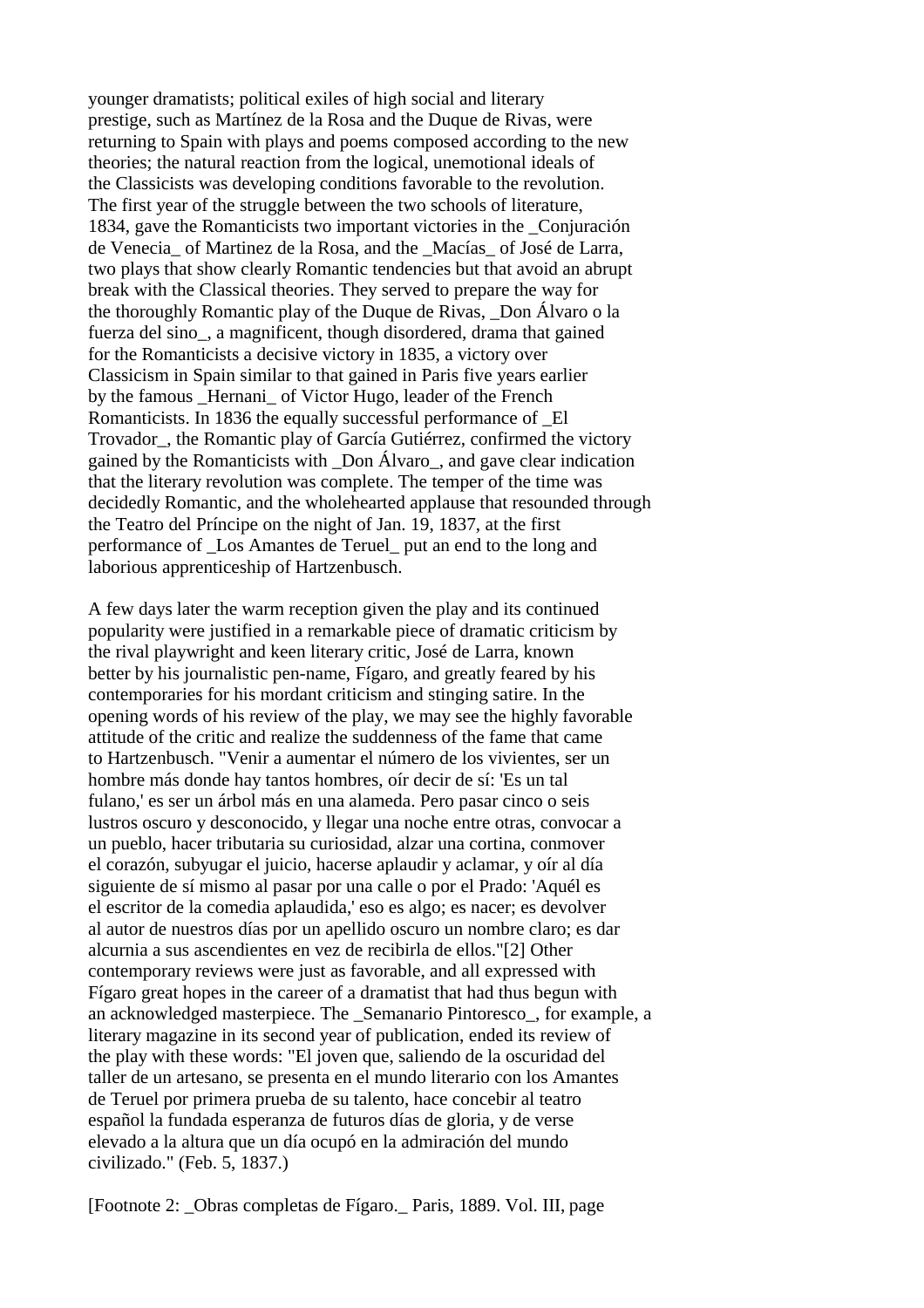younger dramatists; political exiles of high social and literary prestige, such as Martínez de la Rosa and the Duque de Rivas, were returning to Spain with plays and poems composed according to the new theories; the natural reaction from the logical, unemotional ideals of the Classicists was developing conditions favorable to the revolution. The first year of the struggle between the two schools of literature, 1834, gave the Romanticists two important victories in the _Conjuración de Venecia_ of Martinez de la Rosa, and the _Macías_ of José de Larra, two plays that show clearly Romantic tendencies but that avoid an abrupt break with the Classical theories. They served to prepare the way for the thoroughly Romantic play of the Duque de Rivas, _Don Álvaro o la fuerza del sino_, a magnificent, though disordered, drama that gained for the Romanticists a decisive victory in 1835, a victory over Classicism in Spain similar to that gained in Paris five years earlier by the famous _Hernani_ of Victor Hugo, leader of the French Romanticists. In 1836 the equally successful performance of _El Trovador_, the Romantic play of García Gutiérrez, confirmed the victory gained by the Romanticists with _Don Álvaro_, and gave clear indication that the literary revolution was complete. The temper of the time was decidedly Romantic, and the wholehearted applause that resounded through the Teatro del Príncipe on the night of Jan. 19, 1837, at the first performance of _Los Amantes de Teruel_ put an end to the long and laborious apprenticeship of Hartzenbusch.

A few days later the warm reception given the play and its continued popularity were justified in a remarkable piece of dramatic criticism by the rival playwright and keen literary critic, José de Larra, known better by his journalistic pen-name, Fígaro, and greatly feared by his contemporaries for his mordant criticism and stinging satire. In the opening words of his review of the play, we may see the highly favorable attitude of the critic and realize the suddenness of the fame that came to Hartzenbusch. "Venir a aumentar el número de los vivientes, ser un hombre más donde hay tantos hombres, oír decir de sí: 'Es un tal fulano,' es ser un árbol más en una alameda. Pero pasar cinco o seis lustros oscuro y desconocido, y llegar una noche entre otras, convocar a un pueblo, hacer tributaria su curiosidad, alzar una cortina, conmover el corazón, subyugar el juicio, hacerse aplaudir y aclamar, y oír al día siguiente de sí mismo al pasar por una calle o por el Prado: 'Aquél es el escritor de la comedia aplaudida,' eso es algo; es nacer; es devolver al autor de nuestros días por un apellido oscuro un nombre claro; es dar alcurnia a sus ascendientes en vez de recibirla de ellos."[2] Other contemporary reviews were just as favorable, and all expressed with Fígaro great hopes in the career of a dramatist that had thus begun with an acknowledged masterpiece. The _Semanario Pintoresco_, for example, a literary magazine in its second year of publication, ended its review of the play with these words: "El joven que, saliendo de la oscuridad del taller de un artesano, se presenta en el mundo literario con los Amantes de Teruel por primera prueba de su talento, hace concebir al teatro español la fundada esperanza de futuros días de gloria, y de verse elevado a la altura que un día ocupó en la admiración del mundo civilizado." (Feb. 5, 1837.)

[Footnote 2: _Obras completas de Fígaro._ Paris, 1889. Vol. III, page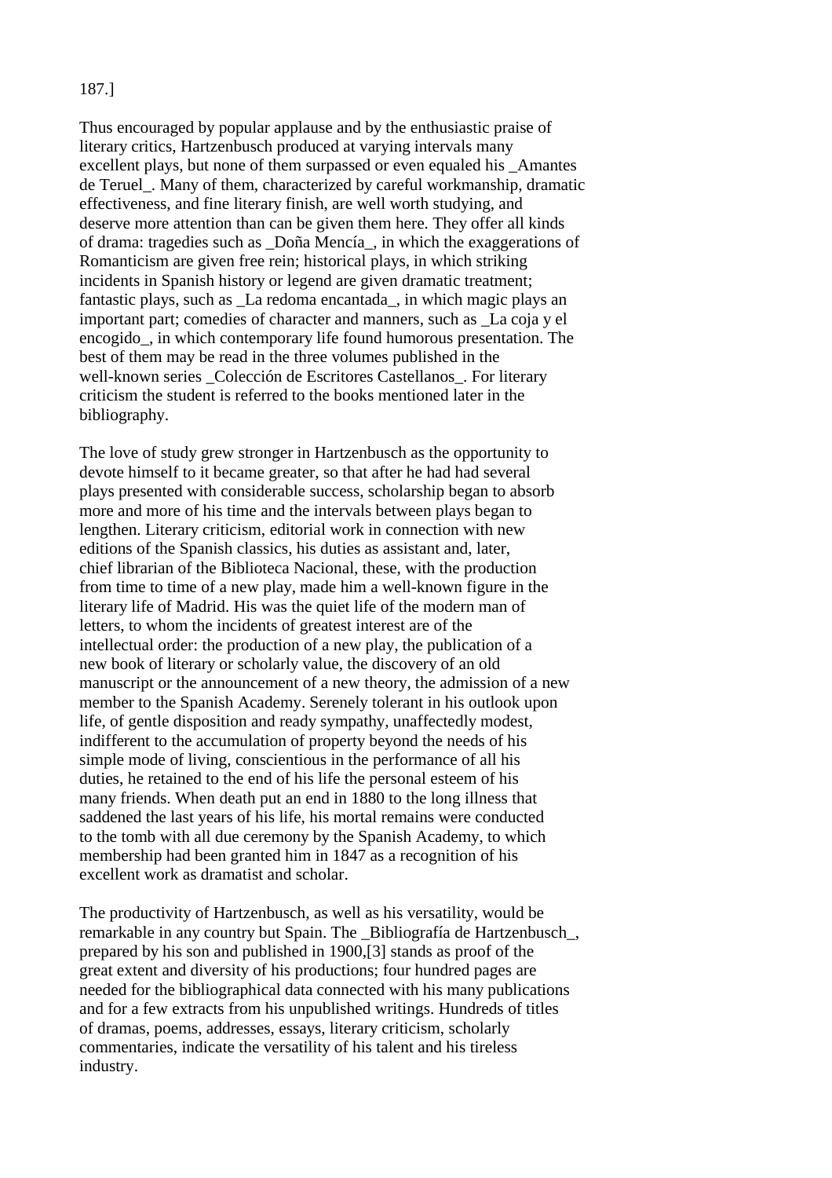187.]

Thus encouraged by popular applause and by the enthusiastic praise of literary critics, Hartzenbusch produced at varying intervals many excellent plays, but none of them surpassed or even equaled his _Amantes de Teruel_. Many of them, characterized by careful workmanship, dramatic effectiveness, and fine literary finish, are well worth studying, and deserve more attention than can be given them here. They offer all kinds of drama: tragedies such as _Doña Mencía_, in which the exaggerations of Romanticism are given free rein; historical plays, in which striking incidents in Spanish history or legend are given dramatic treatment; fantastic plays, such as _La redoma encantada_, in which magic plays an important part; comedies of character and manners, such as _La coja y el encogido_, in which contemporary life found humorous presentation. The best of them may be read in the three volumes published in the well-known series _Colección de Escritores Castellanos_. For literary criticism the student is referred to the books mentioned later in the bibliography.

The love of study grew stronger in Hartzenbusch as the opportunity to devote himself to it became greater, so that after he had had several plays presented with considerable success, scholarship began to absorb more and more of his time and the intervals between plays began to lengthen. Literary criticism, editorial work in connection with new editions of the Spanish classics, his duties as assistant and, later, chief librarian of the Biblioteca Nacional, these, with the production from time to time of a new play, made him a well-known figure in the literary life of Madrid. His was the quiet life of the modern man of letters, to whom the incidents of greatest interest are of the intellectual order: the production of a new play, the publication of a new book of literary or scholarly value, the discovery of an old manuscript or the announcement of a new theory, the admission of a new member to the Spanish Academy. Serenely tolerant in his outlook upon life, of gentle disposition and ready sympathy, unaffectedly modest, indifferent to the accumulation of property beyond the needs of his simple mode of living, conscientious in the performance of all his duties, he retained to the end of his life the personal esteem of his many friends. When death put an end in 1880 to the long illness that saddened the last years of his life, his mortal remains were conducted to the tomb with all due ceremony by the Spanish Academy, to which membership had been granted him in 1847 as a recognition of his excellent work as dramatist and scholar.

The productivity of Hartzenbusch, as well as his versatility, would be remarkable in any country but Spain. The _Bibliografía de Hartzenbusch_, prepared by his son and published in 1900,[3] stands as proof of the great extent and diversity of his productions; four hundred pages are needed for the bibliographical data connected with his many publications and for a few extracts from his unpublished writings. Hundreds of titles of dramas, poems, addresses, essays, literary criticism, scholarly commentaries, indicate the versatility of his talent and his tireless industry.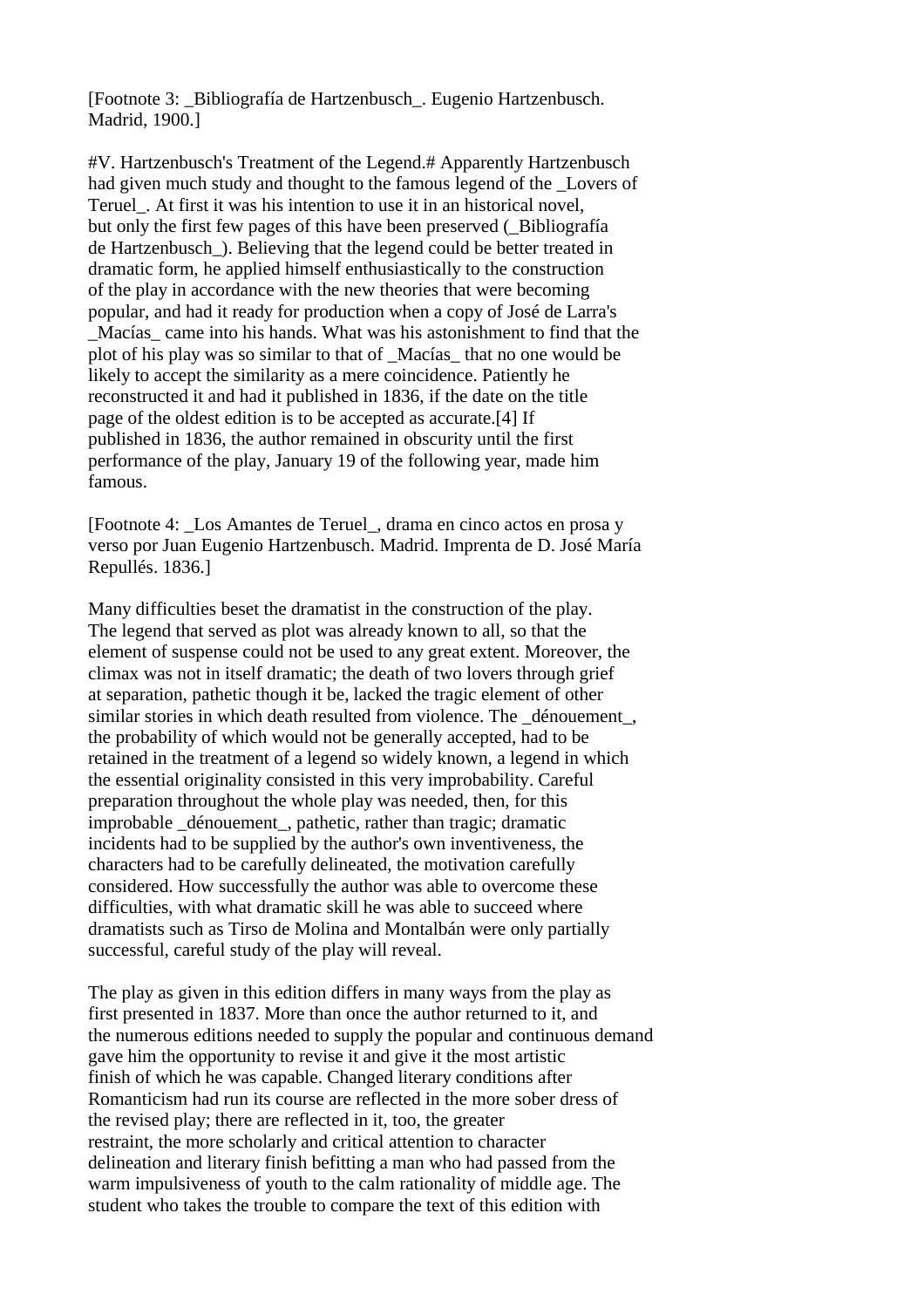[Footnote 3: _Bibliografía de Hartzenbusch_. Eugenio Hartzenbusch. Madrid, 1900.]

#V. Hartzenbusch's Treatment of the Legend.# Apparently Hartzenbusch had given much study and thought to the famous legend of the _Lovers of Teruel_. At first it was his intention to use it in an historical novel, but only the first few pages of this have been preserved (_Bibliografía de Hartzenbusch_). Believing that the legend could be better treated in dramatic form, he applied himself enthusiastically to the construction of the play in accordance with the new theories that were becoming popular, and had it ready for production when a copy of José de Larra's _Macías_ came into his hands. What was his astonishment to find that the plot of his play was so similar to that of _Macías_ that no one would be likely to accept the similarity as a mere coincidence. Patiently he reconstructed it and had it published in 1836, if the date on the title page of the oldest edition is to be accepted as accurate.[4] If published in 1836, the author remained in obscurity until the first performance of the play, January 19 of the following year, made him famous.

[Footnote 4: _Los Amantes de Teruel_, drama en cinco actos en prosa y verso por Juan Eugenio Hartzenbusch. Madrid. Imprenta de D. José María Repullés. 1836.]

Many difficulties beset the dramatist in the construction of the play. The legend that served as plot was already known to all, so that the element of suspense could not be used to any great extent. Moreover, the climax was not in itself dramatic; the death of two lovers through grief at separation, pathetic though it be, lacked the tragic element of other similar stories in which death resulted from violence. The _dénouement_, the probability of which would not be generally accepted, had to be retained in the treatment of a legend so widely known, a legend in which the essential originality consisted in this very improbability. Careful preparation throughout the whole play was needed, then, for this improbable _dénouement_, pathetic, rather than tragic; dramatic incidents had to be supplied by the author's own inventiveness, the characters had to be carefully delineated, the motivation carefully considered. How successfully the author was able to overcome these difficulties, with what dramatic skill he was able to succeed where dramatists such as Tirso de Molina and Montalbán were only partially successful, careful study of the play will reveal.

The play as given in this edition differs in many ways from the play as first presented in 1837. More than once the author returned to it, and the numerous editions needed to supply the popular and continuous demand gave him the opportunity to revise it and give it the most artistic finish of which he was capable. Changed literary conditions after Romanticism had run its course are reflected in the more sober dress of the revised play; there are reflected in it, too, the greater restraint, the more scholarly and critical attention to character delineation and literary finish befitting a man who had passed from the warm impulsiveness of youth to the calm rationality of middle age. The student who takes the trouble to compare the text of this edition with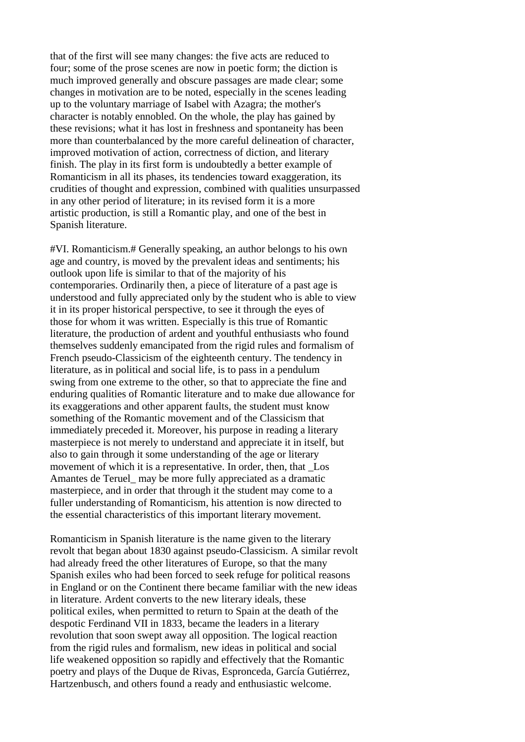that of the first will see many changes: the five acts are reduced to four; some of the prose scenes are now in poetic form; the diction is much improved generally and obscure passages are made clear; some changes in motivation are to be noted, especially in the scenes leading up to the voluntary marriage of Isabel with Azagra; the mother's character is notably ennobled. On the whole, the play has gained by these revisions; what it has lost in freshness and spontaneity has been more than counterbalanced by the more careful delineation of character, improved motivation of action, correctness of diction, and literary finish. The play in its first form is undoubtedly a better example of Romanticism in all its phases, its tendencies toward exaggeration, its crudities of thought and expression, combined with qualities unsurpassed in any other period of literature; in its revised form it is a more artistic production, is still a Romantic play, and one of the best in Spanish literature.

#VI. Romanticism.# Generally speaking, an author belongs to his own age and country, is moved by the prevalent ideas and sentiments; his outlook upon life is similar to that of the majority of his contemporaries. Ordinarily then, a piece of literature of a past age is understood and fully appreciated only by the student who is able to view it in its proper historical perspective, to see it through the eyes of those for whom it was written. Especially is this true of Romantic literature, the production of ardent and youthful enthusiasts who found themselves suddenly emancipated from the rigid rules and formalism of French pseudo-Classicism of the eighteenth century. The tendency in literature, as in political and social life, is to pass in a pendulum swing from one extreme to the other, so that to appreciate the fine and enduring qualities of Romantic literature and to make due allowance for its exaggerations and other apparent faults, the student must know something of the Romantic movement and of the Classicism that immediately preceded it. Moreover, his purpose in reading a literary masterpiece is not merely to understand and appreciate it in itself, but also to gain through it some understanding of the age or literary movement of which it is a representative. In order, then, that _Los Amantes de Teruel_ may be more fully appreciated as a dramatic masterpiece, and in order that through it the student may come to a fuller understanding of Romanticism, his attention is now directed to the essential characteristics of this important literary movement.

Romanticism in Spanish literature is the name given to the literary revolt that began about 1830 against pseudo-Classicism. A similar revolt had already freed the other literatures of Europe, so that the many Spanish exiles who had been forced to seek refuge for political reasons in England or on the Continent there became familiar with the new ideas in literature. Ardent converts to the new literary ideals, these political exiles, when permitted to return to Spain at the death of the despotic Ferdinand VII in 1833, became the leaders in a literary revolution that soon swept away all opposition. The logical reaction from the rigid rules and formalism, new ideas in political and social life weakened opposition so rapidly and effectively that the Romantic poetry and plays of the Duque de Rivas, Espronceda, García Gutiérrez, Hartzenbusch, and others found a ready and enthusiastic welcome.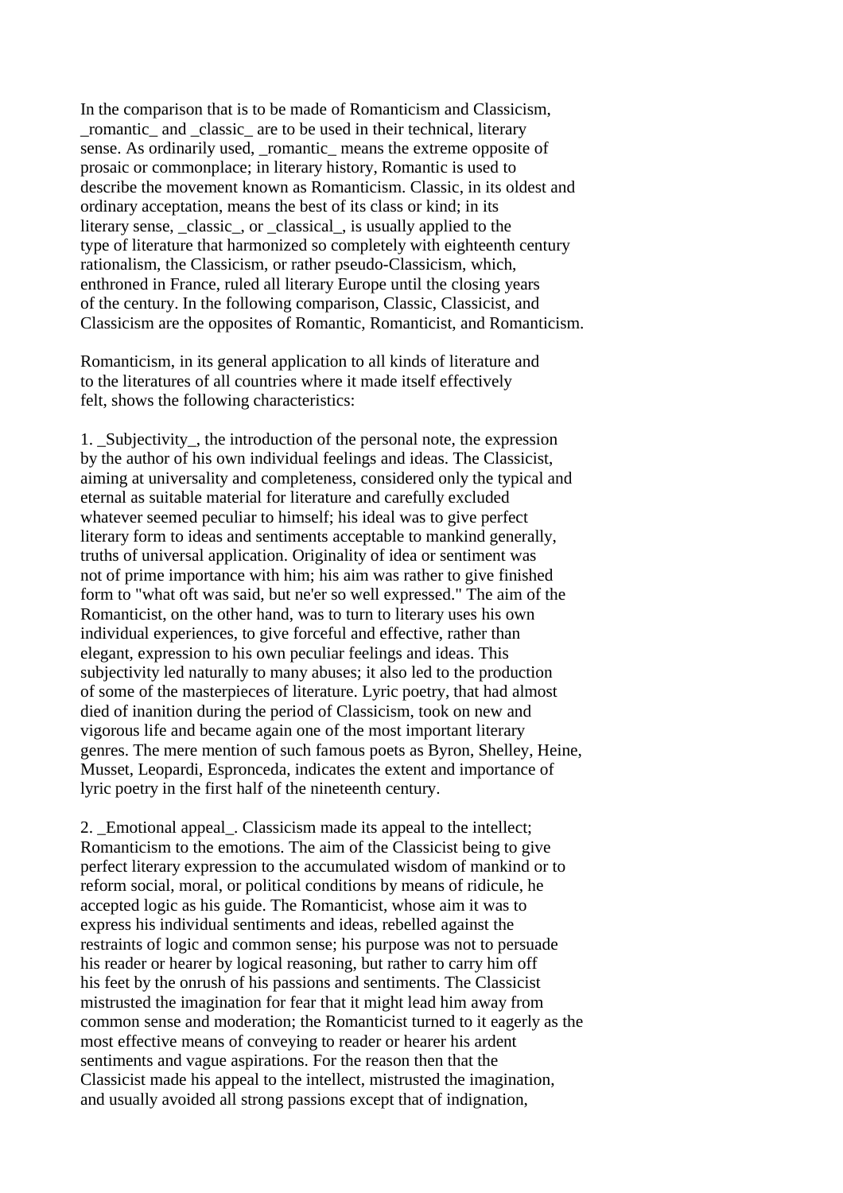In the comparison that is to be made of Romanticism and Classicism, _romantic_ and _classic_ are to be used in their technical, literary sense. As ordinarily used, _romantic_ means the extreme opposite of prosaic or commonplace; in literary history, Romantic is used to describe the movement known as Romanticism. Classic, in its oldest and ordinary acceptation, means the best of its class or kind; in its literary sense, _classic_, or _classical_, is usually applied to the type of literature that harmonized so completely with eighteenth century rationalism, the Classicism, or rather pseudo-Classicism, which, enthroned in France, ruled all literary Europe until the closing years of the century. In the following comparison, Classic, Classicist, and Classicism are the opposites of Romantic, Romanticist, and Romanticism.

Romanticism, in its general application to all kinds of literature and to the literatures of all countries where it made itself effectively felt, shows the following characteristics:

1. _Subjectivity_, the introduction of the personal note, the expression by the author of his own individual feelings and ideas. The Classicist, aiming at universality and completeness, considered only the typical and eternal as suitable material for literature and carefully excluded whatever seemed peculiar to himself; his ideal was to give perfect literary form to ideas and sentiments acceptable to mankind generally, truths of universal application. Originality of idea or sentiment was not of prime importance with him; his aim was rather to give finished form to "what oft was said, but ne'er so well expressed." The aim of the Romanticist, on the other hand, was to turn to literary uses his own individual experiences, to give forceful and effective, rather than elegant, expression to his own peculiar feelings and ideas. This subjectivity led naturally to many abuses; it also led to the production of some of the masterpieces of literature. Lyric poetry, that had almost died of inanition during the period of Classicism, took on new and vigorous life and became again one of the most important literary genres. The mere mention of such famous poets as Byron, Shelley, Heine, Musset, Leopardi, Espronceda, indicates the extent and importance of lyric poetry in the first half of the nineteenth century.

2. _Emotional appeal_. Classicism made its appeal to the intellect; Romanticism to the emotions. The aim of the Classicist being to give perfect literary expression to the accumulated wisdom of mankind or to reform social, moral, or political conditions by means of ridicule, he accepted logic as his guide. The Romanticist, whose aim it was to express his individual sentiments and ideas, rebelled against the restraints of logic and common sense; his purpose was not to persuade his reader or hearer by logical reasoning, but rather to carry him off his feet by the onrush of his passions and sentiments. The Classicist mistrusted the imagination for fear that it might lead him away from common sense and moderation; the Romanticist turned to it eagerly as the most effective means of conveying to reader or hearer his ardent sentiments and vague aspirations. For the reason then that the Classicist made his appeal to the intellect, mistrusted the imagination, and usually avoided all strong passions except that of indignation,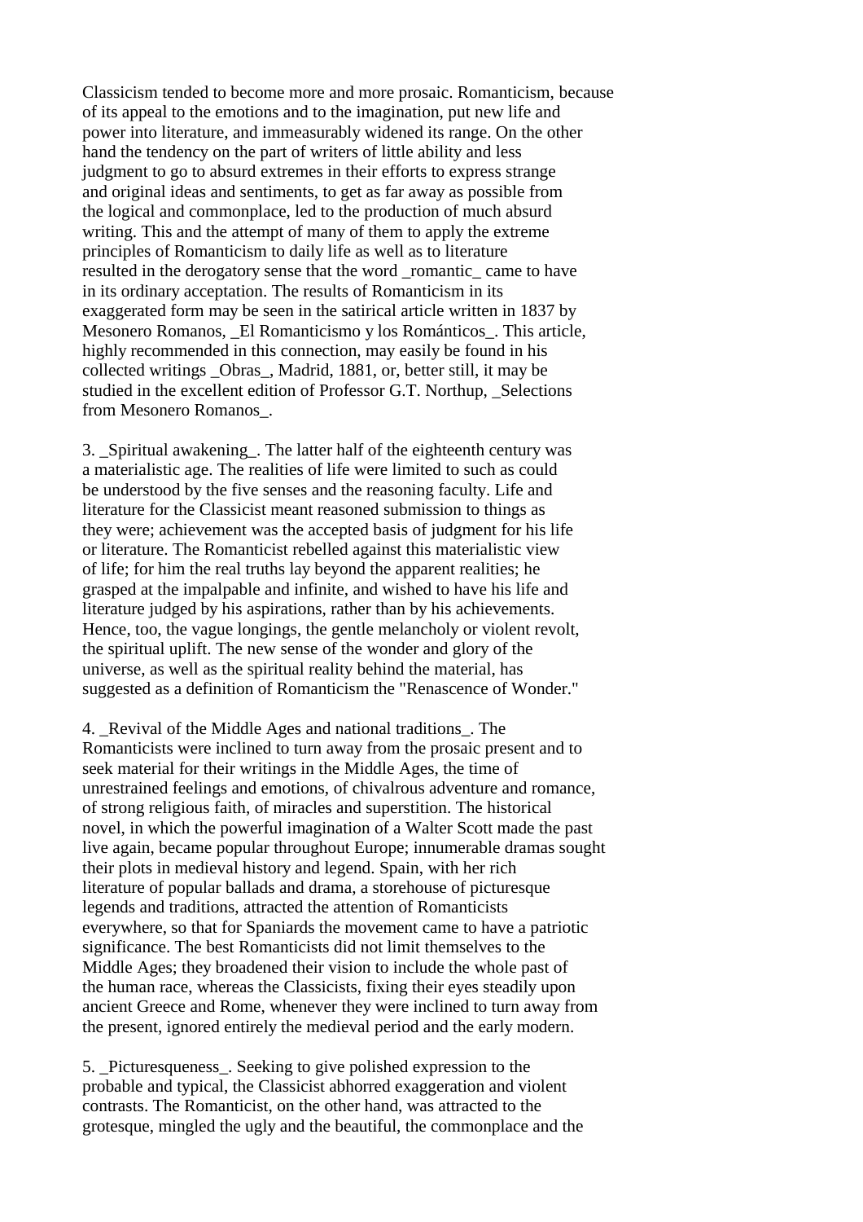Classicism tended to become more and more prosaic. Romanticism, because of its appeal to the emotions and to the imagination, put new life and power into literature, and immeasurably widened its range. On the other hand the tendency on the part of writers of little ability and less judgment to go to absurd extremes in their efforts to express strange and original ideas and sentiments, to get as far away as possible from the logical and commonplace, led to the production of much absurd writing. This and the attempt of many of them to apply the extreme principles of Romanticism to daily life as well as to literature resulted in the derogatory sense that the word _romantic_ came to have in its ordinary acceptation. The results of Romanticism in its exaggerated form may be seen in the satirical article written in 1837 by Mesonero Romanos, _El Romanticismo y los Románticos_. This article, highly recommended in this connection, may easily be found in his collected writings _Obras_, Madrid, 1881, or, better still, it may be studied in the excellent edition of Professor G.T. Northup, _Selections from Mesonero Romanos_.

3. _Spiritual awakening_. The latter half of the eighteenth century was a materialistic age. The realities of life were limited to such as could be understood by the five senses and the reasoning faculty. Life and literature for the Classicist meant reasoned submission to things as they were; achievement was the accepted basis of judgment for his life or literature. The Romanticist rebelled against this materialistic view of life; for him the real truths lay beyond the apparent realities; he grasped at the impalpable and infinite, and wished to have his life and literature judged by his aspirations, rather than by his achievements. Hence, too, the vague longings, the gentle melancholy or violent revolt, the spiritual uplift. The new sense of the wonder and glory of the universe, as well as the spiritual reality behind the material, has suggested as a definition of Romanticism the "Renascence of Wonder."

4. _Revival of the Middle Ages and national traditions_. The Romanticists were inclined to turn away from the prosaic present and to seek material for their writings in the Middle Ages, the time of unrestrained feelings and emotions, of chivalrous adventure and romance, of strong religious faith, of miracles and superstition. The historical novel, in which the powerful imagination of a Walter Scott made the past live again, became popular throughout Europe; innumerable dramas sought their plots in medieval history and legend. Spain, with her rich literature of popular ballads and drama, a storehouse of picturesque legends and traditions, attracted the attention of Romanticists everywhere, so that for Spaniards the movement came to have a patriotic significance. The best Romanticists did not limit themselves to the Middle Ages; they broadened their vision to include the whole past of the human race, whereas the Classicists, fixing their eyes steadily upon ancient Greece and Rome, whenever they were inclined to turn away from the present, ignored entirely the medieval period and the early modern.

5. _Picturesqueness_. Seeking to give polished expression to the probable and typical, the Classicist abhorred exaggeration and violent contrasts. The Romanticist, on the other hand, was attracted to the grotesque, mingled the ugly and the beautiful, the commonplace and the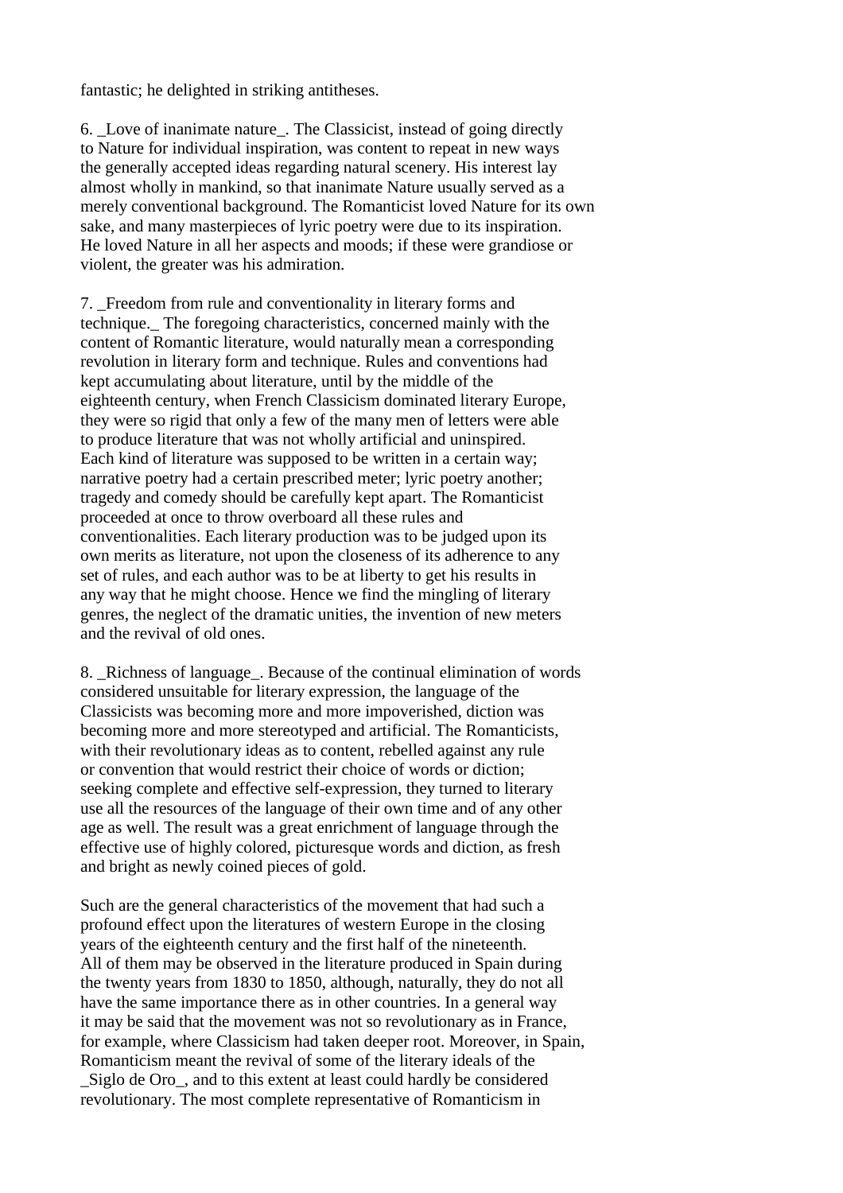fantastic; he delighted in striking antitheses.

6. _Love of inanimate nature_. The Classicist, instead of going directly to Nature for individual inspiration, was content to repeat in new ways the generally accepted ideas regarding natural scenery. His interest lay almost wholly in mankind, so that inanimate Nature usually served as a merely conventional background. The Romanticist loved Nature for its own sake, and many masterpieces of lyric poetry were due to its inspiration. He loved Nature in all her aspects and moods; if these were grandiose or violent, the greater was his admiration.

7. _Freedom from rule and conventionality in literary forms and technique._ The foregoing characteristics, concerned mainly with the content of Romantic literature, would naturally mean a corresponding revolution in literary form and technique. Rules and conventions had kept accumulating about literature, until by the middle of the eighteenth century, when French Classicism dominated literary Europe, they were so rigid that only a few of the many men of letters were able to produce literature that was not wholly artificial and uninspired. Each kind of literature was supposed to be written in a certain way; narrative poetry had a certain prescribed meter; lyric poetry another; tragedy and comedy should be carefully kept apart. The Romanticist proceeded at once to throw overboard all these rules and conventionalities. Each literary production was to be judged upon its own merits as literature, not upon the closeness of its adherence to any set of rules, and each author was to be at liberty to get his results in any way that he might choose. Hence we find the mingling of literary genres, the neglect of the dramatic unities, the invention of new meters and the revival of old ones.

8. _Richness of language_. Because of the continual elimination of words considered unsuitable for literary expression, the language of the Classicists was becoming more and more impoverished, diction was becoming more and more stereotyped and artificial. The Romanticists, with their revolutionary ideas as to content, rebelled against any rule or convention that would restrict their choice of words or diction; seeking complete and effective self-expression, they turned to literary use all the resources of the language of their own time and of any other age as well. The result was a great enrichment of language through the effective use of highly colored, picturesque words and diction, as fresh and bright as newly coined pieces of gold.

Such are the general characteristics of the movement that had such a profound effect upon the literatures of western Europe in the closing years of the eighteenth century and the first half of the nineteenth. All of them may be observed in the literature produced in Spain during the twenty years from 1830 to 1850, although, naturally, they do not all have the same importance there as in other countries. In a general way it may be said that the movement was not so revolutionary as in France, for example, where Classicism had taken deeper root. Moreover, in Spain, Romanticism meant the revival of some of the literary ideals of the _Siglo de Oro_, and to this extent at least could hardly be considered revolutionary. The most complete representative of Romanticism in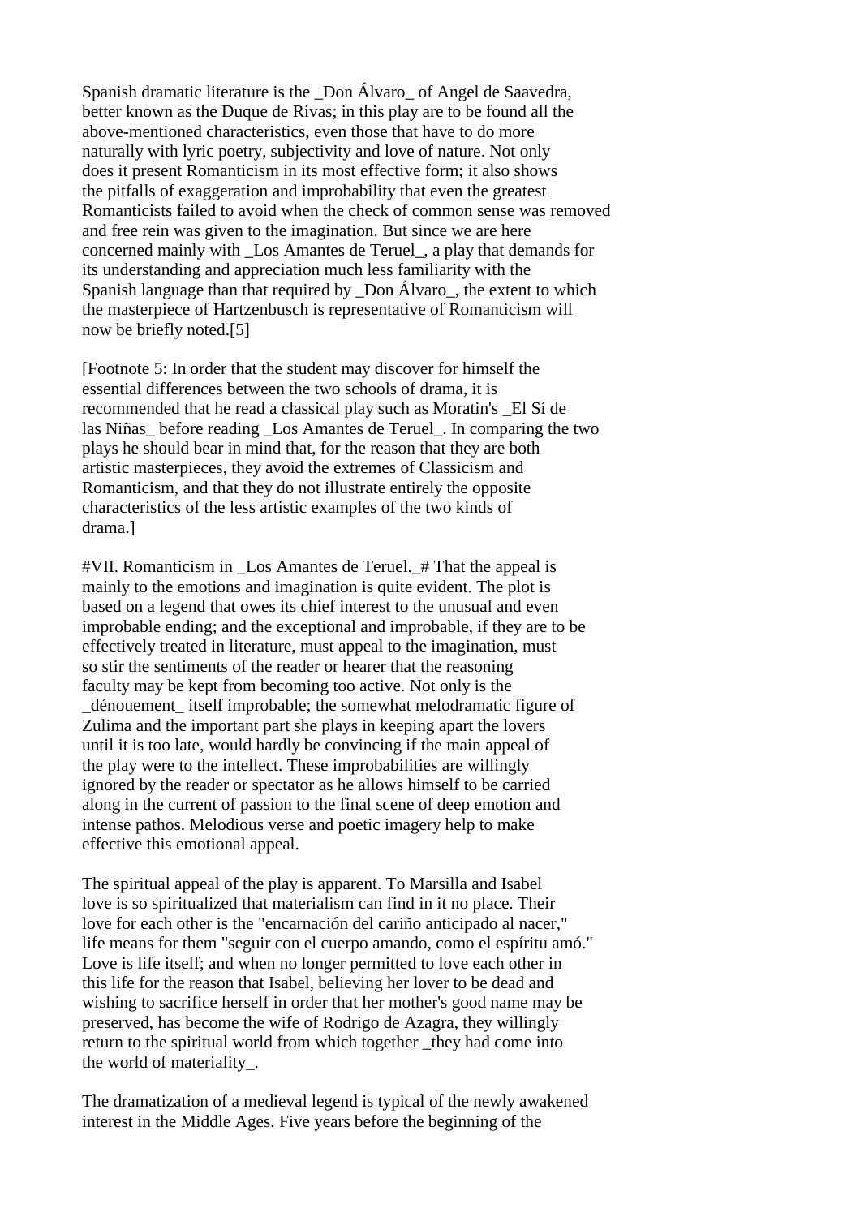Spanish dramatic literature is the _Don Álvaro_ of Angel de Saavedra, better known as the Duque de Rivas; in this play are to be found all the above-mentioned characteristics, even those that have to do more naturally with lyric poetry, subjectivity and love of nature. Not only does it present Romanticism in its most effective form; it also shows the pitfalls of exaggeration and improbability that even the greatest Romanticists failed to avoid when the check of common sense was removed and free rein was given to the imagination. But since we are here concerned mainly with _Los Amantes de Teruel_, a play that demands for its understanding and appreciation much less familiarity with the Spanish language than that required by _Don Álvaro_, the extent to which the masterpiece of Hartzenbusch is representative of Romanticism will now be briefly noted.[5]

[Footnote 5: In order that the student may discover for himself the essential differences between the two schools of drama, it is recommended that he read a classical play such as Moratin's _El Sí de las Niñas_ before reading _Los Amantes de Teruel_. In comparing the two plays he should bear in mind that, for the reason that they are both artistic masterpieces, they avoid the extremes of Classicism and Romanticism, and that they do not illustrate entirely the opposite characteristics of the less artistic examples of the two kinds of drama.]

#VII. Romanticism in _Los Amantes de Teruel._# That the appeal is mainly to the emotions and imagination is quite evident. The plot is based on a legend that owes its chief interest to the unusual and even improbable ending; and the exceptional and improbable, if they are to be effectively treated in literature, must appeal to the imagination, must so stir the sentiments of the reader or hearer that the reasoning faculty may be kept from becoming too active. Not only is the _dénouement_ itself improbable; the somewhat melodramatic figure of Zulima and the important part she plays in keeping apart the lovers until it is too late, would hardly be convincing if the main appeal of the play were to the intellect. These improbabilities are willingly ignored by the reader or spectator as he allows himself to be carried along in the current of passion to the final scene of deep emotion and intense pathos. Melodious verse and poetic imagery help to make effective this emotional appeal.

The spiritual appeal of the play is apparent. To Marsilla and Isabel love is so spiritualized that materialism can find in it no place. Their love for each other is the "encarnación del cariño anticipado al nacer," life means for them "seguir con el cuerpo amando, como el espíritu amó." Love is life itself; and when no longer permitted to love each other in this life for the reason that Isabel, believing her lover to be dead and wishing to sacrifice herself in order that her mother's good name may be preserved, has become the wife of Rodrigo de Azagra, they willingly return to the spiritual world from which together _they had come into the world of materiality_.

The dramatization of a medieval legend is typical of the newly awakened interest in the Middle Ages. Five years before the beginning of the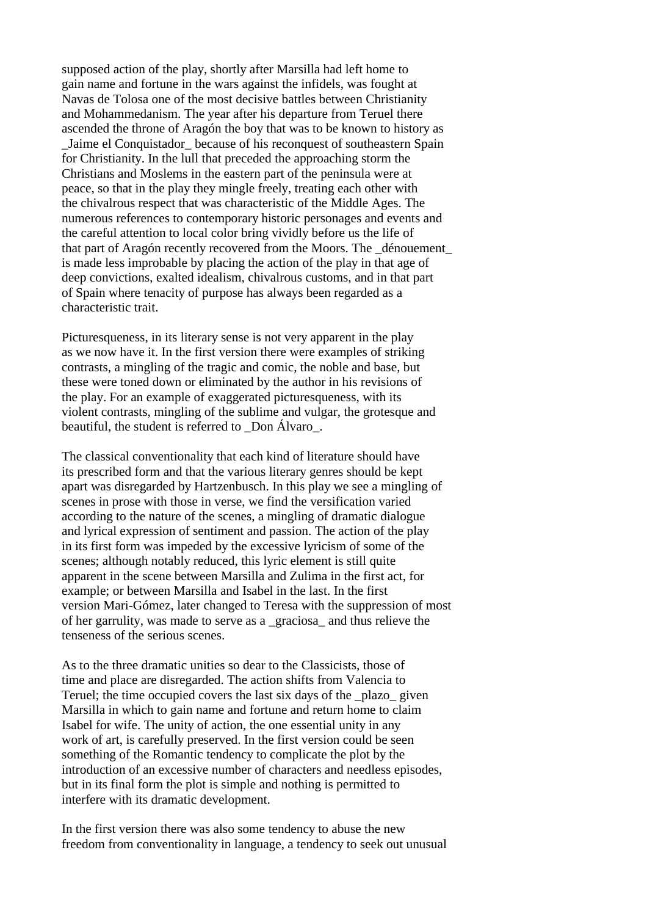supposed action of the play, shortly after Marsilla had left home to gain name and fortune in the wars against the infidels, was fought at Navas de Tolosa one of the most decisive battles between Christianity and Mohammedanism. The year after his departure from Teruel there ascended the throne of Aragón the boy that was to be known to history as _Jaime el Conquistador_ because of his reconquest of southeastern Spain for Christianity. In the lull that preceded the approaching storm the Christians and Moslems in the eastern part of the peninsula were at peace, so that in the play they mingle freely, treating each other with the chivalrous respect that was characteristic of the Middle Ages. The numerous references to contemporary historic personages and events and the careful attention to local color bring vividly before us the life of that part of Aragón recently recovered from the Moors. The _dénouement_ is made less improbable by placing the action of the play in that age of deep convictions, exalted idealism, chivalrous customs, and in that part of Spain where tenacity of purpose has always been regarded as a characteristic trait.

Picturesqueness, in its literary sense is not very apparent in the play as we now have it. In the first version there were examples of striking contrasts, a mingling of the tragic and comic, the noble and base, but these were toned down or eliminated by the author in his revisions of the play. For an example of exaggerated picturesqueness, with its violent contrasts, mingling of the sublime and vulgar, the grotesque and beautiful, the student is referred to _Don Álvaro_.

The classical conventionality that each kind of literature should have its prescribed form and that the various literary genres should be kept apart was disregarded by Hartzenbusch. In this play we see a mingling of scenes in prose with those in verse, we find the versification varied according to the nature of the scenes, a mingling of dramatic dialogue and lyrical expression of sentiment and passion. The action of the play in its first form was impeded by the excessive lyricism of some of the scenes; although notably reduced, this lyric element is still quite apparent in the scene between Marsilla and Zulima in the first act, for example; or between Marsilla and Isabel in the last. In the first version Mari-Gómez, later changed to Teresa with the suppression of most of her garrulity, was made to serve as a _graciosa_ and thus relieve the tenseness of the serious scenes.

As to the three dramatic unities so dear to the Classicists, those of time and place are disregarded. The action shifts from Valencia to Teruel; the time occupied covers the last six days of the _plazo_ given Marsilla in which to gain name and fortune and return home to claim Isabel for wife. The unity of action, the one essential unity in any work of art, is carefully preserved. In the first version could be seen something of the Romantic tendency to complicate the plot by the introduction of an excessive number of characters and needless episodes, but in its final form the plot is simple and nothing is permitted to interfere with its dramatic development.

In the first version there was also some tendency to abuse the new freedom from conventionality in language, a tendency to seek out unusual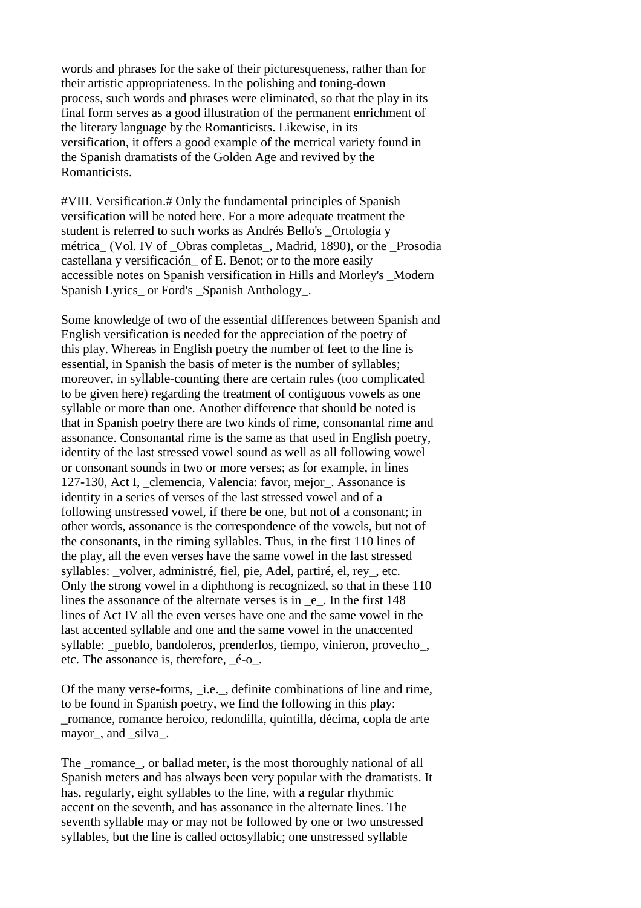words and phrases for the sake of their picturesqueness, rather than for their artistic appropriateness. In the polishing and toning-down process, such words and phrases were eliminated, so that the play in its final form serves as a good illustration of the permanent enrichment of the literary language by the Romanticists. Likewise, in its versification, it offers a good example of the metrical variety found in the Spanish dramatists of the Golden Age and revived by the Romanticists.

**VIII. Versification.** Only the fundamental principles of Spanish versification will be noted here. For a more adequate treatment the student is referred to such works as Andrés Bello's _Ortología y métrica_ (Vol. IV of _Obras completas_, Madrid, 1890), or the _Prosodia castellana y versificación_ of E. Benot; or to the more easily accessible notes on Spanish versification in Hills and Morley's _Modern Spanish Lyrics_ or Ford's _Spanish Anthology_.

Some knowledge of two of the essential differences between Spanish and English versification is needed for the appreciation of the poetry of this play. Whereas in English poetry the number of feet to the line is essential, in Spanish the basis of meter is the number of syllables; moreover, in syllable-counting there are certain rules (too complicated to be given here) regarding the treatment of contiguous vowels as one syllable or more than one. Another difference that should be noted is that in Spanish poetry there are two kinds of rime, consonantal rime and assonance. Consonantal rime is the same as that used in English poetry, identity of the last stressed vowel sound as well as all following vowel or consonant sounds in two or more verses; as for example, in lines 127-130, Act I, _clemencia, Valencia: favor, mejor_. Assonance is identity in a series of verses of the last stressed vowel and of a following unstressed vowel, if there be one, but not of a consonant; in other words, assonance is the correspondence of the vowels, but not of the consonants, in the riming syllables. Thus, in the first 110 lines of the play, all the even verses have the same vowel in the last stressed syllables: _volver, administré, fiel, pie, Adel, partiré, el, rey_, etc. Only the strong vowel in a diphthong is recognized, so that in these 110 lines the assonance of the alternate verses is in _e_. In the first 148 lines of Act IV all the even verses have one and the same vowel in the last accented syllable and one and the same vowel in the unaccented syllable: _pueblo, bandoleros, prenderlos, tiempo, vinieron, provecho_, etc. The assonance is, therefore, _é-o_.

Of the many verse-forms, _i.e._, definite combinations of line and rime, to be found in Spanish poetry, we find the following in this play: _romance, romance heroico, redondilla, quintilla, décima, copla de arte mayor_, and _silva_.

The _romance_, or ballad meter, is the most thoroughly national of all Spanish meters and has always been very popular with the dramatists. It has, regularly, eight syllables to the line, with a regular rhythmic accent on the seventh, and has assonance in the alternate lines. The seventh syllable may or may not be followed by one or two unstressed syllables, but the line is called octosyllabic; one unstressed syllable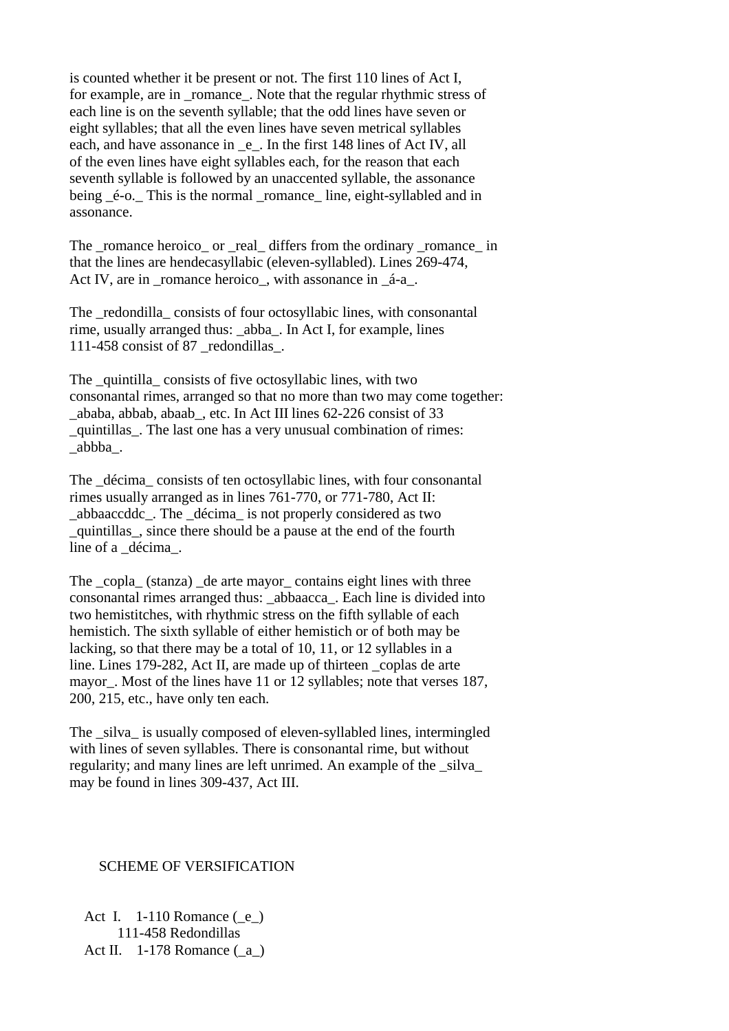is counted whether it be present or not. The first 110 lines of Act I, for example, are in _romance_. Note that the regular rhythmic stress of each line is on the seventh syllable; that the odd lines have seven or eight syllables; that all the even lines have seven metrical syllables each, and have assonance in _e_. In the first 148 lines of Act IV, all of the even lines have eight syllables each, for the reason that each seventh syllable is followed by an unaccented syllable, the assonance being _é-o._ This is the normal _romance_ line, eight-syllabled and in assonance.

The _romance heroico_ or _real_ differs from the ordinary _romance_ in that the lines are hendecasyllabic (eleven-syllabled). Lines 269-474, Act IV, are in _romance heroico_, with assonance in _á-a_.

The _redondilla_ consists of four octosyllabic lines, with consonantal rime, usually arranged thus: _abba_. In Act I, for example, lines 111-458 consist of 87 _redondillas_.

The _quintilla_ consists of five octosyllabic lines, with two consonantal rimes, arranged so that no more than two may come together: _ababa, abbab, abaab_, etc. In Act III lines 62-226 consist of 33 _quintillas_. The last one has a very unusual combination of rimes: _abbba_.

The _décima_ consists of ten octosyllabic lines, with four consonantal rimes usually arranged as in lines 761-770, or 771-780, Act II: _abbaaccddc_. The _décima_ is not properly considered as two _quintillas_, since there should be a pause at the end of the fourth line of a _décima_.

The _copla_ (stanza) _de arte mayor_ contains eight lines with three consonantal rimes arranged thus: _abbaacca_. Each line is divided into two hemistitches, with rhythmic stress on the fifth syllable of each hemistich. The sixth syllable of either hemistich or of both may be lacking, so that there may be a total of 10, 11, or 12 syllables in a line. Lines 179-282, Act II, are made up of thirteen _coplas de arte mayor_. Most of the lines have 11 or 12 syllables; note that verses 187, 200, 215, etc., have only ten each.

The _silva_ is usually composed of eleven-syllabled lines, intermingled with lines of seven syllables. There is consonantal rime, but without regularity; and many lines are left unrimed. An example of the _silva_ may be found in lines 309-437, Act III.

## SCHEME OF VERSIFICATION

Act I. 1-110 Romance (_e_)
111-458 Redondillas
Act II. 1-178 Romance (_a_)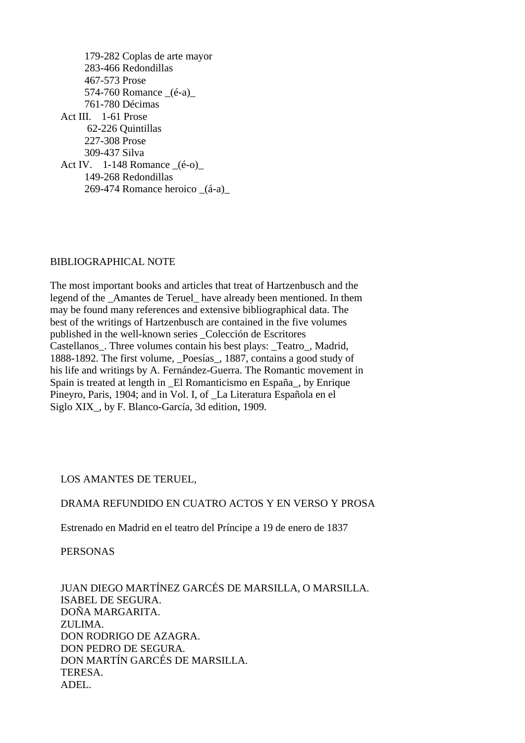179-282 Coplas de arte mayor
283-466 Redondillas
467-573 Prose
574-760 Romance _(é-a)_
761-780 Décimas

Act III. 1-61 Prose
62-226 Quintillas
227-308 Prose
309-437 Silva

Act IV. 1-148 Romance _(é-o)_
149-268 Redondillas
269-474 Romance heroico _(á-a)_

## BIBLIOGRAPHICAL NOTE

The most important books and articles that treat of Hartzenbusch and the legend of the _Amantes de Teruel_ have already been mentioned. In them may be found many references and extensive bibliographical data. The best of the writings of Hartzenbusch are contained in the five volumes published in the well-known series _Colección de Escritores Castellanos_. Three volumes contain his best plays: _Teatro_, Madrid, 1888-1892. The first volume, _Poesías_, 1887, contains a good study of his life and writings by A. Fernández-Guerra. The Romantic movement in Spain is treated at length in _El Romanticismo en España_, by Enrique Pineyro, Paris, 1904; and in Vol. I, of _La Literatura Española en el Siglo XIX_, by F. Blanco-García, 3d edition, 1909.

# LOS AMANTES DE TERUEL,

## DRAMA REFUNDIDO EN CUATRO ACTOS Y EN VERSO Y PROSA

Estrenado en Madrid en el teatro del Príncipe a 19 de enero de 1837

### PERSONAS

JUAN DIEGO MARTÍNEZ GARCÉS DE MARSILLA, O MARSILLA.
ISABEL DE SEGURA.
DOÑA MARGARITA.
ZULIMA.
DON RODRIGO DE AZAGRA.
DON PEDRO DE SEGURA.
DON MARTÍN GARCÉS DE MARSILLA.
TERESA.
ADEL.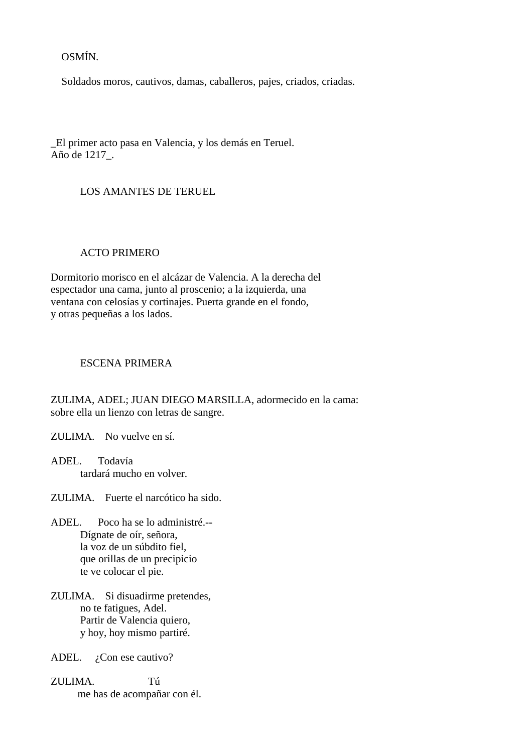OSMÍN.

Soldados moros, cautivos, damas, caballeros, pajes, criados, criadas.

_El primer acto pasa en Valencia, y los demás en Teruel.
Año de 1217_.

# LOS AMANTES DE TERUEL

## ACTO PRIMERO

Dormitorio morisco en el alcázar de Valencia. A la derecha del espectador una cama, junto al proscenio; a la izquierda, una ventana con celosías y cortinajes. Puerta grande en el fondo, y otras pequeñas a los lados.

### ESCENA PRIMERA

ZULIMA, ADEL; JUAN DIEGO MARSILLA, adormecido en la cama: sobre ella un lienzo con letras de sangre.

ZULIMA. No vuelve en sí.

ADEL. Todavía
tardará mucho en volver.

ZULIMA. Fuerte el narcótico ha sido.

ADEL. Poco ha se lo administré.--
Dígnate de oír, señora,
la voz de un súbdito fiel,
que orillas de un precipicio
te ve colocar el pie.

ZULIMA. Si disuadirme pretendes,
no te fatigues, Adel.
Partir de Valencia quiero,
y hoy, hoy mismo partiré.

ADEL. ¿Con ese cautivo?

ZULIMA. Tú
me has de acompañar con él.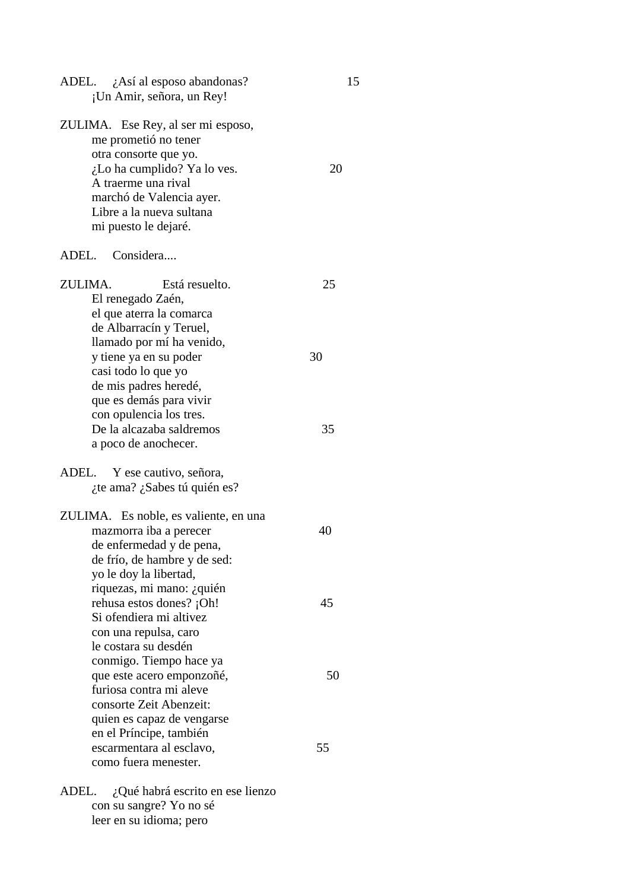ADEL. ¿Así al esposo abandonas? 15
¡Un Amir, señora, un Rey!

ZULIMA. Ese Rey, al ser mi esposo,
me prometió no tener
otra consorte que yo.
¿Lo ha cumplido? Ya lo ves. 20
A traerme una rival
marchó de Valencia ayer.
Libre a la nueva sultana
mi puesto le dejaré.

ADEL. Considera....

ZULIMA. Está resuelto. 25
El renegado Zaén,
el que aterra la comarca
de Albarracín y Teruel,
llamado por mí ha venido,
y tiene ya en su poder 30
casi todo lo que yo
de mis padres heredé,
que es demás para vivir
con opulencia los tres.
De la alcazaba saldremos 35
a poco de anochecer.

ADEL. Y ese cautivo, señora,
¿te ama? ¿Sabes tú quién es?

ZULIMA. Es noble, es valiente, en una
mazmorra iba a perecer 40
de enfermedad y de pena,
de frío, de hambre y de sed:
yo le doy la libertad,
riquezas, mi mano: ¿quién
rehusa estos dones? ¡Oh! 45
Si ofendiera mi altivez
con una repulsa, caro
le costara su desdén
conmigo. Tiempo hace ya
que este acero emponzoñé, 50
furiosa contra mi aleve
consorte Zeit Abenzeit:
quien es capaz de vengarse
en el Príncipe, también
escarmentara al esclavo, 55
como fuera menester.

ADEL. ¿Qué habrá escrito en ese lienzo
con su sangre? Yo no sé
leer en su idioma; pero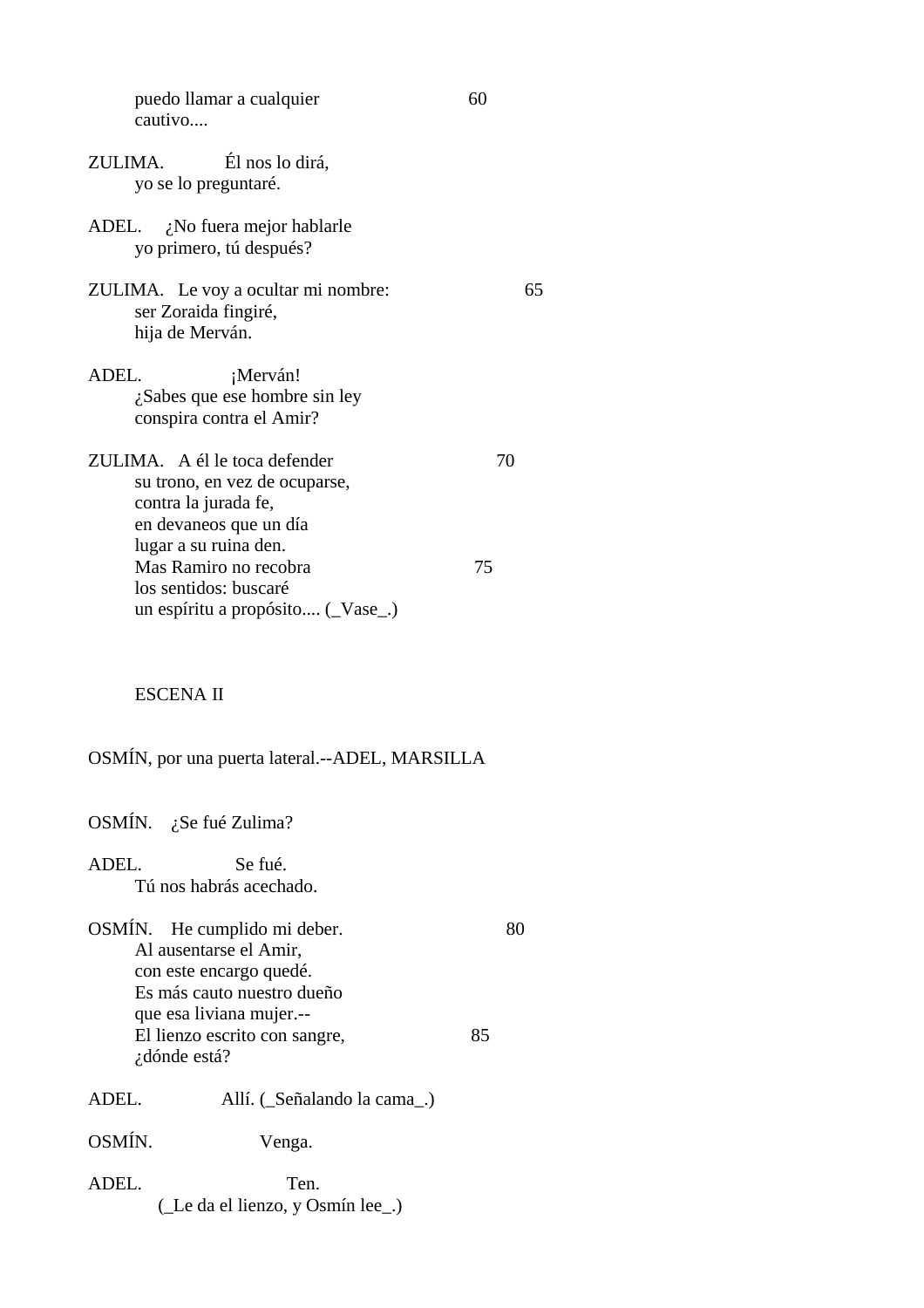puedo llamar a cualquier                    60
cautivo....

ZULIMA.            Él nos lo dirá,
yo se lo preguntaré.

ADEL.     ¿No fuera mejor hablarle
yo primero, tú después?

ZULIMA.   Le voy a ocultar mi nombre:                    65
ser Zoraida fingiré,
hija de Merván.

ADEL.                 ¡Merván!
¿Sabes que ese hombre sin ley
conspira contra el Amir?

ZULIMA.   A él le toca defender                    70
su trono, en vez de ocuparse,
contra la jurada fe,
en devaneos que un día
lugar a su ruina den.
Mas Ramiro no recobra                    75
los sentidos: buscaré
un espíritu a propósito.... (_Vase_.)

## ESCENA II

OSMÍN, por una puerta lateral.--ADEL, MARSILLA

OSMÍN.    ¿Se fué Zulima?

ADEL.                 Se fué.
Tú nos habrás acechado.

OSMÍN.    He cumplido mi deber.                    80
Al ausentarse el Amir,
con este encargo quedé.
Es más cauto nuestro dueño
que esa liviana mujer.--
El lienzo escrito con sangre,                    85
¿dónde está?

ADEL.               Allí. (_Señalando la cama_.)

OSMÍN.                    Venga.

ADEL.                         Ten.
(_Le da el lienzo, y Osmín lee_.)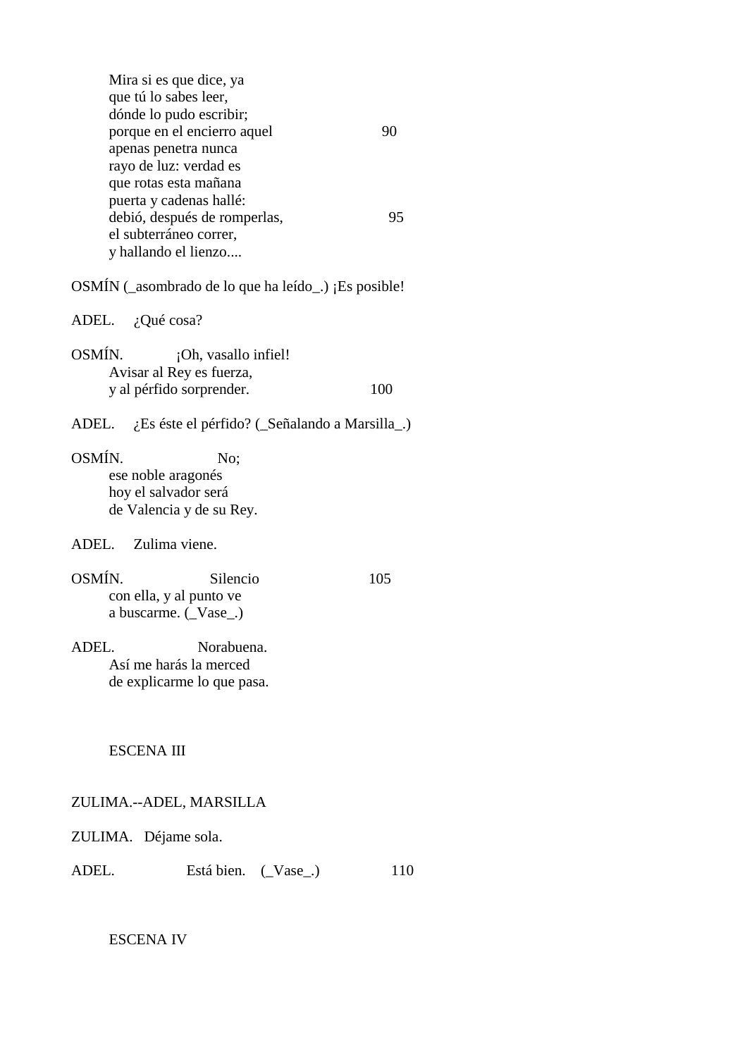Mira si es que dice, ya
que tú lo sabes leer,
dónde lo pudo escribir;
porque en el encierro aquel                    90
apenas penetra nunca
rayo de luz: verdad es
que rotas esta mañana
puerta y cadenas hallé:
debió, después de romperlas,                    95
el subterráneo correr,
y hallando el lienzo....

OSMÍN (_asombrado de lo que ha leído_.) ¡Es posible!

ADEL. ¿Qué cosa?

OSMÍN. ¡Oh, vasallo infiel!
Avisar al Rey es fuerza,
y al pérfido sorprender.                    100

ADEL. ¿Es éste el pérfido? (_Señalando a Marsilla_.)

OSMÍN. No;
ese noble aragonés
hoy el salvador será
de Valencia y de su Rey.

ADEL. Zulima viene.

OSMÍN. Silencio                    105
con ella, y al punto ve
a buscarme. (_Vase_.)

ADEL. Norabuena.
Así me harás la merced
de explicarme lo que pasa.

ESCENA III

ZULIMA.--ADEL, MARSILLA

ZULIMA. Déjame sola.

ADEL. Está bien. (_Vase_.)                    110

ESCENA IV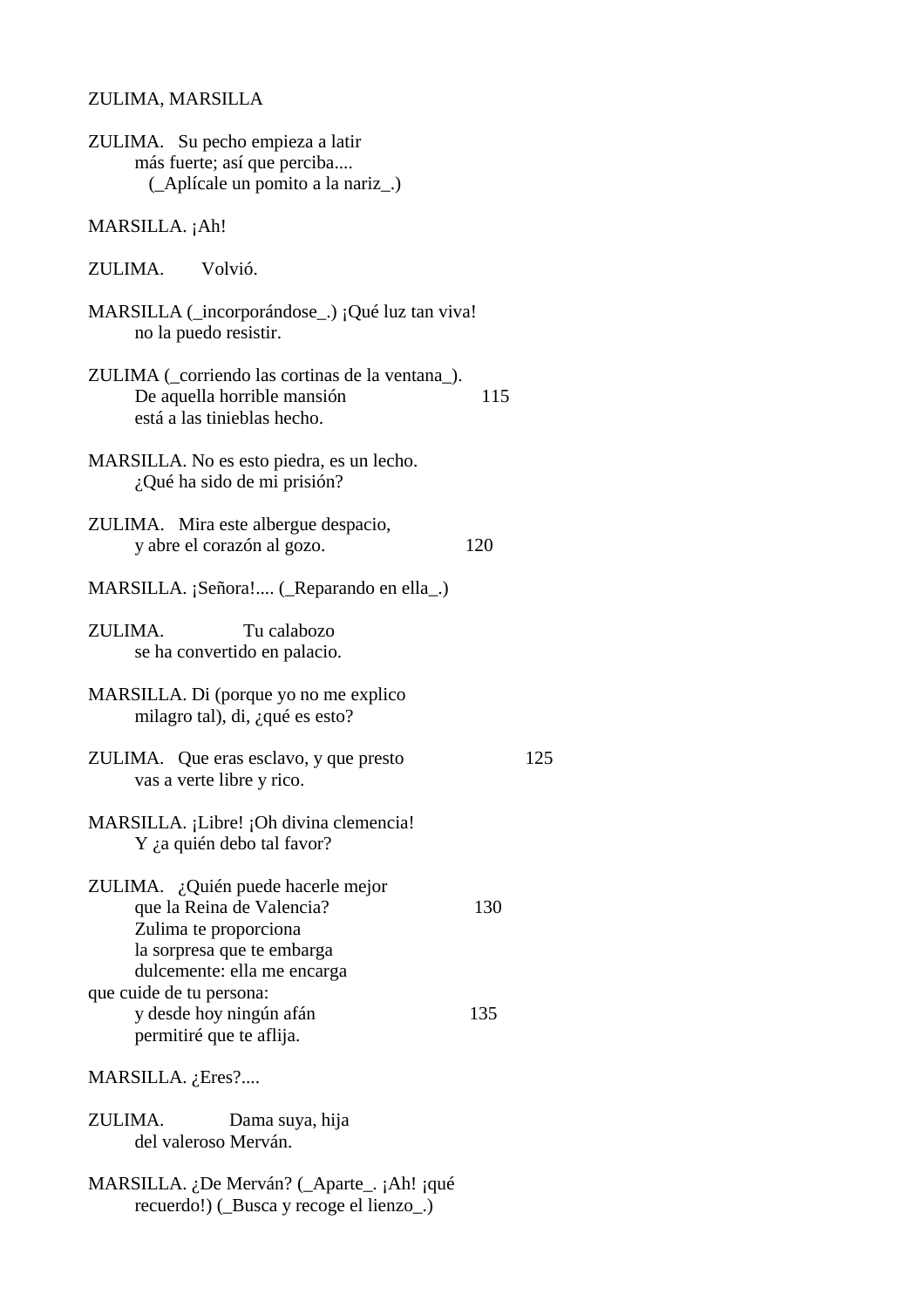ZULIMA, MARSILLA

ZULIMA. Su pecho empieza a latir
más fuerte; así que perciba....
(_Aplícale un pomito a la nariz_.)

MARSILLA. ¡Ah!

ZULIMA. Volvió.

MARSILLA (_incorporándose_.) ¡Qué luz tan viva!
no la puedo resistir.

ZULIMA (_corriendo las cortinas de la ventana_).
De aquella horrible mansión 115
está a las tinieblas hecho.

MARSILLA. No es esto piedra, es un lecho.
¿Qué ha sido de mi prisión?

ZULIMA. Mira este albergue despacio,
y abre el corazón al gozo. 120

MARSILLA. ¡Señora!.... (_Reparando en ella_.)

ZULIMA. Tu calabozo
se ha convertido en palacio.

MARSILLA. Di (porque yo no me explico
milagro tal), di, ¿qué es esto?

ZULIMA. Que eras esclavo, y que presto 125
vas a verte libre y rico.

MARSILLA. ¡Libre! ¡Oh divina clemencia!
Y ¿a quién debo tal favor?

ZULIMA. ¿Quién puede hacerle mejor
que la Reina de Valencia? 130
Zulima te proporciona
la sorpresa que te embarga
dulcemente: ella me encarga
que cuide de tu persona:
y desde hoy ningún afán 135
permitiré que te aflija.

MARSILLA. ¿Eres?....

ZULIMA. Dama suya, hija
del valeroso Merván.

MARSILLA. ¿De Merván? (_Aparte_. ¡Ah! ¡qué
recuerdo!) (_Busca y recoge el lienzo_.)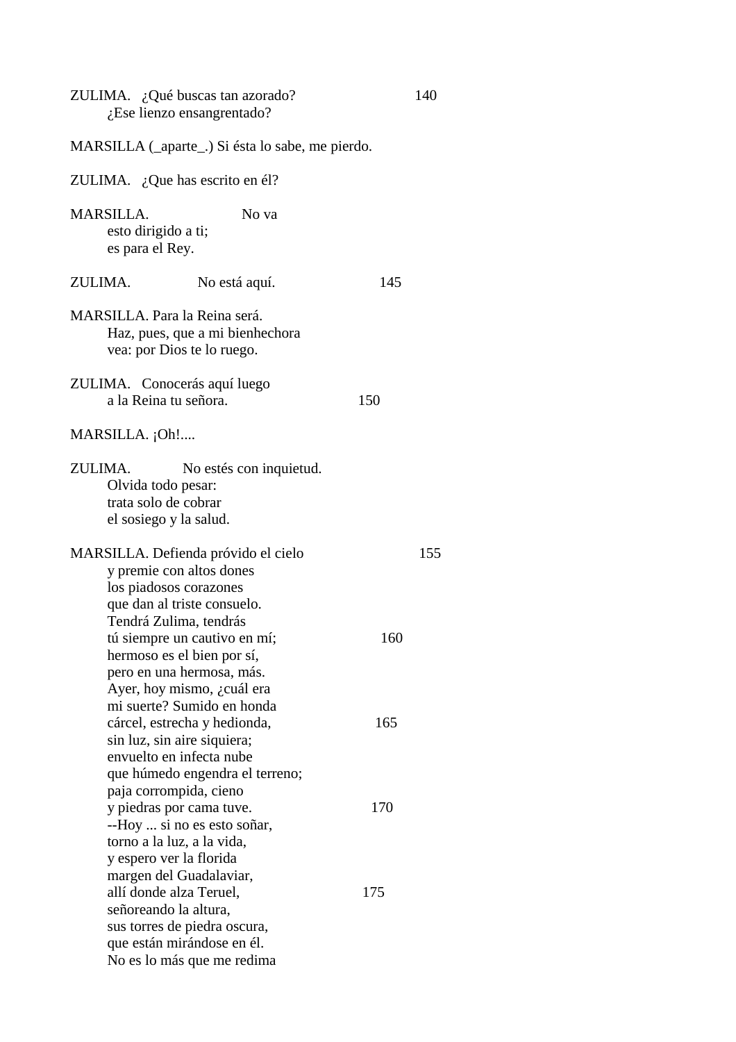ZULIMA.   ¿Qué buscas tan azorado?                                140
        ¿Ese lienzo ensangrentado?

MARSILLA (_aparte_.) Si ésta lo sabe, me pierdo.

ZULIMA.   ¿Que has escrito en él?

MARSILLA.                        No va
        esto dirigido a ti;
        es para el Rey.

ZULIMA.                 No está aquí.                         145

MARSILLA. Para la Reina será.
        Haz, pues, que a mi bienhechora
        vea: por Dios te lo ruego.

ZULIMA.   Conocerás aquí luego
        a la Reina tu señora.                             150

MARSILLA. ¡Oh!....

ZULIMA.             No estés con inquietud.
        Olvida todo pesar:
        trata solo de cobrar
        el sosiego y la salud.

MARSILLA. Defienda próvido el cielo                             155
        y premie con altos dones
        los piadosos corazones
        que dan al triste consuelo.
        Tendrá Zulima, tendrás
        tú siempre un cautivo en mí;                          160
        hermoso es el bien por sí,
        pero en una hermosa, más.
        Ayer, hoy mismo, ¿cuál era
        mi suerte? Sumido en honda
        cárcel, estrecha y hedionda,                         165
        sin luz, sin aire siquiera;
        envuelto en infecta nube
        que húmedo engendra el terreno;
        paja corrompida, cieno
        y piedras por cama tuve.                            170
        --Hoy ... si no es esto soñar,
        torno a la luz, a la vida,
        y espero ver la florida
        margen del Guadalaviar,
        allí donde alza Teruel,                           175
        señoreando la altura,
        sus torres de piedra oscura,
        que están mirándose en él.
        No es lo más que me redima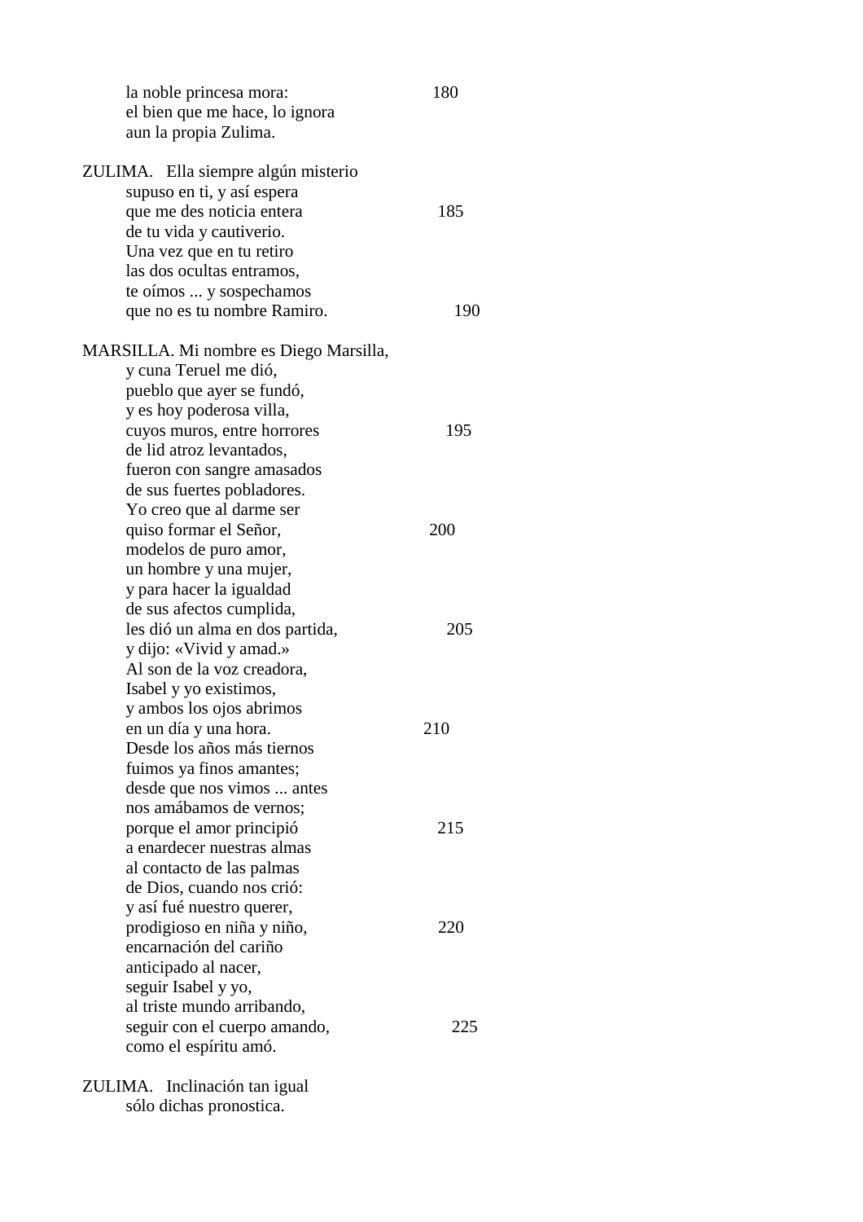la noble princesa mora: 180
el bien que me hace, lo ignora
aun la propia Zulima.

ZULIMA. Ella siempre algún misterio
supuso en ti, y así espera
que me des noticia entera 185
de tu vida y cautiverio.
Una vez que en tu retiro
las dos ocultas entramos,
te oímos ... y sospechamos
que no es tu nombre Ramiro. 190

MARSILLA. Mi nombre es Diego Marsilla,
y cuna Teruel me dió,
pueblo que ayer se fundó,
y es hoy poderosa villa,
cuyos muros, entre horrores 195
de lid atroz levantados,
fueron con sangre amasados
de sus fuertes pobladores.
Yo creo que al darme ser
quiso formar el Señor, 200
modelos de puro amor,
un hombre y una mujer,
y para hacer la igualdad
de sus afectos cumplida,
les dió un alma en dos partida, 205
y dijo: «Vivid y amad.»
Al son de la voz creadora,
Isabel y yo existimos,
y ambos los ojos abrimos
en un día y una hora. 210
Desde los años más tiernos
fuimos ya finos amantes;
desde que nos vimos ... antes
nos amábamos de vernos;
porque el amor principió 215
a enardecer nuestras almas
al contacto de las palmas
de Dios, cuando nos crió:
y así fué nuestro querer,
prodigioso en niña y niño, 220
encarnación del cariño
anticipado al nacer,
seguir Isabel y yo,
al triste mundo arribando,
seguir con el cuerpo amando, 225
como el espíritu amó.

ZULIMA. Inclinación tan igual
sólo dichas pronostica.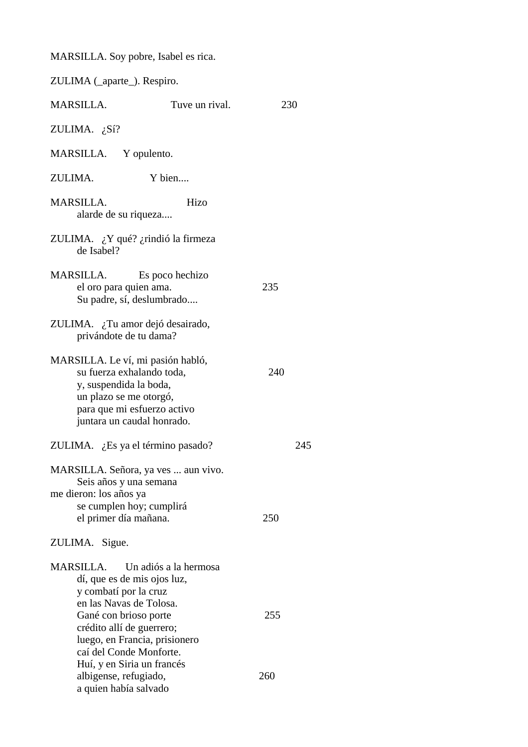MARSILLA. Soy pobre, Isabel es rica.

ZULIMA (_aparte_). Respiro.

MARSILLA. Tuve un rival. 230

ZULIMA. ¿Sí?

MARSILLA. Y opulento.

ZULIMA. Y bien....

MARSILLA. Hizo
alarde de su riqueza....

ZULIMA. ¿Y qué? ¿rindió la firmeza
de Isabel?

MARSILLA. Es poco hechizo
el oro para quien ama. 235
Su padre, sí, deslumbrado....

ZULIMA. ¿Tu amor dejó desairado,
privándote de tu dama?

MARSILLA. Le ví, mi pasión habló,
su fuerza exhalando toda, 240
y, suspendida la boda,
un plazo se me otorgó,
para que mi esfuerzo activo
juntara un caudal honrado.

ZULIMA. ¿Es ya el término pasado? 245

MARSILLA. Señora, ya ves ... aun vivo.
Seis años y una semana
me dieron: los años ya
se cumplen hoy; cumplirá
el primer día mañana. 250

ZULIMA. Sigue.

MARSILLA. Un adiós a la hermosa
dí, que es de mis ojos luz,
y combatí por la cruz
en las Navas de Tolosa.
Gané con brioso porte 255
crédito allí de guerrero;
luego, en Francia, prisionero
caí del Conde Monforte.
Huí, y en Siria un francés
albigense, refugiado, 260
a quien había salvado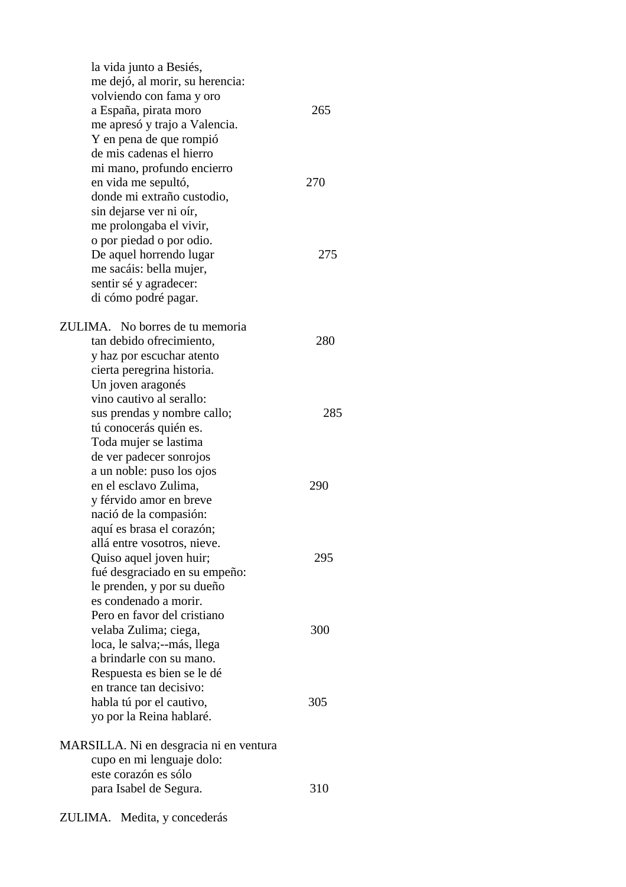la vida junto a Besiés,
me dejó, al morir, su herencia:
volviendo con fama y oro
a España, pirata moro 265
me apresó y trajo a Valencia.
Y en pena de que rompió
de mis cadenas el hierro
mi mano, profundo encierro
en vida me sepultó, 270
donde mi extraño custodio,
sin dejarse ver ni oír,
me prolongaba el vivir,
o por piedad o por odio.
De aquel horrendo lugar 275
me sacáis: bella mujer,
sentir sé y agradecer:
di cómo podré pagar.

ZULIMA. No borres de tu memoria
tan debido ofrecimiento, 280
y haz por escuchar atento
cierta peregrina historia.
Un joven aragonés
vino cautivo al serallo:
sus prendas y nombre callo; 285
tú conocerás quién es.
Toda mujer se lastima
de ver padecer sonrojos
a un noble: puso los ojos
en el esclavo Zulima, 290
y férvido amor en breve
nació de la compasión:
aquí es brasa el corazón;
allá entre vosotros, nieve.
Quiso aquel joven huir; 295
fué desgraciado en su empeño:
le prenden, y por su dueño
es condenado a morir.
Pero en favor del cristiano
velaba Zulima; ciega, 300
loca, le salva;--más, llega
a brindarle con su mano.
Respuesta es bien se le dé
en trance tan decisivo:
habla tú por el cautivo, 305
yo por la Reina hablaré.

MARSILLA. Ni en desgracia ni en ventura
cupo en mi lenguaje dolo:
este corazón es sólo
para Isabel de Segura. 310

ZULIMA. Medita, y concederás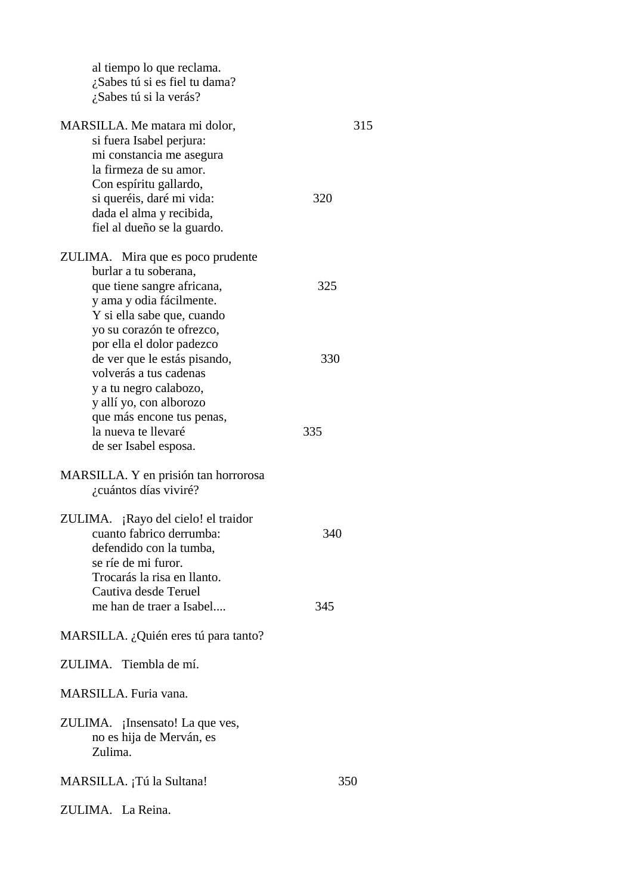al tiempo lo que reclama.
¿Sabes tú si es fiel tu dama?
¿Sabes tú si la verás?

MARSILLA. Me matara mi dolor, 315
si fuera Isabel perjura:
mi constancia me asegura
la firmeza de su amor.
Con espíritu gallardo,
si queréis, daré mi vida: 320
dada el alma y recibida,
fiel al dueño se la guardo.

ZULIMA. Mira que es poco prudente
burlar a tu soberana,
que tiene sangre africana, 325
y ama y odia fácilmente.
Y si ella sabe que, cuando
yo su corazón te ofrezco,
por ella el dolor padezco
de ver que le estás pisando, 330
volverás a tus cadenas
y a tu negro calabozo,
y allí yo, con alborozo
que más encone tus penas,
la nueva te llevaré 335
de ser Isabel esposa.

MARSILLA. Y en prisión tan horrorosa
¿cuántos días viviré?

ZULIMA. ¡Rayo del cielo! el traidor
cuanto fabrico derrumba: 340
defendido con la tumba,
se ríe de mi furor.
Trocarás la risa en llanto.
Cautiva desde Teruel
me han de traer a Isabel.... 345

MARSILLA. ¿Quién eres tú para tanto?

ZULIMA. Tiembla de mí.

MARSILLA. Furia vana.

ZULIMA. ¡Insensato! La que ves,
no es hija de Merván, es
Zulima.

MARSILLA. ¡Tú la Sultana! 350

ZULIMA. La Reina.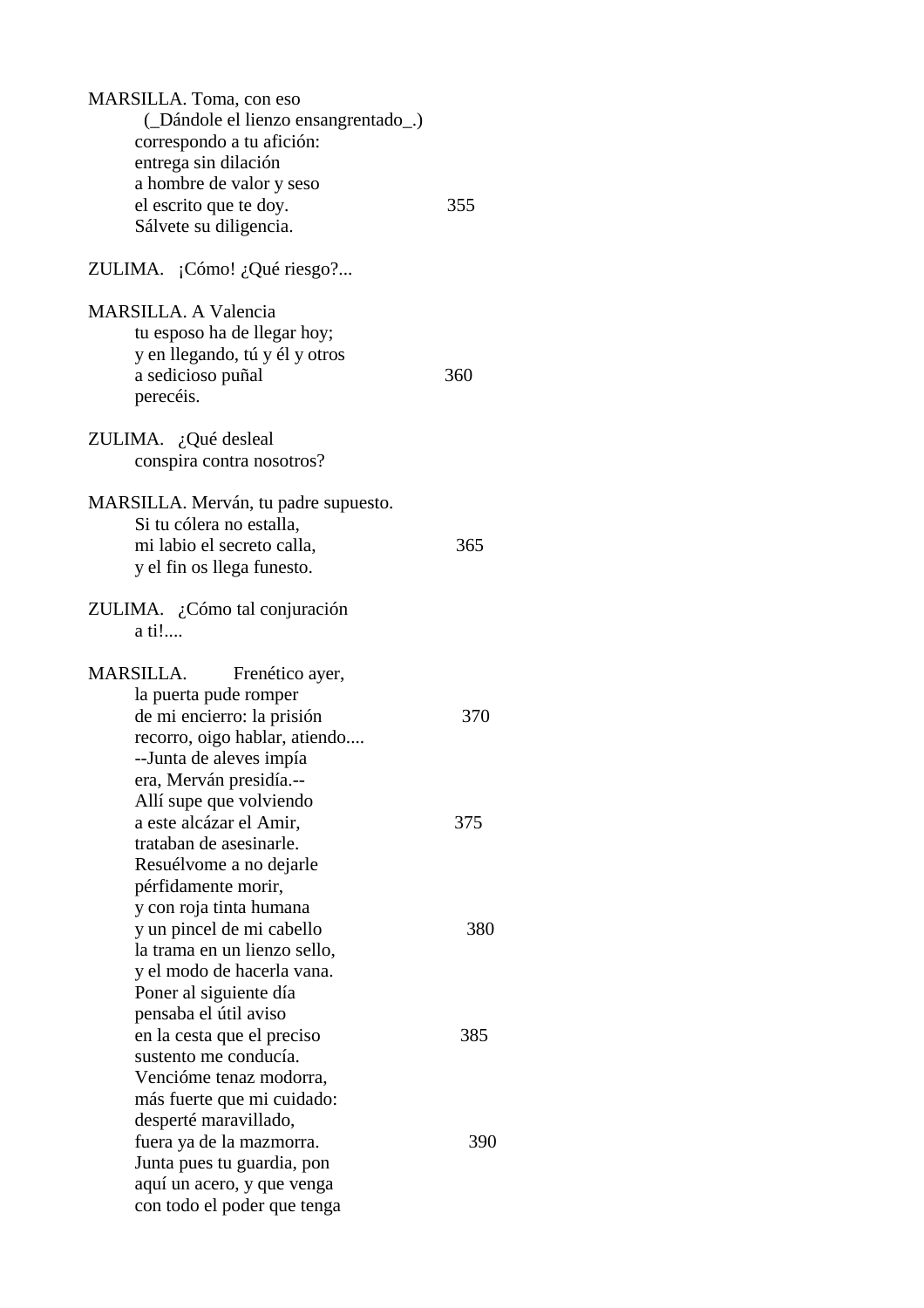MARSILLA. Toma, con eso
  (_Dándole el lienzo ensangrentado_.)
correspondo a tu afición:
entrega sin dilación
a hombre de valor y seso
el escrito que te doy.                355
Sálvete su diligencia.

ZULIMA.   ¡Cómo! ¿Qué riesgo?...

MARSILLA. A Valencia
tu esposo ha de llegar hoy;
y en llegando, tú y él y otros
a sedicioso puñal                360
perecéis.

ZULIMA.   ¿Qué desleal
conspira contra nosotros?

MARSILLA. Merván, tu padre supuesto.
Si tu cólera no estalla,
mi labio el secreto calla,                365
y el fin os llega funesto.

ZULIMA.   ¿Cómo tal conjuración
a ti!....

MARSILLA.         Frenético ayer,
la puerta pude romper
de mi encierro: la prisión                370
recorro, oigo hablar, atiendo....
--Junta de aleves impía
era, Merván presidía.--
Allí supe que volviendo
a este alcázar el Amir,                375
trataban de asesinarle.
Resuélvome a no dejarle
pérfidamente morir,
y con roja tinta humana
y un pincel de mi cabello                380
la trama en un lienzo sello,
y el modo de hacerla vana.
Poner al siguiente día
pensaba el útil aviso
en la cesta que el preciso                385
sustento me conducía.
Vencióme tenaz modorra,
más fuerte que mi cuidado:
desperté maravillado,
fuera ya de la mazmorra.                390
Junta pues tu guardia, pon
aquí un acero, y que venga
con todo el poder que tenga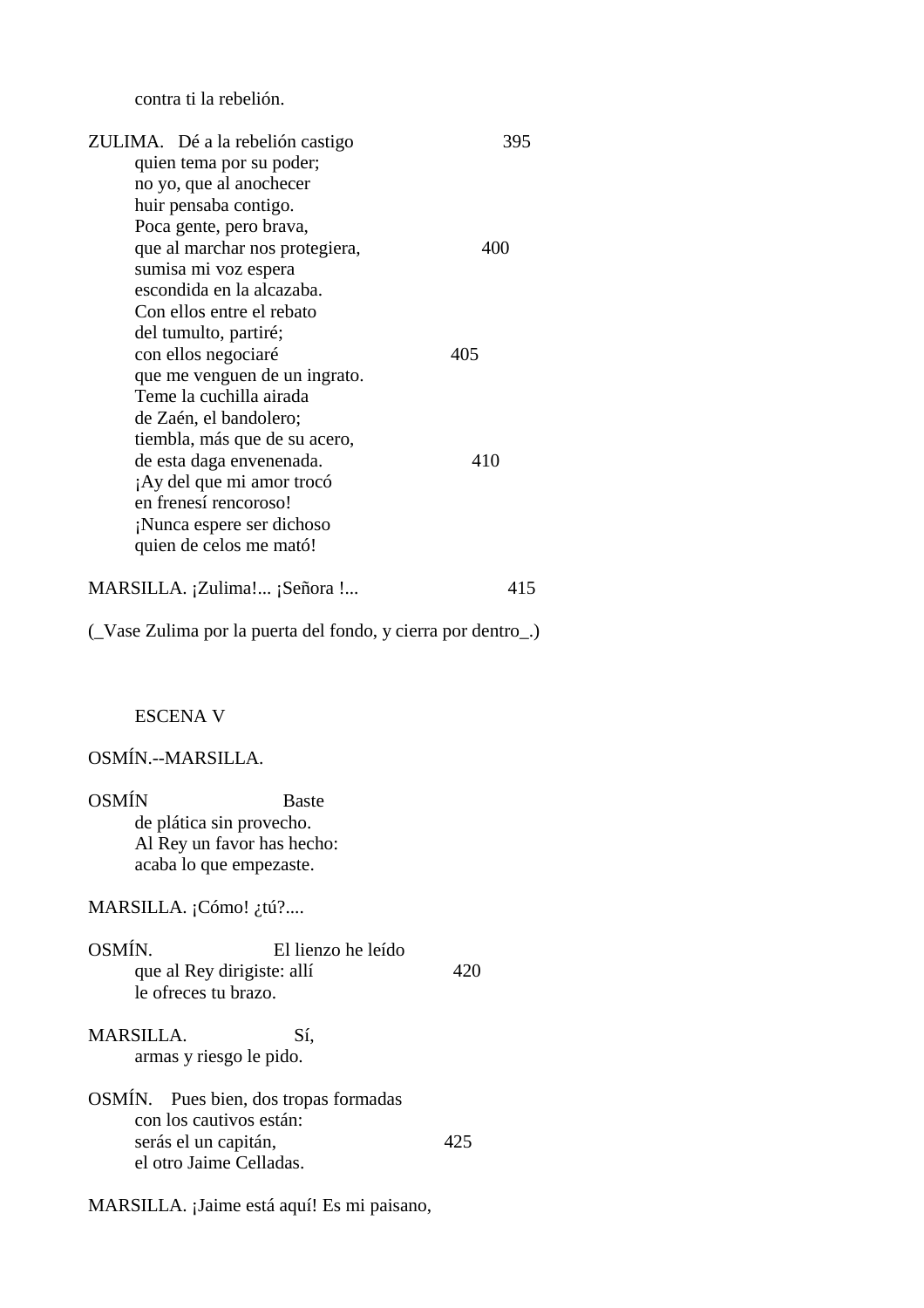contra ti la rebelión.

ZULIMA. Dé a la rebelión castigo 395
quien tema por su poder;
no yo, que al anochecer
huir pensaba contigo.
Poca gente, pero brava,
que al marchar nos protegiera, 400
sumisa mi voz espera
escondida en la alcazaba.
Con ellos entre el rebato
del tumulto, partiré;
con ellos negociaré 405
que me venguen de un ingrato.
Teme la cuchilla airada
de Zaén, el bandolero;
tiembla, más que de su acero,
de esta daga envenenada. 410
¡Ay del que mi amor trocó
en frenesí rencoroso!
¡Nunca espere ser dichoso
quien de celos me mató!

MARSILLA. ¡Zulima!... ¡Señora !... 415

(_Vase Zulima por la puerta del fondo, y cierra por dentro_.)

ESCENA V

OSMÍN.--MARSILLA.

OSMÍN Baste
de plática sin provecho.
Al Rey un favor has hecho:
acaba lo que empezaste.

MARSILLA. ¡Cómo! ¿tú?....

OSMÍN. El lienzo he leído
que al Rey dirigiste: allí 420
le ofreces tu brazo.

MARSILLA. Sí,
armas y riesgo le pido.

OSMÍN. Pues bien, dos tropas formadas
con los cautivos están:
serás el un capitán, 425
el otro Jaime Celladas.

MARSILLA. ¡Jaime está aquí! Es mi paisano,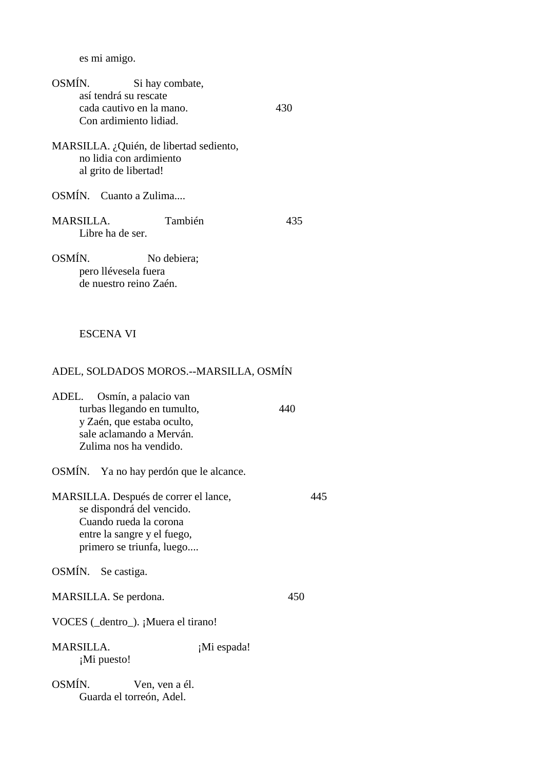es mi amigo.

OSMÍN. Si hay combate,
así tendrá su rescate
cada cautivo en la mano. 430
Con ardimiento lidiad.

MARSILLA. ¿Quién, de libertad sediento,
no lidia con ardimiento
al grito de libertad!

OSMÍN. Cuanto a Zulima....

MARSILLA. También 435
Libre ha de ser.

OSMÍN. No debiera;
pero llévesela fuera
de nuestro reino Zaén.

ESCENA VI

ADEL, SOLDADOS MOROS.--MARSILLA, OSMÍN

ADEL. Osmín, a palacio van
turbas llegando en tumulto, 440
y Zaén, que estaba oculto,
sale aclamando a Merván.
Zulima nos ha vendido.

OSMÍN. Ya no hay perdón que le alcance.

MARSILLA. Después de correr el lance, 445
se dispondrá del vencido.
Cuando rueda la corona
entre la sangre y el fuego,
primero se triunfa, luego....

OSMÍN. Se castiga.

MARSILLA. Se perdona. 450

VOCES (_dentro_). ¡Muera el tirano!

MARSILLA. ¡Mi espada!
¡Mi puesto!

OSMÍN. Ven, ven a él.
Guarda el torreón, Adel.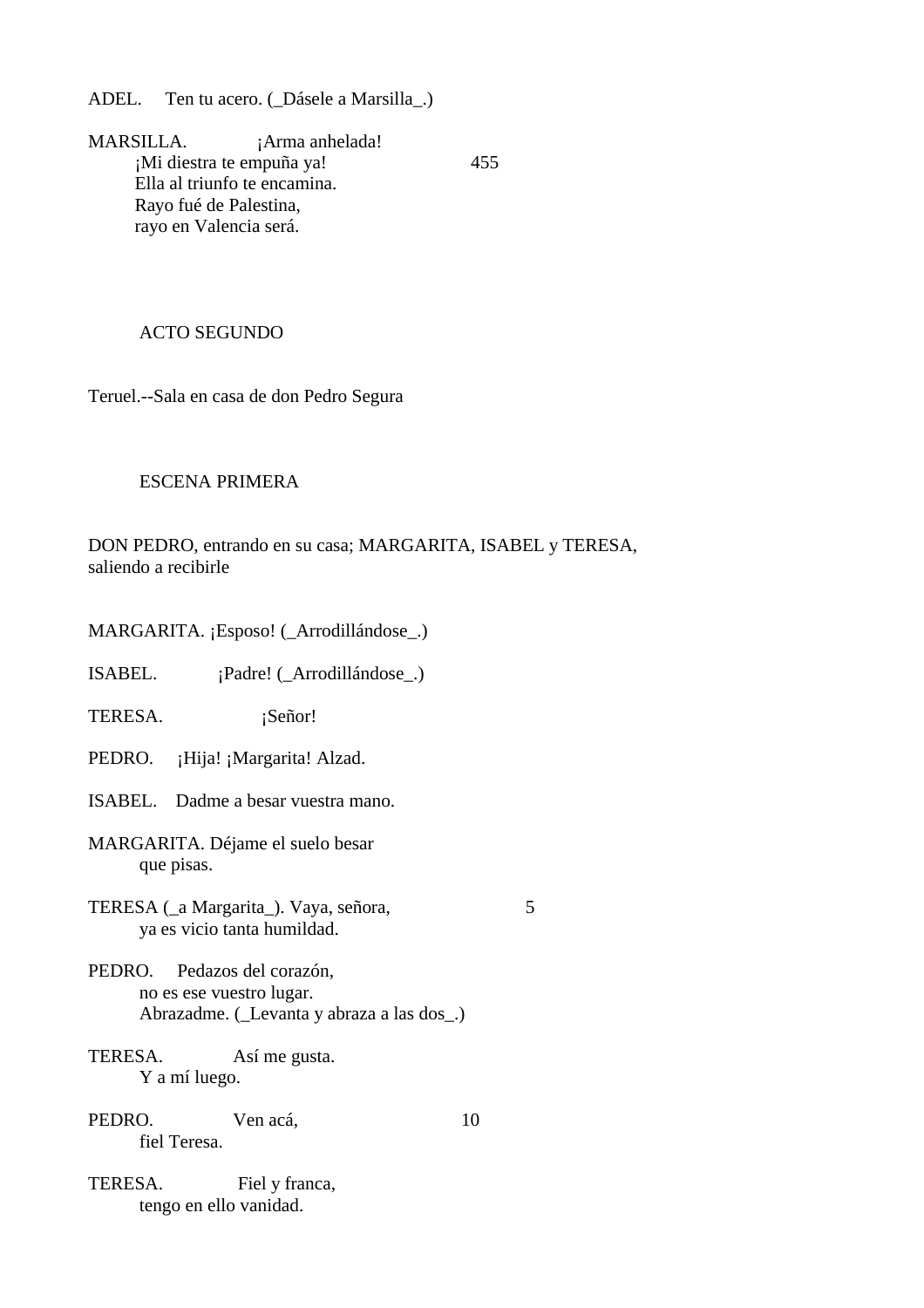ADEL.     Ten tu acero. (_Dásele a Marsilla_.)

MARSILLA.               ¡Arma anhelada!
        ¡Mi diestra te empuña ya!                         455
        Ella al triunfo te encamina.
        Rayo fué de Palestina,
        rayo en Valencia será.

## ACTO SEGUNDO

Teruel.--Sala en casa de don Pedro Segura

### ESCENA PRIMERA

DON PEDRO, entrando en su casa; MARGARITA, ISABEL y TERESA, saliendo a recibirle

MARGARITA. ¡Esposo! (_Arrodillándose_.)

ISABEL.           ¡Padre! (_Arrodillándose_.)

TERESA.                   ¡Señor!

PEDRO.     ¡Hija! ¡Margarita! Alzad.

ISABEL.    Dadme a besar vuestra mano.

MARGARITA. Déjame el suelo besar
        que pisas.

TERESA (_a Margarita_). Vaya, señora,                         5
        ya es vicio tanta humildad.

PEDRO.     Pedazos del corazón,
        no es ese vuestro lugar.
        Abrazadme. (_Levanta y abraza a las dos_.)

TERESA.               Así me gusta.
        Y a mí luego.

PEDRO.               Ven acá,                         10
        fiel Teresa.

TERESA.               Fiel y franca,
        tengo en ello vanidad.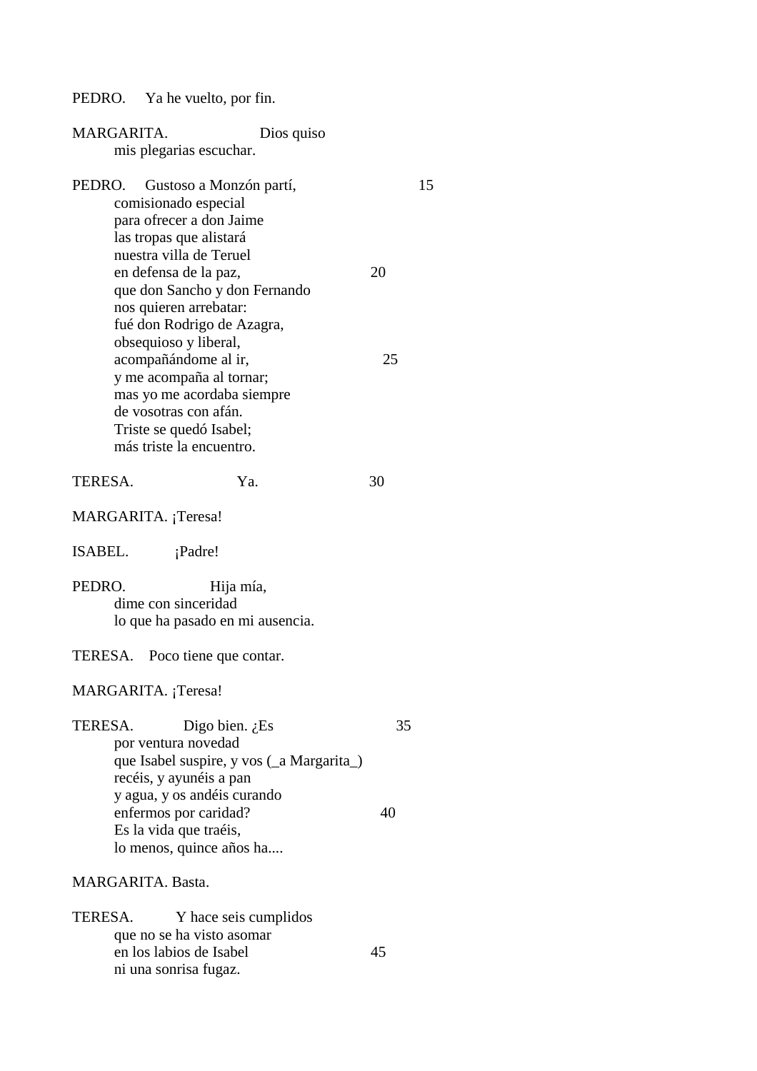PEDRO. Ya he vuelto, por fin.

MARGARITA. Dios quiso
mis plegarias escuchar.

PEDRO. Gustoso a Monzón partí, 15
comisionado especial
para ofrecer a don Jaime
las tropas que alistará
nuestra villa de Teruel
en defensa de la paz, 20
que don Sancho y don Fernando
nos quieren arrebatar:
fué don Rodrigo de Azagra,
obsequioso y liberal,
acompañándome al ir, 25
y me acompaña al tornar;
mas yo me acordaba siempre
de vosotras con afán.
Triste se quedó Isabel;
más triste la encuentro.

TERESA. Ya. 30

MARGARITA. ¡Teresa!

ISABEL. ¡Padre!

PEDRO. Hija mía,
dime con sinceridad
lo que ha pasado en mi ausencia.

TERESA. Poco tiene que contar.

MARGARITA. ¡Teresa!

TERESA. Digo bien. ¿Es 35
por ventura novedad
que Isabel suspire, y vos (_a Margarita_)
recéis, y ayunéis a pan
y agua, y os andéis curando
enfermos por caridad? 40
Es la vida que traéis,
lo menos, quince años ha....

MARGARITA. Basta.

TERESA. Y hace seis cumplidos
que no se ha visto asomar
en los labios de Isabel 45
ni una sonrisa fugaz.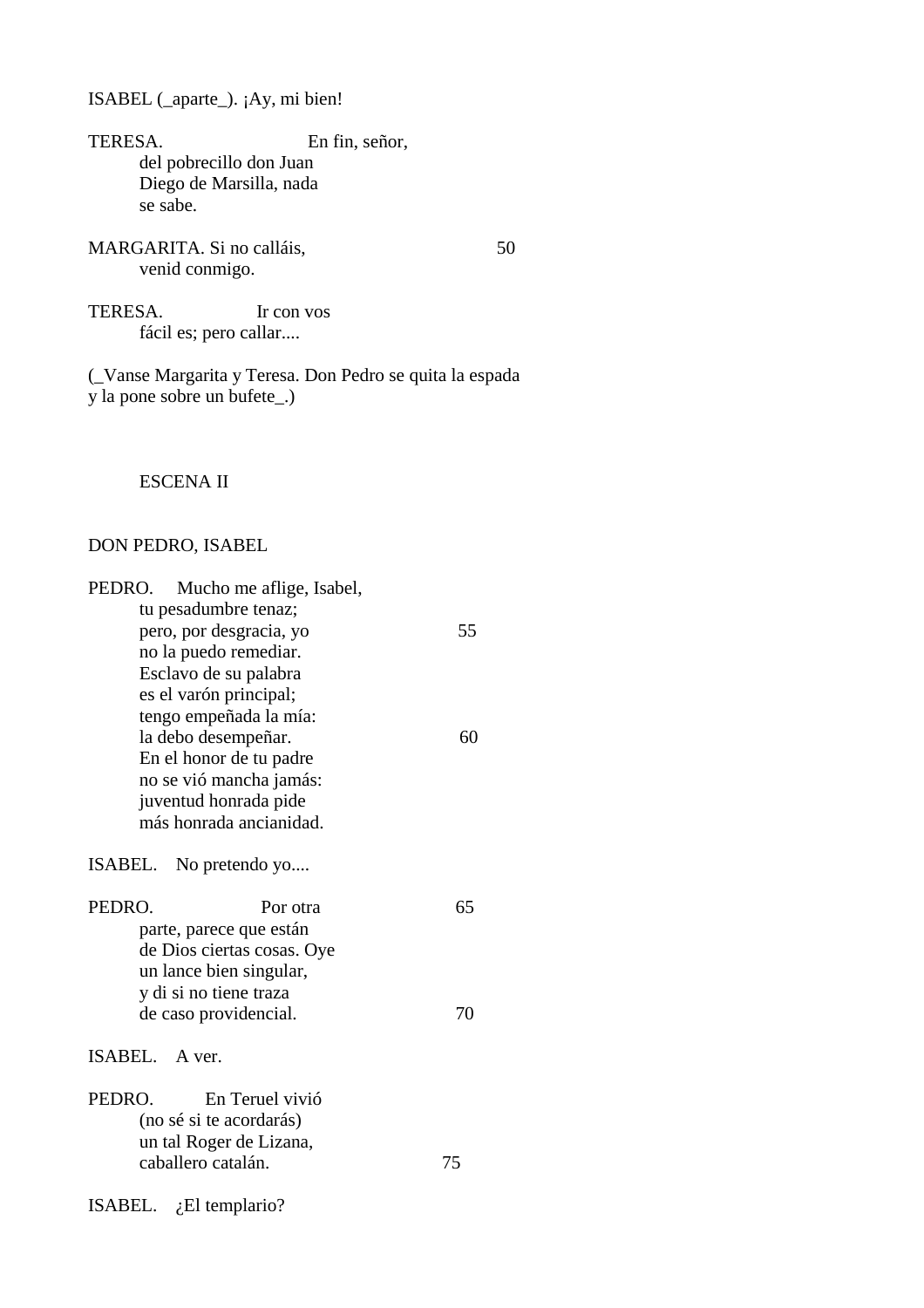ISABEL (_aparte_). ¡Ay, mi bien!

TERESA. En fin, señor,
del pobrecillo don Juan
Diego de Marsilla, nada
se sabe.

MARGARITA. Si no calláis, 50
venid conmigo.

TERESA. Ir con vos
fácil es; pero callar....

(_Vanse Margarita y Teresa. Don Pedro se quita la espada y la pone sobre un bufete_.)

ESCENA II

DON PEDRO, ISABEL

PEDRO. Mucho me aflige, Isabel,
tu pesadumbre tenaz;
pero, por desgracia, yo 55
no la puedo remediar.
Esclavo de su palabra
es el varón principal;
tengo empeñada la mía:
la debo desempeñar. 60
En el honor de tu padre
no se vió mancha jamás:
juventud honrada pide
más honrada ancianidad.

ISABEL. No pretendo yo....

PEDRO. Por otra 65
parte, parece que están
de Dios ciertas cosas. Oye
un lance bien singular,
y di si no tiene traza
de caso providencial. 70

ISABEL. A ver.

PEDRO. En Teruel vivió
(no sé si te acordarás)
un tal Roger de Lizana,
caballero catalán. 75

ISABEL. ¿El templario?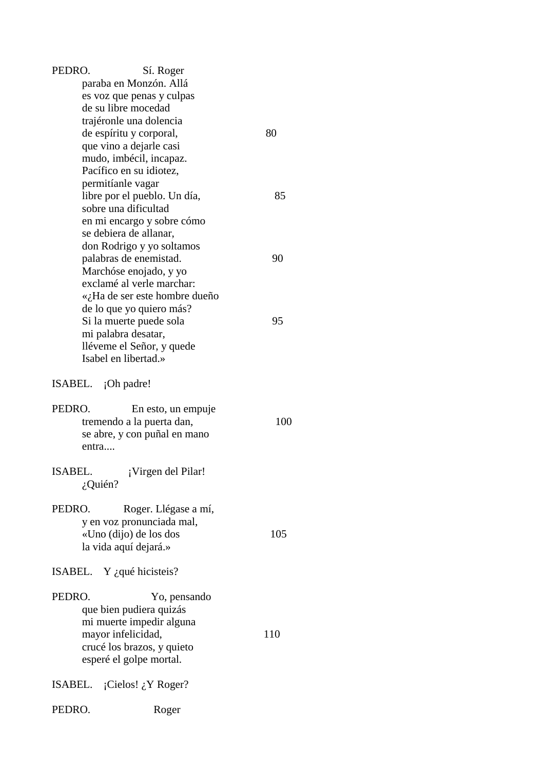PEDRO. Sí. Roger
paraba en Monzón. Allá
es voz que penas y culpas
de su libre mocedad
trajéronle una dolencia
de espíritu y corporal, 80
que vino a dejarle casi
mudo, imbécil, incapaz.
Pacífico en su idiotez,
permitíanle vagar
libre por el pueblo. Un día, 85
sobre una dificultad
en mi encargo y sobre cómo
se debiera de allanar,
don Rodrigo y yo soltamos
palabras de enemistad. 90
Marchóse enojado, y yo
exclamé al verle marchar:
«¿Ha de ser este hombre dueño
de lo que yo quiero más?
Si la muerte puede sola 95
mi palabra desatar,
lléveme el Señor, y quede
Isabel en libertad.»

ISABEL. ¡Oh padre!

PEDRO. En esto, un empuje
tremendo a la puerta dan, 100
se abre, y con puñal en mano
entra....

ISABEL. ¡Virgen del Pilar!
¿Quién?

PEDRO. Roger. Llégase a mí,
y en voz pronunciada mal,
«Uno (dijo) de los dos 105
la vida aquí dejará.»

ISABEL. Y ¿qué hicisteis?

PEDRO. Yo, pensando
que bien pudiera quizás
mi muerte impedir alguna
mayor infelicidad, 110
crucé los brazos, y quieto
esperé el golpe mortal.

ISABEL. ¡Cielos! ¿Y Roger?

PEDRO. Roger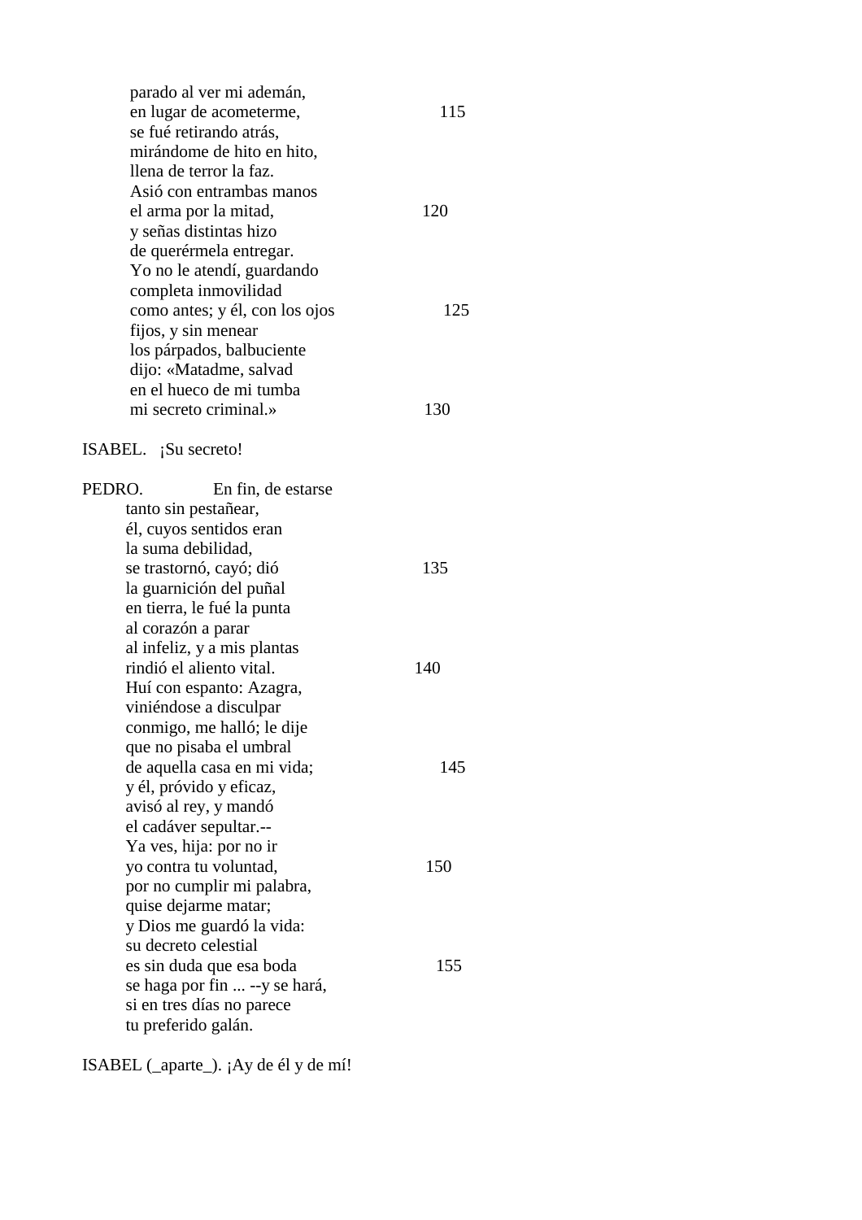parado al ver mi ademán,
en lugar de acometerme,                115
se fué retirando atrás,
mirándome de hito en hito,
llena de terror la faz.
Asió con entrambas manos
el arma por la mitad,                  120
y señas distintas hizo
de querérmela entregar.
Yo no le atendí, guardando
completa inmovilidad
como antes; y él, con los ojos         125
fijos, y sin menear
los párpados, balbuciente
dijo: «Matadme, salvad
en el hueco de mi tumba
mi secreto criminal.»                  130

ISABEL. ¡Su secreto!

PEDRO. En fin, de estarse
tanto sin pestañear,
él, cuyos sentidos eran
la suma debilidad,
se trastornó, cayó; dió                135
la guarnición del puñal
en tierra, le fué la punta
al corazón a parar
al infeliz, y a mis plantas
rindió el aliento vital.               140
Huí con espanto: Azagra,
viniéndose a disculpar
conmigo, me halló; le dije
que no pisaba el umbral
de aquella casa en mi vida;            145
y él, próvido y eficaz,
avisó al rey, y mandó
el cadáver sepultar.--
Ya ves, hija: por no ir
yo contra tu voluntad,                 150
por no cumplir mi palabra,
quise dejarme matar;
y Dios me guardó la vida:
su decreto celestial
es sin duda que esa boda               155
se haga por fin ... --y se hará,
si en tres días no parece
tu preferido galán.

ISABEL (_aparte_). ¡Ay de él y de mí!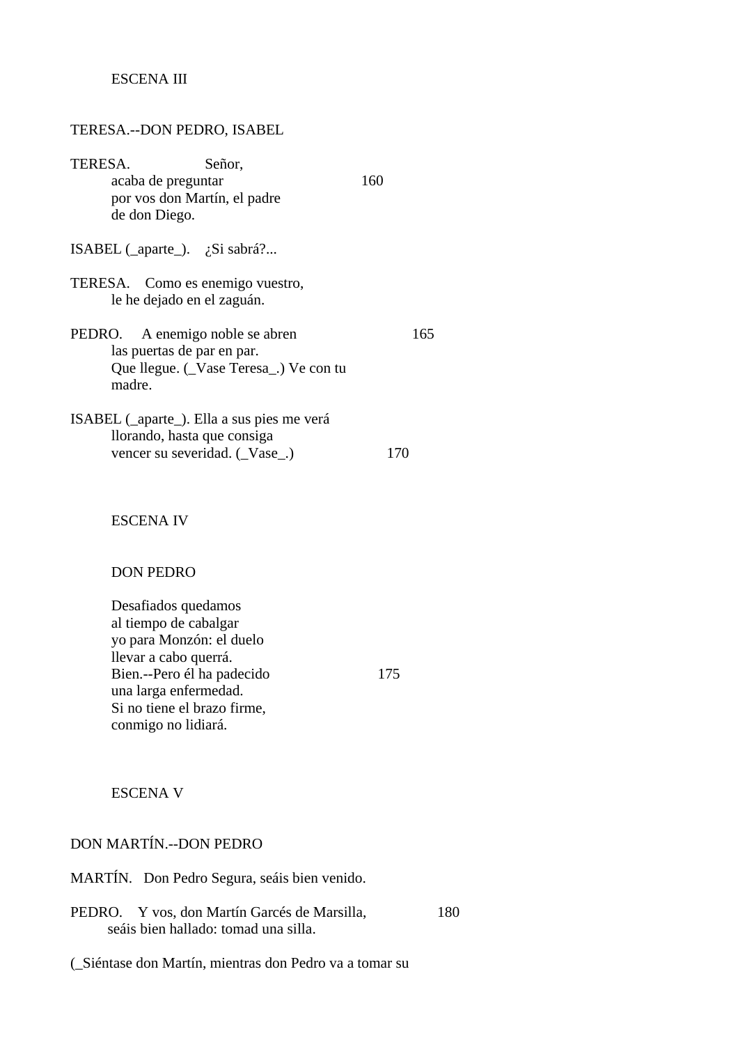ESCENA III

TERESA.--DON PEDRO, ISABEL

TERESA. Señor,
acaba de preguntar 160
por vos don Martín, el padre
de don Diego.

ISABEL (_aparte_). ¿Si sabrá?...

TERESA. Como es enemigo vuestro,
le he dejado en el zaguán.

PEDRO. A enemigo noble se abren 165
las puertas de par en par.
Que llegue. (_Vase Teresa_.) Ve con tu
madre.

ISABEL (_aparte_). Ella a sus pies me verá
llorando, hasta que consiga
vencer su severidad. (_Vase_.) 170

ESCENA IV

DON PEDRO

Desafiados quedamos
al tiempo de cabalgar
yo para Monzón: el duelo
llevar a cabo querrá.
Bien.--Pero él ha padecido 175
una larga enfermedad.
Si no tiene el brazo firme,
conmigo no lidiará.

ESCENA V

DON MARTÍN.--DON PEDRO

MARTÍN. Don Pedro Segura, seáis bien venido.

PEDRO. Y vos, don Martín Garcés de Marsilla, 180
seáis bien hallado: tomad una silla.

(_Siéntase don Martín, mientras don Pedro va a tomar su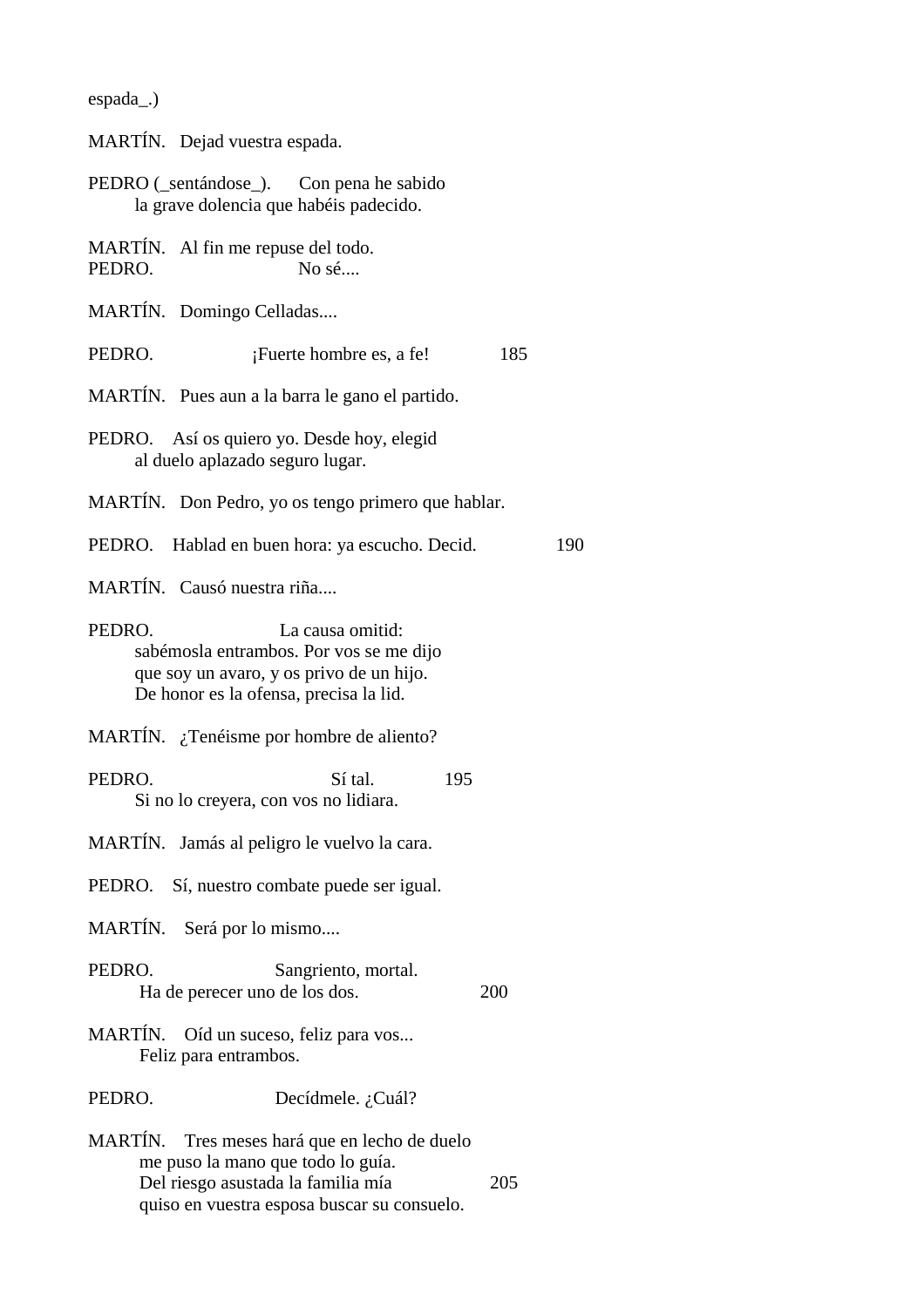espada_.)

MARTÍN. Dejad vuestra espada.

PEDRO (_sentándose_). Con pena he sabido
la grave dolencia que habéis padecido.

MARTÍN. Al fin me repuse del todo.
PEDRO. No sé....

MARTÍN. Domingo Celladas....

PEDRO. ¡Fuerte hombre es, a fe! 185

MARTÍN. Pues aun a la barra le gano el partido.

PEDRO. Así os quiero yo. Desde hoy, elegid
al duelo aplazado seguro lugar.

MARTÍN. Don Pedro, yo os tengo primero que hablar.

PEDRO. Hablad en buen hora: ya escucho. Decid. 190

MARTÍN. Causó nuestra riña....

PEDRO. La causa omitid:
sabémosla entrambos. Por vos se me dijo
que soy un avaro, y os privo de un hijo.
De honor es la ofensa, precisa la lid.

MARTÍN. ¿Tenéisme por hombre de aliento?

PEDRO. Sí tal. 195
Si no lo creyera, con vos no lidiara.

MARTÍN. Jamás al peligro le vuelvo la cara.

PEDRO. Sí, nuestro combate puede ser igual.

MARTÍN. Será por lo mismo....

PEDRO. Sangriento, mortal.
Ha de perecer uno de los dos. 200

MARTÍN. Oíd un suceso, feliz para vos...
Feliz para entrambos.

PEDRO. Decídmele. ¿Cuál?

MARTÍN. Tres meses hará que en lecho de duelo
me puso la mano que todo lo guía.
Del riesgo asustada la familia mía 205
quiso en vuestra esposa buscar su consuelo.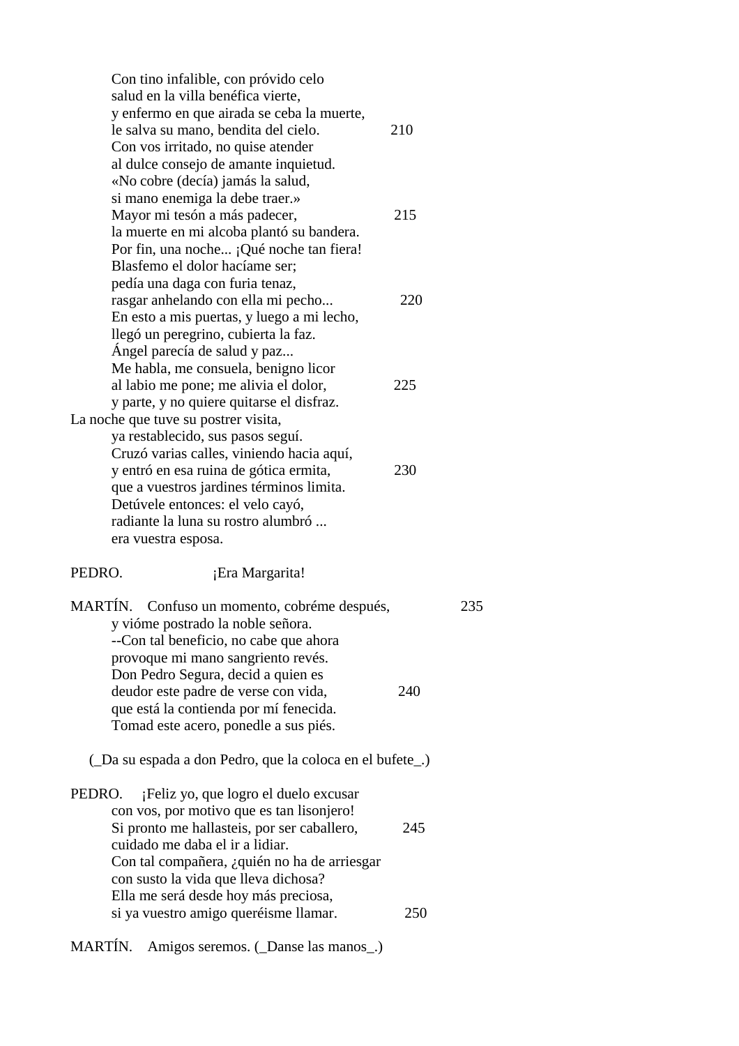Con tino infalible, con próvido celo
salud en la villa benéfica vierte,
y enfermo en que airada se ceba la muerte,
le salva su mano, bendita del cielo. 210
Con vos irritado, no quise atender
al dulce consejo de amante inquietud.
«No cobre (decía) jamás la salud,
si mano enemiga la debe traer.»
Mayor mi tesón a más padecer, 215
la muerte en mi alcoba plantó su bandera.
Por fin, una noche... ¡Qué noche tan fiera!
Blasfemo el dolor hacíame ser;
pedía una daga con furia tenaz,
rasgar anhelando con ella mi pecho... 220
En esto a mis puertas, y luego a mi lecho,
llegó un peregrino, cubierta la faz.
Ángel parecía de salud y paz...
Me habla, me consuela, benigno licor
al labio me pone; me alivia el dolor, 225
y parte, y no quiere quitarse el disfraz.
La noche que tuve su postrer visita,
ya restablecido, sus pasos seguí.
Cruzó varias calles, viniendo hacia aquí,
y entró en esa ruina de gótica ermita, 230
que a vuestros jardines términos limita.
Detúvele entonces: el velo cayó,
radiante la luna su rostro alumbró ...
era vuestra esposa.

PEDRO. ¡Era Margarita!

MARTÍN. Confuso un momento, cobréme después, 235
y vióme postrado la noble señora.
--Con tal beneficio, no cabe que ahora
provoque mi mano sangriento revés.
Don Pedro Segura, decid a quien es
deudor este padre de verse con vida, 240
que está la contienda por mí fenecida.
Tomad este acero, ponedle a sus piés.

(_Da su espada a don Pedro, que la coloca en el bufete_.)

PEDRO. ¡Feliz yo, que logro el duelo excusar
con vos, por motivo que es tan lisonjero!
Si pronto me hallasteis, por ser caballero, 245
cuidado me daba el ir a lidiar.
Con tal compañera, ¿quién no ha de arriesgar
con susto la vida que lleva dichosa?
Ella me será desde hoy más preciosa,
si ya vuestro amigo queréisme llamar. 250

MARTÍN. Amigos seremos. (_Danse las manos_.)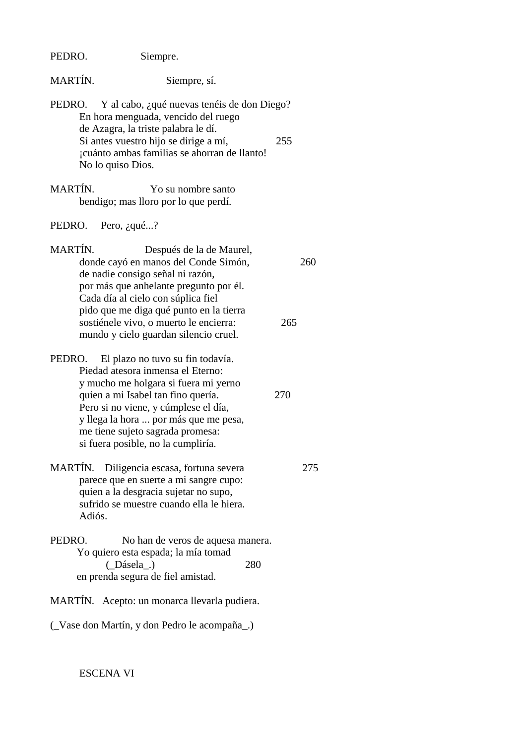PEDRO. Siempre.

MARTÍN. Siempre, sí.

PEDRO. Y al cabo, ¿qué nuevas tenéis de don Diego?
En hora menguada, vencido del ruego
de Azagra, la triste palabra le dí.
Si antes vuestro hijo se dirige a mí, 255
¡cuánto ambas familias se ahorran de llanto!
No lo quiso Dios.

MARTÍN. Yo su nombre santo
bendigo; mas lloro por lo que perdí.

PEDRO. Pero, ¿qué...?

MARTÍN. Después de la de Maurel,
donde cayó en manos del Conde Simón, 260
de nadie consigo señal ni razón,
por más que anhelante pregunto por él.
Cada día al cielo con súplica fiel
pido que me diga qué punto en la tierra
sostiénele vivo, o muerto le encierra: 265
mundo y cielo guardan silencio cruel.

PEDRO. El plazo no tuvo su fin todavía.
Piedad atesora inmensa el Eterno:
y mucho me holgara si fuera mi yerno
quien a mi Isabel tan fino quería. 270
Pero si no viene, y cúmplese el día,
y llega la hora ... por más que me pesa,
me tiene sujeto sagrada promesa:
si fuera posible, no la cumpliría.

MARTÍN. Diligencia escasa, fortuna severa 275
parece que en suerte a mi sangre cupo:
quien a la desgracia sujetar no supo,
sufrido se muestre cuando ella le hiera.
Adiós.

PEDRO. No han de veros de aquesa manera.
Yo quiero esta espada; la mía tomad
(_Dásela_.) 280
en prenda segura de fiel amistad.

MARTÍN. Acepto: un monarca llevarla pudiera.

(_Vase don Martín, y don Pedro le acompaña_.)

ESCENA VI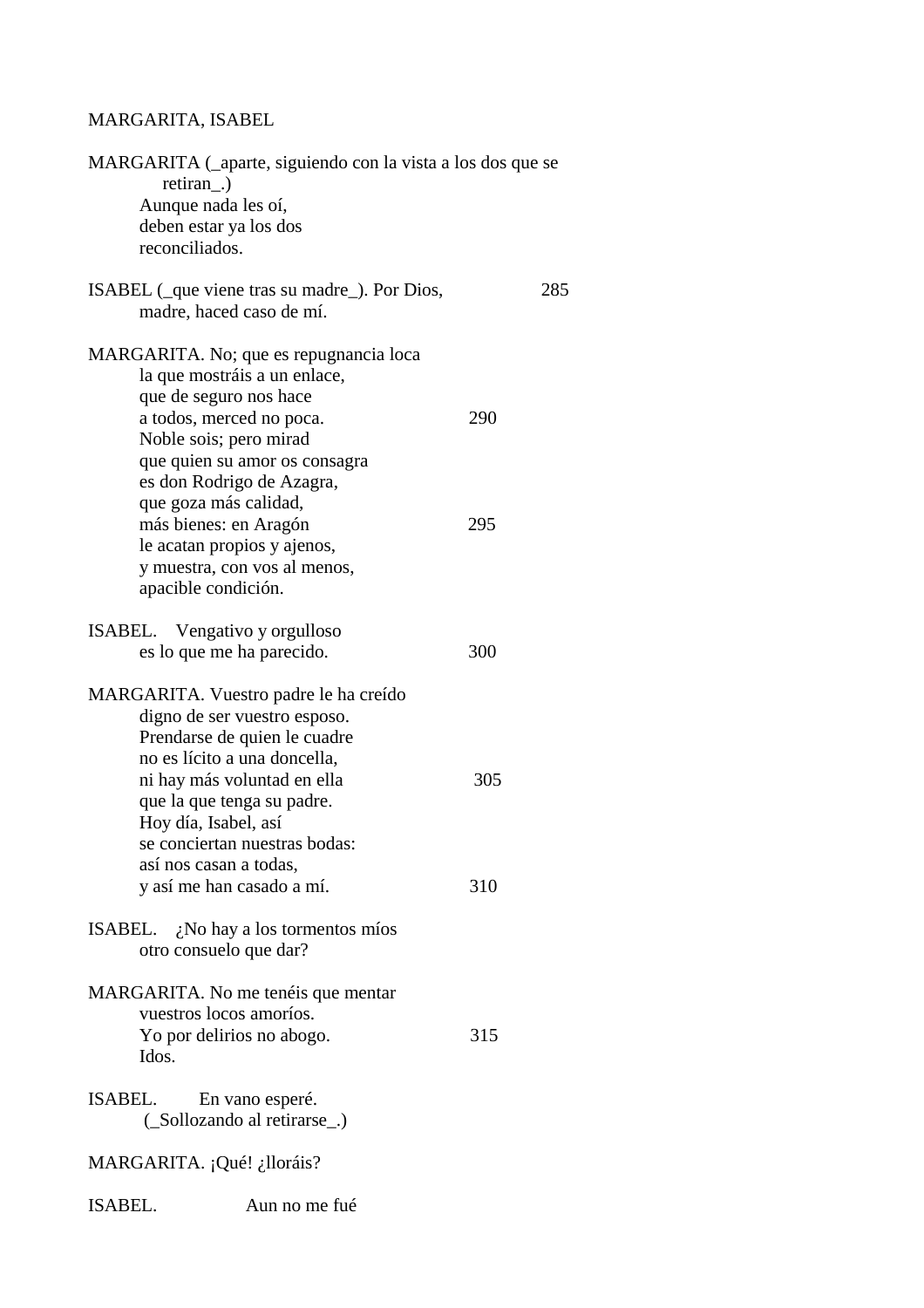MARGARITA, ISABEL

MARGARITA (_aparte, siguiendo con la vista a los dos que se retiran_.)
Aunque nada les oí,
deben estar ya los dos
reconciliados.

ISABEL (_que viene tras su madre_). Por Dios, 285
madre, haced caso de mí.

MARGARITA. No; que es repugnancia loca
la que mostráis a un enlace,
que de seguro nos hace
a todos, merced no poca. 290
Noble sois; pero mirad
que quien su amor os consagra
es don Rodrigo de Azagra,
que goza más calidad,
más bienes: en Aragón 295
le acatan propios y ajenos,
y muestra, con vos al menos,
apacible condición.

ISABEL. Vengativo y orgulloso
es lo que me ha parecido. 300

MARGARITA. Vuestro padre le ha creído
digno de ser vuestro esposo.
Prendarse de quien le cuadre
no es lícito a una doncella,
ni hay más voluntad en ella 305
que la que tenga su padre.
Hoy día, Isabel, así
se conciertan nuestras bodas:
así nos casan a todas,
y así me han casado a mí. 310

ISABEL. ¿No hay a los tormentos míos
otro consuelo que dar?

MARGARITA. No me tenéis que mentar
vuestros locos amoríos.
Yo por delirios no abogo. 315
Idos.

ISABEL. En vano esperé.
(_Sollozando al retirarse_.)

MARGARITA. ¡Qué! ¿lloráis?

ISABEL. Aun no me fué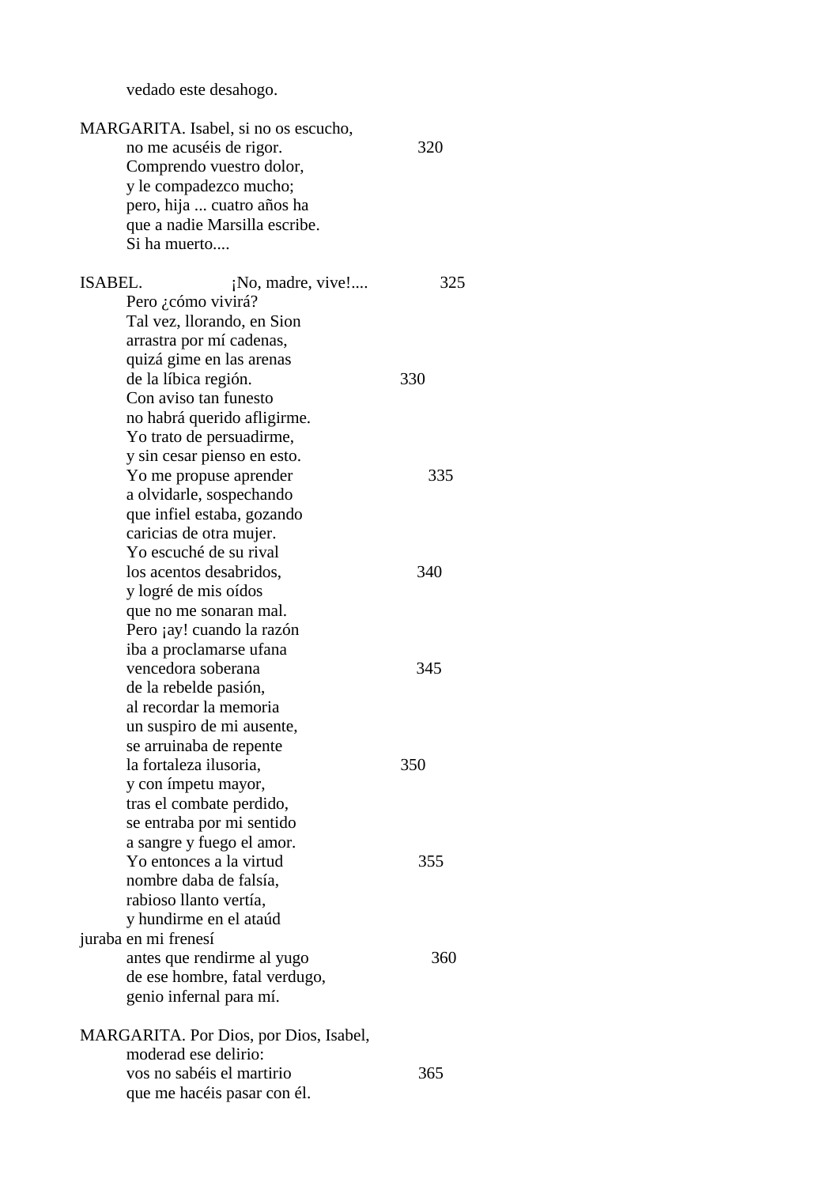vedado este desahogo.

MARGARITA. Isabel, si no os escucho,
no me acuséis de rigor. 320
Comprendo vuestro dolor,
y le compadezco mucho;
pero, hija ... cuatro años ha
que a nadie Marsilla escribe.
Si ha muerto....

ISABEL. ¡No, madre, vive!.... 325
Pero ¿cómo vivirá?
Tal vez, llorando, en Sion
arrastra por mí cadenas,
quizá gime en las arenas
de la líbica región. 330
Con aviso tan funesto
no habrá querido afligirme.
Yo trato de persuadirme,
y sin cesar pienso en esto.
Yo me propuse aprender 335
a olvidarle, sospechando
que infiel estaba, gozando
caricias de otra mujer.
Yo escuché de su rival
los acentos desabridos, 340
y logré de mis oídos
que no me sonaran mal.
Pero ¡ay! cuando la razón
iba a proclamarse ufana
vencedora soberana 345
de la rebelde pasión,
al recordar la memoria
un suspiro de mi ausente,
se arruinaba de repente
la fortaleza ilusoria, 350
y con ímpetu mayor,
tras el combate perdido,
se entraba por mi sentido
a sangre y fuego el amor.
Yo entonces a la virtud 355
nombre daba de falsía,
rabioso llanto vertía,
y hundirme en el ataúd
juraba en mi frenesí
antes que rendirme al yugo 360
de ese hombre, fatal verdugo,
genio infernal para mí.

MARGARITA. Por Dios, por Dios, Isabel,
moderad ese delirio:
vos no sabéis el martirio 365
que me hacéis pasar con él.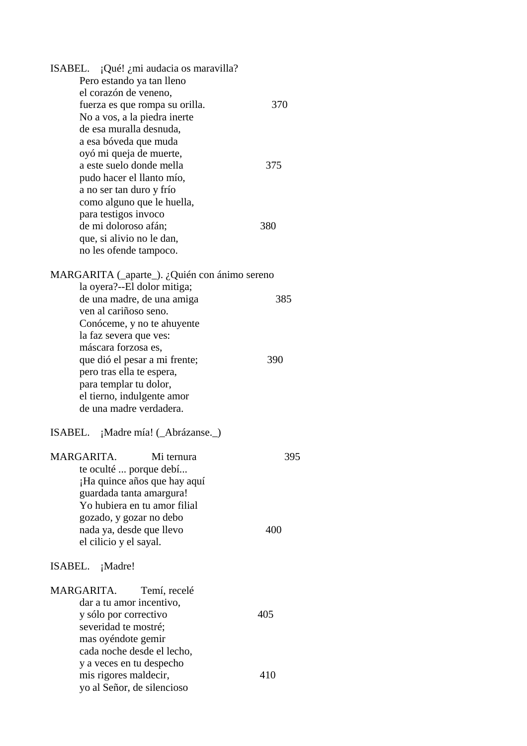ISABEL. ¡Qué! ¿mi audacia os maravilla?
Pero estando ya tan lleno
el corazón de veneno,
fuerza es que rompa su orilla. 370
No a vos, a la piedra inerte
de esa muralla desnuda,
a esa bóveda que muda
oyó mi queja de muerte,
a este suelo donde mella 375
pudo hacer el llanto mío,
a no ser tan duro y frío
como alguno que le huella,
para testigos invoco
de mi doloroso afán; 380
que, si alivio no le dan,
no les ofende tampoco.

MARGARITA (_aparte_). ¿Quién con ánimo sereno
la oyera?--El dolor mitiga;
de una madre, de una amiga 385
ven al cariñoso seno.
Conóceme, y no te ahuyente
la faz severa que ves:
máscara forzosa es,
que dió el pesar a mi frente; 390
pero tras ella te espera,
para templar tu dolor,
el tierno, indulgente amor
de una madre verdadera.

ISABEL. ¡Madre mía! (_Abrázanse._)

MARGARITA. Mi ternura 395
te oculté ... porque debí...
¡Ha quince años que hay aquí
guardada tanta amargura!
Yo hubiera en tu amor filial
gozado, y gozar no debo
nada ya, desde que llevo 400
el cilicio y el sayal.

ISABEL. ¡Madre!

MARGARITA. Temí, recelé
dar a tu amor incentivo,
y sólo por correctivo 405
severidad te mostré;
mas oyéndote gemir
cada noche desde el lecho,
y a veces en tu despecho
mis rigores maldecir, 410
yo al Señor, de silencioso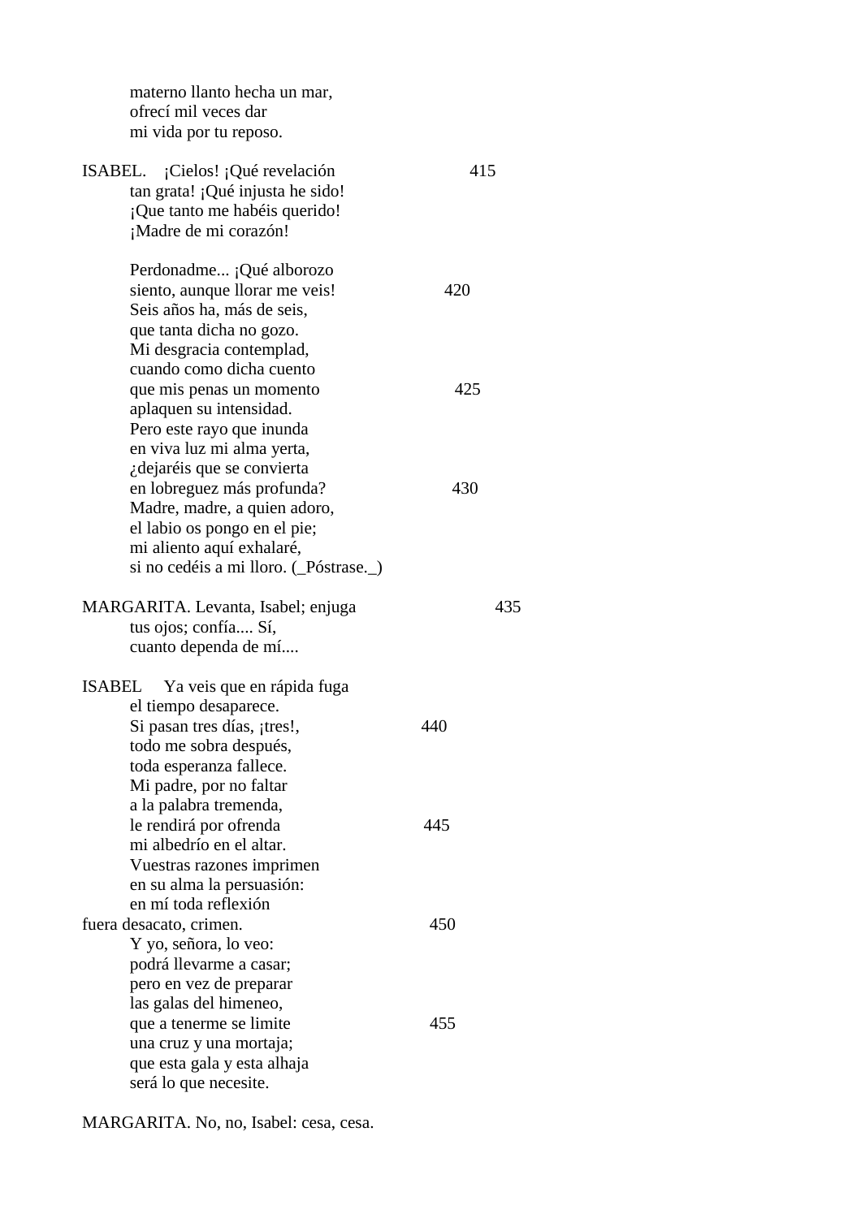materno llanto hecha un mar,
ofrecí mil veces dar
mi vida por tu reposo.

ISABEL. ¡Cielos! ¡Qué revelación 415
tan grata! ¡Qué injusta he sido!
¡Que tanto me habéis querido!
¡Madre de mi corazón!

Perdonadme... ¡Qué alborozo
siento, aunque llorar me veis! 420
Seis años ha, más de seis,
que tanta dicha no gozo.
Mi desgracia contemplad,
cuando como dicha cuento
que mis penas un momento 425
aplaquen su intensidad.
Pero este rayo que inunda
en viva luz mi alma yerta,
¿dejaréis que se convierta
en lobreguez más profunda? 430
Madre, madre, a quien adoro,
el labio os pongo en el pie;
mi aliento aquí exhalaré,
si no cedéis a mi lloro. (_Póstrase._)

MARGARITA. Levanta, Isabel; enjuga 435
tus ojos; confía.... Sí,
cuanto dependa de mí....

ISABEL Ya veis que en rápida fuga
el tiempo desaparece.
Si pasan tres días, ¡tres!, 440
todo me sobra después,
toda esperanza fallece.
Mi padre, por no faltar
a la palabra tremenda,
le rendirá por ofrenda 445
mi albedrío en el altar.
Vuestras razones imprimen
en su alma la persuasión:
en mí toda reflexión
fuera desacato, crimen. 450
Y yo, señora, lo veo:
podrá llevarme a casar;
pero en vez de preparar
las galas del himeneo,
que a tenerme se limite 455
una cruz y una mortaja;
que esta gala y esta alhaja
será lo que necesite.

MARGARITA. No, no, Isabel: cesa, cesa.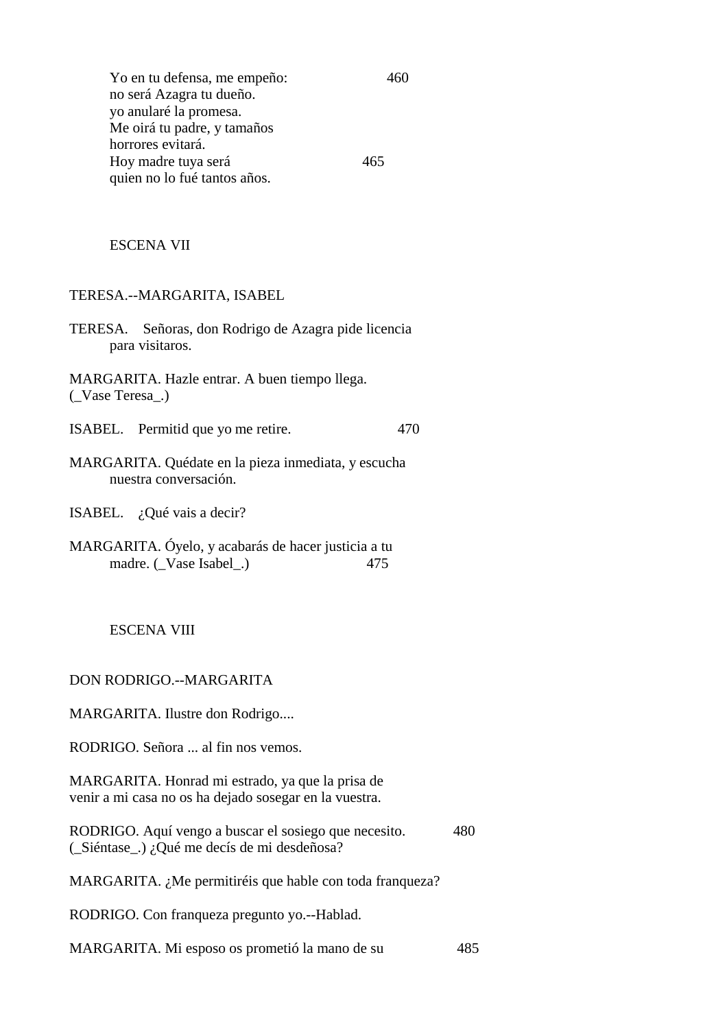Yo en tu defensa, me empeño: 460
no será Azagra tu dueño.
yo anularé la promesa.
Me oirá tu padre, y tamaños
horrores evitará.
Hoy madre tuya será 465
quien no lo fué tantos años.

ESCENA VII

TERESA.--MARGARITA, ISABEL

TERESA. Señoras, don Rodrigo de Azagra pide licencia para visitaros.

MARGARITA. Hazle entrar. A buen tiempo llega. (_Vase Teresa_.)

ISABEL. Permitid que yo me retire. 470

MARGARITA. Quédate en la pieza inmediata, y escucha nuestra conversación.

ISABEL. ¿Qué vais a decir?

MARGARITA. Óyelo, y acabarás de hacer justicia a tu madre. (_Vase Isabel_.) 475

ESCENA VIII

DON RODRIGO.--MARGARITA

MARGARITA. Ilustre don Rodrigo....

RODRIGO. Señora ... al fin nos vemos.

MARGARITA. Honrad mi estrado, ya que la prisa de venir a mi casa no os ha dejado sosegar en la vuestra.

RODRIGO. Aquí vengo a buscar el sosiego que necesito. 480
(_Siéntase_.) ¿Qué me decís de mi desdeñosa?

MARGARITA. ¿Me permitiréis que hable con toda franqueza?

RODRIGO. Con franqueza pregunto yo.--Hablad.

MARGARITA. Mi esposo os prometió la mano de su 485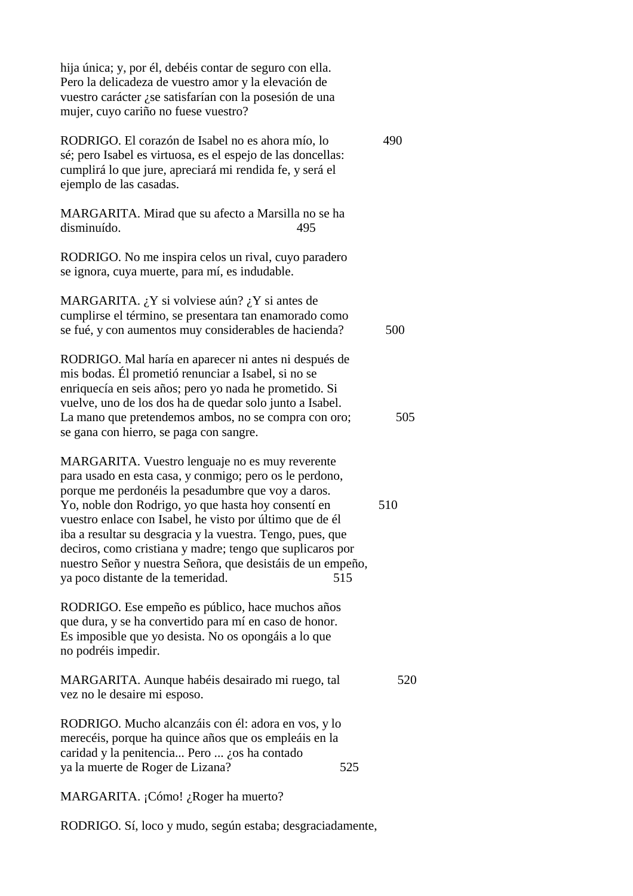hija única; y, por él, debéis contar de seguro con ella. Pero la delicadeza de vuestro amor y la elevación de vuestro carácter ¿se satisfarían con la posesión de una mujer, cuyo cariño no fuese vuestro?

RODRIGO. El corazón de Isabel no es ahora mío, lo sé; pero Isabel es virtuosa, es el espejo de las doncellas: cumplirá lo que jure, apreciará mi rendida fe, y será el ejemplo de las casadas. 490

MARGARITA. Mirad que su afecto a Marsilla no se ha disminuído. 495

RODRIGO. No me inspira celos un rival, cuyo paradero se ignora, cuya muerte, para mí, es indudable.

MARGARITA. ¿Y si volviese aún? ¿Y si antes de cumplirse el término, se presentara tan enamorado como se fué, y con aumentos muy considerables de hacienda? 500

RODRIGO. Mal haría en aparecer ni antes ni después de mis bodas. Él prometió renunciar a Isabel, si no se enriquecía en seis años; pero yo nada he prometido. Si vuelve, uno de los dos ha de quedar solo junto a Isabel. La mano que pretendemos ambos, no se compra con oro; se gana con hierro, se paga con sangre. 505

MARGARITA. Vuestro lenguaje no es muy reverente para usado en esta casa, y conmigo; pero os le perdono, porque me perdonéis la pesadumbre que voy a daros. Yo, noble don Rodrigo, yo que hasta hoy consentí en vuestro enlace con Isabel, he visto por último que de él iba a resultar su desgracia y la vuestra. Tengo, pues, que deciros, como cristiana y madre; tengo que suplicaros por nuestro Señor y nuestra Señora, que desistáis de un empeño, ya poco distante de la temeridad. 510 515

RODRIGO. Ese empeño es público, hace muchos años que dura, y se ha convertido para mí en caso de honor. Es imposible que yo desista. No os opongáis a lo que no podréis impedir.

MARGARITA. Aunque habéis desairado mi ruego, tal vez no le desaire mi esposo. 520

RODRIGO. Mucho alcanzáis con él: adora en vos, y lo merecéis, porque ha quince años que os empleáis en la caridad y la penitencia... Pero ... ¿os ha contado ya la muerte de Roger de Lizana? 525

MARGARITA. ¡Cómo! ¿Roger ha muerto?

RODRIGO. Sí, loco y mudo, según estaba; desgraciadamente,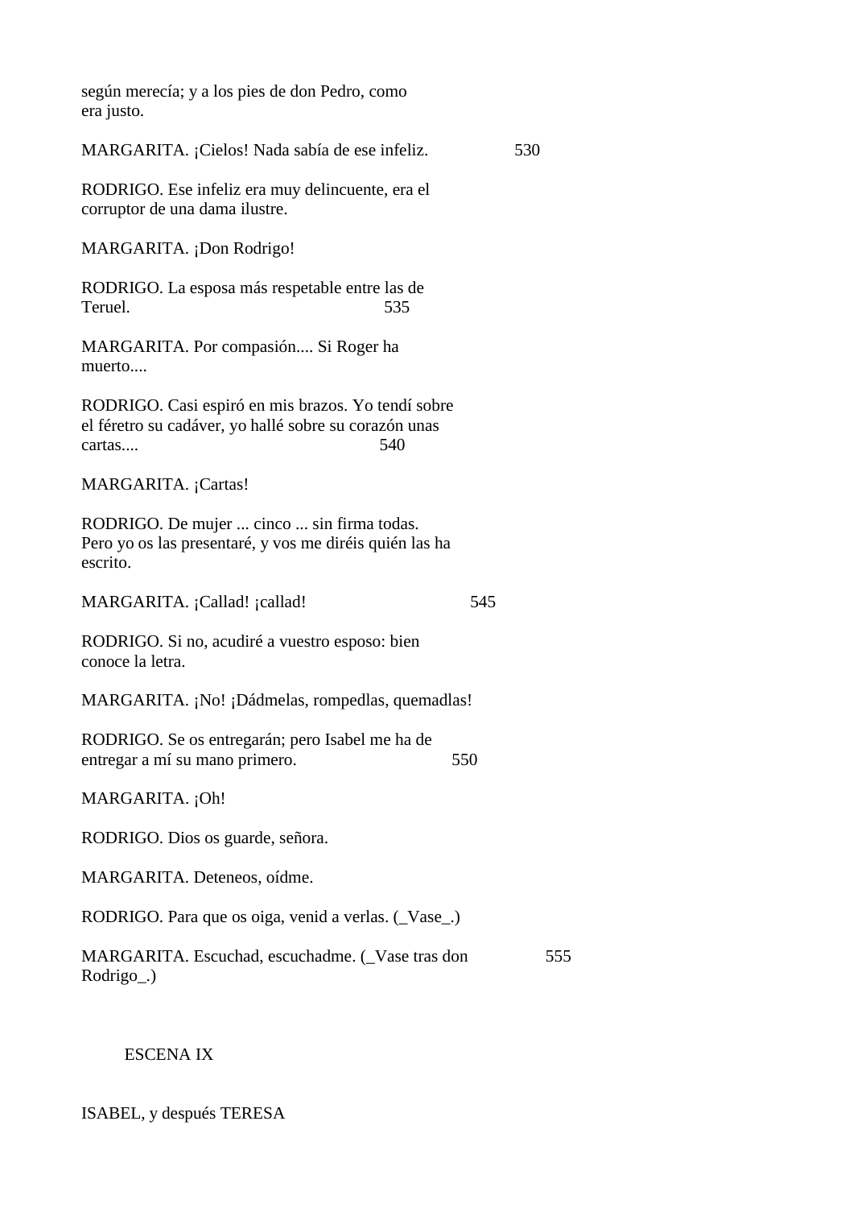según merecía; y a los pies de don Pedro, como era justo.

MARGARITA. ¡Cielos! Nada sabía de ese infeliz. 530

RODRIGO. Ese infeliz era muy delincuente, era el corruptor de una dama ilustre.

MARGARITA. ¡Don Rodrigo!

RODRIGO. La esposa más respetable entre las de Teruel. 535

MARGARITA. Por compasión.... Si Roger ha muerto....

RODRIGO. Casi espiró en mis brazos. Yo tendí sobre el féretro su cadáver, yo hallé sobre su corazón unas cartas.... 540

MARGARITA. ¡Cartas!

RODRIGO. De mujer ... cinco ... sin firma todas. Pero yo os las presentaré, y vos me diréis quién las ha escrito.

MARGARITA. ¡Callad! ¡callad! 545

RODRIGO. Si no, acudiré a vuestro esposo: bien conoce la letra.

MARGARITA. ¡No! ¡Dádmelas, rompedlas, quemadlas!

RODRIGO. Se os entregarán; pero Isabel me ha de entregar a mí su mano primero. 550

MARGARITA. ¡Oh!

RODRIGO. Dios os guarde, señora.

MARGARITA. Deteneos, oídme.

RODRIGO. Para que os oiga, venid a verlas. (_Vase_.)

MARGARITA. Escuchad, escuchadme. (_Vase tras don Rodrigo_.) 555

## ESCENA IX

ISABEL, y después TERESA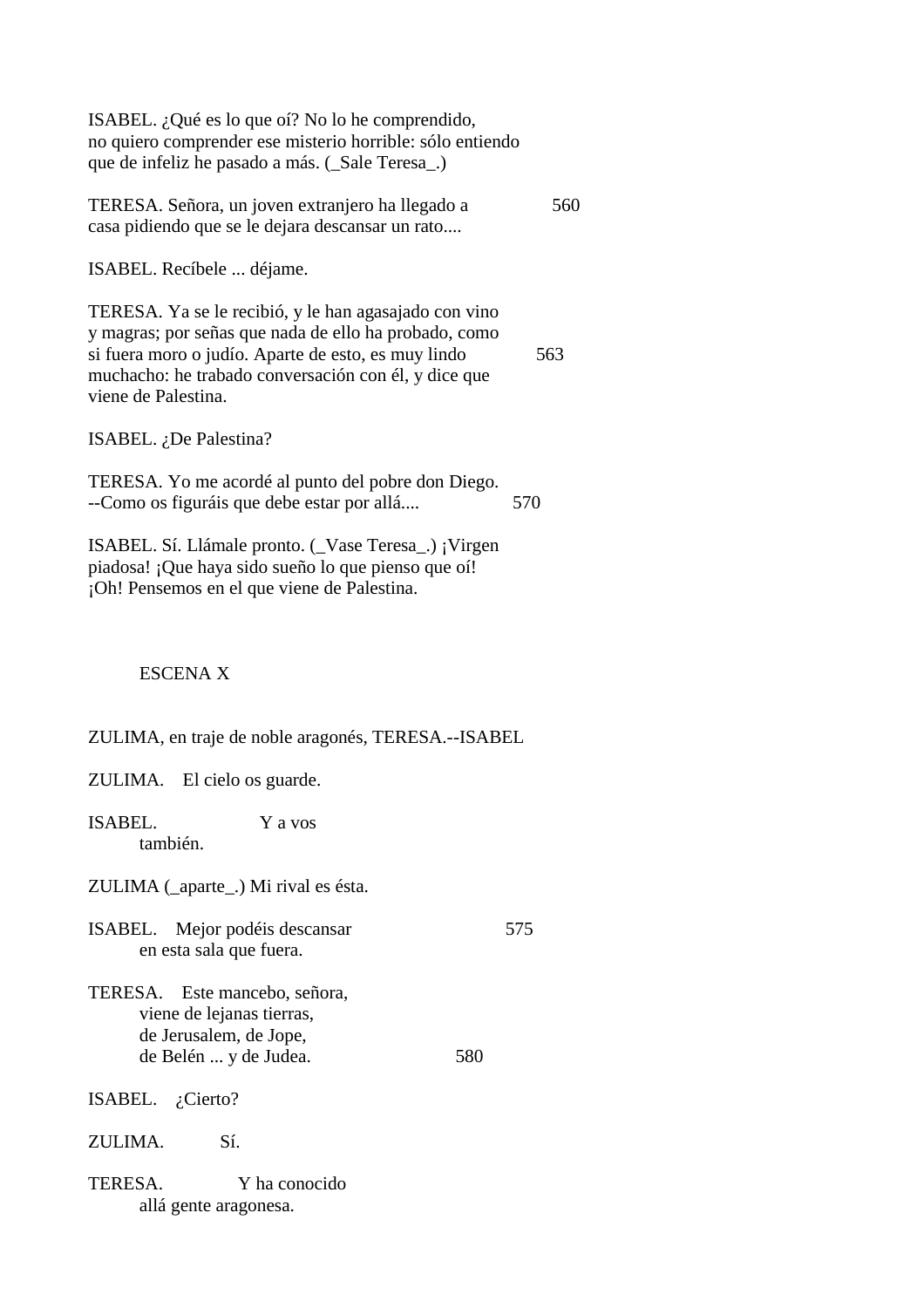ISABEL. ¿Qué es lo que oí? No lo he comprendido,
no quiero comprender ese misterio horrible: sólo entiendo
que de infeliz he pasado a más. (_Sale Teresa_.)

TERESA. Señora, un joven extranjero ha llegado a                560
casa pidiendo que se le dejara descansar un rato....

ISABEL. Recíbele ... déjame.

TERESA. Ya se le recibió, y le han agasajado con vino
y magras; por señas que nada de ello ha probado, como
si fuera moro o judío. Aparte de esto, es muy lindo             563
muchacho: he trabado conversación con él, y dice que
viene de Palestina.

ISABEL. ¿De Palestina?

TERESA. Yo me acordé al punto del pobre don Diego.
--Como os figuráis que debe estar por allá....                  570

ISABEL. Sí. Llámale pronto. (_Vase Teresa_.) ¡Virgen
piadosa! ¡Que haya sido sueño lo que pienso que oí!
¡Oh! Pensemos en el que viene de Palestina.

### ESCENA X

ZULIMA, en traje de noble aragonés, TERESA.--ISABEL

ZULIMA.    El cielo os guarde.

ISABEL.                    Y a vos
        también.

ZULIMA (_aparte_.) Mi rival es ésta.

ISABEL.    Mejor podéis descansar                       575
        en esta sala que fuera.

TERESA.    Este mancebo, señora,
        viene de lejanas tierras,
        de Jerusalem, de Jope,
        de Belén ... y de Judea.                        580

ISABEL.    ¿Cierto?

ZULIMA.          Sí.

TERESA.              Y ha conocido
        allá gente aragonesa.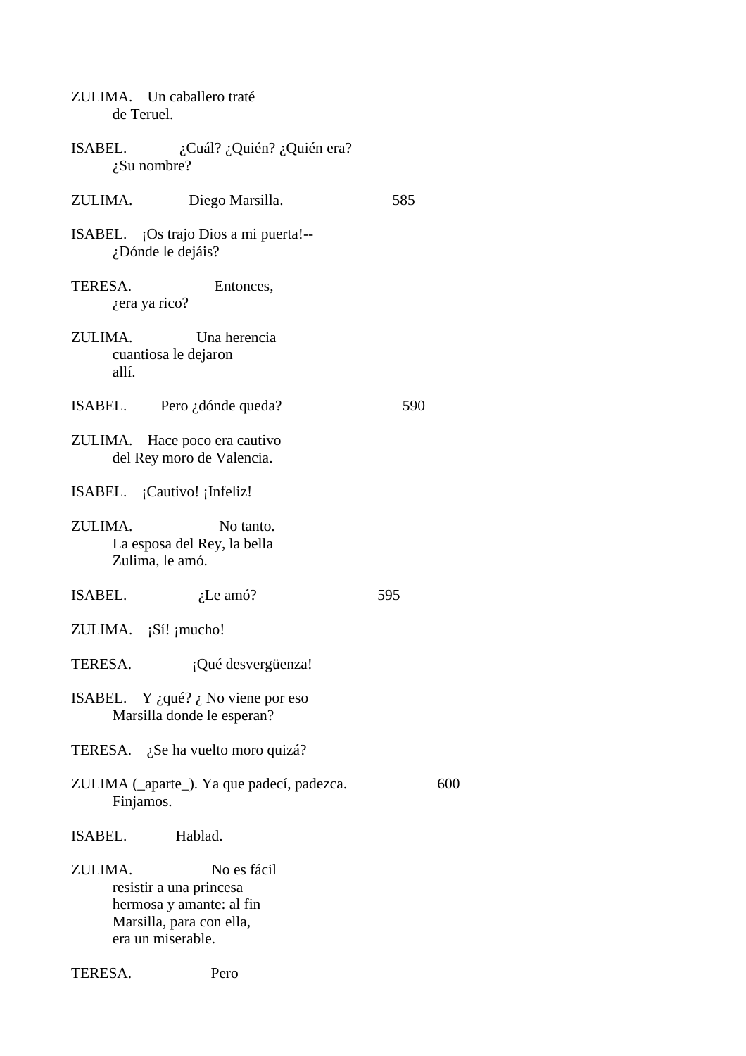ZULIMA.    Un caballero traté
    de Teruel.

ISABEL.            ¿Cuál? ¿Quién? ¿Quién era?
    ¿Su nombre?

ZULIMA.            Diego Marsilla.                    585

ISABEL.    ¡Os trajo Dios a mi puerta!--
    ¿Dónde le dejáis?

TERESA.                    Entonces,
    ¿era ya rico?

ZULIMA.                Una herencia
    cuantiosa le dejaron
    allí.

ISABEL.        Pero ¿dónde queda?                    590

ZULIMA.    Hace poco era cautivo
    del Rey moro de Valencia.

ISABEL.    ¡Cautivo! ¡Infeliz!

ZULIMA.                    No tanto.
    La esposa del Rey, la bella
    Zulima, le amó.

ISABEL.                ¿Le amó?                    595

ZULIMA.    ¡Sí! ¡mucho!

TERESA.            ¡Qué desvergüenza!

ISABEL.    Y ¿qué? ¿ No viene por eso
    Marsilla donde le esperan?

TERESA.    ¿Se ha vuelto moro quizá?

ZULIMA (_aparte_). Ya que padecí, padezca.                    600
    Finjamos.

ISABEL.        Hablad.

ZULIMA.                No es fácil
    resistir a una princesa
    hermosa y amante: al fin
    Marsilla, para con ella,
    era un miserable.

TERESA.                Pero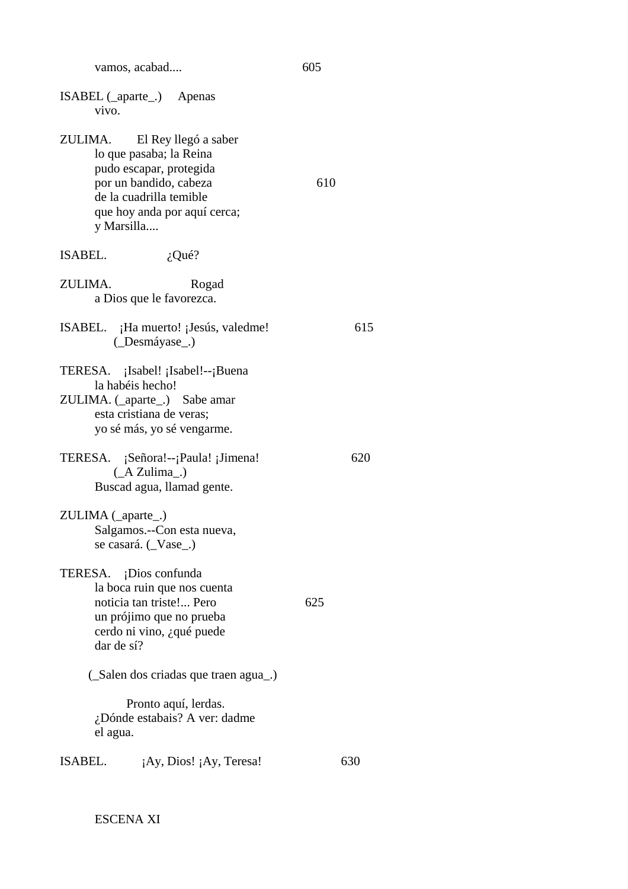vamos, acabad....                                605

ISABEL (_aparte_.)     Apenas
vivo.

ZULIMA.         El Rey llegó a saber
lo que pasaba; la Reina
pudo escapar, protegida
por un bandido, cabeza                              610
de la cuadrilla temible
que hoy anda por aquí cerca;
y Marsilla....

ISABEL.                  ¿Qué?

ZULIMA.                         Rogad
a Dios que le favorezca.

ISABEL.    ¡Ha muerto! ¡Jesús, valedme!                          615
(_Desmáyase_.)

TERESA.    ¡Isabel! ¡Isabel!--¡Buena
la habéis hecho!
ZULIMA. (_aparte_.)    Sabe amar
esta cristiana de veras;
yo sé más, yo sé vengarme.

TERESA.    ¡Señora!--¡Paula! ¡Jimena!                           620
(_A Zulima_.)
Buscad agua, llamad gente.

ZULIMA (_aparte_.)
Salgamos.--Con esta nueva,
se casará. (_Vase_.)

TERESA.    ¡Dios confunda
la boca ruin que nos cuenta
noticia tan triste!... Pero                          625
un prójimo que no prueba
cerdo ni vino, ¿qué puede
dar de sí?

(_Salen dos criadas que traen agua_.)

Pronto aquí, lerdas.
¿Dónde estabais? A ver: dadme
el agua.

ISABEL.           ¡Ay, Dios! ¡Ay, Teresa!                     630

ESCENA XI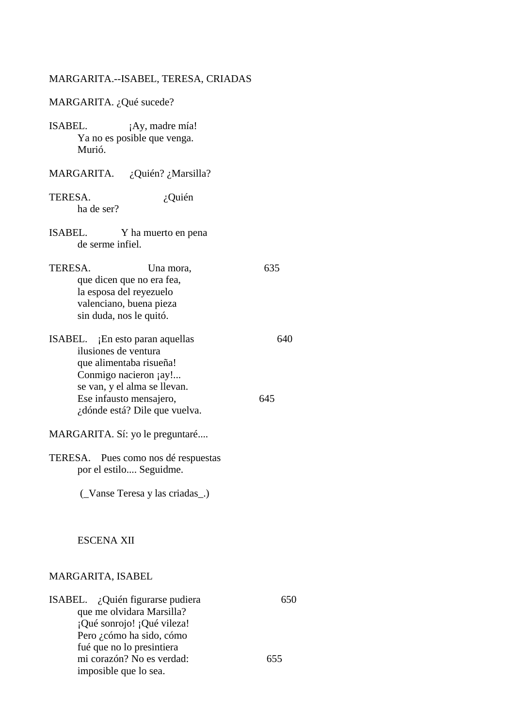MARGARITA.--ISABEL, TERESA, CRIADAS

MARGARITA. ¿Qué sucede?

ISABEL. ¡Ay, madre mía!
Ya no es posible que venga.
Murió.

MARGARITA. ¿Quién? ¿Marsilla?

TERESA. ¿Quién
ha de ser?

ISABEL. Y ha muerto en pena
de serme infiel.

TERESA. Una mora, 635
que dicen que no era fea,
la esposa del reyezuelo
valenciano, buena pieza
sin duda, nos le quitó.

ISABEL. ¡En esto paran aquellas 640
ilusiones de ventura
que alimentaba risueña!
Conmigo nacieron ¡ay!...
se van, y el alma se llevan.
Ese infausto mensajero, 645
¿dónde está? Dile que vuelva.

MARGARITA. Sí: yo le preguntaré....

TERESA. Pues como nos dé respuestas
por el estilo.... Seguidme.

(_Vanse Teresa y las criadas_.)

ESCENA XII

MARGARITA, ISABEL

ISABEL. ¿Quién figurarse pudiera 650
que me olvidara Marsilla?
¡Qué sonrojo! ¡Qué vileza!
Pero ¿cómo ha sido, cómo
fué que no lo presintiera
mi corazón? No es verdad: 655
imposible que lo sea.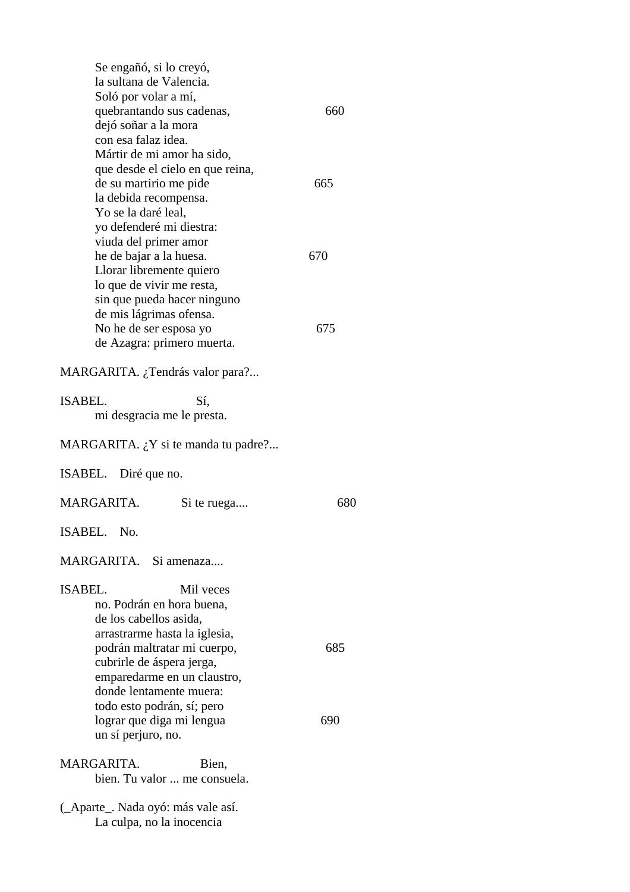Se engañó, si lo creyó,
la sultana de Valencia.
Soló por volar a mí,
quebrantando sus cadenas, 660
dejó soñar a la mora
con esa falaz idea.
Mártir de mi amor ha sido,
que desde el cielo en que reina,
de su martirio me pide 665
la debida recompensa.
Yo se la daré leal,
yo defenderé mi diestra:
viuda del primer amor
he de bajar a la huesa. 670
Llorar libremente quiero
lo que de vivir me resta,
sin que pueda hacer ninguno
de mis lágrimas ofensa.
No he de ser esposa yo 675
de Azagra: primero muerta.

MARGARITA. ¿Tendrás valor para?...

ISABEL. Sí,
mi desgracia me le presta.

MARGARITA. ¿Y si te manda tu padre?...

ISABEL. Diré que no.

MARGARITA. Si te ruega.... 680

ISABEL. No.

MARGARITA. Si amenaza....

ISABEL. Mil veces
no. Podrán en hora buena,
de los cabellos asida,
arrastrarme hasta la iglesia,
podrán maltratar mi cuerpo, 685
cubrirle de áspera jerga,
emparedarme en un claustro,
donde lentamente muera:
todo esto podrán, sí; pero
lograr que diga mi lengua 690
un sí perjuro, no.

MARGARITA. Bien,
bien. Tu valor ... me consuela.

(_Aparte_. Nada oyó: más vale así.
La culpa, no la inocencia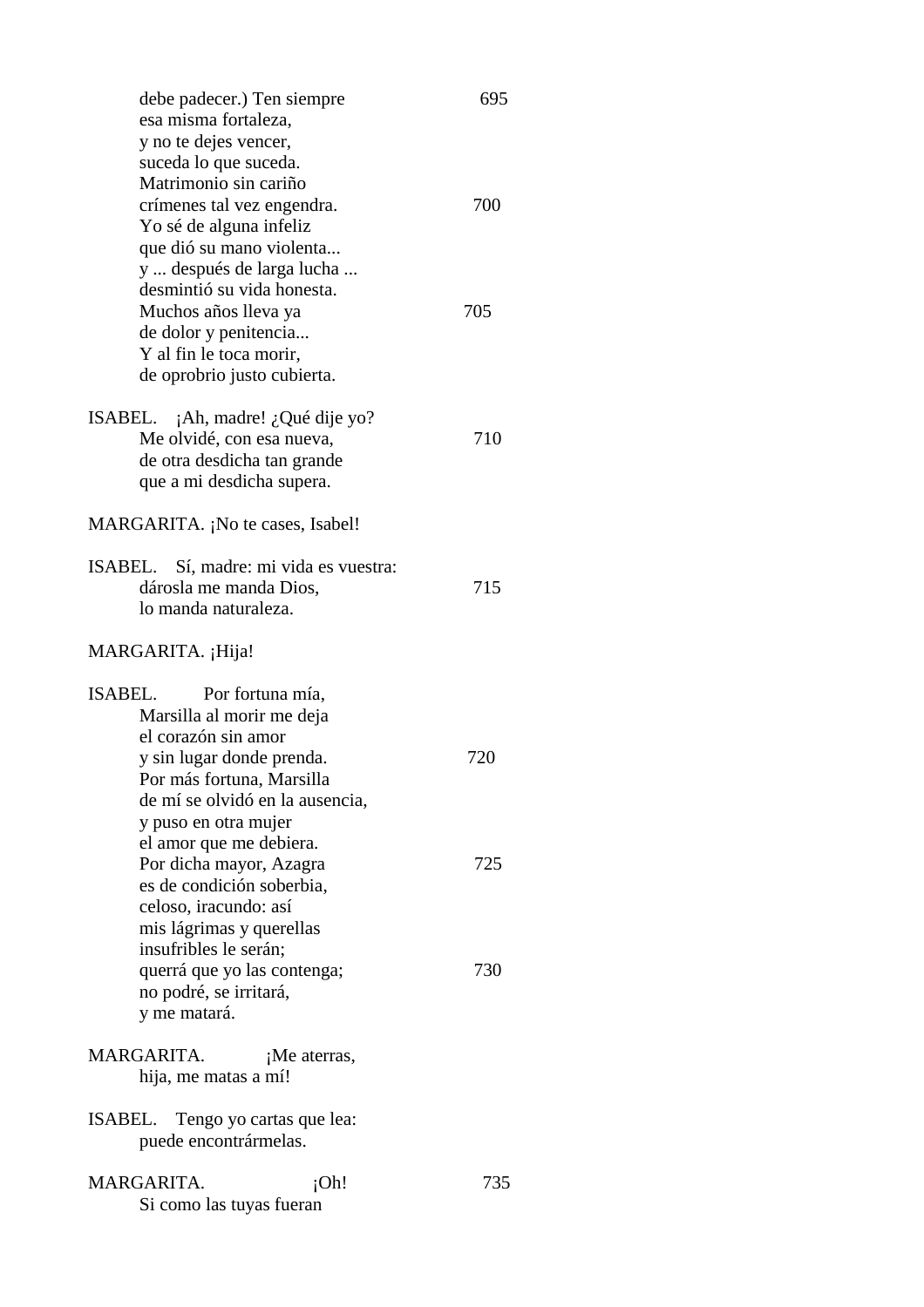debe padecer.) Ten siempre 695
esa misma fortaleza,
y no te dejes vencer,
suceda lo que suceda.
Matrimonio sin cariño
crímenes tal vez engendra. 700
Yo sé de alguna infeliz
que dió su mano violenta...
y ... después de larga lucha ...
desmintió su vida honesta.
Muchos años lleva ya 705
de dolor y penitencia...
Y al fin le toca morir,
de oprobrio justo cubierta.

ISABEL. ¡Ah, madre! ¿Qué dije yo?
Me olvidé, con esa nueva, 710
de otra desdicha tan grande
que a mi desdicha supera.

MARGARITA. ¡No te cases, Isabel!

ISABEL. Sí, madre: mi vida es vuestra:
dárosla me manda Dios, 715
lo manda naturaleza.

MARGARITA. ¡Hija!

ISABEL. Por fortuna mía,
Marsilla al morir me deja
el corazón sin amor
y sin lugar donde prenda. 720
Por más fortuna, Marsilla
de mí se olvidó en la ausencia,
y puso en otra mujer
el amor que me debiera.
Por dicha mayor, Azagra 725
es de condición soberbia,
celoso, iracundo: así
mis lágrimas y querellas
insufribles le serán;
querrá que yo las contenga; 730
no podré, se irritará,
y me matará.

MARGARITA. ¡Me aterras,
hija, me matas a mí!

ISABEL. Tengo yo cartas que lea:
puede encontrármelas.

MARGARITA. ¡Oh! 735
Si como las tuyas fueran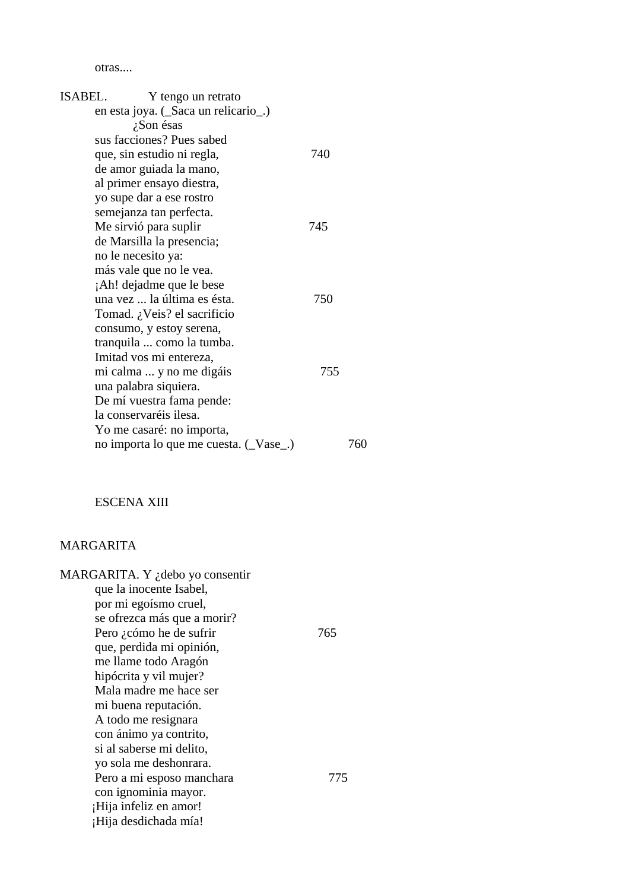otras....

ISABEL. Y tengo un retrato
en esta joya. (_Saca un relicario_.)
¿Son ésas
sus facciones? Pues sabed
que, sin estudio ni regla, 740
de amor guiada la mano,
al primer ensayo diestra,
yo supe dar a ese rostro
semejanza tan perfecta.
Me sirvió para suplir 745
de Marsilla la presencia;
no le necesito ya:
más vale que no le vea.
¡Ah! dejadme que le bese
una vez ... la última es ésta. 750
Tomad. ¿Veis? el sacrificio
consumo, y estoy serena,
tranquila ... como la tumba.
Imitad vos mi entereza,
mi calma ... y no me digáis 755
una palabra siquiera.
De mí vuestra fama pende:
la conservaréis ilesa.
Yo me casaré: no importa,
no importa lo que me cuesta. (_Vase_.) 760

ESCENA XIII

MARGARITA

MARGARITA. Y ¿debo yo consentir
que la inocente Isabel,
por mi egoísmo cruel,
se ofrezca más que a morir?
Pero ¿cómo he de sufrir 765
que, perdida mi opinión,
me llame todo Aragón
hipócrita y vil mujer?
Mala madre me hace ser
mi buena reputación.
A todo me resignara
con ánimo ya contrito,
si al saberse mi delito,
yo sola me deshonrara.
Pero a mi esposo manchara 775
con ignominia mayor.
¡Hija infeliz en amor!
¡Hija desdichada mía!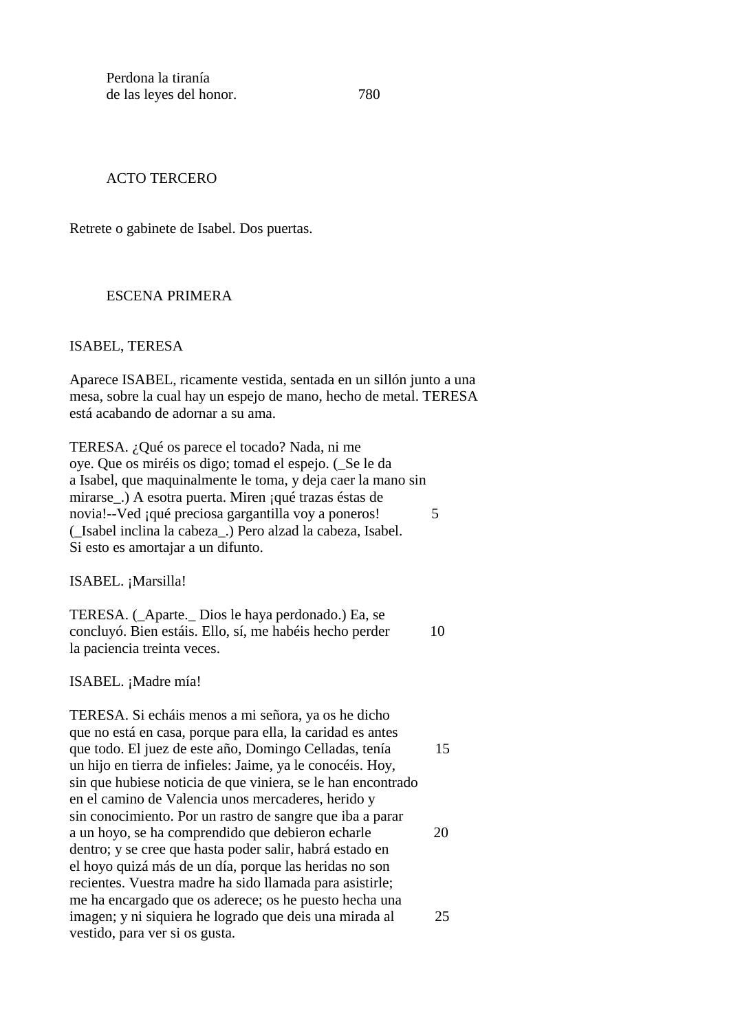Perdona la tiranía
de las leyes del honor.                              780

## ACTO TERCERO

Retrete o gabinete de Isabel. Dos puertas.

### ESCENA PRIMERA

ISABEL, TERESA

Aparece ISABEL, ricamente vestida, sentada en un sillón junto a una mesa, sobre la cual hay un espejo de mano, hecho de metal. TERESA está acabando de adornar a su ama.

TERESA. ¿Qué os parece el tocado? Nada, ni me
oye. Que os miréis os digo; tomad el espejo. (_Se le da
a Isabel, que maquinalmente le toma, y deja caer la mano sin
mirarse_.) A esotra puerta. Miren ¡qué trazas éstas de
novia!--Ved ¡qué preciosa gargantilla voy a poneros!              5
(_Isabel inclina la cabeza_.) Pero alzad la cabeza, Isabel.
Si esto es amortajar a un difunto.

ISABEL. ¡Marsilla!

TERESA. (_Aparte._ Dios le haya perdonado.) Ea, se
concluyó. Bien estáis. Ello, sí, me habéis hecho perder           10
la paciencia treinta veces.

ISABEL. ¡Madre mía!

TERESA. Si echáis menos a mi señora, ya os he dicho
que no está en casa, porque para ella, la caridad es antes
que todo. El juez de este año, Domingo Celladas, tenía           15
un hijo en tierra de infieles: Jaime, ya le conocéis. Hoy,
sin que hubiese noticia de que viniera, se le han encontrado
en el camino de Valencia unos mercaderes, herido y
sin conocimiento. Por un rastro de sangre que iba a parar
a un hoyo, se ha comprendido que debieron echarle                20
dentro; y se cree que hasta poder salir, habrá estado en
el hoyo quizá más de un día, porque las heridas no son
recientes. Vuestra madre ha sido llamada para asistirle;
me ha encargado que os aderece; os he puesto hecha una
imagen; y ni siquiera he logrado que deis una mirada al          25
vestido, para ver si os gusta.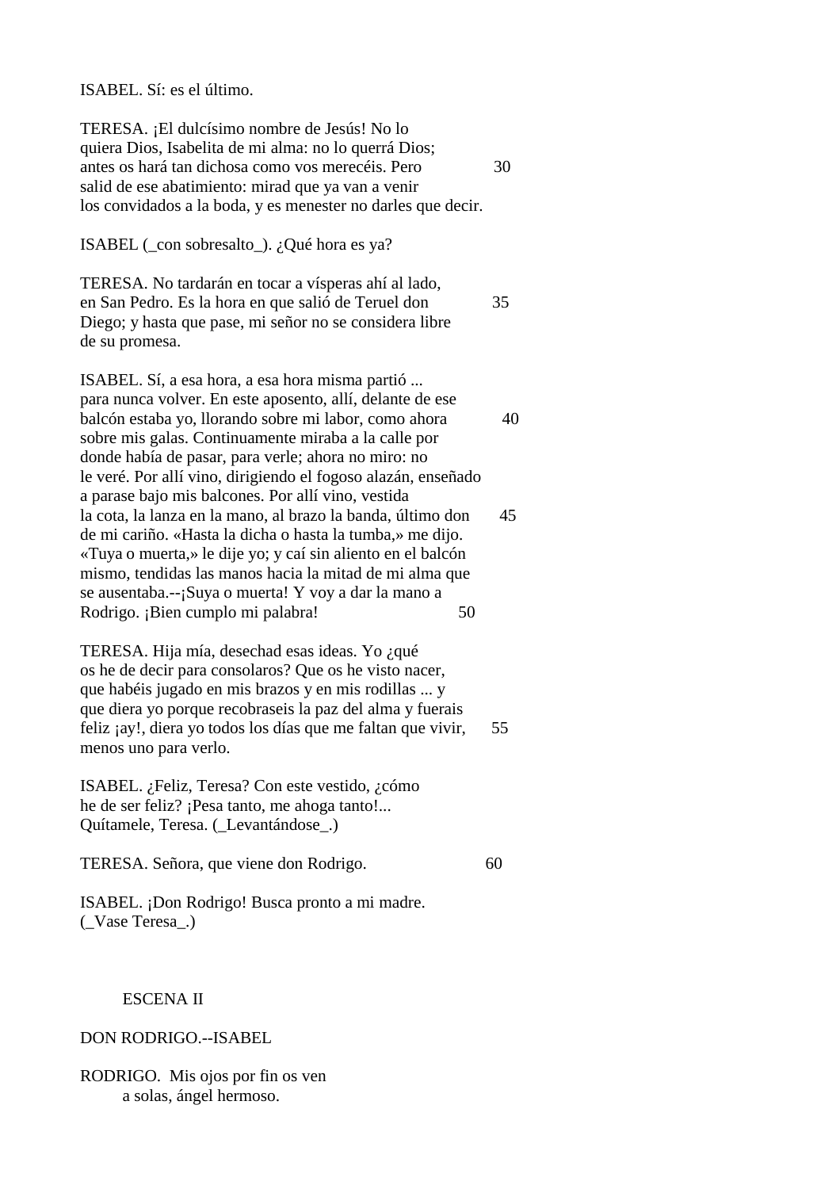ISABEL. Sí: es el último.

TERESA. ¡El dulcísimo nombre de Jesús! No lo quiera Dios, Isabelita de mi alma: no lo querrá Dios; antes os hará tan dichosa como vos merecéis. Pero salid de ese abatimiento: mirad que ya van a venir los convidados a la boda, y es menester no darles que decir. 30

ISABEL (_con sobresalto_). ¿Qué hora es ya?

TERESA. No tardarán en tocar a vísperas ahí al lado, en San Pedro. Es la hora en que salió de Teruel don Diego; y hasta que pase, mi señor no se considera libre de su promesa. 35

ISABEL. Sí, a esa hora, a esa hora misma partió ... para nunca volver. En este aposento, allí, delante de ese balcón estaba yo, llorando sobre mi labor, como ahora sobre mis galas. Continuamente miraba a la calle por donde había de pasar, para verle; ahora no miro: no le veré. Por allí vino, dirigiendo el fogoso alazán, enseñado a parase bajo mis balcones. Por allí vino, vestida la cota, la lanza en la mano, al brazo la banda, último don de mi cariño. «Hasta la dicha o hasta la tumba,» me dijo. «Tuya o muerta,» le dije yo; y caí sin aliento en el balcón mismo, tendidas las manos hacia la mitad de mi alma que se ausentaba.--¡Suya o muerta! Y voy a dar la mano a Rodrigo. ¡Bien cumplo mi palabra! 40 45 50

TERESA. Hija mía, desechad esas ideas. Yo ¿qué os he de decir para consolaros? Que os he visto nacer, que habéis jugado en mis brazos y en mis rodillas ... y que diera yo porque recobraseis la paz del alma y fuerais feliz ¡ay!, diera yo todos los días que me faltan que vivir, menos uno para verlo. 55

ISABEL. ¿Feliz, Teresa? Con este vestido, ¿cómo he de ser feliz? ¡Pesa tanto, me ahoga tanto!... Quítamele, Teresa. (_Levantándose_.)

TERESA. Señora, que viene don Rodrigo. 60

ISABEL. ¡Don Rodrigo! Busca pronto a mi madre. (_Vase Teresa_.)

## ESCENA II

DON RODRIGO.--ISABEL

RODRIGO. Mis ojos por fin os ven
a solas, ángel hermoso.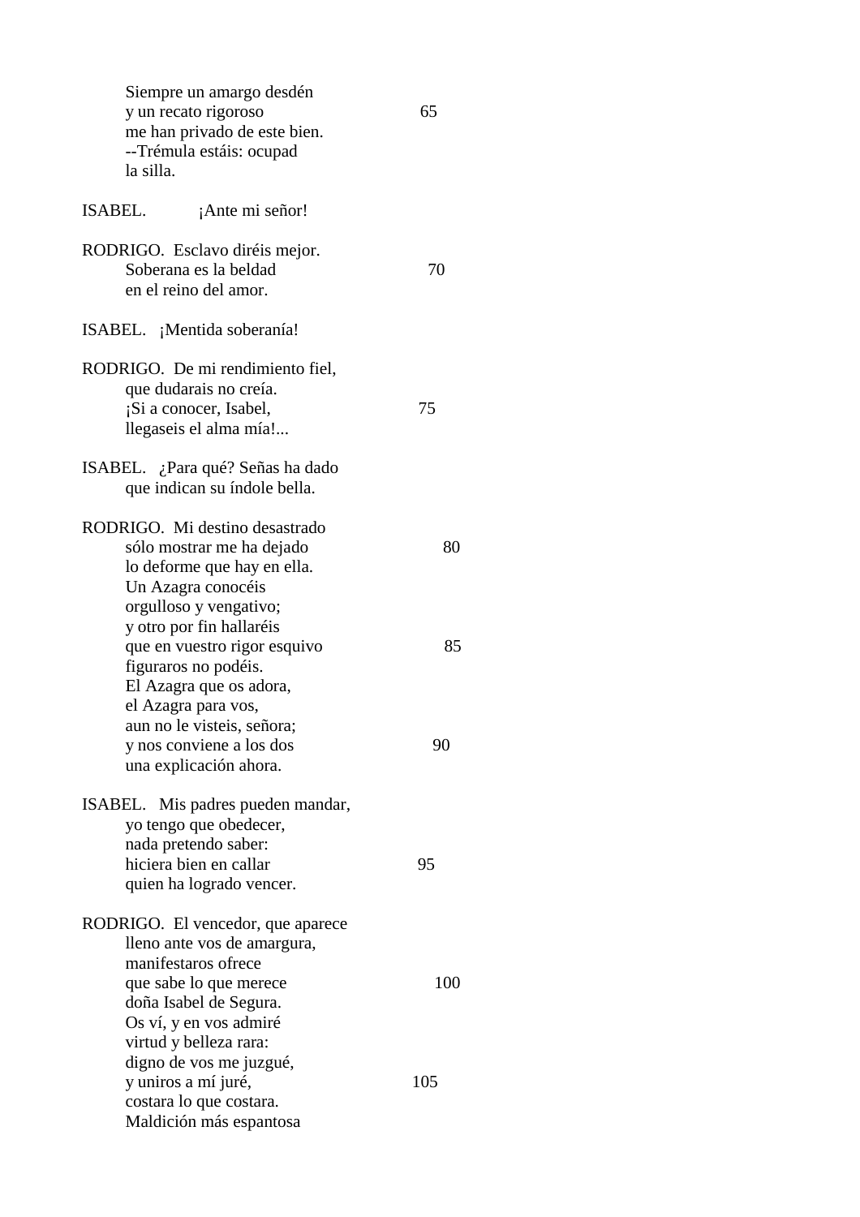Siempre un amargo desdén
y un recato rigoroso 65
me han privado de este bien.
--Trémula estáis: ocupad
la silla.

ISABEL. ¡Ante mi señor!

RODRIGO. Esclavo diréis mejor.
Soberana es la beldad 70
en el reino del amor.

ISABEL. ¡Mentida soberanía!

RODRIGO. De mi rendimiento fiel,
que dudarais no creía.
¡Si a conocer, Isabel, 75
llegaseis el alma mía!...

ISABEL. ¿Para qué? Señas ha dado
que indican su índole bella.

RODRIGO. Mi destino desastrado
sólo mostrar me ha dejado 80
lo deforme que hay en ella.
Un Azagra conocéis
orgulloso y vengativo;
y otro por fin hallaréis
que en vuestro rigor esquivo 85
figuraros no podéis.
El Azagra que os adora,
el Azagra para vos,
aun no le visteis, señora;
y nos conviene a los dos 90
una explicación ahora.

ISABEL. Mis padres pueden mandar,
yo tengo que obedecer,
nada pretendo saber:
hiciera bien en callar 95
quien ha logrado vencer.

RODRIGO. El vencedor, que aparece
lleno ante vos de amargura,
manifestaros ofrece
que sabe lo que merece 100
doña Isabel de Segura.
Os ví, y en vos admiré
virtud y belleza rara:
digno de vos me juzgué,
y uniros a mí juré, 105
costara lo que costara.
Maldición más espantosa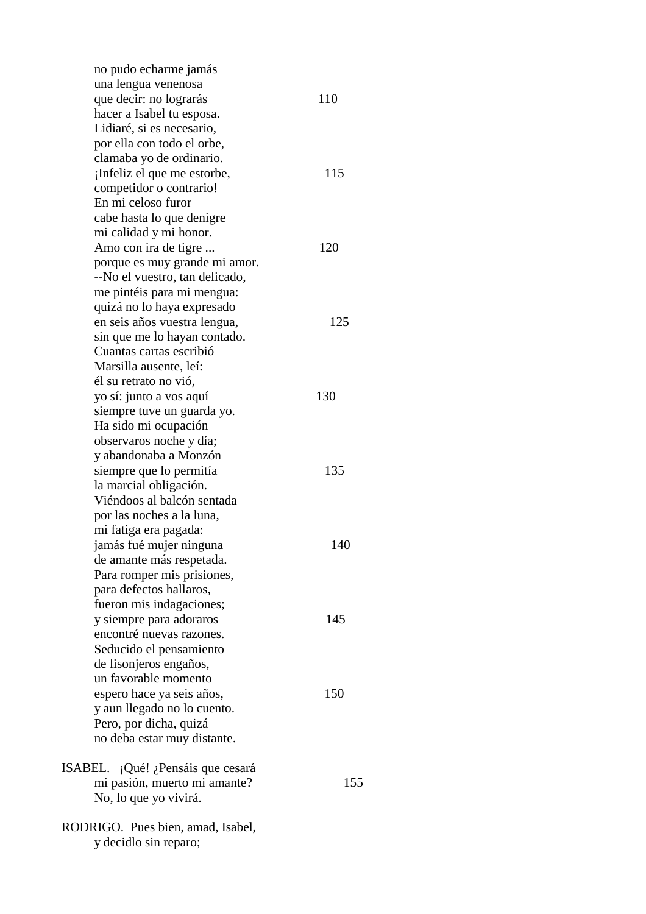no pudo echarme jamás
una lengua venenosa
que decir: no lograrás 110
hacer a Isabel tu esposa.
Lidiaré, si es necesario,
por ella con todo el orbe,
clamaba yo de ordinario.
¡Infeliz el que me estorbe, 115
competidor o contrario!
En mi celoso furor
cabe hasta lo que denigre
mi calidad y mi honor.
Amo con ira de tigre ... 120
porque es muy grande mi amor.
--No el vuestro, tan delicado,
me pintéis para mi mengua:
quizá no lo haya expresado
en seis años vuestra lengua, 125
sin que me lo hayan contado.
Cuantas cartas escribió
Marsilla ausente, leí:
él su retrato no vió,
yo sí: junto a vos aquí 130
siempre tuve un guarda yo.
Ha sido mi ocupación
observaros noche y día;
y abandonaba a Monzón
siempre que lo permitía 135
la marcial obligación.
Viéndoos al balcón sentada
por las noches a la luna,
mi fatiga era pagada:
jamás fué mujer ninguna 140
de amante más respetada.
Para romper mis prisiones,
para defectos hallaros,
fueron mis indagaciones;
y siempre para adoraros 145
encontré nuevas razones.
Seducido el pensamiento
de lisonjeros engaños,
un favorable momento
espero hace ya seis años, 150
y aun llegado no lo cuento.
Pero, por dicha, quizá
no deba estar muy distante.

ISABEL. ¡Qué! ¿Pensáis que cesará
mi pasión, muerto mi amante? 155
No, lo que yo vivirá.

RODRIGO. Pues bien, amad, Isabel,
y decidlo sin reparo;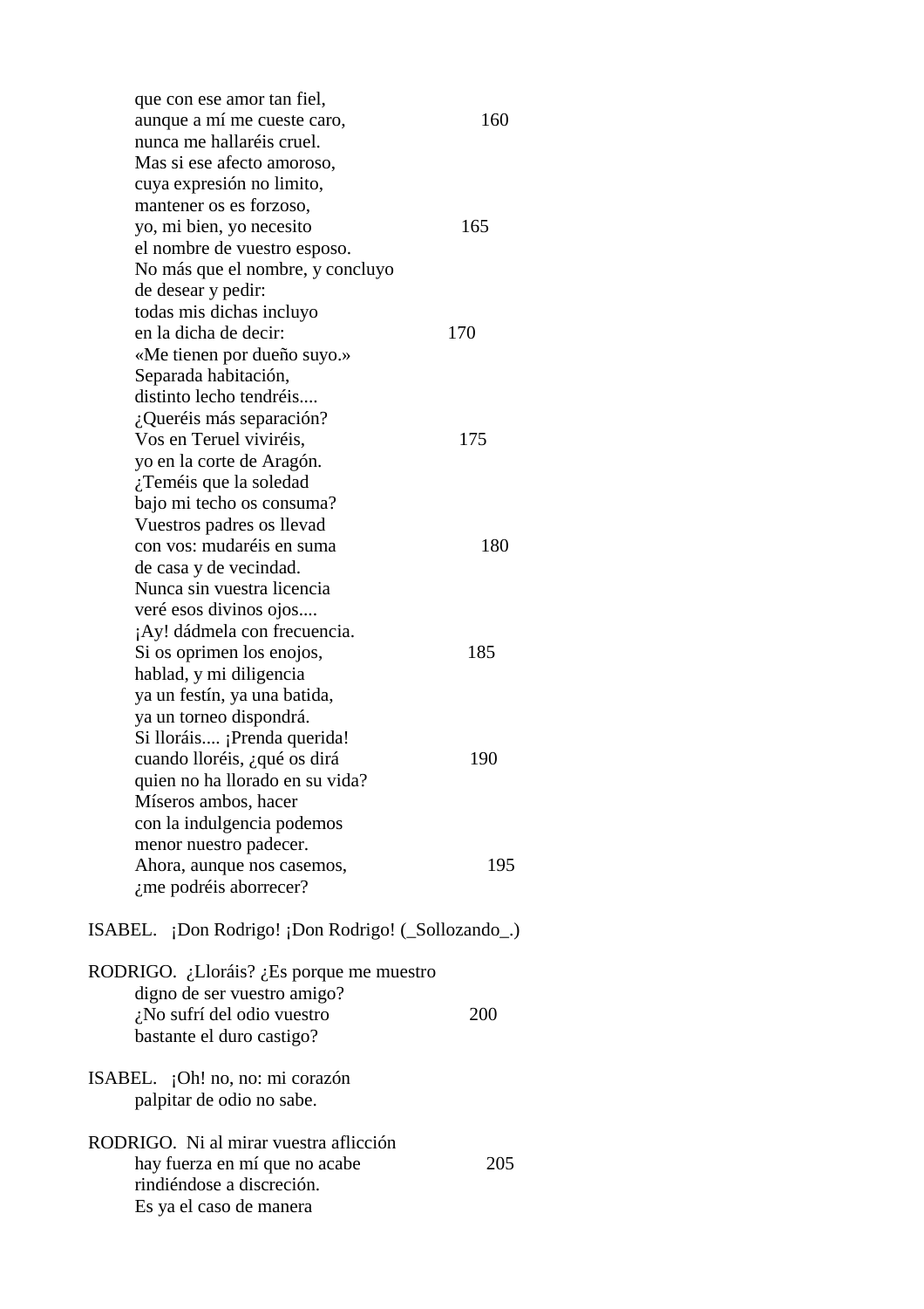que con ese amor tan fiel,  
aunque a mí me cueste caro,                    160  
nunca me hallaréis cruel.  
Mas si ese afecto amoroso,  
cuya expresión no limito,  
mantener os es forzoso,  
yo, mi bien, yo necesito                    165  
el nombre de vuestro esposo.  
No más que el nombre, y concluyo  
de desear y pedir:  
todas mis dichas incluyo  
en la dicha de decir:                    170  
«Me tienen por dueño suyo.»  
Separada habitación,  
distinto lecho tendréis....  
¿Queréis más separación?  
Vos en Teruel viviréis,                    175  
yo en la corte de Aragón.  
¿Teméis que la soledad  
bajo mi techo os consuma?  
Vuestros padres os llevad  
con vos: mudaréis en suma                    180  
de casa y de vecindad.  
Nunca sin vuestra licencia  
veré esos divinos ojos....  
¡Ay! dádmela con frecuencia.  
Si os oprimen los enojos,                    185  
hablad, y mi diligencia  
ya un festín, ya una batida,  
ya un torneo dispondrá.  
Si lloráis.... ¡Prenda querida!  
cuando lloréis, ¿qué os dirá                    190  
quien no ha llorado en su vida?  
Míseros ambos, hacer  
con la indulgencia podemos  
menor nuestro padecer.  
Ahora, aunque nos casemos,                    195  
¿me podréis aborrecer?

ISABEL. ¡Don Rodrigo! ¡Don Rodrigo! (_Sollozando_.)

RODRIGO. ¿Lloráis? ¿Es porque me muestro  
digno de ser vuestro amigo?  
¿No sufrí del odio vuestro                    200  
bastante el duro castigo?

ISABEL. ¡Oh! no, no: mi corazón  
palpitar de odio no sabe.

RODRIGO. Ni al mirar vuestra aflicción  
hay fuerza en mí que no acabe                    205  
rindiéndose a discreción.  
Es ya el caso de manera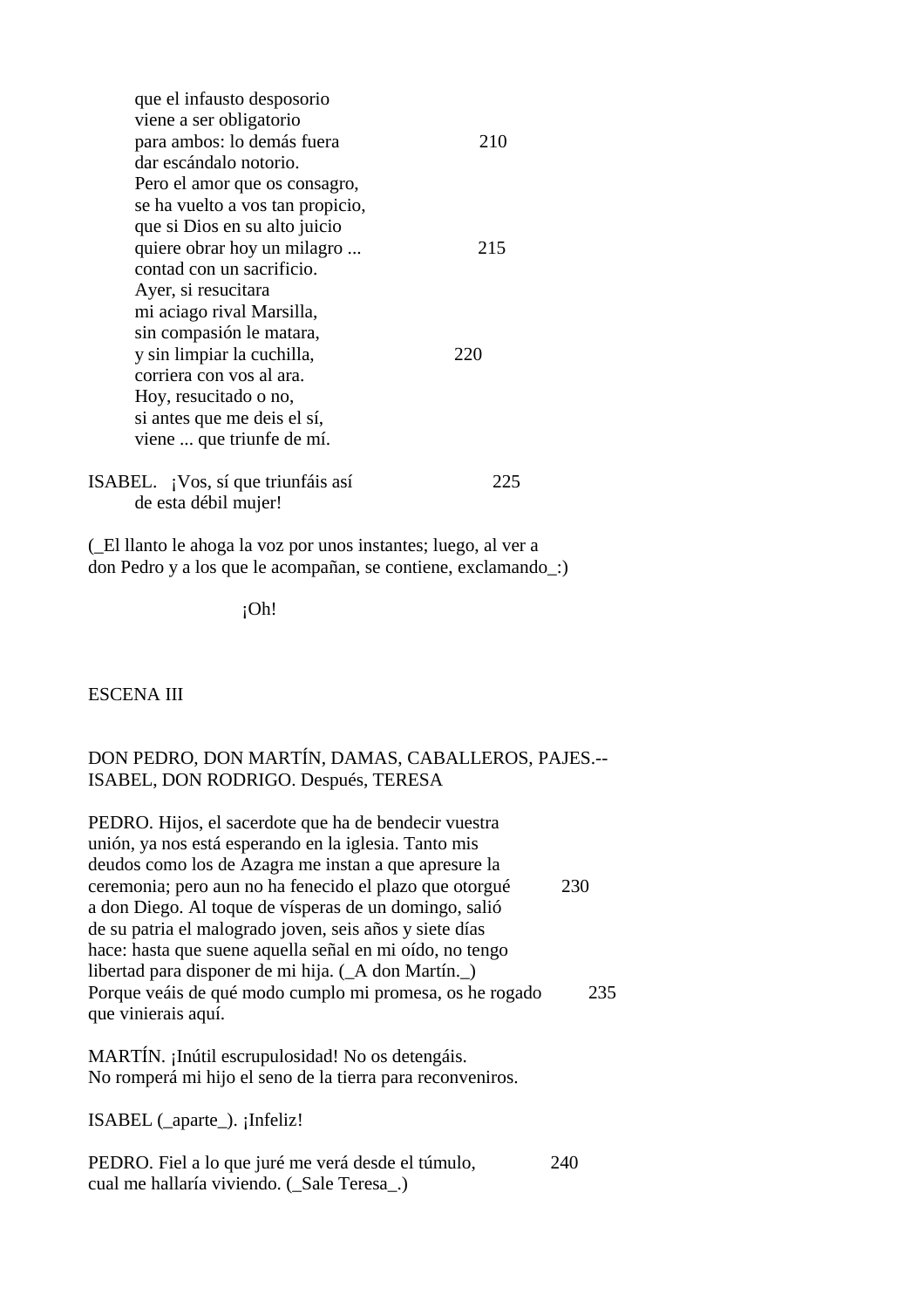que el infausto desposorio
viene a ser obligatorio
para ambos: lo demás fuera 210
dar escándalo notorio.
Pero el amor que os consagro,
se ha vuelto a vos tan propicio,
que si Dios en su alto juicio
quiere obrar hoy un milagro ... 215
contad con un sacrificio.
Ayer, si resucitara
mi aciago rival Marsilla,
sin compasión le matara,
y sin limpiar la cuchilla, 220
corriera con vos al ara.
Hoy, resucitado o no,
si antes que me deis el sí,
viene ... que triunfe de mí.

ISABEL. ¡Vos, sí que triunfáis así 225
de esta débil mujer!

(_El llanto le ahoga la voz por unos instantes; luego, al ver a don Pedro y a los que le acompañan, se contiene, exclamando_:)

¡Oh!

ESCENA III

DON PEDRO, DON MARTÍN, DAMAS, CABALLEROS, PAJES.--ISABEL, DON RODRIGO. Después, TERESA

PEDRO. Hijos, el sacerdote que ha de bendecir vuestra unión, ya nos está esperando en la iglesia. Tanto mis deudos como los de Azagra me instan a que apresure la ceremonia; pero aun no ha fenecido el plazo que otorgué 230 a don Diego. Al toque de vísperas de un domingo, salió de su patria el malogrado joven, seis años y siete días hace: hasta que suene aquella señal en mi oído, no tengo libertad para disponer de mi hija. (_A don Martín._) Porque veáis de qué modo cumplo mi promesa, os he rogado 235 que vinierais aquí.

MARTÍN. ¡Inútil escrupulosidad! No os detengáis. No romperá mi hijo el seno de la tierra para reconveniros.

ISABEL (_aparte_). ¡Infeliz!

PEDRO. Fiel a lo que juré me verá desde el túmulo, 240 cual me hallaría viviendo. (_Sale Teresa_.)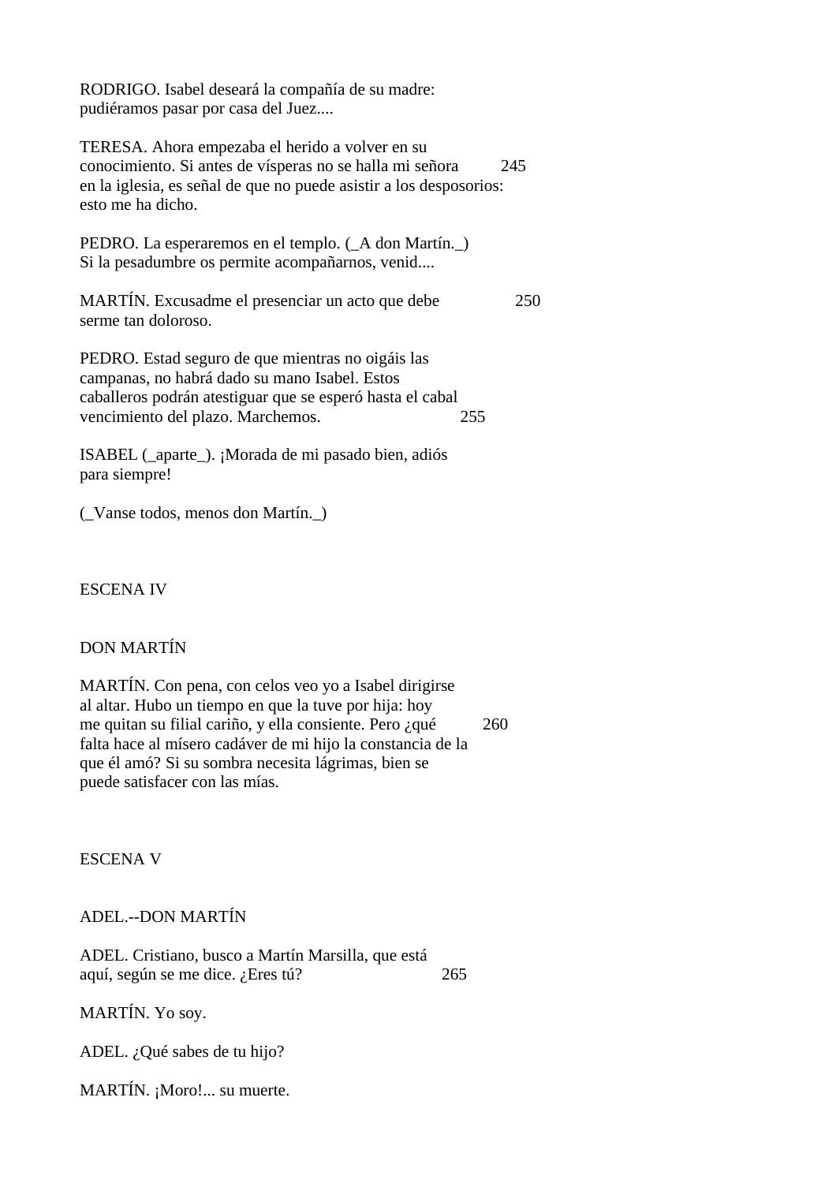RODRIGO. Isabel deseará la compañía de su madre: pudiéramos pasar por casa del Juez....

TERESA. Ahora empezaba el herido a volver en su conocimiento. Si antes de vísperas no se halla mi señora 245 en la iglesia, es señal de que no puede asistir a los desposorios: esto me ha dicho.

PEDRO. La esperaremos en el templo. (_A don Martín._) Si la pesadumbre os permite acompañarnos, venid....

MARTÍN. Excusadme el presenciar un acto que debe 250 serme tan doloroso.

PEDRO. Estad seguro de que mientras no oigáis las campanas, no habrá dado su mano Isabel. Estos caballeros podrán atestiguar que se esperó hasta el cabal vencimiento del plazo. Marchemos. 255

ISABEL (_aparte_). ¡Morada de mi pasado bien, adiós para siempre!

(_Vanse todos, menos don Martín._)

## ESCENA IV

DON MARTÍN

MARTÍN. Con pena, con celos veo yo a Isabel dirigirse al altar. Hubo un tiempo en que la tuve por hija: hoy me quitan su filial cariño, y ella consiente. Pero ¿qué 260 falta hace al mísero cadáver de mi hijo la constancia de la que él amó? Si su sombra necesita lágrimas, bien se puede satisfacer con las mías.

## ESCENA V

ADEL.--DON MARTÍN

ADEL. Cristiano, busco a Martín Marsilla, que está aquí, según se me dice. ¿Eres tú? 265

MARTÍN. Yo soy.

ADEL. ¿Qué sabes de tu hijo?

MARTÍN. ¡Moro!... su muerte.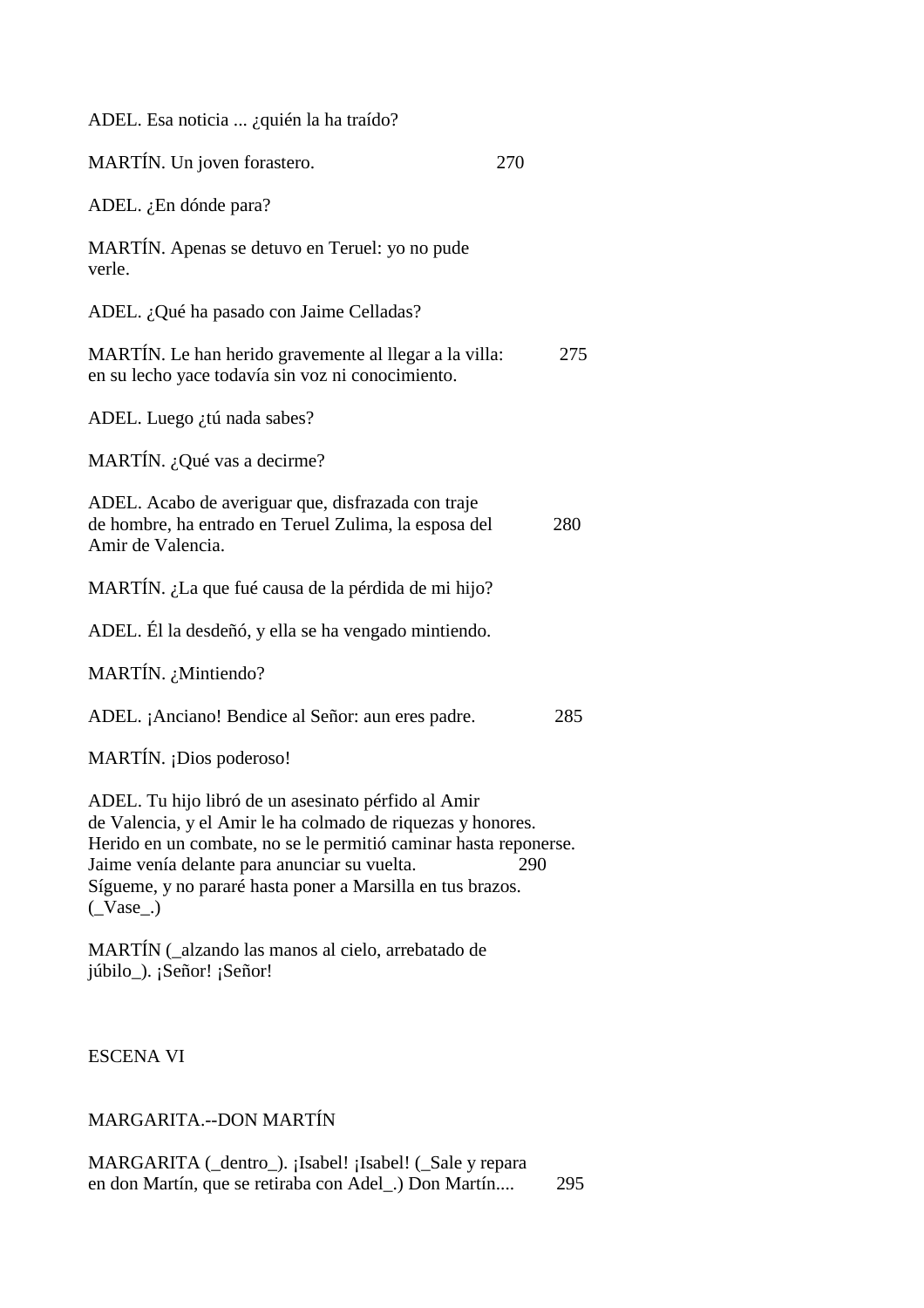ADEL. Esa noticia ... ¿quién la ha traído?

MARTÍN. Un joven forastero. 270

ADEL. ¿En dónde para?

MARTÍN. Apenas se detuvo en Teruel: yo no pude
verle.

ADEL. ¿Qué ha pasado con Jaime Celladas?

MARTÍN. Le han herido gravemente al llegar a la villa: 275
en su lecho yace todavía sin voz ni conocimiento.

ADEL. Luego ¿tú nada sabes?

MARTÍN. ¿Qué vas a decirme?

ADEL. Acabo de averiguar que, disfrazada con traje
de hombre, ha entrado en Teruel Zulima, la esposa del 280
Amir de Valencia.

MARTÍN. ¿La que fué causa de la pérdida de mi hijo?

ADEL. Él la desdeñó, y ella se ha vengado mintiendo.

MARTÍN. ¿Mintiendo?

ADEL. ¡Anciano! Bendice al Señor: aun eres padre. 285

MARTÍN. ¡Dios poderoso!

ADEL. Tu hijo libró de un asesinato pérfido al Amir
de Valencia, y el Amir le ha colmado de riquezas y honores.
Herido en un combate, no se le permitió caminar hasta reponerse.
Jaime venía delante para anunciar su vuelta. 290
Sígueme, y no pararé hasta poner a Marsilla en tus brazos.
(_Vase_.)

MARTÍN (_alzando las manos al cielo, arrebatado de
júbilo_). ¡Señor! ¡Señor!

ESCENA VI

MARGARITA.--DON MARTÍN

MARGARITA (_dentro_). ¡Isabel! ¡Isabel! (_Sale y repara
en don Martín, que se retiraba con Adel_.) Don Martín.... 295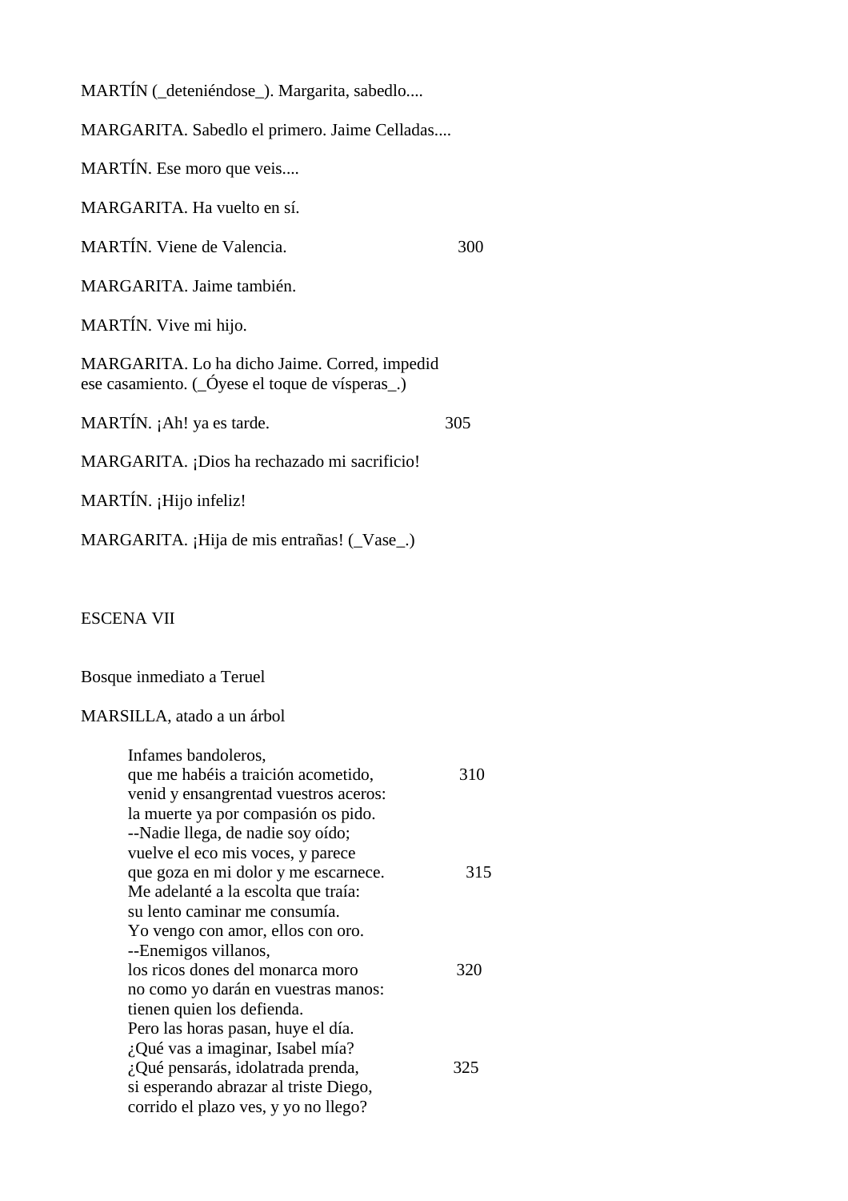MARTÍN (_deteniéndose_). Margarita, sabedlo....

MARGARITA. Sabedlo el primero. Jaime Celladas....

MARTÍN. Ese moro que veis....

MARGARITA. Ha vuelto en sí.

MARTÍN. Viene de Valencia. 300

MARGARITA. Jaime también.

MARTÍN. Vive mi hijo.

MARGARITA. Lo ha dicho Jaime. Corred, impedid
ese casamiento. (_Óyese el toque de vísperas_.)

MARTÍN. ¡Ah! ya es tarde. 305

MARGARITA. ¡Dios ha rechazado mi sacrificio!

MARTÍN. ¡Hijo infeliz!

MARGARITA. ¡Hija de mis entrañas! (_Vase_.)

## ESCENA VII

Bosque inmediato a Teruel

MARSILLA, atado a un árbol

> Infames bandoleros,
> que me habéis a traición acometido, 310
> venid y ensangrentad vuestros aceros:
> la muerte ya por compasión os pido.
> --Nadie llega, de nadie soy oído;
> vuelve el eco mis voces, y parece
> que goza en mi dolor y me escarnece. 315
> Me adelanté a la escolta que traía:
> su lento caminar me consumía.
> Yo vengo con amor, ellos con oro.
> --Enemigos villanos,
> los ricos dones del monarca moro 320
> no como yo darán en vuestras manos:
> tienen quien los defienda.
> Pero las horas pasan, huye el día.
> ¿Qué vas a imaginar, Isabel mía?
> ¿Qué pensarás, idolatrada prenda, 325
> si esperando abrazar al triste Diego,
> corrido el plazo ves, y yo no llego?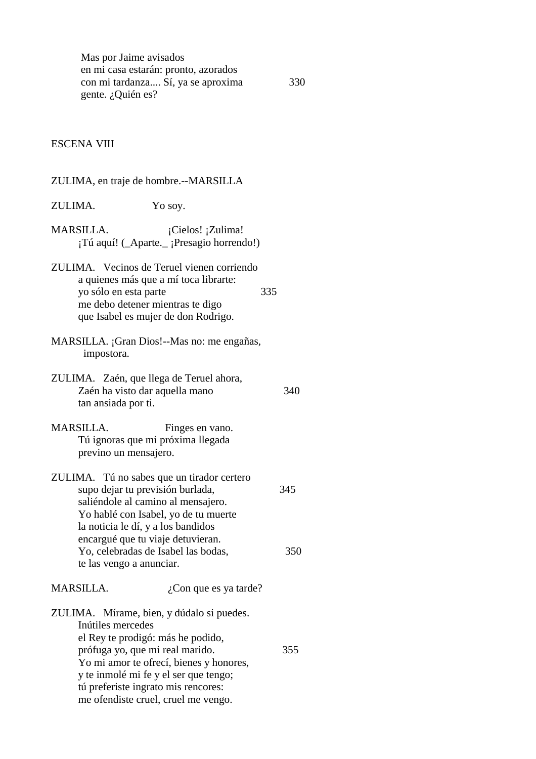Mas por Jaime avisados
en mi casa estarán: pronto, azorados
con mi tardanza.... Sí, ya se aproxima 330
gente. ¿Quién es?

ESCENA VIII

ZULIMA, en traje de hombre.--MARSILLA

ZULIMA. Yo soy.

MARSILLA. ¡Cielos! ¡Zulima!
¡Tú aquí! (_Aparte._ ¡Presagio horrendo!)

ZULIMA. Vecinos de Teruel vienen corriendo
a quienes más que a mí toca librarte:
yo sólo en esta parte 335
me debo detener mientras te digo
que Isabel es mujer de don Rodrigo.

MARSILLA. ¡Gran Dios!--Mas no: me engañas,
impostora.

ZULIMA. Zaén, que llega de Teruel ahora,
Zaén ha visto dar aquella mano 340
tan ansiada por ti.

MARSILLA. Finges en vano.
Tú ignoras que mi próxima llegada
previno un mensajero.

ZULIMA. Tú no sabes que un tirador certero
supo dejar tu previsión burlada, 345
saliéndole al camino al mensajero.
Yo hablé con Isabel, yo de tu muerte
la noticia le dí, y a los bandidos
encargué que tu viaje detuvieran.
Yo, celebradas de Isabel las bodas, 350
te las vengo a anunciar.

MARSILLA. ¿Con que es ya tarde?

ZULIMA. Mírame, bien, y dúdalo si puedes.
Inútiles mercedes
el Rey te prodigó: más he podido,
prófuga yo, que mi real marido. 355
Yo mi amor te ofrecí, bienes y honores,
y te inmolé mi fe y el ser que tengo;
tú preferiste ingrato mis rencores:
me ofendiste cruel, cruel me vengo.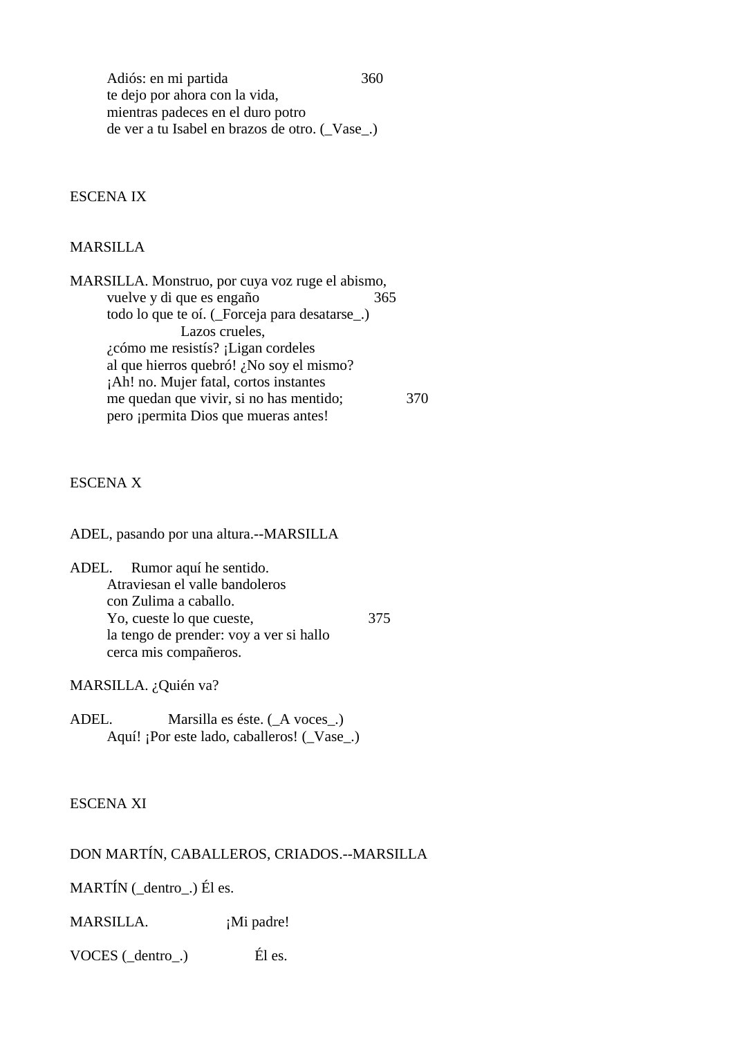Adiós: en mi partida 360
te dejo por ahora con la vida,
mientras padeces en el duro potro
de ver a tu Isabel en brazos de otro. (_Vase_.)

ESCENA IX

MARSILLA

MARSILLA. Monstruo, por cuya voz ruge el abismo,
vuelve y di que es engaño 365
todo lo que te oí. (_Forceja para desatarse_.)
Lazos crueles,
¿cómo me resistís? ¡Ligan cordeles
al que hierros quebró! ¿No soy el mismo?
¡Ah! no. Mujer fatal, cortos instantes
me quedan que vivir, si no has mentido; 370
pero ¡permita Dios que mueras antes!

ESCENA X

ADEL, pasando por una altura.--MARSILLA

ADEL. Rumor aquí he sentido.
Atraviesan el valle bandoleros
con Zulima a caballo.
Yo, cueste lo que cueste, 375
la tengo de prender: voy a ver si hallo
cerca mis compañeros.

MARSILLA. ¿Quién va?

ADEL. Marsilla es éste. (_A voces_.)
Aquí! ¡Por este lado, caballeros! (_Vase_.)

ESCENA XI

DON MARTÍN, CABALLEROS, CRIADOS.--MARSILLA

MARTÍN (_dentro_.) Él es.

MARSILLA. ¡Mi padre!

VOCES (_dentro_.) Él es.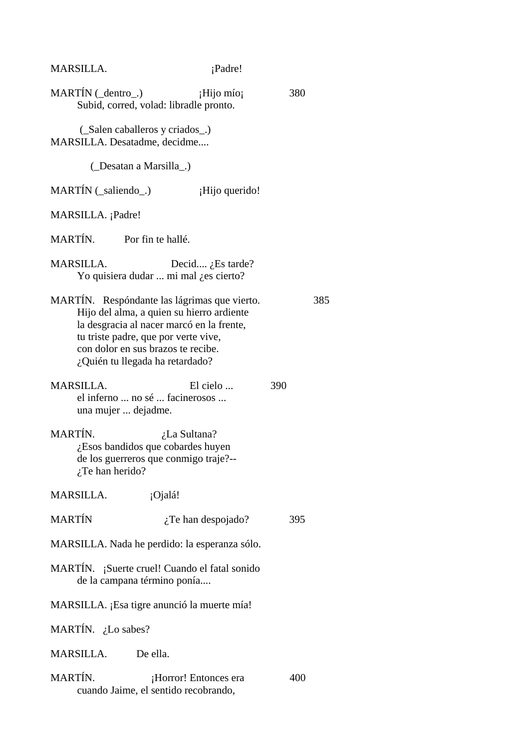MARSILLA. ¡Padre!

MARTÍN (_dentro_.) ¡Hijo mío¡ 380
Subid, corred, volad: libradle pronto.

(_Salen caballeros y criados_.)

MARSILLA. Desatadme, decidme....

(_Desatan a Marsilla_.)

MARTÍN (_saliendo_.) ¡Hijo querido!

MARSILLA. ¡Padre!

MARTÍN. Por fin te hallé.

MARSILLA. Decid.... ¿Es tarde?
Yo quisiera dudar ... mi mal ¿es cierto?

MARTÍN. Respóndante las lágrimas que vierto. 385
Hijo del alma, a quien su hierro ardiente
la desgracia al nacer marcó en la frente,
tu triste padre, que por verte vive,
con dolor en sus brazos te recibe.
¿Quién tu llegada ha retardado?

MARSILLA. El cielo ... 390
el inferno ... no sé ... facinerosos ...
una mujer ... dejadme.

MARTÍN. ¿La Sultana?
¿Esos bandidos que cobardes huyen
de los guerreros que conmigo traje?--
¿Te han herido?

MARSILLA. ¡Ojalá!

MARTÍN ¿Te han despojado? 395

MARSILLA. Nada he perdido: la esperanza sólo.

MARTÍN. ¡Suerte cruel! Cuando el fatal sonido
de la campana término ponía....

MARSILLA. ¡Esa tigre anunció la muerte mía!

MARTÍN. ¿Lo sabes?

MARSILLA. De ella.

MARTÍN. ¡Horror! Entonces era 400
cuando Jaime, el sentido recobrando,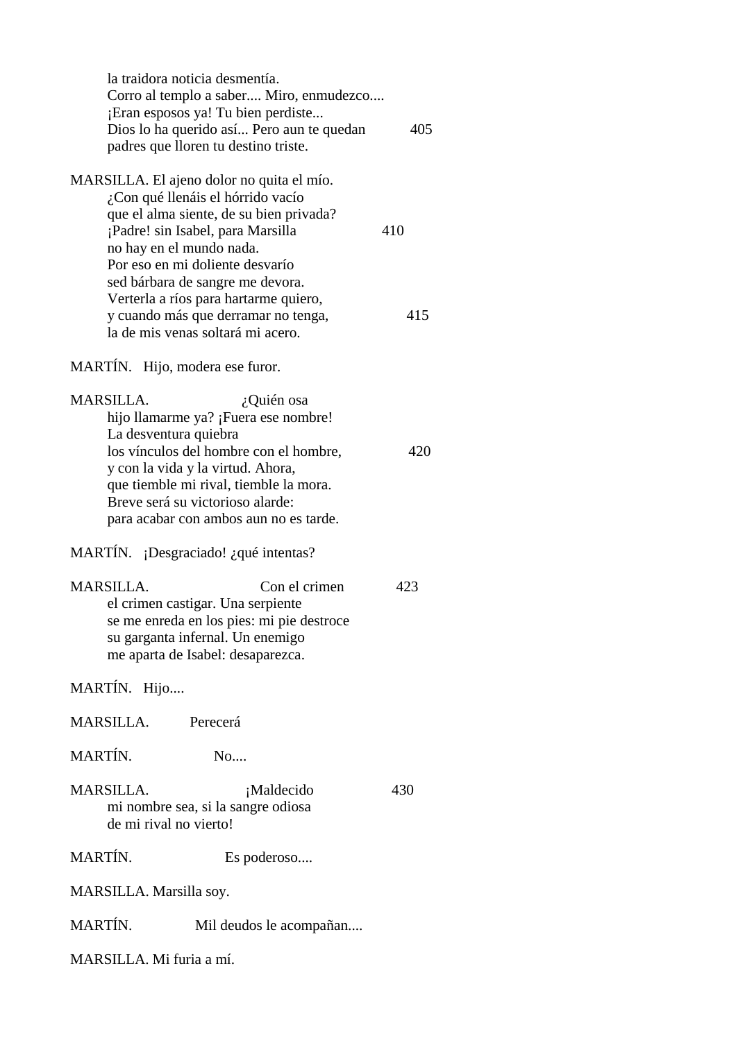la traidora noticia desmentía.
Corro al templo a saber.... Miro, enmudezco....
¡Eran esposos ya! Tu bien perdiste...
Dios lo ha querido así... Pero aun te quedan 405
padres que lloren tu destino triste.

MARSILLA. El ajeno dolor no quita el mío.
¿Con qué llenáis el hórrido vacío
que el alma siente, de su bien privada?
¡Padre! sin Isabel, para Marsilla 410
no hay en el mundo nada.
Por eso en mi doliente desvarío
sed bárbara de sangre me devora.
Verterla a ríos para hartarme quiero,
y cuando más que derramar no tenga, 415
la de mis venas soltará mi acero.

MARTÍN. Hijo, modera ese furor.

MARSILLA. ¿Quién osa
hijo llamarme ya? ¡Fuera ese nombre!
La desventura quiebra
los vínculos del hombre con el hombre, 420
y con la vida y la virtud. Ahora,
que tiemble mi rival, tiemble la mora.
Breve será su victorioso alarde:
para acabar con ambos aun no es tarde.

MARTÍN. ¡Desgraciado! ¿qué intentas?

MARSILLA. Con el crimen 423
el crimen castigar. Una serpiente
se me enreda en los pies: mi pie destroce
su garganta infernal. Un enemigo
me aparta de Isabel: desaparezca.

MARTÍN. Hijo....

MARSILLA. Perecerá

MARTÍN. No....

MARSILLA. ¡Maldecido 430
mi nombre sea, si la sangre odiosa
de mi rival no vierto!

MARTÍN. Es poderoso....

MARSILLA. Marsilla soy.

MARTÍN. Mil deudos le acompañan....

MARSILLA. Mi furia a mí.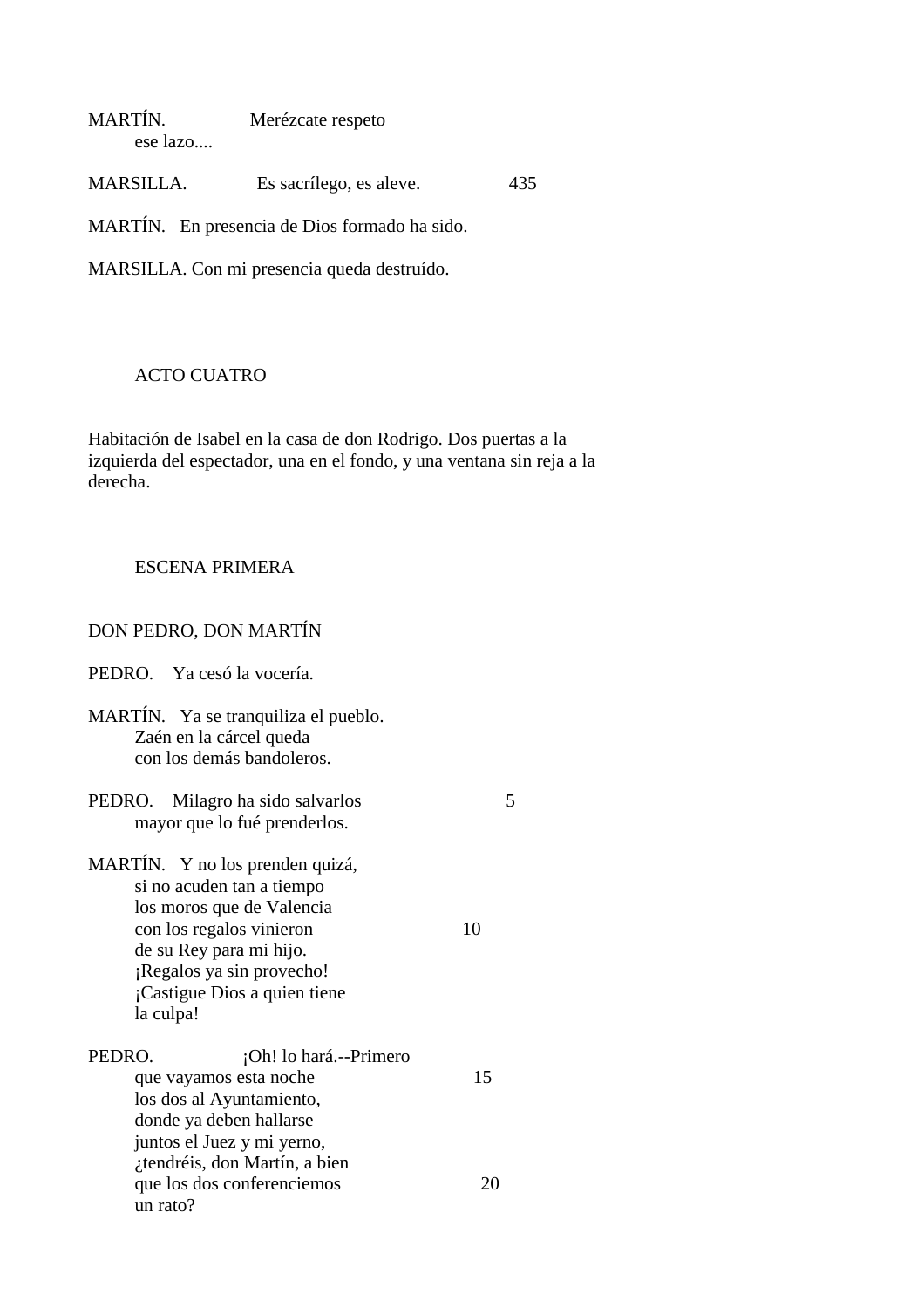MARTÍN. Merézcate respeto
ese lazo....

MARSILLA. Es sacrílego, es aleve. 435

MARTÍN. En presencia de Dios formado ha sido.

MARSILLA. Con mi presencia queda destruído.

## ACTO CUATRO

Habitación de Isabel en la casa de don Rodrigo. Dos puertas a la izquierda del espectador, una en el fondo, y una ventana sin reja a la derecha.

### ESCENA PRIMERA

DON PEDRO, DON MARTÍN

PEDRO. Ya cesó la vocería.

MARTÍN. Ya se tranquiliza el pueblo.
Zaén en la cárcel queda
con los demás bandoleros.

PEDRO. Milagro ha sido salvarlos 5
mayor que lo fué prenderlos.

MARTÍN. Y no los prenden quizá,
si no acuden tan a tiempo
los moros que de Valencia
con los regalos vinieron 10
de su Rey para mi hijo.
¡Regalos ya sin provecho!
¡Castigue Dios a quien tiene
la culpa!

PEDRO. ¡Oh! lo hará.--Primero
que vayamos esta noche 15
los dos al Ayuntamiento,
donde ya deben hallarse
juntos el Juez y mi yerno,
¿tendréis, don Martín, a bien
que los dos conferenciemos 20
un rato?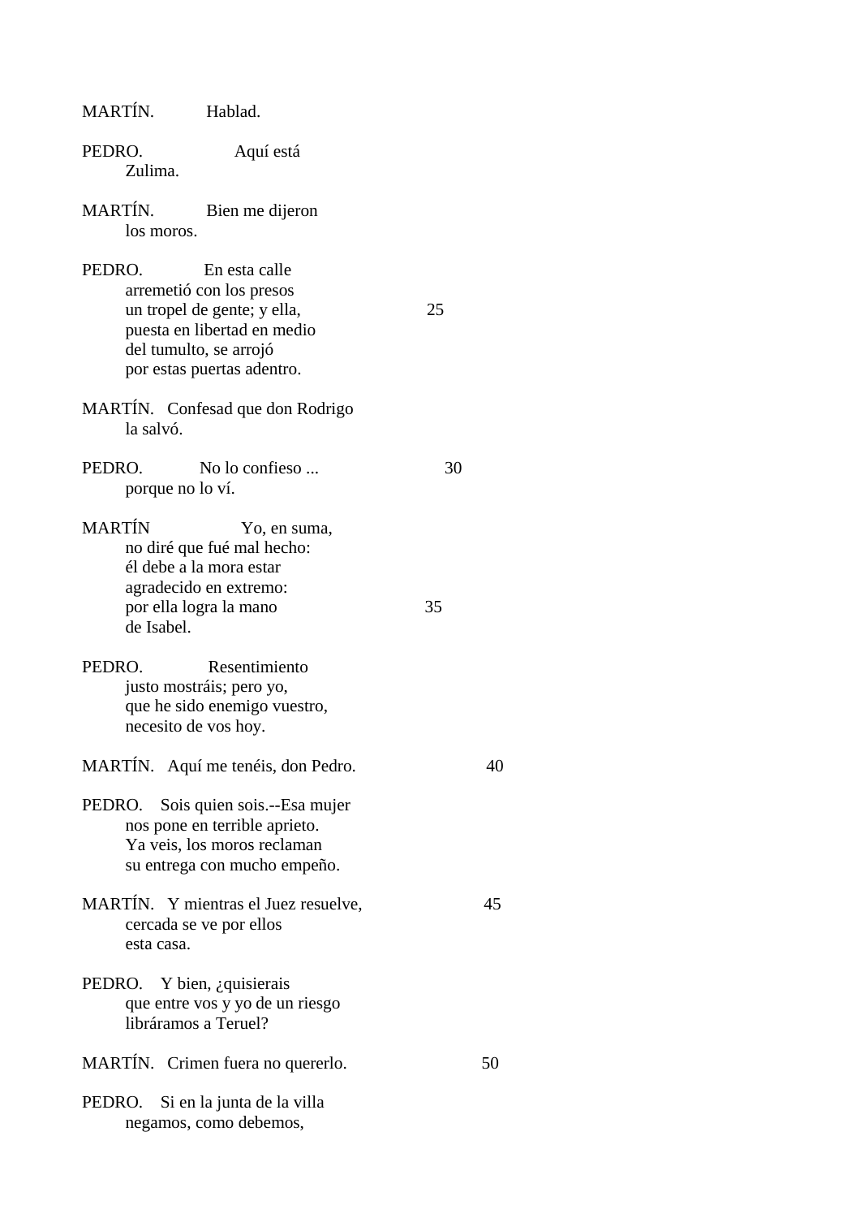MARTÍN. Hablad.

PEDRO. Aquí está
Zulima.

MARTÍN. Bien me dijeron
los moros.

PEDRO. En esta calle
arremetió con los presos
un tropel de gente; y ella, 25
puesta en libertad en medio
del tumulto, se arrojó
por estas puertas adentro.

MARTÍN. Confesad que don Rodrigo
la salvó.

PEDRO. No lo confieso ... 30
porque no lo ví.

MARTÍN Yo, en suma,
no diré que fué mal hecho:
él debe a la mora estar
agradecido en extremo:
por ella logra la mano 35
de Isabel.

PEDRO. Resentimiento
justo mostráis; pero yo,
que he sido enemigo vuestro,
necesito de vos hoy.

MARTÍN. Aquí me tenéis, don Pedro. 40

PEDRO. Sois quien sois.--Esa mujer
nos pone en terrible aprieto.
Ya veis, los moros reclaman
su entrega con mucho empeño.

MARTÍN. Y mientras el Juez resuelve, 45
cercada se ve por ellos
esta casa.

PEDRO. Y bien, ¿quisierais
que entre vos y yo de un riesgo
libráramos a Teruel?

MARTÍN. Crimen fuera no quererlo. 50

PEDRO. Si en la junta de la villa
negamos, como debemos,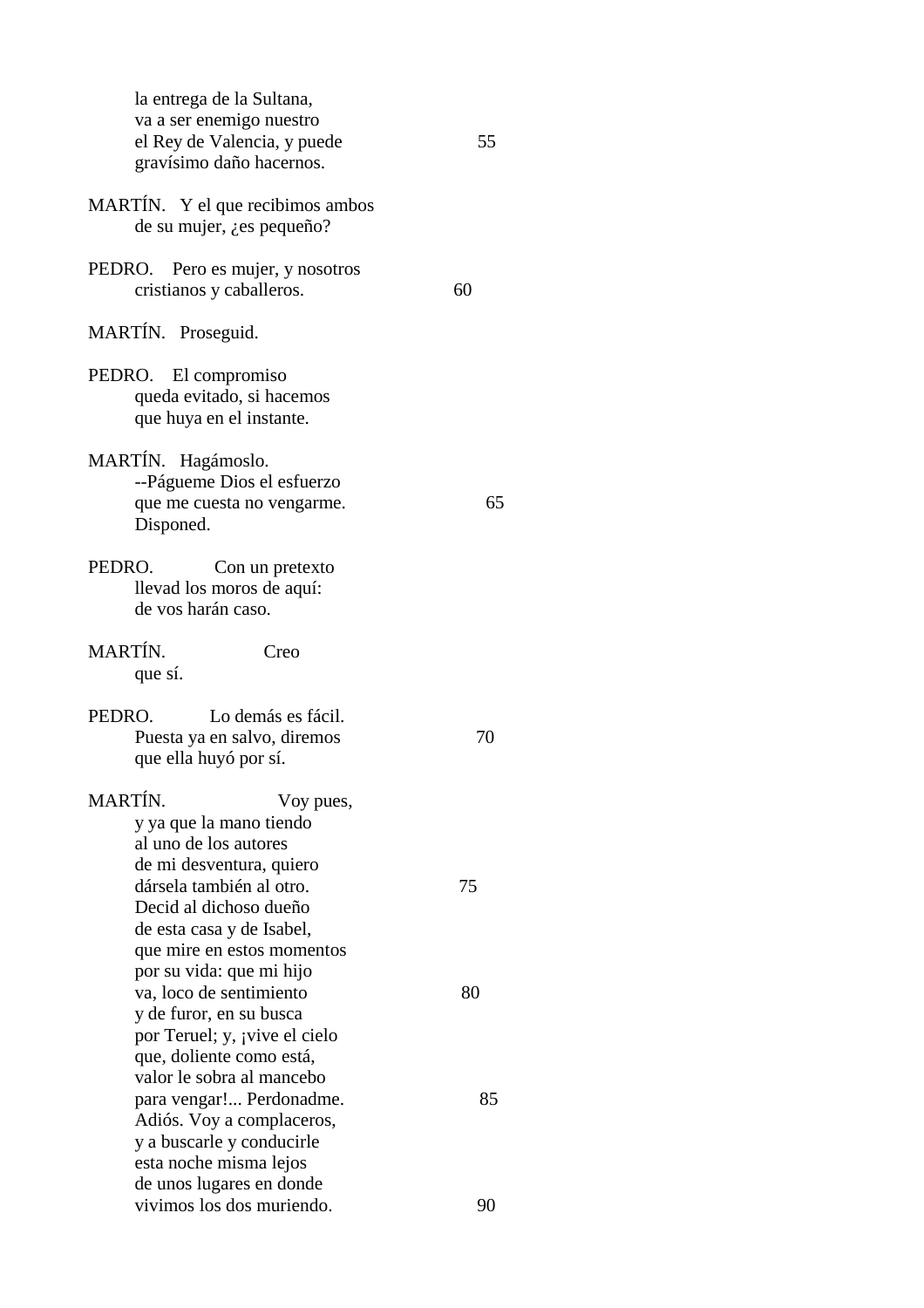la entrega de la Sultana,
va a ser enemigo nuestro
el Rey de Valencia, y puede                55
gravísimo daño hacernos.

MARTÍN. Y el que recibimos ambos
de su mujer, ¿es pequeño?

PEDRO. Pero es mujer, y nosotros
cristianos y caballeros.                60

MARTÍN. Proseguid.

PEDRO. El compromiso
queda evitado, si hacemos
que huya en el instante.

MARTÍN. Hagámoslo.
--Págueme Dios el esfuerzo
que me cuesta no vengarme.                65
Disponed.

PEDRO. Con un pretexto
llevad los moros de aquí:
de vos harán caso.

MARTÍN. Creo
que sí.

PEDRO. Lo demás es fácil.
Puesta ya en salvo, diremos                70
que ella huyó por sí.

MARTÍN. Voy pues,
y ya que la mano tiendo
al uno de los autores
de mi desventura, quiero
dársela también al otro.                75
Decid al dichoso dueño
de esta casa y de Isabel,
que mire en estos momentos
por su vida: que mi hijo
va, loco de sentimiento                80
y de furor, en su busca
por Teruel; y, ¡vive el cielo
que, doliente como está,
valor le sobra al mancebo
para vengar!... Perdonadme.                85
Adiós. Voy a complaceros,
y a buscarle y conducirle
esta noche misma lejos
de unos lugares en donde
vivimos los dos muriendo.                90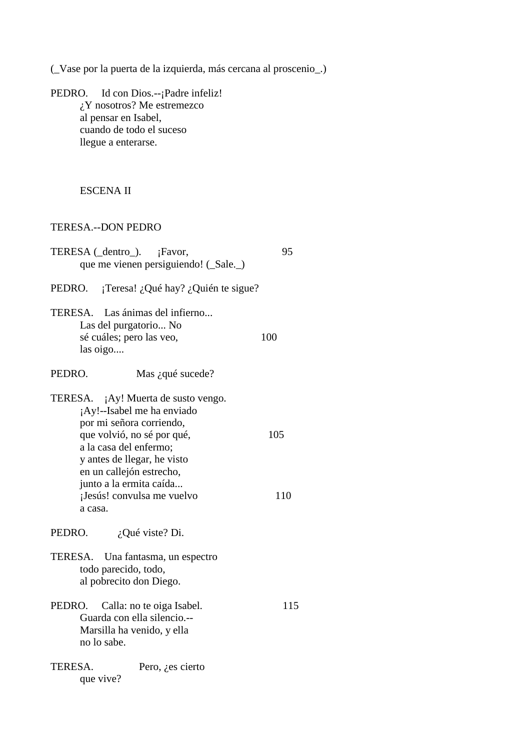(_Vase por la puerta de la izquierda, más cercana al proscenio_.)

PEDRO. Id con Dios.--¡Padre infeliz!
¿Y nosotros? Me estremezco
al pensar en Isabel,
cuando de todo el suceso
llegue a enterarse.

ESCENA II

TERESA.--DON PEDRO

TERESA (_dentro_). ¡Favor, 95
que me vienen persiguiendo! (_Sale._)

PEDRO. ¡Teresa! ¿Qué hay? ¿Quién te sigue?

TERESA. Las ánimas del infierno...
Las del purgatorio... No
sé cuáles; pero las veo, 100
las oigo....

PEDRO. Mas ¿qué sucede?

TERESA. ¡Ay! Muerta de susto vengo.
¡Ay!--Isabel me ha enviado
por mi señora corriendo,
que volvió, no sé por qué, 105
a la casa del enfermo;
y antes de llegar, he visto
en un callejón estrecho,
junto a la ermita caída...
¡Jesús! convulsa me vuelvo 110
a casa.

PEDRO. ¿Qué viste? Di.

TERESA. Una fantasma, un espectro
todo parecido, todo,
al pobrecito don Diego.

PEDRO. Calla: no te oiga Isabel. 115
Guarda con ella silencio.--
Marsilla ha venido, y ella
no lo sabe.

TERESA. Pero, ¿es cierto
que vive?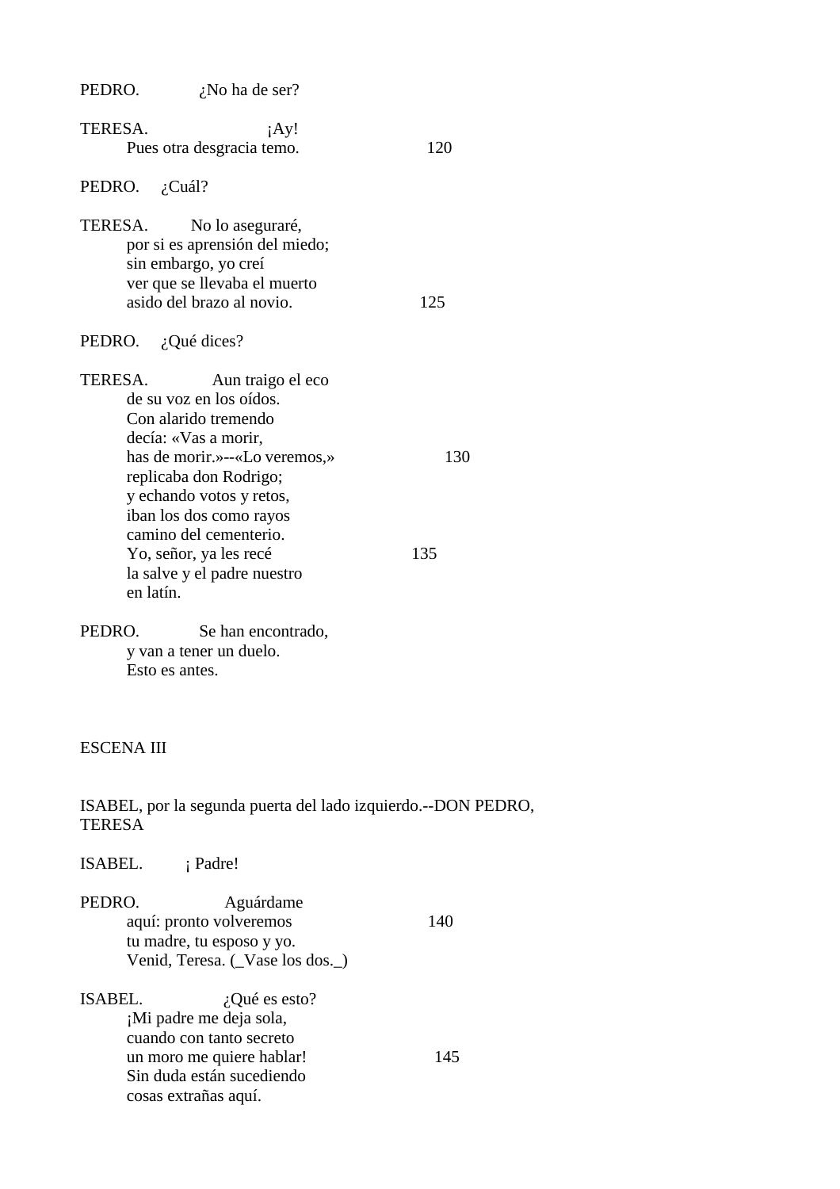PEDRO. ¿No ha de ser?

TERESA. ¡Ay!
Pues otra desgracia temo. 120

PEDRO. ¿Cuál?

TERESA. No lo aseguraré,
por si es aprensión del miedo;
sin embargo, yo creí
ver que se llevaba el muerto
asido del brazo al novio. 125

PEDRO. ¿Qué dices?

TERESA. Aun traigo el eco
de su voz en los oídos.
Con alarido tremendo
decía: «Vas a morir,
has de morir.»--«Lo veremos,» 130
replicaba don Rodrigo;
y echando votos y retos,
iban los dos como rayos
camino del cementerio.
Yo, señor, ya les recé 135
la salve y el padre nuestro
en latín.

PEDRO. Se han encontrado,
y van a tener un duelo.
Esto es antes.

ESCENA III

ISABEL, por la segunda puerta del lado izquierdo.--DON PEDRO, TERESA

ISABEL. ¡ Padre!

PEDRO. Aguárdame
aquí: pronto volveremos 140
tu madre, tu esposo y yo.
Venid, Teresa. (_Vase los dos._)

ISABEL. ¿Qué es esto?
¡Mi padre me deja sola,
cuando con tanto secreto
un moro me quiere hablar! 145
Sin duda están sucediendo
cosas extrañas aquí.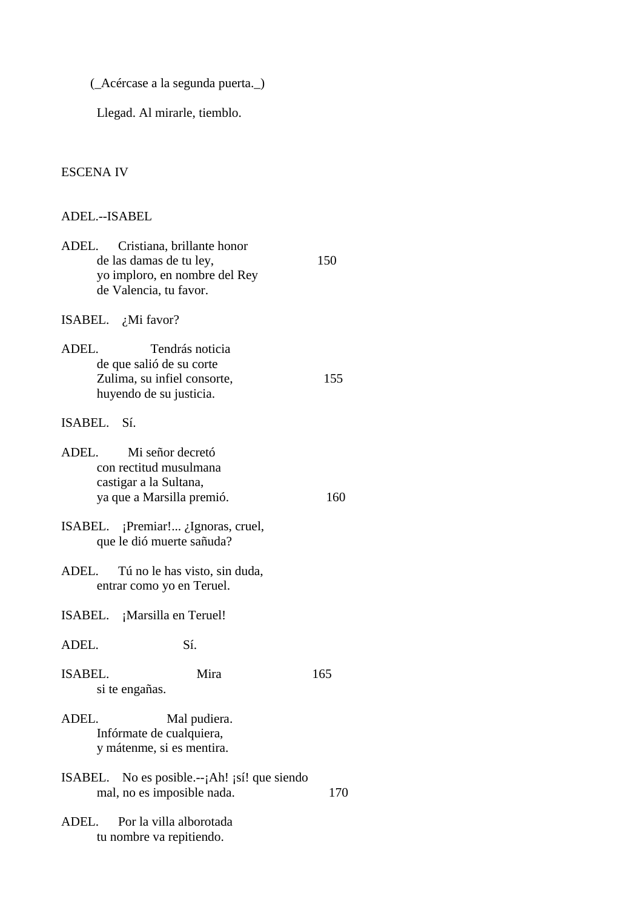(_Acércase a la segunda puerta._)

Llegad. Al mirarle, tiemblo.

## ESCENA IV

ADEL.--ISABEL

ADEL. Cristiana, brillante honor
de las damas de tu ley, 150
yo imploro, en nombre del Rey
de Valencia, tu favor.

ISABEL. ¿Mi favor?

ADEL. Tendrás noticia
de que salió de su corte
Zulima, su infiel consorte, 155
huyendo de su justicia.

ISABEL. Sí.

ADEL. Mi señor decretó
con rectitud musulmana
castigar a la Sultana,
ya que a Marsilla premió. 160

ISABEL. ¡Premiar!... ¿Ignoras, cruel,
que le dió muerte sañuda?

ADEL. Tú no le has visto, sin duda,
entrar como yo en Teruel.

ISABEL. ¡Marsilla en Teruel!

ADEL. Sí.

ISABEL. Mira 165
si te engañas.

ADEL. Mal pudiera.
Infórmate de cualquiera,
y mátenme, si es mentira.

ISABEL. No es posible.--¡Ah! ¡sí! que siendo
mal, no es imposible nada. 170

ADEL. Por la villa alborotada
tu nombre va repitiendo.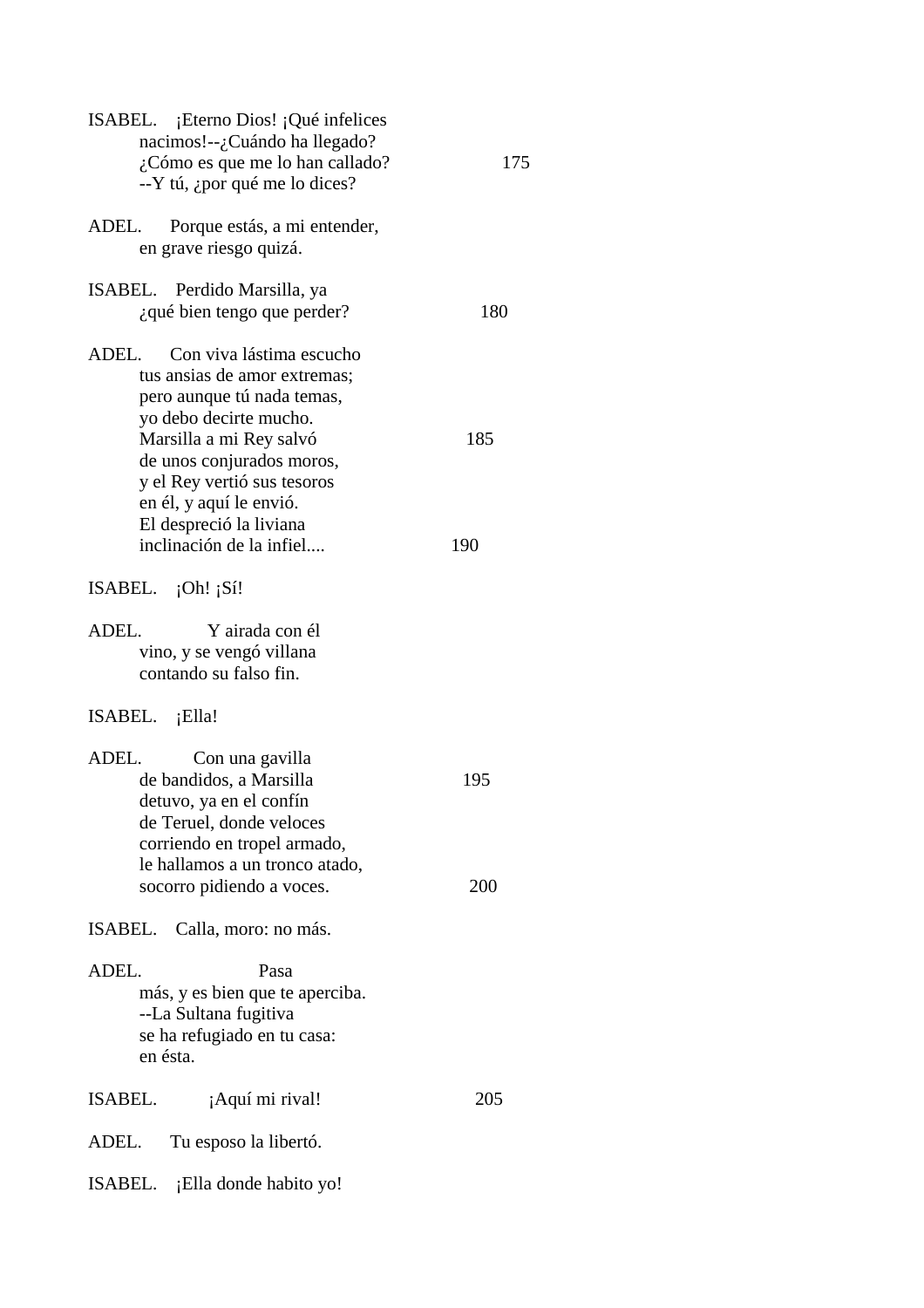ISABEL. ¡Eterno Dios! ¡Qué infelices
nacimos!--¿Cuándo ha llegado?
¿Cómo es que me lo han callado? 175
--Y tú, ¿por qué me lo dices?

ADEL. Porque estás, a mi entender,
en grave riesgo quizá.

ISABEL. Perdido Marsilla, ya
¿qué bien tengo que perder? 180

ADEL. Con viva lástima escucho
tus ansias de amor extremas;
pero aunque tú nada temas,
yo debo decirte mucho.
Marsilla a mi Rey salvó 185
de unos conjurados moros,
y el Rey vertió sus tesoros
en él, y aquí le envió.
El despreció la liviana
inclinación de la infiel.... 190

ISABEL. ¡Oh! ¡Sí!

ADEL. Y airada con él
vino, y se vengó villana
contando su falso fin.

ISABEL. ¡Ella!

ADEL. Con una gavilla
de bandidos, a Marsilla 195
detuvo, ya en el confín
de Teruel, donde veloces
corriendo en tropel armado,
le hallamos a un tronco atado,
socorro pidiendo a voces. 200

ISABEL. Calla, moro: no más.

ADEL. Pasa
más, y es bien que te aperciba.
--La Sultana fugitiva
se ha refugiado en tu casa:
en ésta.

ISABEL. ¡Aquí mi rival! 205

ADEL. Tu esposo la libertó.

ISABEL. ¡Ella donde habito yo!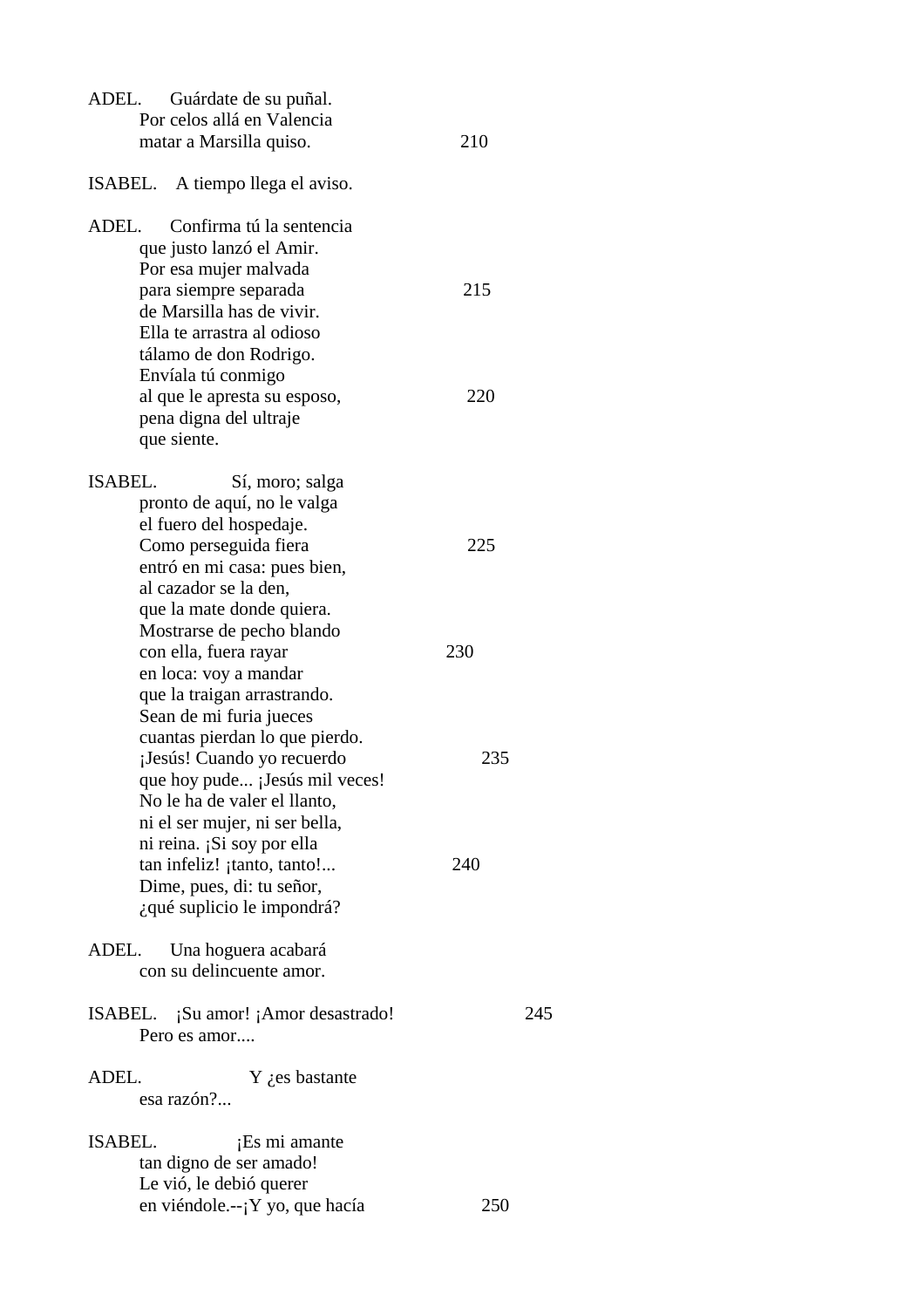ADEL. Guárdate de su puñal.
Por celos allá en Valencia
matar a Marsilla quiso. 210

ISABEL. A tiempo llega el aviso.

ADEL. Confirma tú la sentencia
que justo lanzó el Amir.
Por esa mujer malvada
para siempre separada 215
de Marsilla has de vivir.
Ella te arrastra al odioso
tálamo de don Rodrigo.
Envíala tú conmigo
al que le apresta su esposo, 220
pena digna del ultraje
que siente.

ISABEL. Sí, moro; salga
pronto de aquí, no le valga
el fuero del hospedaje.
Como perseguida fiera 225
entró en mi casa: pues bien,
al cazador se la den,
que la mate donde quiera.
Mostrarse de pecho blando
con ella, fuera rayar 230
en loca: voy a mandar
que la traigan arrastrando.
Sean de mi furia jueces
cuantas pierdan lo que pierdo.
¡Jesús! Cuando yo recuerdo 235
que hoy pude... ¡Jesús mil veces!
No le ha de valer el llanto,
ni el ser mujer, ni ser bella,
ni reina. ¡Si soy por ella
tan infeliz! ¡tanto, tanto!... 240
Dime, pues, di: tu señor,
¿qué suplicio le impondrá?

ADEL. Una hoguera acabará
con su delincuente amor.

ISABEL. ¡Su amor! ¡Amor desastrado! 245
Pero es amor....

ADEL. Y ¿es bastante
esa razón?...

ISABEL. ¡Es mi amante
tan digno de ser amado!
Le vió, le debió querer
en viéndole.--¡Y yo, que hacía 250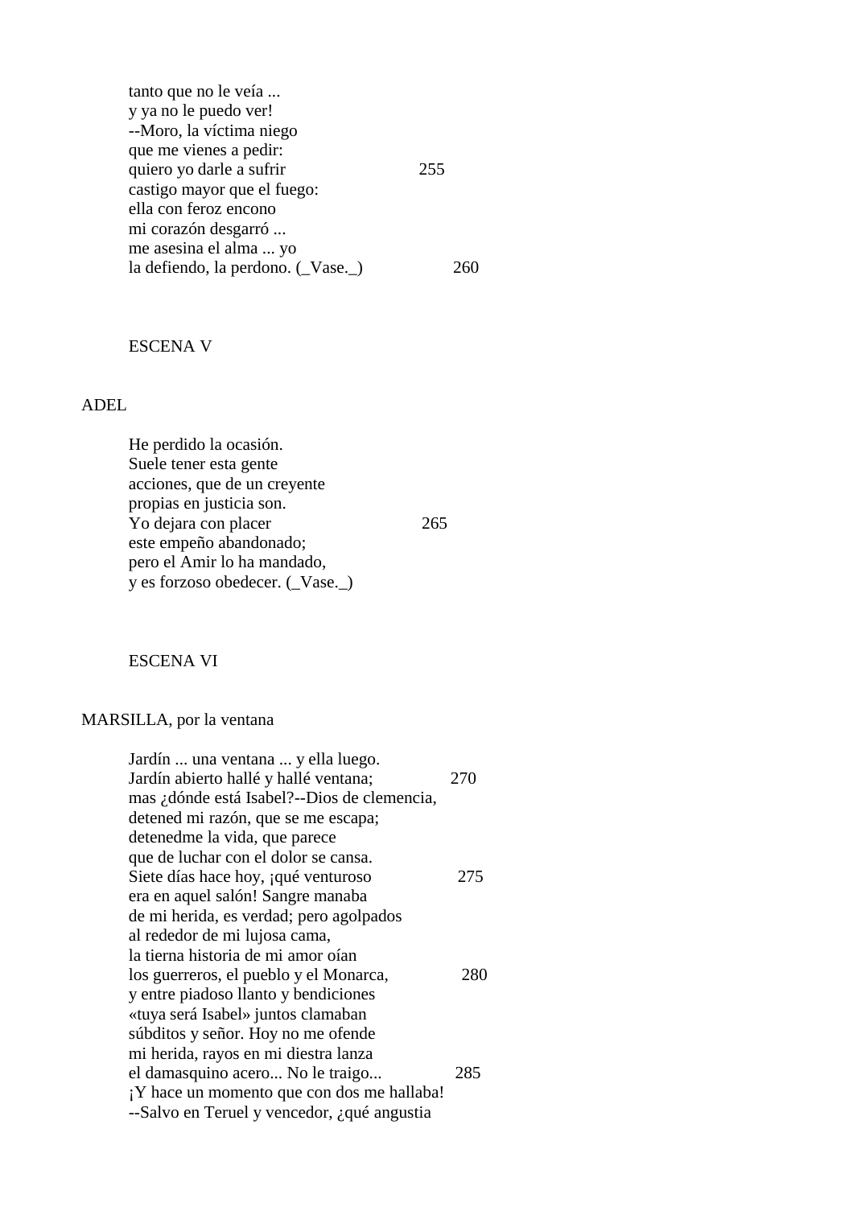tanto que no le veía ...
y ya no le puedo ver!
--Moro, la víctima niego
que me vienes a pedir:
quiero yo darle a sufrir 255
castigo mayor que el fuego:
ella con feroz encono
mi corazón desgarró ...
me asesina el alma ... yo
la defiendo, la perdono. (_Vase._) 260

ESCENA V

ADEL

He perdido la ocasión.
Suele tener esta gente
acciones, que de un creyente
propias en justicia son.
Yo dejara con placer 265
este empeño abandonado;
pero el Amir lo ha mandado,
y es forzoso obedecer. (_Vase._)

ESCENA VI

MARSILLA, por la ventana

Jardín ... una ventana ... y ella luego.
Jardín abierto hallé y hallé ventana; 270
mas ¿dónde está Isabel?--Dios de clemencia,
detened mi razón, que se me escapa;
detenedme la vida, que parece
que de luchar con el dolor se cansa.
Siete días hace hoy, ¡qué venturoso 275
era en aquel salón! Sangre manaba
de mi herida, es verdad; pero agolpados
al rededor de mi lujosa cama,
la tierna historia de mi amor oían
los guerreros, el pueblo y el Monarca, 280
y entre piadoso llanto y bendiciones
«tuya será Isabel» juntos clamaban
súbditos y señor. Hoy no me ofende
mi herida, rayos en mi diestra lanza
el damasquino acero... No le traigo... 285
¡Y hace un momento que con dos me hallaba!
--Salvo en Teruel y vencedor, ¿qué angustia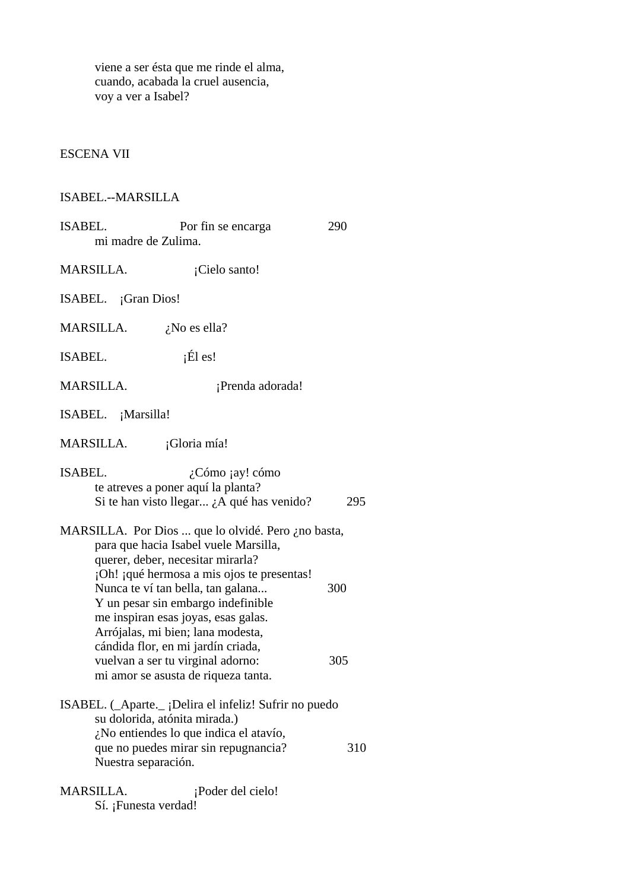viene a ser ésta que me rinde el alma,
cuando, acabada la cruel ausencia,
voy a ver a Isabel?

## ESCENA VII

ISABEL.--MARSILLA

ISABEL. Por fin se encarga 290
mi madre de Zulima.

MARSILLA. ¡Cielo santo!

ISABEL. ¡Gran Dios!

MARSILLA. ¿No es ella?

ISABEL. ¡Él es!

MARSILLA. ¡Prenda adorada!

ISABEL. ¡Marsilla!

MARSILLA. ¡Gloria mía!

ISABEL. ¿Cómo ¡ay! cómo
te atreves a poner aquí la planta?
Si te han visto llegar... ¿A qué has venido? 295

MARSILLA. Por Dios ... que lo olvidé. Pero ¿no basta,
para que hacia Isabel vuele Marsilla,
querer, deber, necesitar mirarla?
¡Oh! ¡qué hermosa a mis ojos te presentas!
Nunca te ví tan bella, tan galana... 300
Y un pesar sin embargo indefinible
me inspiran esas joyas, esas galas.
Arrójalas, mi bien; lana modesta,
cándida flor, en mi jardín criada,
vuelvan a ser tu virginal adorno: 305
mi amor se asusta de riqueza tanta.

ISABEL. (_Aparte._ ¡Delira el infeliz! Sufrir no puedo
su dolorida, atónita mirada.)
¿No entiendes lo que indica el atavío,
que no puedes mirar sin repugnancia? 310
Nuestra separación.

MARSILLA. ¡Poder del cielo!
Sí. ¡Funesta verdad!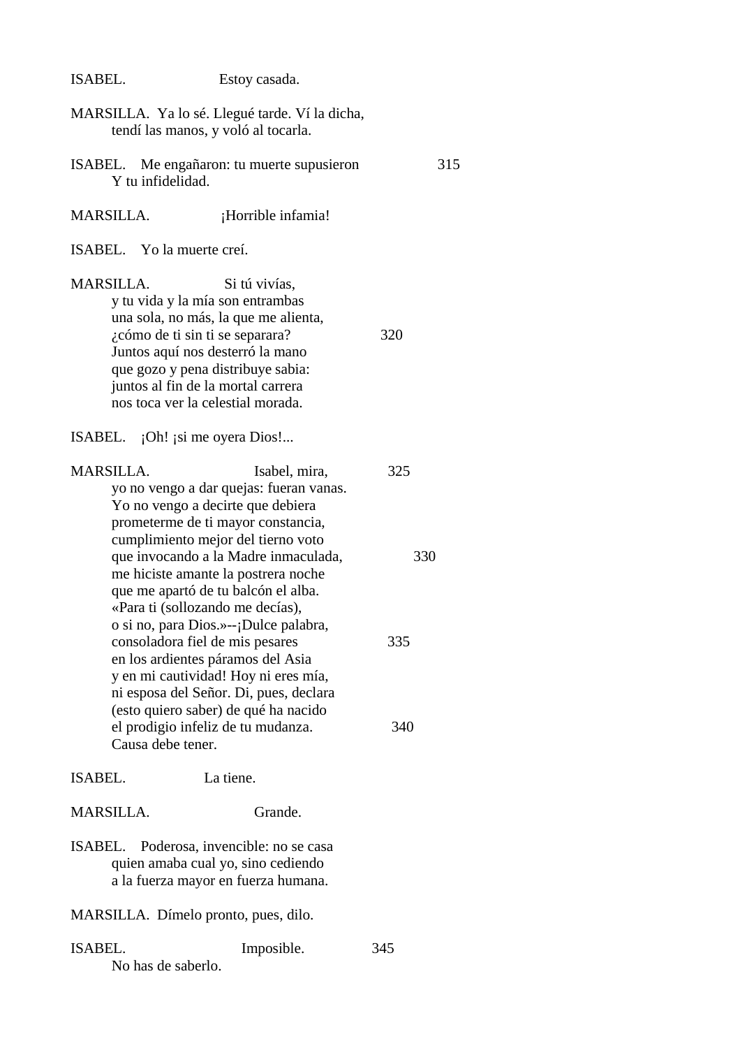ISABEL. Estoy casada.

MARSILLA. Ya lo sé. Llegué tarde. Ví la dicha,
tendí las manos, y voló al tocarla.

ISABEL. Me engañaron: tu muerte supusieron 315
Y tu infidelidad.

MARSILLA. ¡Horrible infamia!

ISABEL. Yo la muerte creí.

MARSILLA. Si tú vivías,
y tu vida y la mía son entrambas
una sola, no más, la que me alienta,
¿cómo de ti sin ti se separara? 320
Juntos aquí nos desterró la mano
que gozo y pena distribuye sabia:
juntos al fin de la mortal carrera
nos toca ver la celestial morada.

ISABEL. ¡Oh! ¡si me oyera Dios!...

MARSILLA. Isabel, mira, 325
yo no vengo a dar quejas: fueran vanas.
Yo no vengo a decirte que debiera
prometerme de ti mayor constancia,
cumplimiento mejor del tierno voto
que invocando a la Madre inmaculada, 330
me hiciste amante la postrera noche
que me apartó de tu balcón el alba.
«Para ti (sollozando me decías),
o si no, para Dios.»--¡Dulce palabra,
consoladora fiel de mis pesares 335
en los ardientes páramos del Asia
y en mi cautividad! Hoy ni eres mía,
ni esposa del Señor. Di, pues, declara
(esto quiero saber) de qué ha nacido
el prodigio infeliz de tu mudanza. 340
Causa debe tener.

ISABEL. La tiene.

MARSILLA. Grande.

ISABEL. Poderosa, invencible: no se casa
quien amaba cual yo, sino cediendo
a la fuerza mayor en fuerza humana.

MARSILLA. Dímelo pronto, pues, dilo.

ISABEL. Imposible. 345
No has de saberlo.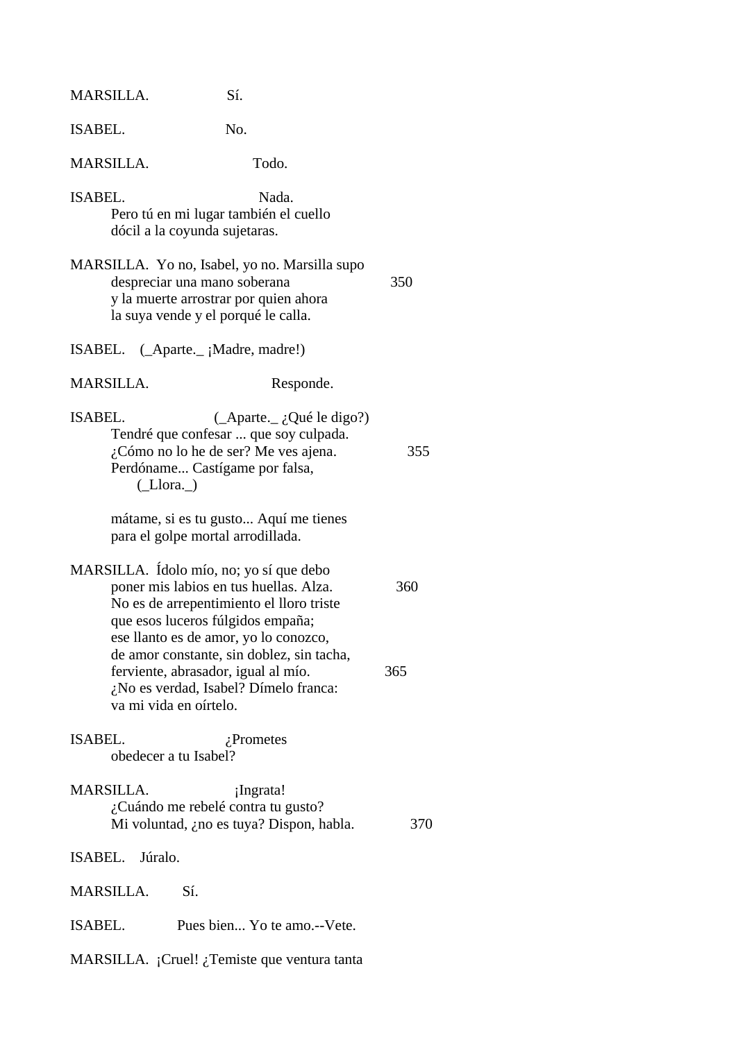MARSILLA. Sí.

ISABEL. No.

MARSILLA. Todo.

ISABEL. Nada.
Pero tú en mi lugar también el cuello
dócil a la coyunda sujetaras.

MARSILLA. Yo no, Isabel, yo no. Marsilla supo
despreciar una mano soberana 350
y la muerte arrostrar por quien ahora
la suya vende y el porqué le calla.

ISABEL. (_Aparte._ ¡Madre, madre!)

MARSILLA. Responde.

ISABEL. (_Aparte._ ¿Qué le digo?)
Tendré que confesar ... que soy culpada.
¿Cómo no lo he de ser? Me ves ajena. 355
Perdóname... Castígame por falsa,
(_Llora._)

mátame, si es tu gusto... Aquí me tienes
para el golpe mortal arrodillada.

MARSILLA. Ídolo mío, no; yo sí que debo
poner mis labios en tus huellas. Alza. 360
No es de arrepentimiento el lloro triste
que esos luceros fúlgidos empaña;
ese llanto es de amor, yo lo conozco,
de amor constante, sin doblez, sin tacha,
ferviente, abrasador, igual al mío. 365
¿No es verdad, Isabel? Dímelo franca:
va mi vida en oírtelo.

ISABEL. ¿Prometes
obedecer a tu Isabel?

MARSILLA. ¡Ingrata!
¿Cuándo me rebelé contra tu gusto?
Mi voluntad, ¿no es tuya? Dispon, habla. 370

ISABEL. Júralo.

MARSILLA. Sí.

ISABEL. Pues bien... Yo te amo.--Vete.

MARSILLA. ¡Cruel! ¿Temiste que ventura tanta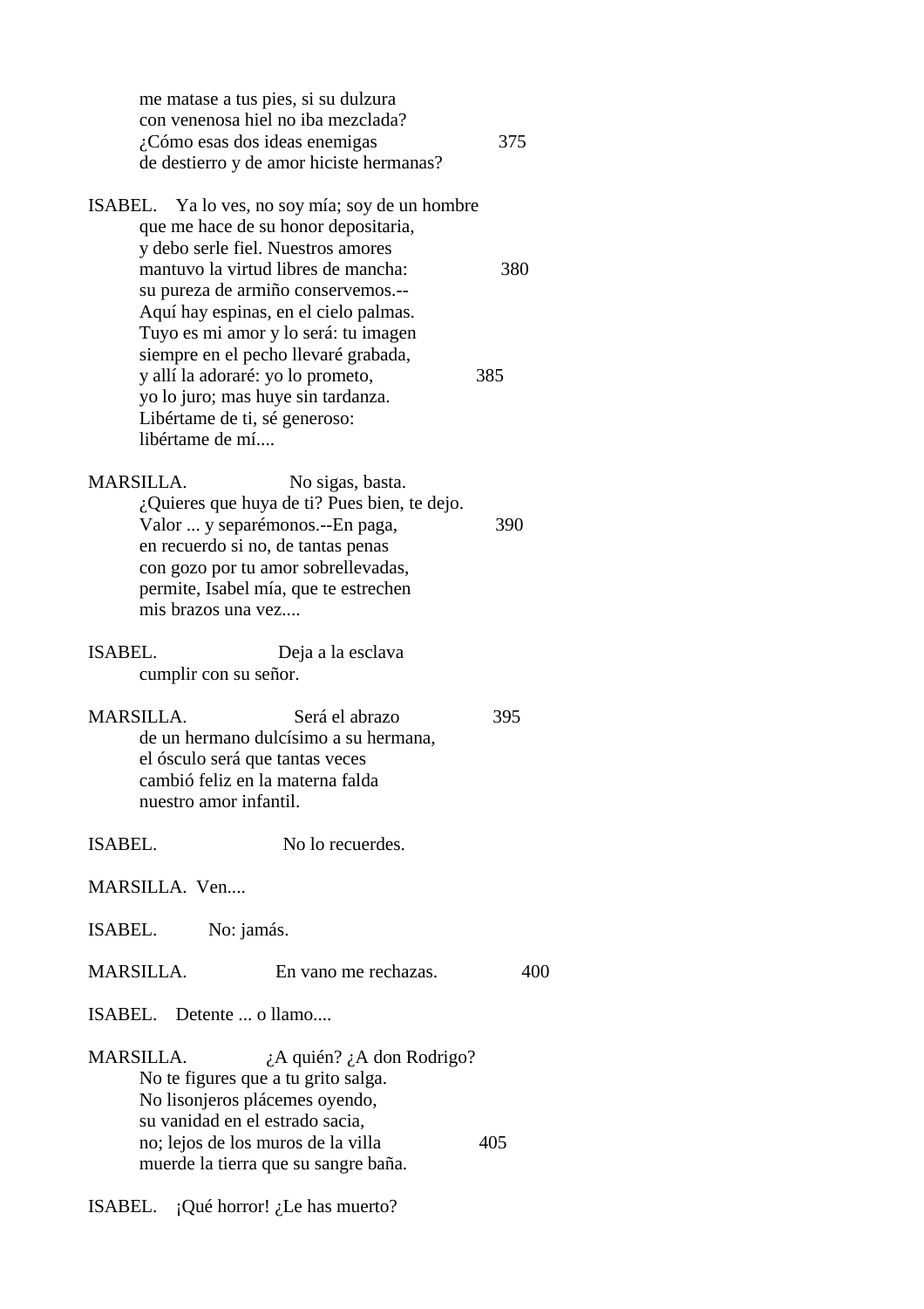me matase a tus pies, si su dulzura
con venenosa hiel no iba mezclada?
¿Cómo esas dos ideas enemigas 375
de destierro y de amor hiciste hermanas?

ISABEL. Ya lo ves, no soy mía; soy de un hombre
que me hace de su honor depositaria,
y debo serle fiel. Nuestros amores
mantuvo la virtud libres de mancha: 380
su pureza de armiño conservemos.--
Aquí hay espinas, en el cielo palmas.
Tuyo es mi amor y lo será: tu imagen
siempre en el pecho llevaré grabada,
y allí la adoraré: yo lo prometo, 385
yo lo juro; mas huye sin tardanza.
Libértame de ti, sé generoso:
libértame de mí....

MARSILLA. No sigas, basta.
¿Quieres que huya de ti? Pues bien, te dejo.
Valor ... y separémonos.--En paga, 390
en recuerdo si no, de tantas penas
con gozo por tu amor sobrellevadas,
permite, Isabel mía, que te estrechen
mis brazos una vez....

ISABEL. Deja a la esclava
cumplir con su señor.

MARSILLA. Será el abrazo 395
de un hermano dulcísimo a su hermana,
el ósculo será que tantas veces
cambió feliz en la materna falda
nuestro amor infantil.

ISABEL. No lo recuerdes.

MARSILLA. Ven....

ISABEL. No: jamás.

MARSILLA. En vano me rechazas. 400

ISABEL. Detente ... o llamo....

MARSILLA. ¿A quién? ¿A don Rodrigo?
No te figures que a tu grito salga.
No lisonjeros plácemes oyendo,
su vanidad en el estrado sacia,
no; lejos de los muros de la villa 405
muerde la tierra que su sangre baña.

ISABEL. ¡Qué horror! ¿Le has muerto?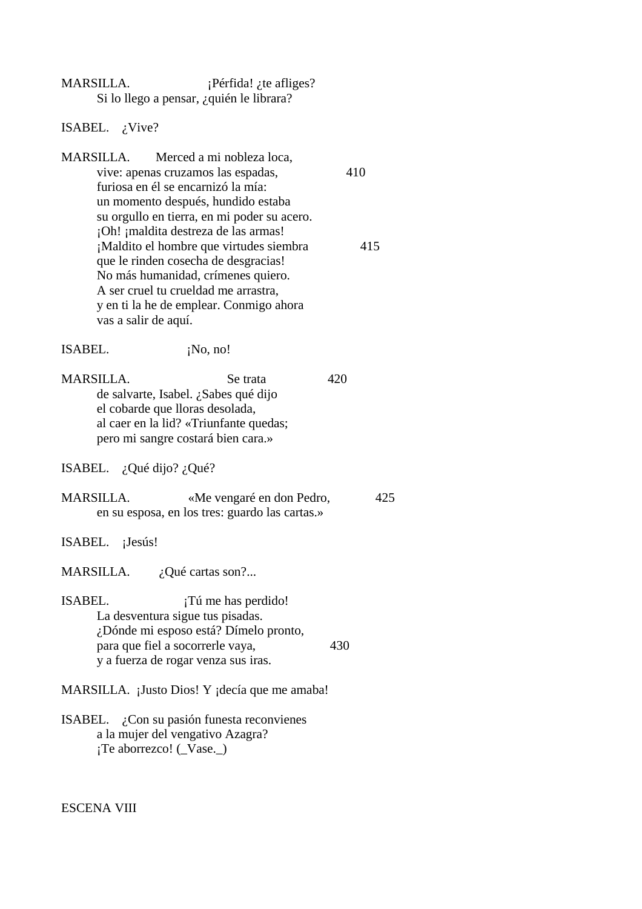MARSILLA. ¡Pérfida! ¿te afliges?
Si lo llego a pensar, ¿quién le librara?

ISABEL. ¿Vive?

MARSILLA. Merced a mi nobleza loca,
vive: apenas cruzamos las espadas, 410
furiosa en él se encarnizó la mía:
un momento después, hundido estaba
su orgullo en tierra, en mi poder su acero.
¡Oh! ¡maldita destreza de las armas!
¡Maldito el hombre que virtudes siembra 415
que le rinden cosecha de desgracias!
No más humanidad, crímenes quiero.
A ser cruel tu crueldad me arrastra,
y en ti la he de emplear. Conmigo ahora
vas a salir de aquí.

ISABEL. ¡No, no!

MARSILLA. Se trata 420
de salvarte, Isabel. ¿Sabes qué dijo
el cobarde que lloras desolada,
al caer en la lid? «Triunfante quedas;
pero mi sangre costará bien cara.»

ISABEL. ¿Qué dijo? ¿Qué?

MARSILLA. «Me vengaré en don Pedro, 425
en su esposa, en los tres: guardo las cartas.»

ISABEL. ¡Jesús!

MARSILLA. ¿Qué cartas son?...

ISABEL. ¡Tú me has perdido!
La desventura sigue tus pisadas.
¿Dónde mi esposo está? Dímelo pronto,
para que fiel a socorrerle vaya, 430
y a fuerza de rogar venza sus iras.

MARSILLA. ¡Justo Dios! Y ¡decía que me amaba!

ISABEL. ¿Con su pasión funesta reconvienes
a la mujer del vengativo Azagra?
¡Te aborrezco! (_Vase._)

ESCENA VIII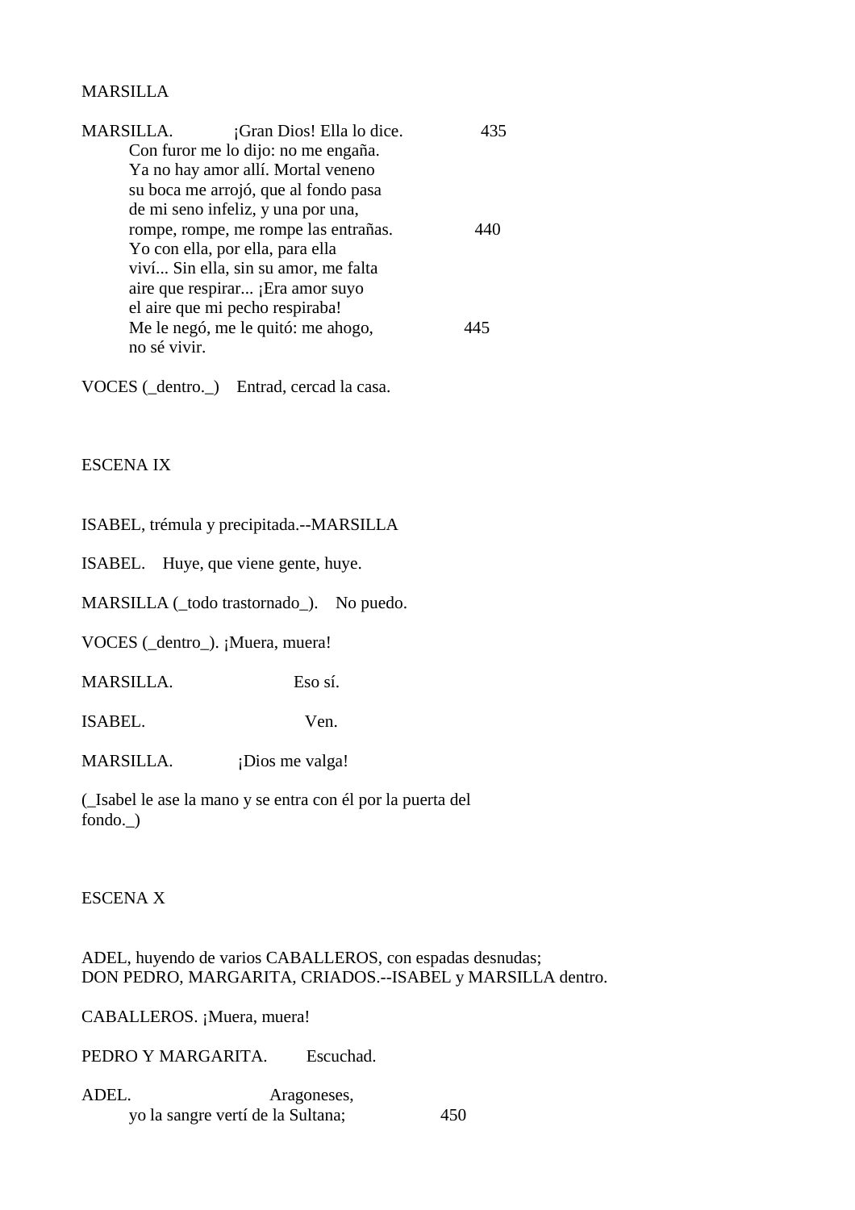MARSILLA

MARSILLA. ¡Gran Dios! Ella lo dice. 435
Con furor me lo dijo: no me engaña.
Ya no hay amor allí. Mortal veneno
su boca me arrojó, que al fondo pasa
de mi seno infeliz, y una por una,
rompe, rompe, me rompe las entrañas. 440
Yo con ella, por ella, para ella
viví... Sin ella, sin su amor, me falta
aire que respirar... ¡Era amor suyo
el aire que mi pecho respiraba!
Me le negó, me le quitó: me ahogo, 445
no sé vivir.

VOCES (_dentro._) Entrad, cercad la casa.

ESCENA IX

ISABEL, trémula y precipitada.--MARSILLA

ISABEL. Huye, que viene gente, huye.

MARSILLA (_todo trastornado_). No puedo.

VOCES (_dentro_). ¡Muera, muera!

MARSILLA. Eso sí.

ISABEL. Ven.

MARSILLA. ¡Dios me valga!

(_Isabel le ase la mano y se entra con él por la puerta del fondo._)

ESCENA X

ADEL, huyendo de varios CABALLEROS, con espadas desnudas;
DON PEDRO, MARGARITA, CRIADOS.--ISABEL y MARSILLA dentro.

CABALLEROS. ¡Muera, muera!

PEDRO Y MARGARITA. Escuchad.

ADEL. Aragoneses,
yo la sangre vertí de la Sultana; 450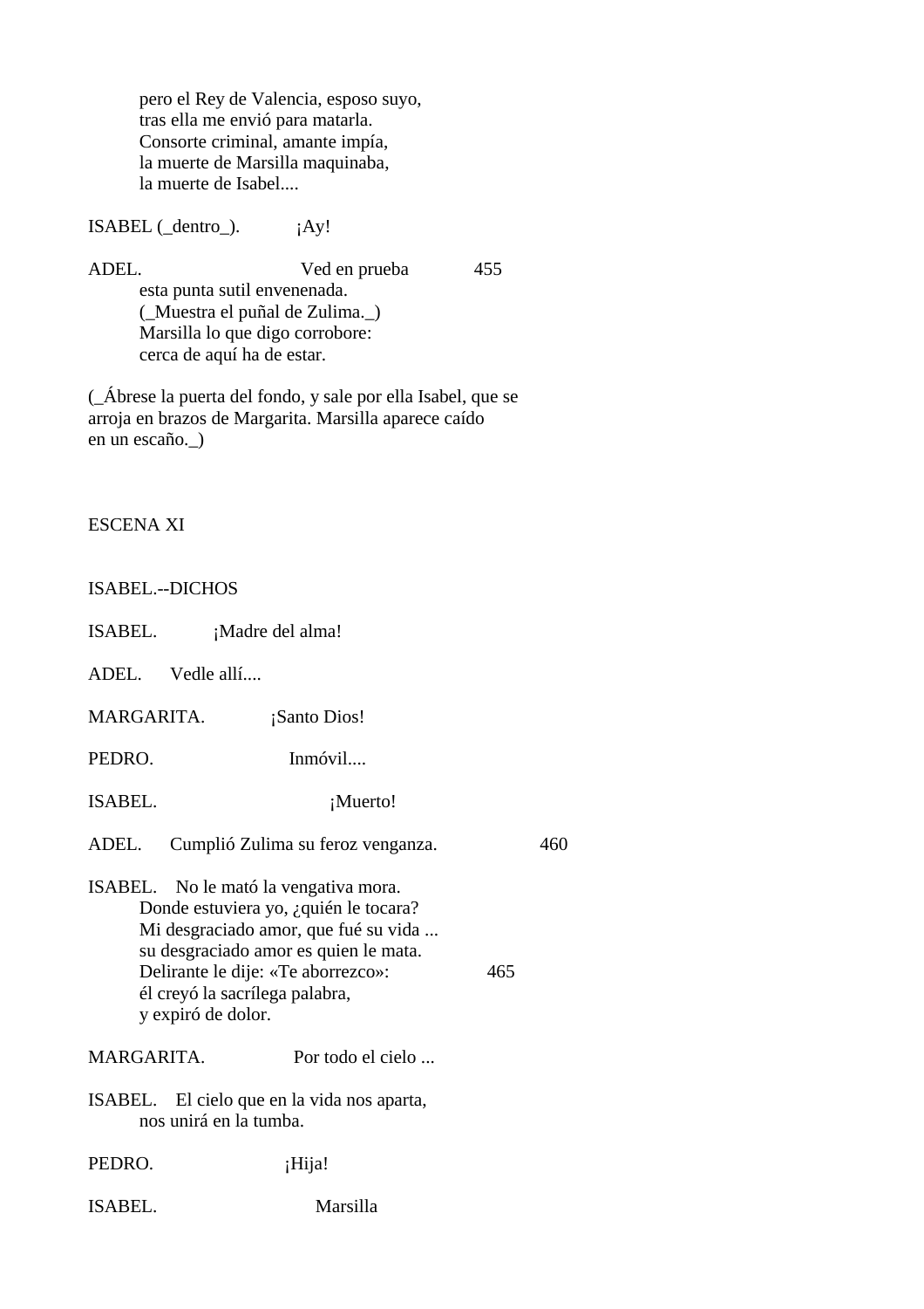pero el Rey de Valencia, esposo suyo,
tras ella me envió para matarla.
Consorte criminal, amante impía,
la muerte de Marsilla maquinaba,
la muerte de Isabel....

ISABEL (_dentro_). ¡Ay!

ADEL. Ved en prueba 455
esta punta sutil envenenada.
(_Muestra el puñal de Zulima._)
Marsilla lo que digo corrobore:
cerca de aquí ha de estar.

(_Ábrese la puerta del fondo, y sale por ella Isabel, que se arroja en brazos de Margarita. Marsilla aparece caído en un escaño._)

## ESCENA XI

ISABEL.--DICHOS

ISABEL. ¡Madre del alma!

ADEL. Vedle allí....

MARGARITA. ¡Santo Dios!

PEDRO. Inmóvil....

ISABEL. ¡Muerto!

ADEL. Cumplió Zulima su feroz venganza. 460

ISABEL. No le mató la vengativa mora.
Donde estuviera yo, ¿quién le tocara?
Mi desgraciado amor, que fué su vida ...
su desgraciado amor es quien le mata.
Delirante le dije: «Te aborrezco»: 465
él creyó la sacrílega palabra,
y expiró de dolor.

MARGARITA. Por todo el cielo ...

ISABEL. El cielo que en la vida nos aparta,
nos unirá en la tumba.

PEDRO. ¡Hija!

ISABEL. Marsilla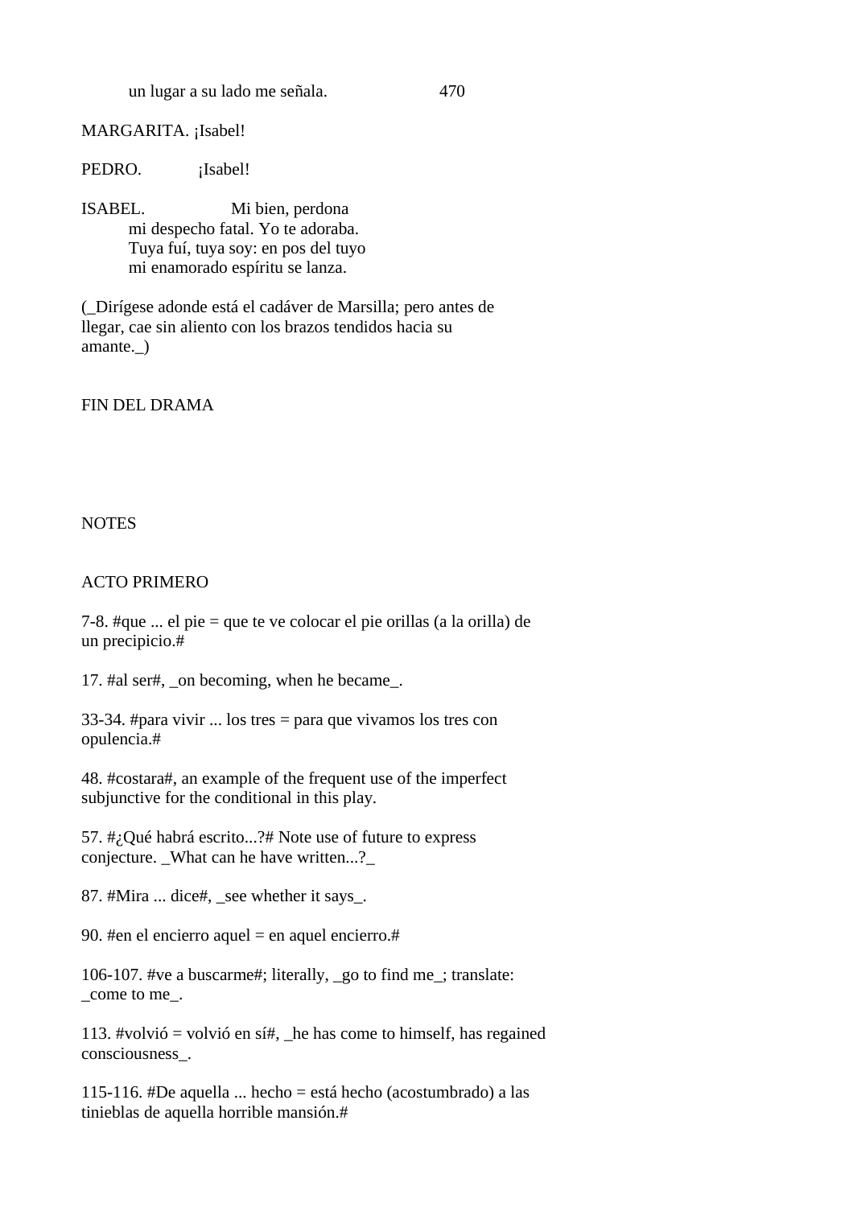un lugar a su lado me señala.                                470

MARGARITA. ¡Isabel!

PEDRO.            ¡Isabel!

ISABEL.                  Mi bien, perdona
mi despecho fatal. Yo te adoraba.
Tuya fuí, tuya soy: en pos del tuyo
mi enamorado espíritu se lanza.

(_Dirígese adonde está el cadáver de Marsilla; pero antes de llegar, cae sin aliento con los brazos tendidos hacia su amante._)

FIN DEL DRAMA

NOTES

ACTO PRIMERO

7-8. #que ... el pie = que te ve colocar el pie orillas (a la orilla) de un precipicio.#

17. #al ser#, _on becoming, when he became_.

33-34. #para vivir ... los tres = para que vivamos los tres con opulencia.#

48. #costara#, an example of the frequent use of the imperfect subjunctive for the conditional in this play.

57. #¿Qué habrá escrito...?# Note use of future to express conjecture. _What can he have written...?_

87. #Mira ... dice#, _see whether it says_.

90. #en el encierro aquel = en aquel encierro.#

106-107. #ve a buscarme#; literally, _go to find me_; translate: _come to me_.

113. #volvió = volvió en sí#, _he has come to himself, has regained consciousness_.

115-116. #De aquella ... hecho = está hecho (acostumbrado) a las tinieblas de aquella horrible mansión.#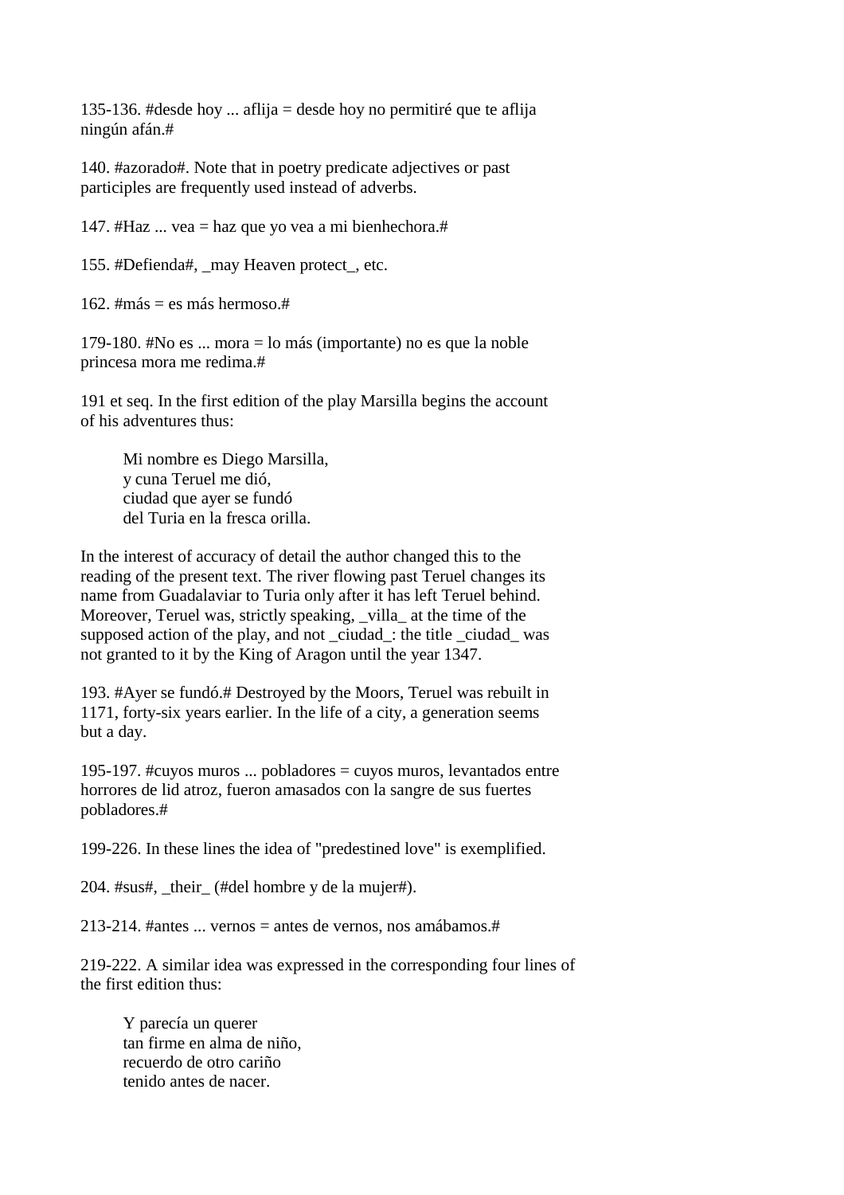135-136. #desde hoy ... aflija = desde hoy no permitiré que te aflija ningún afán.#

140. #azorado#. Note that in poetry predicate adjectives or past participles are frequently used instead of adverbs.

147. #Haz ... vea = haz que yo vea a mi bienhechora.#

155. #Defienda#, _may Heaven protect_, etc.

162. #más = es más hermoso.#

179-180. #No es ... mora = lo más (importante) no es que la noble princesa mora me redima.#

191 et seq. In the first edition of the play Marsilla begins the account of his adventures thus:

> Mi nombre es Diego Marsilla,
> y cuna Teruel me dió,
> ciudad que ayer se fundó
> del Turia en la fresca orilla.

In the interest of accuracy of detail the author changed this to the reading of the present text. The river flowing past Teruel changes its name from Guadalaviar to Turia only after it has left Teruel behind. Moreover, Teruel was, strictly speaking, _villa_ at the time of the supposed action of the play, and not _ciudad_: the title _ciudad_ was not granted to it by the King of Aragon until the year 1347.

193. #Ayer se fundó.# Destroyed by the Moors, Teruel was rebuilt in 1171, forty-six years earlier. In the life of a city, a generation seems but a day.

195-197. #cuyos muros ... pobladores = cuyos muros, levantados entre horrores de lid atroz, fueron amasados con la sangre de sus fuertes pobladores.#

199-226. In these lines the idea of "predestined love" is exemplified.

204. #sus#, _their_ (#del hombre y de la mujer#).

213-214. #antes ... vernos = antes de vernos, nos amábamos.#

219-222. A similar idea was expressed in the corresponding four lines of the first edition thus:

> Y parecía un querer
> tan firme en alma de niño,
> recuerdo de otro cariño
> tenido antes de nacer.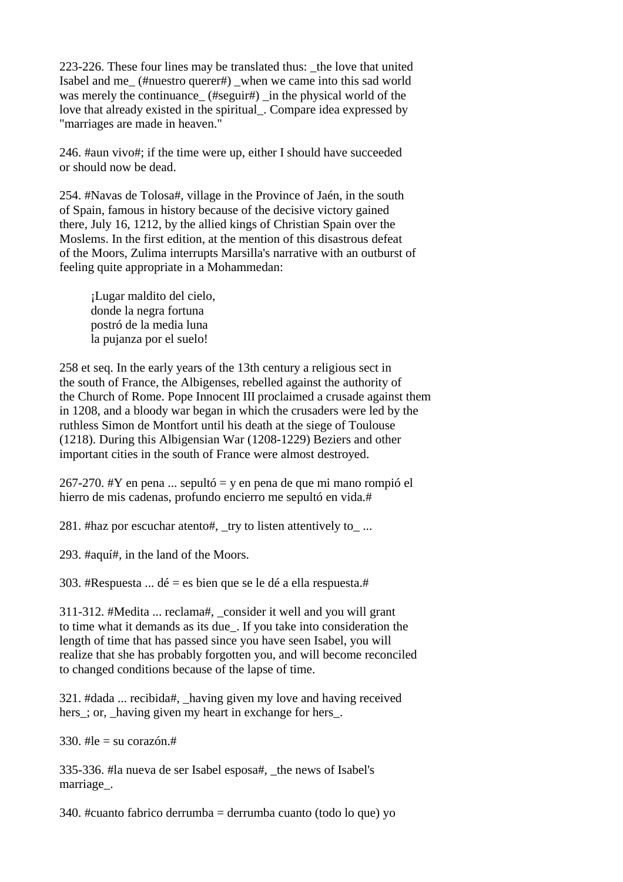223-226. These four lines may be translated thus: _the love that united Isabel and me_ (#nuestro querer#) _when we came into this sad world was merely the continuance_ (#seguir#) _in the physical world of the love that already existed in the spiritual_. Compare idea expressed by "marriages are made in heaven."

246. #aun vivo#; if the time were up, either I should have succeeded or should now be dead.

254. #Navas de Tolosa#, village in the Province of Jaén, in the south of Spain, famous in history because of the decisive victory gained there, July 16, 1212, by the allied kings of Christian Spain over the Moslems. In the first edition, at the mention of this disastrous defeat of the Moors, Zulima interrupts Marsilla's narrative with an outburst of feeling quite appropriate in a Mohammedan:

> ¡Lugar maldito del cielo,
> donde la negra fortuna
> postró de la media luna
> la pujanza por el suelo!

258 et seq. In the early years of the 13th century a religious sect in the south of France, the Albigenses, rebelled against the authority of the Church of Rome. Pope Innocent III proclaimed a crusade against them in 1208, and a bloody war began in which the crusaders were led by the ruthless Simon de Montfort until his death at the siege of Toulouse (1218). During this Albigensian War (1208-1229) Beziers and other important cities in the south of France were almost destroyed.

267-270. #Y en pena ... sepultó = y en pena de que mi mano rompió el hierro de mis cadenas, profundo encierro me sepultó en vida.#

281. #haz por escuchar atento#, _try to listen attentively to_ ...

293. #aquí#, in the land of the Moors.

303. #Respuesta ... dé = es bien que se le dé a ella respuesta.#

311-312. #Medita ... reclama#, _consider it well and you will grant to time what it demands as its due_. If you take into consideration the length of time that has passed since you have seen Isabel, you will realize that she has probably forgotten you, and will become reconciled to changed conditions because of the lapse of time.

321. #dada ... recibida#, _having given my love and having received hers_; or, _having given my heart in exchange for hers_.

330. #le = su corazón.#

335-336. #la nueva de ser Isabel esposa#, _the news of Isabel's marriage_.

340. #cuanto fabrico derrumba = derrumba cuanto (todo lo que) yo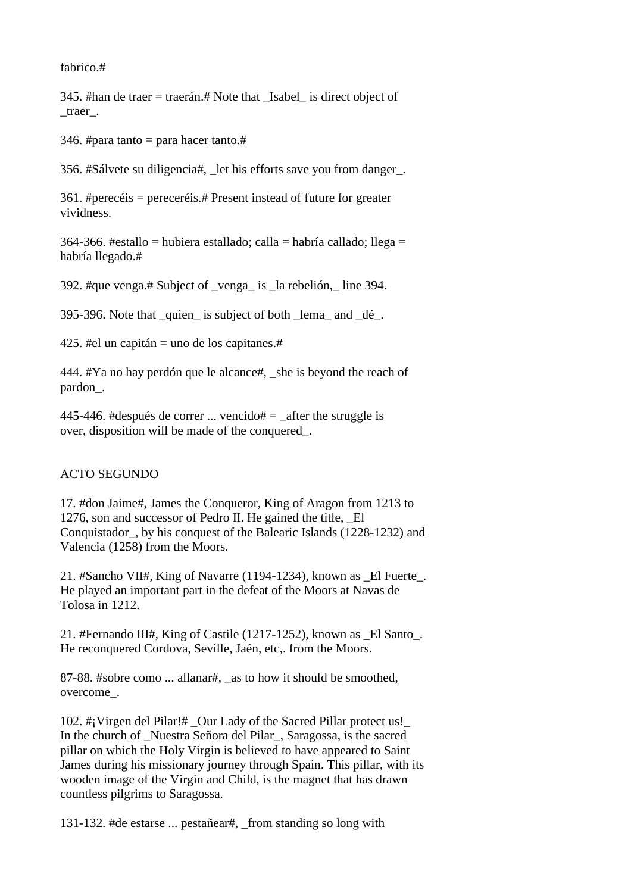fabrico.#

345. #han de traer = traerán.# Note that _Isabel_ is direct object of _traer_.

346. #para tanto = para hacer tanto.#

356. #Sálvete su diligencia#, _let his efforts save you from danger_.

361. #perecéis = pereceréis.# Present instead of future for greater vividness.

364-366. #estallo = hubiera estallado; calla = habría callado; llega = habría llegado.#

392. #que venga.# Subject of _venga_ is _la rebelión,_ line 394.

395-396. Note that _quien_ is subject of both _lema_ and _dé_.

425. #el un capitán = uno de los capitanes.#

444. #Ya no hay perdón que le alcance#, _she is beyond the reach of pardon_.

445-446. #después de correr ... vencido# = _after the struggle is over, disposition will be made of the conquered_.

ACTO SEGUNDO

17. #don Jaime#, James the Conqueror, King of Aragon from 1213 to 1276, son and successor of Pedro II. He gained the title, _El Conquistador_, by his conquest of the Balearic Islands (1228-1232) and Valencia (1258) from the Moors.

21. #Sancho VII#, King of Navarre (1194-1234), known as _El Fuerte_. He played an important part in the defeat of the Moors at Navas de Tolosa in 1212.

21. #Fernando III#, King of Castile (1217-1252), known as _El Santo_. He reconquered Cordova, Seville, Jaén, etc,. from the Moors.

87-88. #sobre como ... allanar#, _as to how it should be smoothed, overcome_.

102. #¡Virgen del Pilar!# _Our Lady of the Sacred Pillar protect us!_ In the church of _Nuestra Señora del Pilar_, Saragossa, is the sacred pillar on which the Holy Virgin is believed to have appeared to Saint James during his missionary journey through Spain. This pillar, with its wooden image of the Virgin and Child, is the magnet that has drawn countless pilgrims to Saragossa.

131-132. #de estarse ... pestañear#, _from standing so long with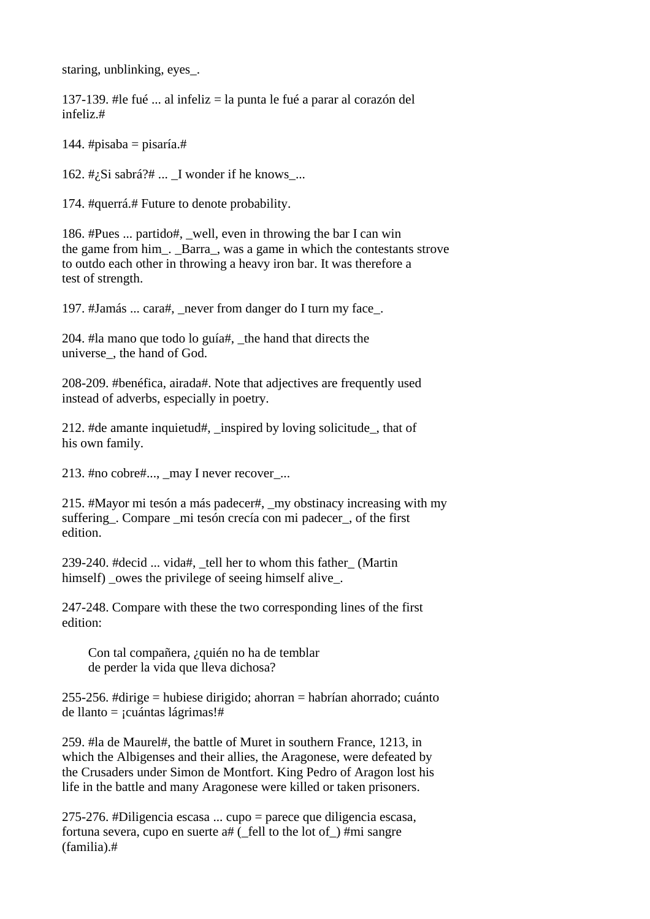staring, unblinking, eyes_.

137-139. #le fué ... al infeliz = la punta le fué a parar al corazón del infeliz.#

144. #pisaba = pisaría.#

162. #¿Si sabrá?# ... _I wonder if he knows_...

174. #querrá.# Future to denote probability.

186. #Pues ... partido#, _well, even in throwing the bar I can win the game from him_. _Barra_, was a game in which the contestants strove to outdo each other in throwing a heavy iron bar. It was therefore a test of strength.

197. #Jamás ... cara#, _never from danger do I turn my face_.

204. #la mano que todo lo guía#, _the hand that directs the universe_, the hand of God.

208-209. #benéfica, airada#. Note that adjectives are frequently used instead of adverbs, especially in poetry.

212. #de amante inquietud#, _inspired by loving solicitude_, that of his own family.

213. #no cobre#..., _may I never recover_...

215. #Mayor mi tesón a más padecer#, _my obstinacy increasing with my suffering_. Compare _mi tesón crecía con mi padecer_, of the first edition.

239-240. #decid ... vida#, _tell her to whom this father_ (Martin himself) _owes the privilege of seeing himself alive_.

247-248. Compare with these the two corresponding lines of the first edition:

> Con tal compañera, ¿quién no ha de temblar
> de perder la vida que lleva dichosa?

255-256. #dirige = hubiese dirigido; ahorran = habrían ahorrado; cuánto de llanto = ¡cuántas lágrimas!#

259. #la de Maurel#, the battle of Muret in southern France, 1213, in which the Albigenses and their allies, the Aragonese, were defeated by the Crusaders under Simon de Montfort. King Pedro of Aragon lost his life in the battle and many Aragonese were killed or taken prisoners.

275-276. #Diligencia escasa ... cupo = parece que diligencia escasa, fortuna severa, cupo en suerte a# (_fell to the lot of_) #mi sangre (familia).#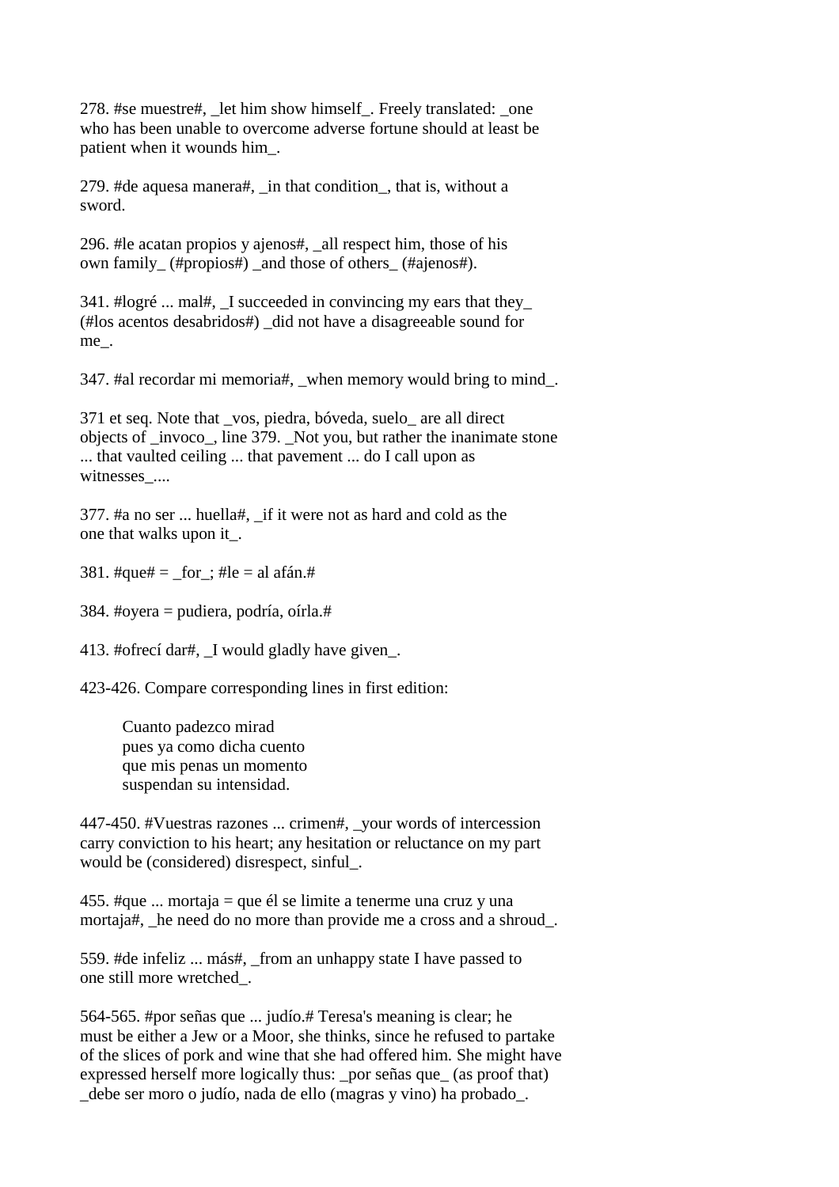278. #se muestre#, _let him show himself_. Freely translated: _one who has been unable to overcome adverse fortune should at least be patient when it wounds him_.

279. #de aquesa manera#, _in that condition_, that is, without a sword.

296. #le acatan propios y ajenos#, _all respect him, those of his own family_ (#propios#) _and those of others_ (#ajenos#).

341. #logré ... mal#, _I succeeded in convincing my ears that they_ (#los acentos desabridos#) _did not have a disagreeable sound for me_.

347. #al recordar mi memoria#, _when memory would bring to mind_.

371 et seq. Note that _vos, piedra, bóveda, suelo_ are all direct objects of _invoco_, line 379. _Not you, but rather the inanimate stone ... that vaulted ceiling ... that pavement ... do I call upon as witnesses_....

377. #a no ser ... huella#, _if it were not as hard and cold as the one that walks upon it_.

381. #que# = _for_; #le = al afán.#

384. #oyera = pudiera, podría, oírla.#

413. #ofrecí dar#, _I would gladly have given_.

423-426. Compare corresponding lines in first edition:

> Cuanto padezco mirad
> pues ya como dicha cuento
> que mis penas un momento
> suspendan su intensidad.

447-450. #Vuestras razones ... crimen#, _your words of intercession carry conviction to his heart; any hesitation or reluctance on my part would be (considered) disrespect, sinful_.

455. #que ... mortaja = que él se limite a tenerme una cruz y una mortaja#, _he need do no more than provide me a cross and a shroud_.

559. #de infeliz ... más#, _from an unhappy state I have passed to one still more wretched_.

564-565. #por señas que ... judío.# Teresa's meaning is clear; he must be either a Jew or a Moor, she thinks, since he refused to partake of the slices of pork and wine that she had offered him. She might have expressed herself more logically thus: _por señas que_ (as proof that) _debe ser moro o judío, nada de ello (magras y vino) ha probado_.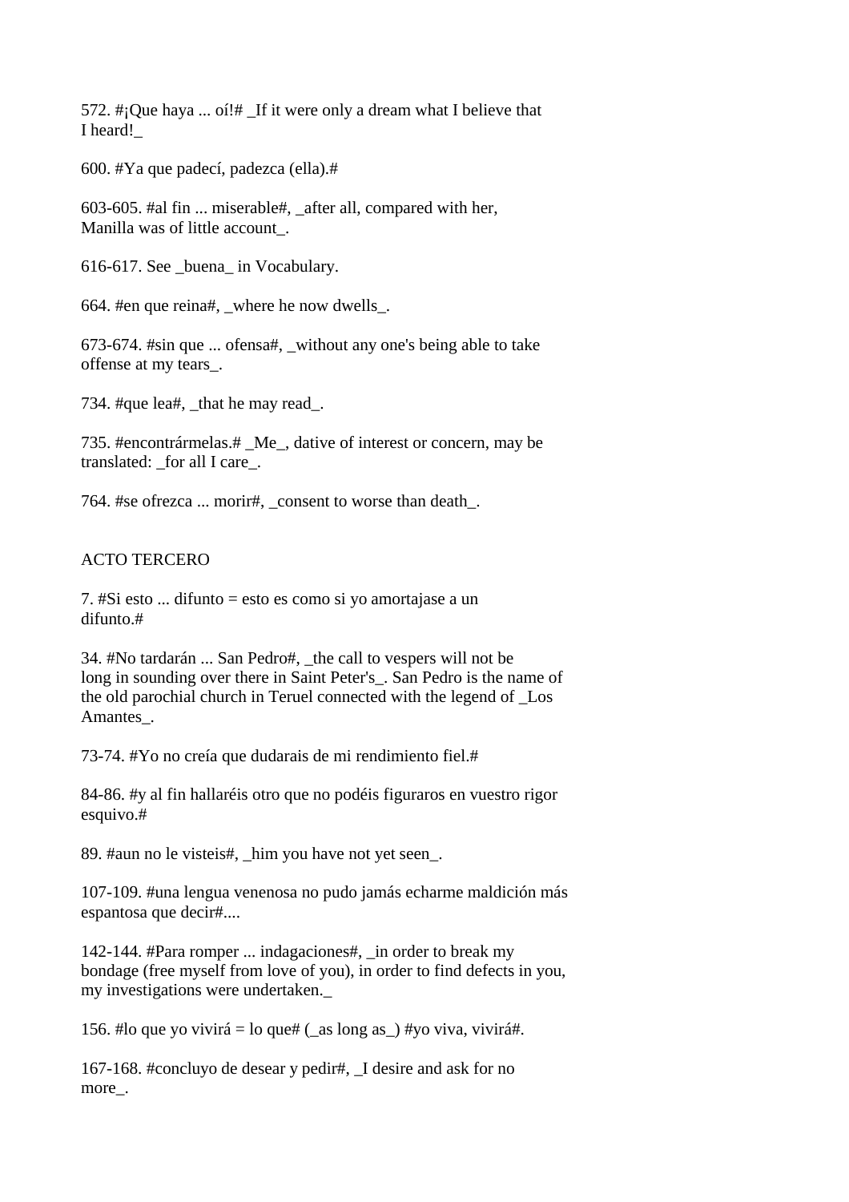572. #¡Que haya ... oí!# _If it were only a dream what I believe that I heard!_

600. #Ya que padecí, padezca (ella).#

603-605. #al fin ... miserable#, _after all, compared with her, Manilla was of little account_.

616-617. See _buena_ in Vocabulary.

664. #en que reina#, _where he now dwells_.

673-674. #sin que ... ofensa#, _without any one's being able to take offense at my tears_.

734. #que lea#, _that he may read_.

735. #encontrármelas.# _Me_, dative of interest or concern, may be translated: _for all I care_.

764. #se ofrezca ... morir#, _consent to worse than death_.

ACTO TERCERO

7. #Si esto ... difunto = esto es como si yo amortajase a un difunto.#

34. #No tardarán ... San Pedro#, _the call to vespers will not be long in sounding over there in Saint Peter's_. San Pedro is the name of the old parochial church in Teruel connected with the legend of _Los Amantes_.

73-74. #Yo no creía que dudarais de mi rendimiento fiel.#

84-86. #y al fin hallaréis otro que no podéis figuraros en vuestro rigor esquivo.#

89. #aun no le visteis#, _him you have not yet seen_.

107-109. #una lengua venenosa no pudo jamás echarme maldición más espantosa que decir#....

142-144. #Para romper ... indagaciones#, _in order to break my bondage (free myself from love of you), in order to find defects in you, my investigations were undertaken._

156. #lo que yo vivirá = lo que# (_as long as_) #yo viva, vivirá#.

167-168. #concluyo de desear y pedir#, _I desire and ask for no more_.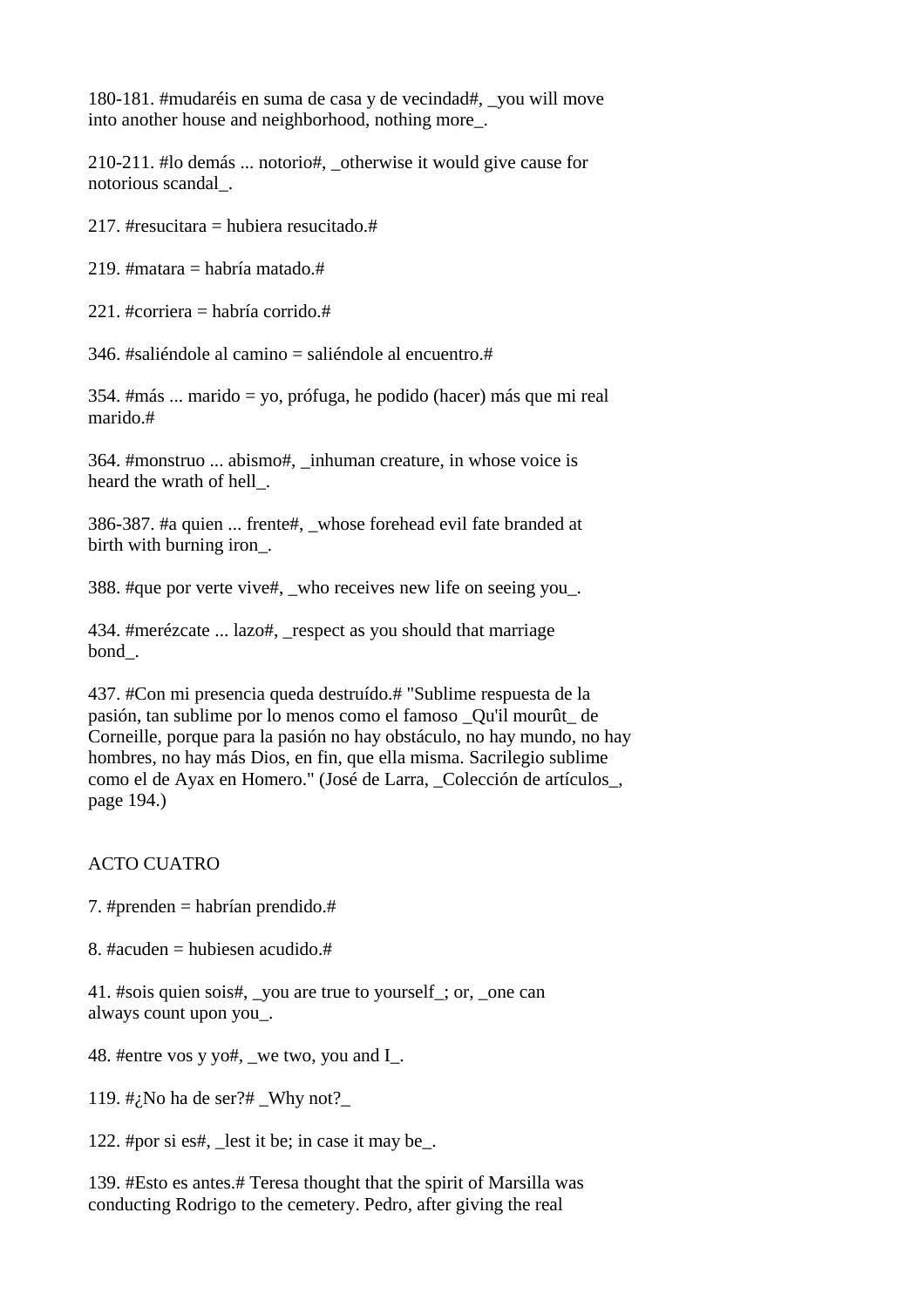180-181. #mudaréis en suma de casa y de vecindad#, _you will move into another house and neighborhood, nothing more_.

210-211. #lo demás ... notorio#, _otherwise it would give cause for notorious scandal_.

217. #resucitara = hubiera resucitado.#

219. #matara = habría matado.#

221. #corriera = habría corrido.#

346. #saliéndole al camino = saliéndole al encuentro.#

354. #más ... marido = yo, prófuga, he podido (hacer) más que mi real marido.#

364. #monstruo ... abismo#, _inhuman creature, in whose voice is heard the wrath of hell_.

386-387. #a quien ... frente#, _whose forehead evil fate branded at birth with burning iron_.

388. #que por verte vive#, _who receives new life on seeing you_.

434. #merézcate ... lazo#, _respect as you should that marriage bond_.

437. #Con mi presencia queda destruído.# "Sublime respuesta de la pasión, tan sublime por lo menos como el famoso _Qu'il mourût_ de Corneille, porque para la pasión no hay obstáculo, no hay mundo, no hay hombres, no hay más Dios, en fin, que ella misma. Sacrilegio sublime como el de Ayax en Homero." (José de Larra, _Colección de artículos_, page 194.)

ACTO CUATRO

7. #prenden = habrían prendido.#

8. #acuden = hubiesen acudido.#

41. #sois quien sois#, _you are true to yourself_; or, _one can always count upon you_.

48. #entre vos y yo#, _we two, you and I_.

119. #¿No ha de ser?# _Why not?_

122. #por si es#, _lest it be; in case it may be_.

139. #Esto es antes.# Teresa thought that the spirit of Marsilla was conducting Rodrigo to the cemetery. Pedro, after giving the real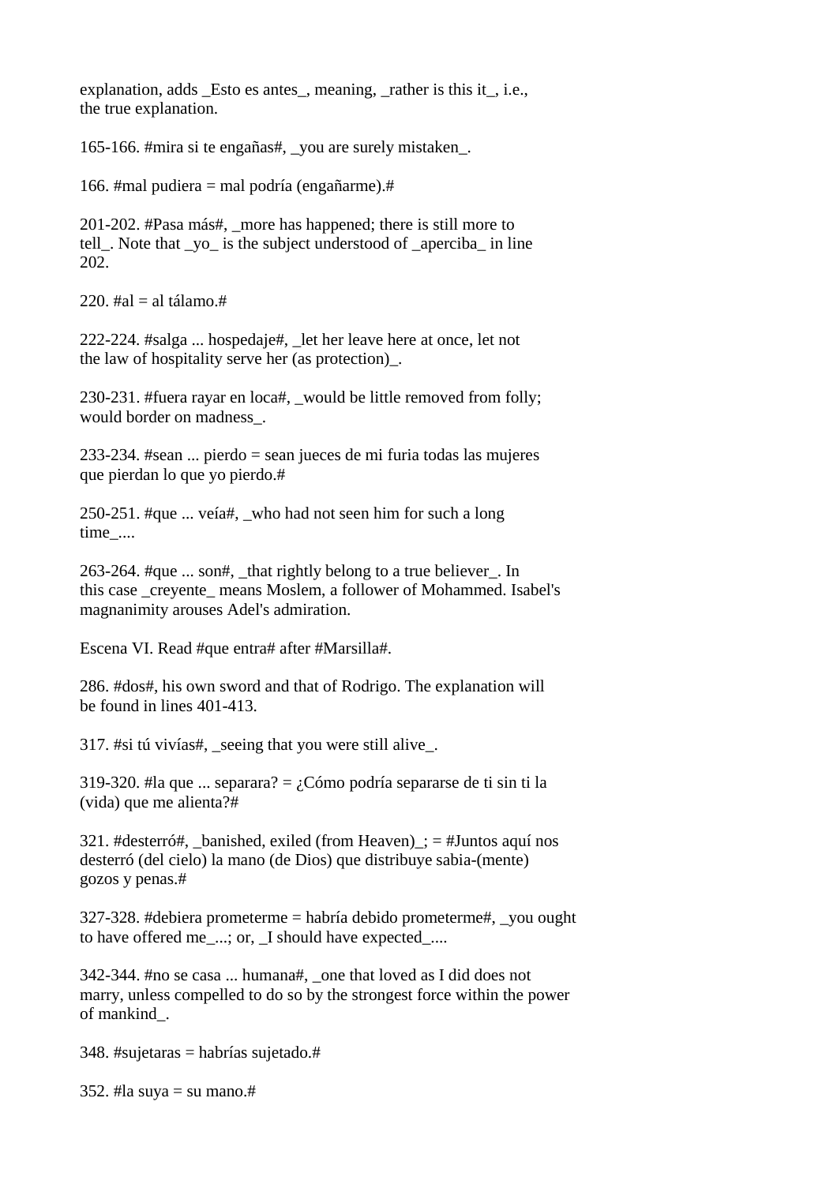explanation, adds _Esto es antes_, meaning, _rather is this it_, i.e., the true explanation.

165-166. #mira si te engañas#, _you are surely mistaken_.

166. #mal pudiera = mal podría (engañarme).#

201-202. #Pasa más#, _more has happened; there is still more to tell_. Note that _yo_ is the subject understood of _aperciba_ in line 202.

220. #al = al tálamo.#

222-224. #salga ... hospedaje#, _let her leave here at once, let not the law of hospitality serve her (as protection)_.

230-231. #fuera rayar en loca#, _would be little removed from folly; would border on madness_.

233-234. #sean ... pierdo = sean jueces de mi furia todas las mujeres que pierdan lo que yo pierdo.#

250-251. #que ... veía#, _who had not seen him for such a long time_....

263-264. #que ... son#, _that rightly belong to a true believer_. In this case _creyente_ means Moslem, a follower of Mohammed. Isabel's magnanimity arouses Adel's admiration.

Escena VI. Read #que entra# after #Marsilla#.

286. #dos#, his own sword and that of Rodrigo. The explanation will be found in lines 401-413.

317. #si tú vivías#, _seeing that you were still alive_.

319-320. #la que ... separara? = ¿Cómo podría separarse de ti sin ti la (vida) que me alienta?#

321. #desterró#, _banished, exiled (from Heaven)_; = #Juntos aquí nos desterró (del cielo) la mano (de Dios) que distribuye sabia-(mente) gozos y penas.#

327-328. #debiera prometerme = habría debido prometerme#, _you ought to have offered me_...; or, _I should have expected_....

342-344. #no se casa ... humana#, _one that loved as I did does not marry, unless compelled to do so by the strongest force within the power of mankind_.

348. #sujetaras = habrías sujetado.#

352. #la suya = su mano.#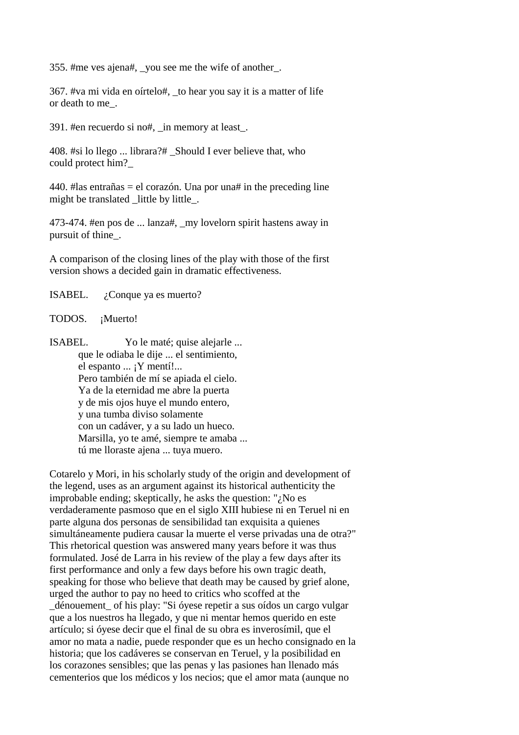355. #me ves ajena#, _you see me the wife of another_.

367. #va mi vida en oírtelo#, _to hear you say it is a matter of life or death to me_.

391. #en recuerdo si no#, _in memory at least_.

408. #si lo llego ... librara?# _Should I ever believe that, who could protect him?_

440. #las entrañas = el corazón. Una por una# in the preceding line might be translated _little by little_.

473-474. #en pos de ... lanza#, _my lovelorn spirit hastens away in pursuit of thine_.

A comparison of the closing lines of the play with those of the first version shows a decided gain in dramatic effectiveness.

ISABEL. ¿Conque ya es muerto?

TODOS. ¡Muerto!

ISABEL. Yo le maté; quise alejarle ...
que le odiaba le dije ... el sentimiento,
el espanto ... ¡Y mentí!...
Pero también de mí se apiada el cielo.
Ya de la eternidad me abre la puerta
y de mis ojos huye el mundo entero,
y una tumba diviso solamente
con un cadáver, y a su lado un hueco.
Marsilla, yo te amé, siempre te amaba ...
tú me lloraste ajena ... tuya muero.

Cotarelo y Mori, in his scholarly study of the origin and development of the legend, uses as an argument against its historical authenticity the improbable ending; skeptically, he asks the question: "¿No es verdaderamente pasmoso que en el siglo XIII hubiese ni en Teruel ni en parte alguna dos personas de sensibilidad tan exquisita a quienes simultáneamente pudiera causar la muerte el verse privadas una de otra?" This rhetorical question was answered many years before it was thus formulated. José de Larra in his review of the play a few days after its first performance and only a few days before his own tragic death, speaking for those who believe that death may be caused by grief alone, urged the author to pay no heed to critics who scoffed at the _dénouement_ of his play: "Si óyese repetir a sus oídos un cargo vulgar que a los nuestros ha llegado, y que ni mentar hemos querido en este artículo; si óyese decir que el final de su obra es inverosímil, que el amor no mata a nadie, puede responder que es un hecho consignado en la historia; que los cadáveres se conservan en Teruel, y la posibilidad en los corazones sensibles; que las penas y las pasiones han llenado más cementerios que los médicos y los necios; que el amor mata (aunque no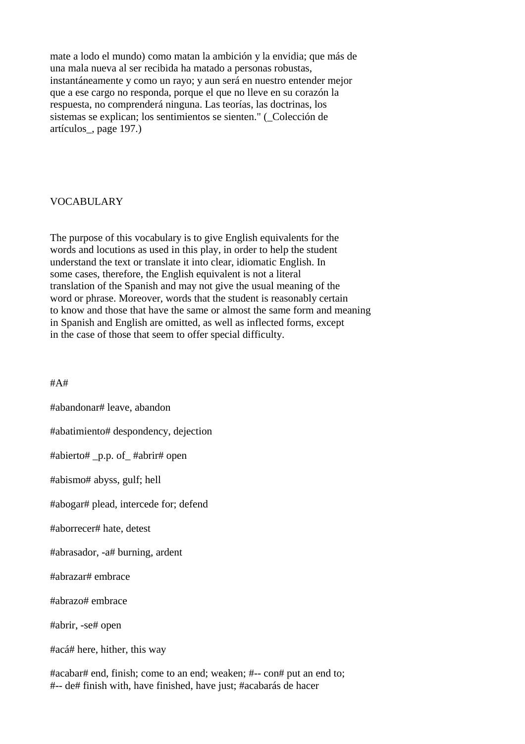mate a lodo el mundo) como matan la ambición y la envidia; que más de una mala nueva al ser recibida ha matado a personas robustas, instantáneamente y como un rayo; y aun será en nuestro entender mejor que a ese cargo no responda, porque el que no lleve en su corazón la respuesta, no comprenderá ninguna. Las teorías, las doctrinas, los sistemas se explican; los sentimientos se sienten." (_Colección de artículos_, page 197.)

VOCABULARY

The purpose of this vocabulary is to give English equivalents for the words and locutions as used in this play, in order to help the student understand the text or translate it into clear, idiomatic English. In some cases, therefore, the English equivalent is not a literal translation of the Spanish and may not give the usual meaning of the word or phrase. Moreover, words that the student is reasonably certain to know and those that have the same or almost the same form and meaning in Spanish and English are omitted, as well as inflected forms, except in the case of those that seem to offer special difficulty.

#A#

#abandonar# leave, abandon

#abatimiento# despondency, dejection

#abierto# _p.p. of_ #abrir# open

#abismo# abyss, gulf; hell

#abogar# plead, intercede for; defend

#aborrecer# hate, detest

#abrasador, -a# burning, ardent

#abrazar# embrace

#abrazo# embrace

#abrir, -se# open

#acá# here, hither, this way

#acabar# end, finish; come to an end; weaken; #-- con# put an end to; #-- de# finish with, have finished, have just; #acabarás de hacer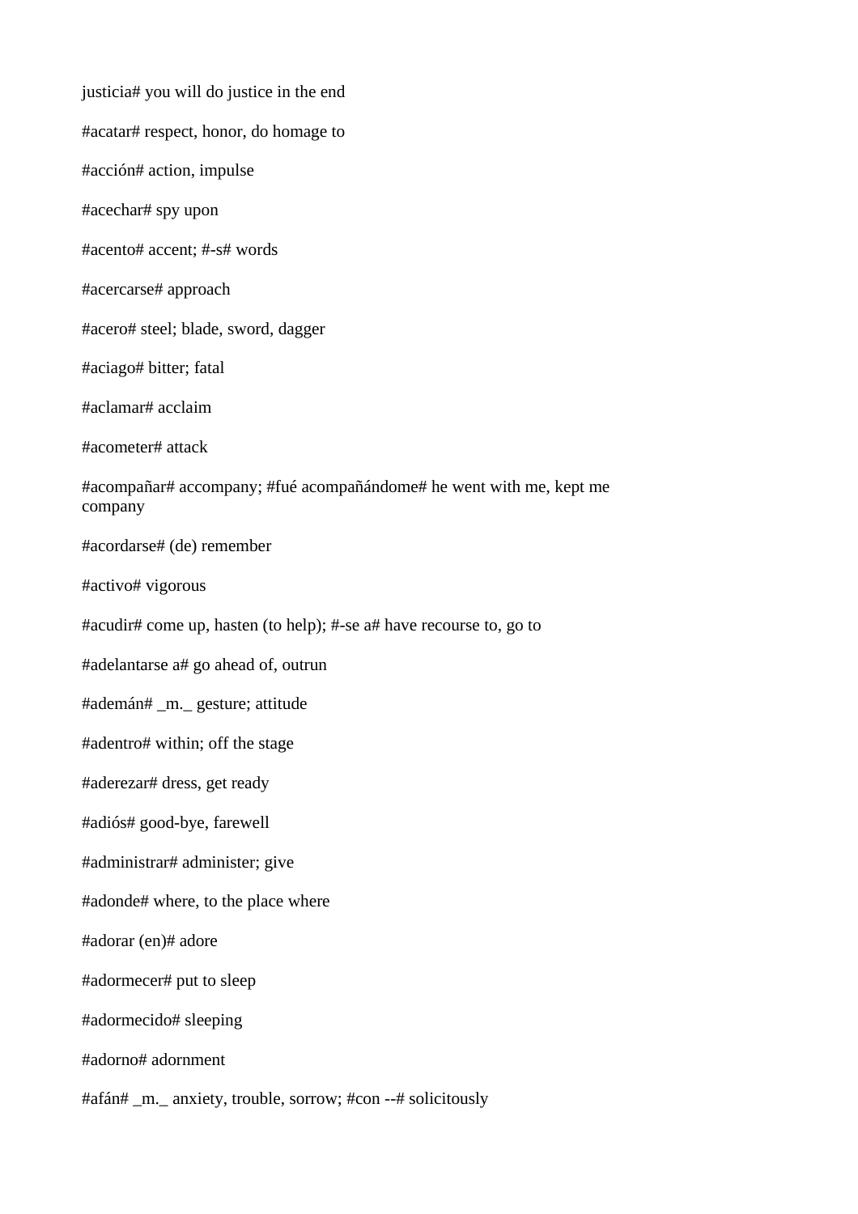justicia# you will do justice in the end

#acatar# respect, honor, do homage to

#acción# action, impulse

#acechar# spy upon

#acento# accent; #-s# words

#acercarse# approach

#acero# steel; blade, sword, dagger

#aciago# bitter; fatal

#aclamar# acclaim

#acometer# attack

#acompañar# accompany; #fué acompañándome# he went with me, kept me company

#acordarse# (de) remember

#activo# vigorous

#acudir# come up, hasten (to help); #-se a# have recourse to, go to

#adelantarse a# go ahead of, outrun

#ademán# _m._ gesture; attitude

#adentro# within; off the stage

#aderezar# dress, get ready

#adiós# good-bye, farewell

#administrar# administer; give

#adonde# where, to the place where

#adorar (en)# adore

#adormecer# put to sleep

#adormecido# sleeping

#adorno# adornment

#afán# _m._ anxiety, trouble, sorrow; #con --# solicitously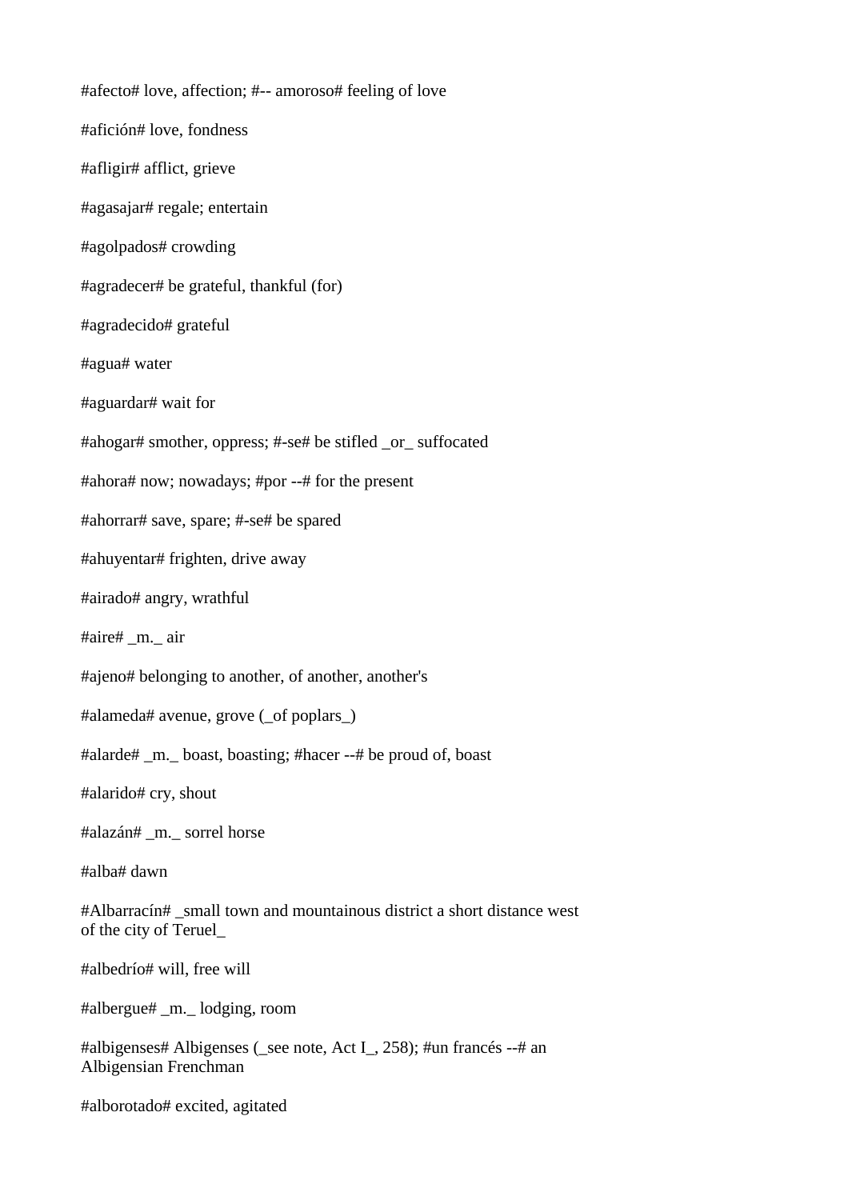#afecto# love, affection; #-- amoroso# feeling of love

#afición# love, fondness

#afligir# afflict, grieve

#agasajar# regale; entertain

#agolpados# crowding

#agradecer# be grateful, thankful (for)

#agradecido# grateful

#agua# water

#aguardar# wait for

#ahogar# smother, oppress; #-se# be stifled _or_ suffocated

#ahora# now; nowadays; #por --# for the present

#ahorrar# save, spare; #-se# be spared

#ahuyentar# frighten, drive away

#airado# angry, wrathful

#aire# _m._ air

#ajeno# belonging to another, of another, another's

#alameda# avenue, grove (_of poplars_)

#alarde# _m._ boast, boasting; #hacer --# be proud of, boast

#alarido# cry, shout

#alazán# _m._ sorrel horse

#alba# dawn

#Albarracín# _small town and mountainous district a short distance west of the city of Teruel_

#albedrío# will, free will

#albergue# _m._ lodging, room

#albigenses# Albigenses (_see note, Act I_, 258); #un francés --# an Albigensian Frenchman

#alborotado# excited, agitated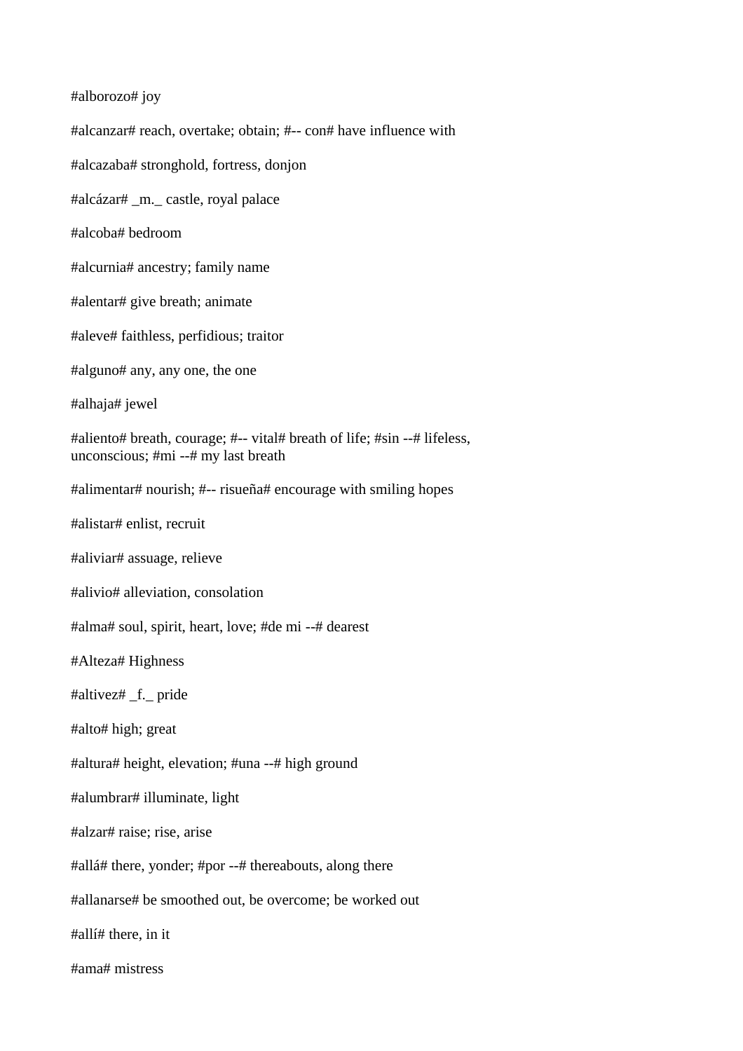#alborozo# joy

#alcanzar# reach, overtake; obtain; #-- con# have influence with

#alcazaba# stronghold, fortress, donjon

#alcázar# _m._ castle, royal palace

#alcoba# bedroom

#alcurnia# ancestry; family name

#alentar# give breath; animate

#aleve# faithless, perfidious; traitor

#alguno# any, any one, the one

#alhaja# jewel

#aliento# breath, courage; #-- vital# breath of life; #sin --# lifeless, unconscious; #mi --# my last breath

#alimentar# nourish; #-- risueña# encourage with smiling hopes

#alistar# enlist, recruit

#aliviar# assuage, relieve

#alivio# alleviation, consolation

#alma# soul, spirit, heart, love; #de mi --# dearest

#Alteza# Highness

#altivez# _f._ pride

#alto# high; great

#altura# height, elevation; #una --# high ground

#alumbrar# illuminate, light

#alzar# raise; rise, arise

#allá# there, yonder; #por --# thereabouts, along there

#allanarse# be smoothed out, be overcome; be worked out

#allí# there, in it

#ama# mistress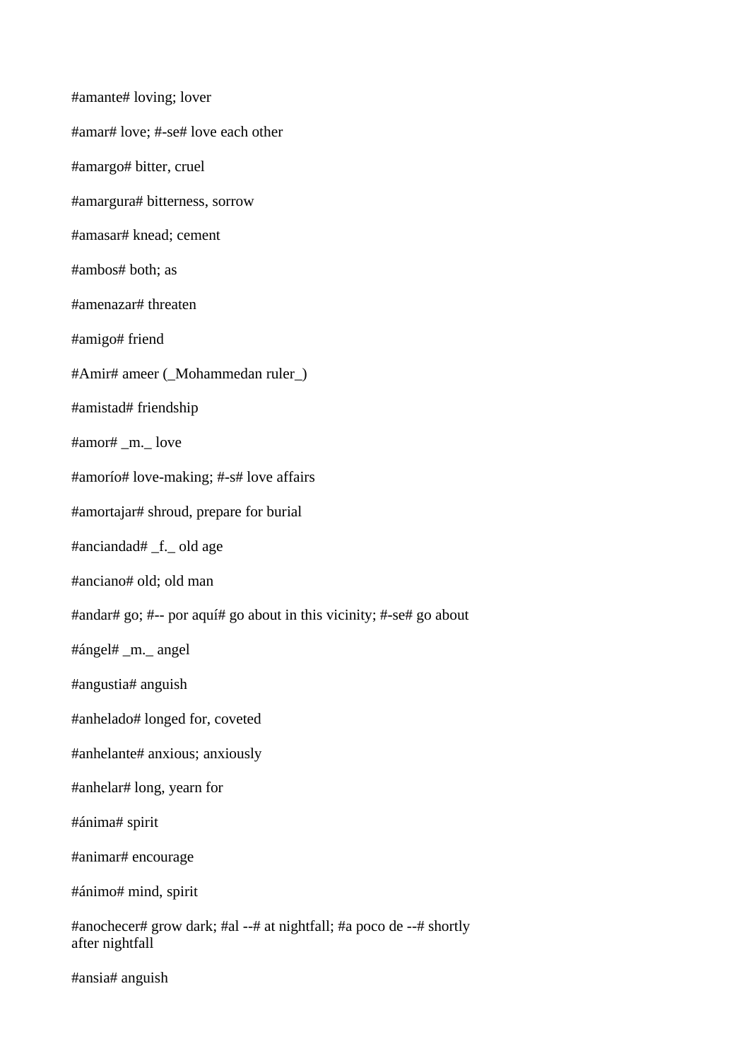#amante# loving; lover

#amar# love; #-se# love each other

#amargo# bitter, cruel

#amargura# bitterness, sorrow

#amasar# knead; cement

#ambos# both; as

#amenazar# threaten

#amigo# friend

#Amir# ameer (_Mohammedan ruler_)

#amistad# friendship

#amor# _m._ love

#amorío# love-making; #-s# love affairs

#amortajar# shroud, prepare for burial

#anciandad# _f._ old age

#anciano# old; old man

#andar# go; #-- por aquí# go about in this vicinity; #-se# go about

#ángel# _m._ angel

#angustia# anguish

#anhelado# longed for, coveted

#anhelante# anxious; anxiously

#anhelar# long, yearn for

#ánima# spirit

#animar# encourage

#ánimo# mind, spirit

#anochecer# grow dark; #al --# at nightfall; #a poco de --# shortly after nightfall

#ansia# anguish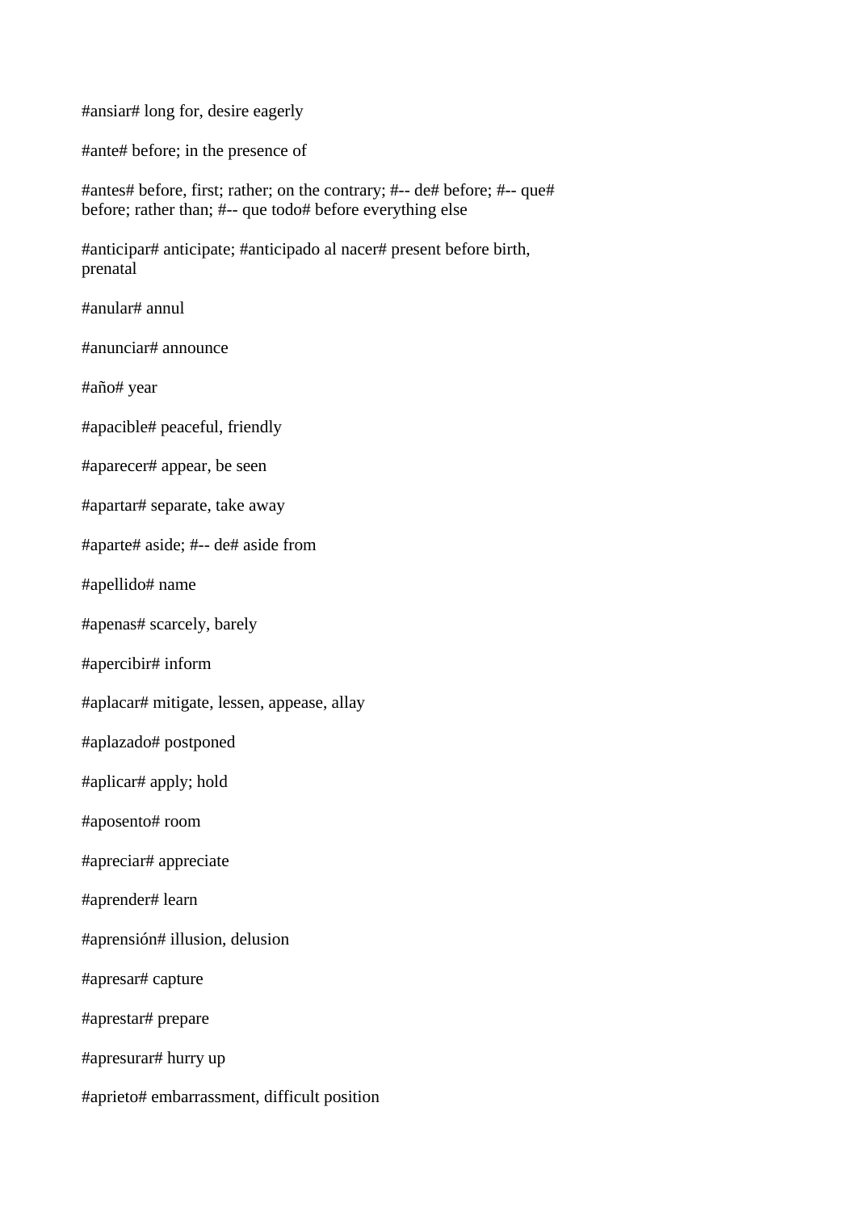#ansiar# long for, desire eagerly

#ante# before; in the presence of

#antes# before, first; rather; on the contrary; #-- de# before; #-- que# before; rather than; #-- que todo# before everything else

#anticipar# anticipate; #anticipado al nacer# present before birth, prenatal

#anular# annul

#anunciar# announce

#año# year

#apacible# peaceful, friendly

#aparecer# appear, be seen

#apartar# separate, take away

#aparte# aside; #-- de# aside from

#apellido# name

#apenas# scarcely, barely

#apercibir# inform

#aplacar# mitigate, lessen, appease, allay

#aplazado# postponed

#aplicar# apply; hold

#aposento# room

#apreciar# appreciate

#aprender# learn

#aprensión# illusion, delusion

#apresar# capture

#aprestar# prepare

#apresurar# hurry up

#aprieto# embarrassment, difficult position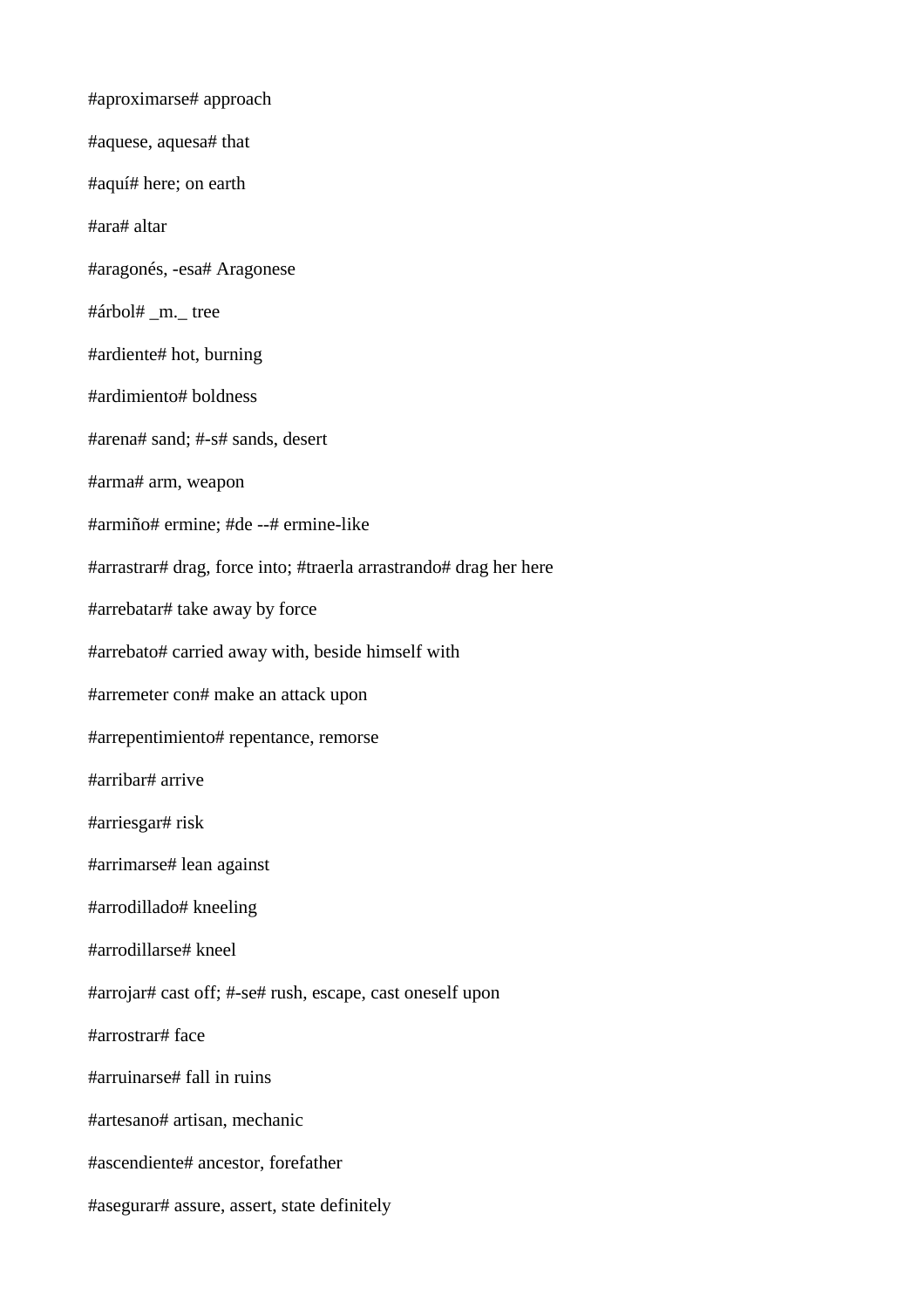#aproximarse# approach

#aquese, aquesa# that

#aquí# here; on earth

#ara# altar

#aragonés, -esa# Aragonese

#árbol# _m._ tree

#ardiente# hot, burning

#ardimiento# boldness

#arena# sand; #-s# sands, desert

#arma# arm, weapon

#armiño# ermine; #de --# ermine-like

#arrastrar# drag, force into; #traerla arrastrando# drag her here

#arrebatar# take away by force

#arrebato# carried away with, beside himself with

#arremeter con# make an attack upon

#arrepentimiento# repentance, remorse

#arribar# arrive

#arriesgar# risk

#arrimarse# lean against

#arrodillado# kneeling

#arrodillarse# kneel

#arrojar# cast off; #-se# rush, escape, cast oneself upon

#arrostrar# face

#arruinarse# fall in ruins

#artesano# artisan, mechanic

#ascendiente# ancestor, forefather

#asegurar# assure, assert, state definitely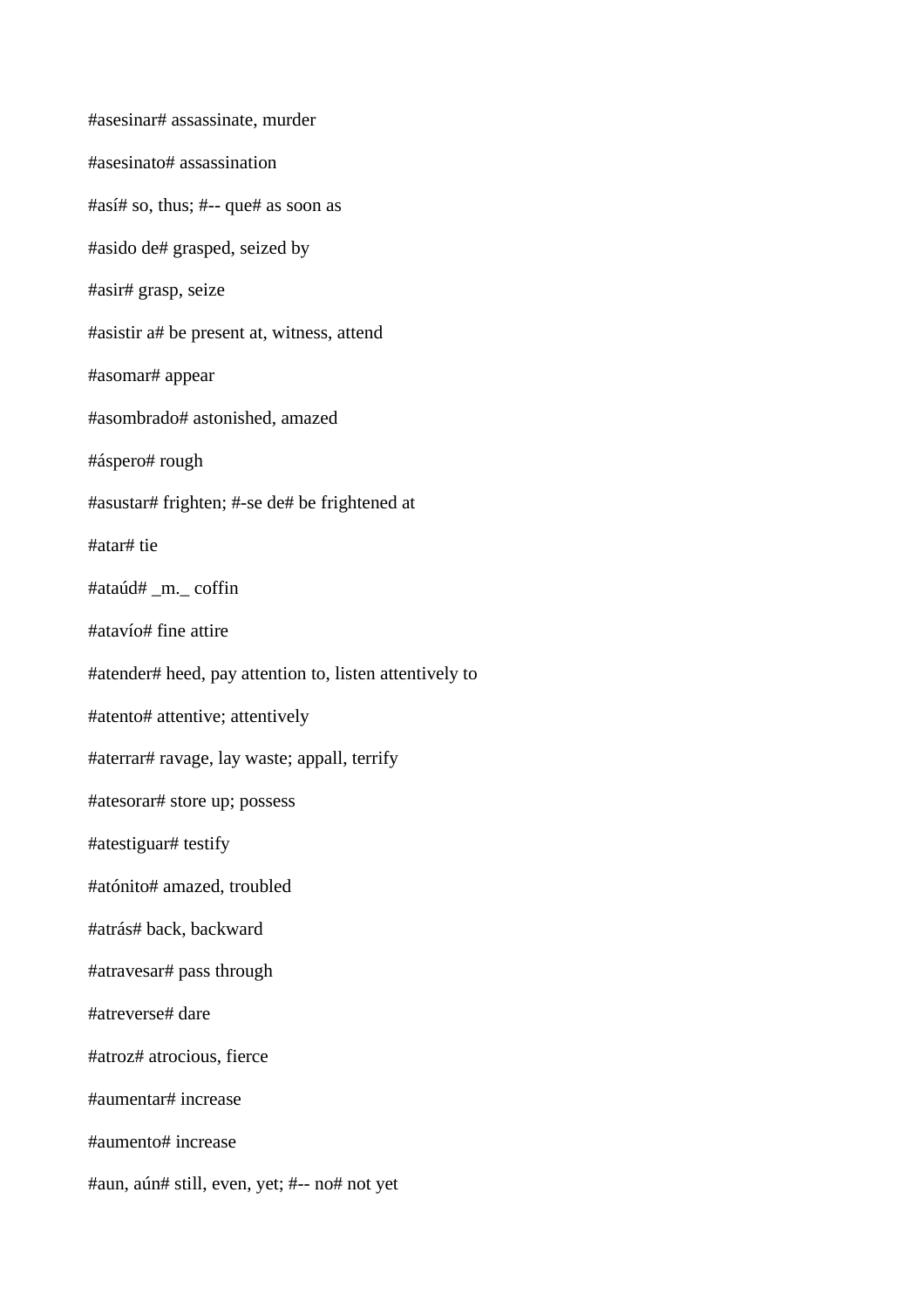#asesinar# assassinate, murder

#asesinato# assassination

#así# so, thus; #-- que# as soon as

#asido de# grasped, seized by

#asir# grasp, seize

#asistir a# be present at, witness, attend

#asomar# appear

#asombrado# astonished, amazed

#áspero# rough

#asustar# frighten; #-se de# be frightened at

#atar# tie

#ataúd# _m._ coffin

#atavío# fine attire

#atender# heed, pay attention to, listen attentively to

#atento# attentive; attentively

#aterrar# ravage, lay waste; appall, terrify

#atesorar# store up; possess

#atestiguar# testify

#atónito# amazed, troubled

#atrás# back, backward

#atravesar# pass through

#atreverse# dare

#atroz# atrocious, fierce

#aumentar# increase

#aumento# increase

#aun, aún# still, even, yet; #-- no# not yet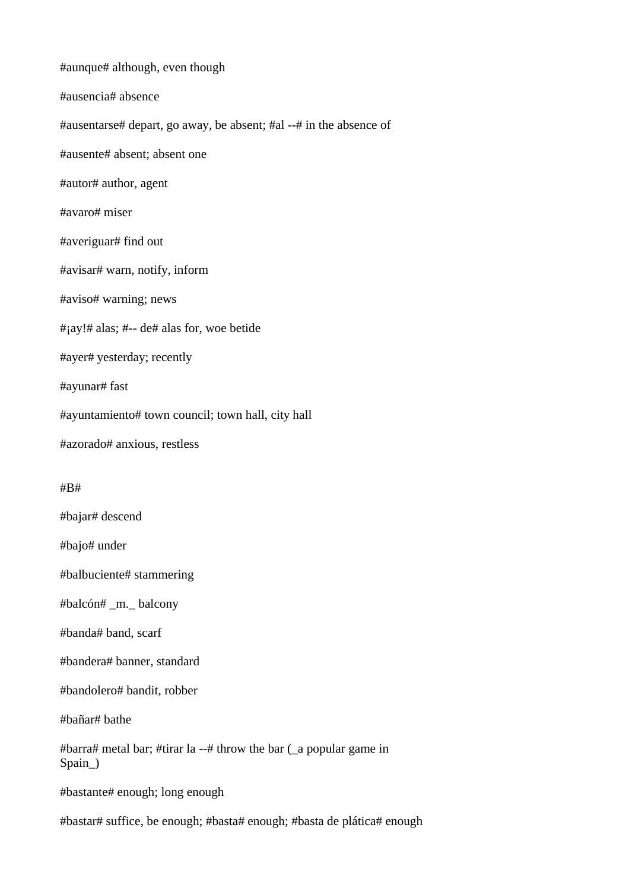#aunque# although, even though

#ausencia# absence

#ausentarse# depart, go away, be absent; #al --# in the absence of

#ausente# absent; absent one

#autor# author, agent

#avaro# miser

#averiguar# find out

#avisar# warn, notify, inform

#aviso# warning; news

#¡ay!# alas; #-- de# alas for, woe betide

#ayer# yesterday; recently

#ayunar# fast

#ayuntamiento# town council; town hall, city hall

#azorado# anxious, restless

#B#

#bajar# descend

#bajo# under

#balbuciente# stammering

#balcón# _m._ balcony

#banda# band, scarf

#bandera# banner, standard

#bandolero# bandit, robber

#bañar# bathe

#barra# metal bar; #tirar la --# throw the bar (_a popular game in Spain_)

#bastante# enough; long enough

#bastar# suffice, be enough; #basta# enough; #basta de plática# enough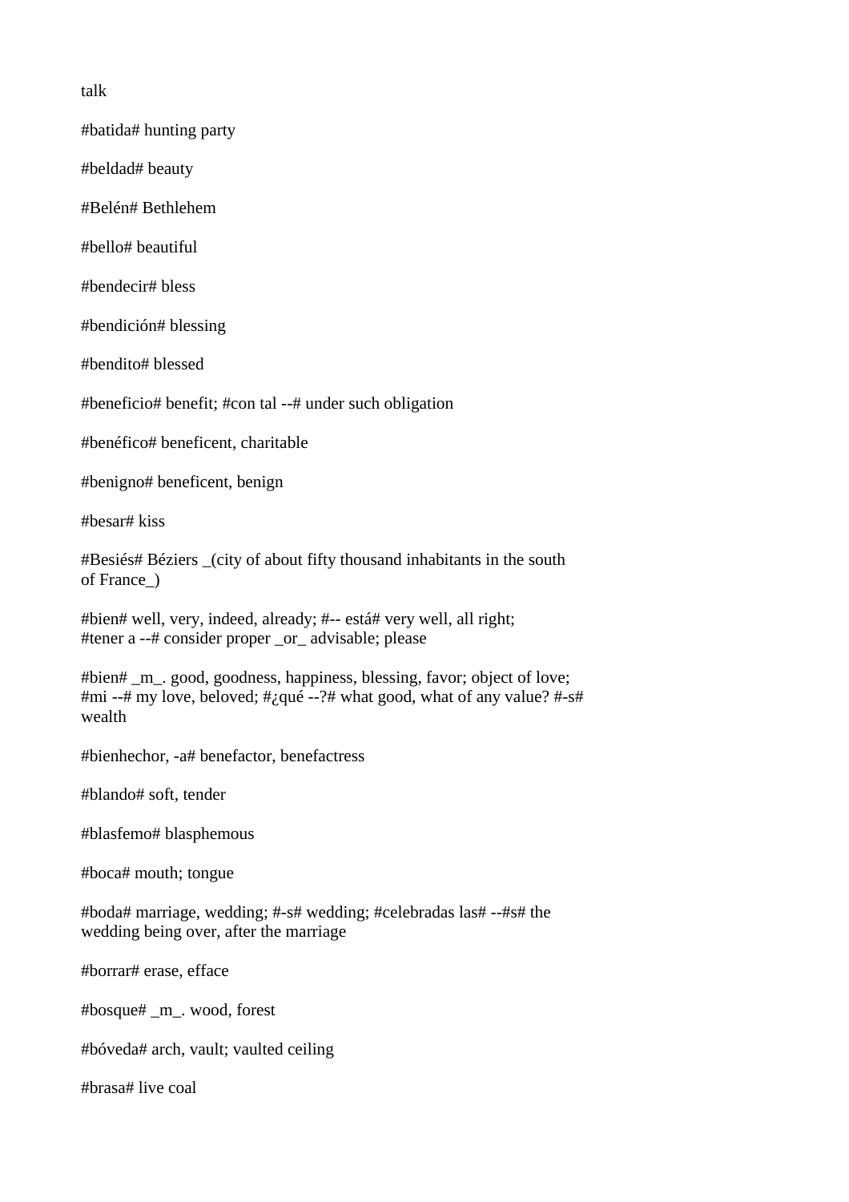talk

#batida# hunting party

#beldad# beauty

#Belén# Bethlehem

#bello# beautiful

#bendecir# bless

#bendición# blessing

#bendito# blessed

#beneficio# benefit; #con tal --# under such obligation

#benéfico# beneficent, charitable

#benigno# beneficent, benign

#besar# kiss

#Besiés# Béziers _(city of about fifty thousand inhabitants in the south of France_)

#bien# well, very, indeed, already; #-- está# very well, all right; #tener a --# consider proper _or_ advisable; please

#bien# _m_. good, goodness, happiness, blessing, favor; object of love; #mi --# my love, beloved; #¿qué --?# what good, what of any value? #-s# wealth

#bienhechor, -a# benefactor, benefactress

#blando# soft, tender

#blasfemo# blasphemous

#boca# mouth; tongue

#boda# marriage, wedding; #-s# wedding; #celebradas las# --#s# the wedding being over, after the marriage

#borrar# erase, efface

#bosque# _m_. wood, forest

#bóveda# arch, vault; vaulted ceiling

#brasa# live coal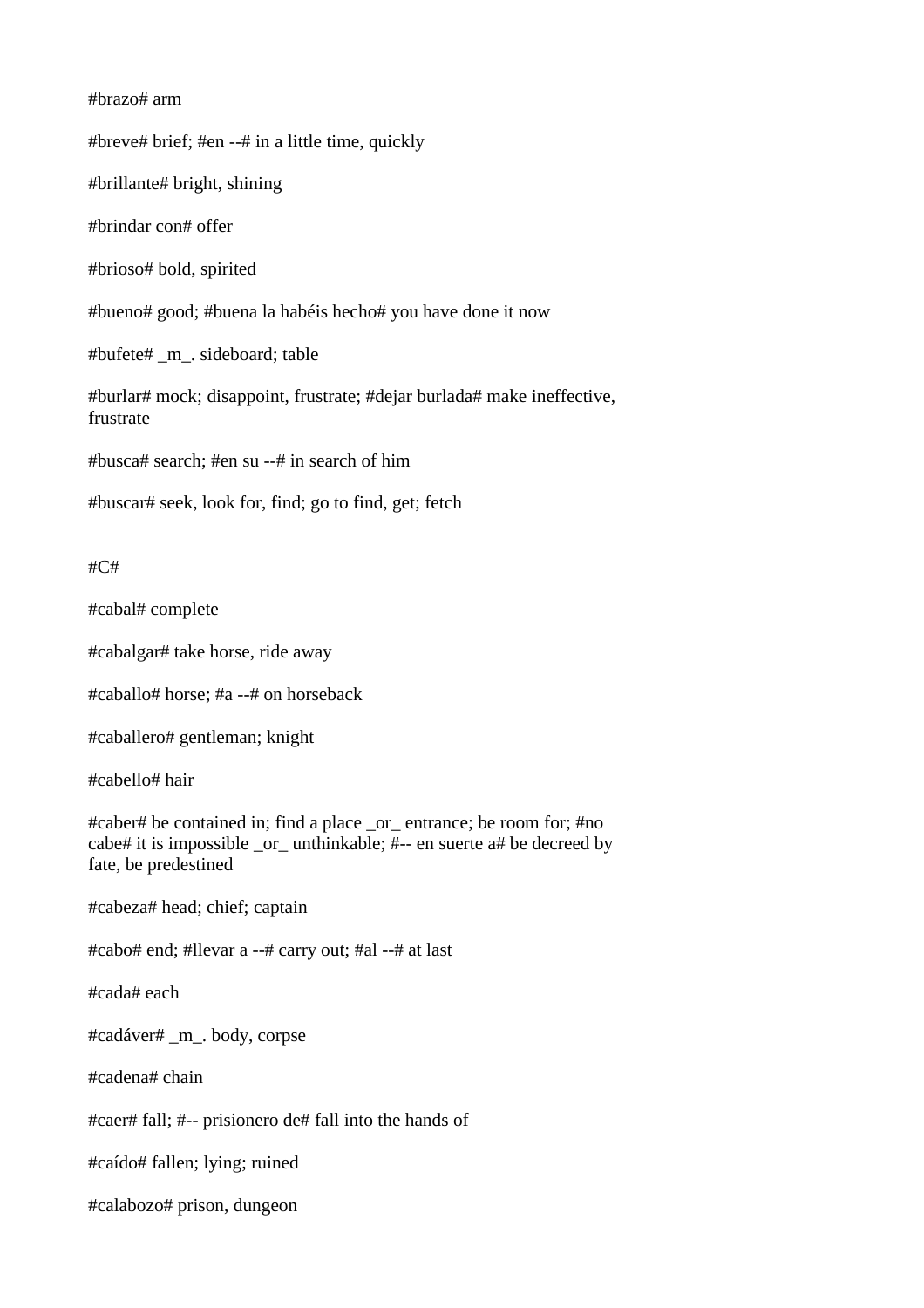#brazo# arm

#breve# brief; #en --# in a little time, quickly

#brillante# bright, shining

#brindar con# offer

#brioso# bold, spirited

#bueno# good; #buena la habéis hecho# you have done it now

#bufete# _m_. sideboard; table

#burlar# mock; disappoint, frustrate; #dejar burlada# make ineffective, frustrate

#busca# search; #en su --# in search of him

#buscar# seek, look for, find; go to find, get; fetch

#C#

#cabal# complete

#cabalgar# take horse, ride away

#caballo# horse; #a --# on horseback

#caballero# gentleman; knight

#cabello# hair

#caber# be contained in; find a place _or_ entrance; be room for; #no cabe# it is impossible _or_ unthinkable; #-- en suerte a# be decreed by fate, be predestined

#cabeza# head; chief; captain

#cabo# end; #llevar a --# carry out; #al --# at last

#cada# each

#cadáver# _m_. body, corpse

#cadena# chain

#caer# fall; #-- prisionero de# fall into the hands of

#caído# fallen; lying; ruined

#calabozo# prison, dungeon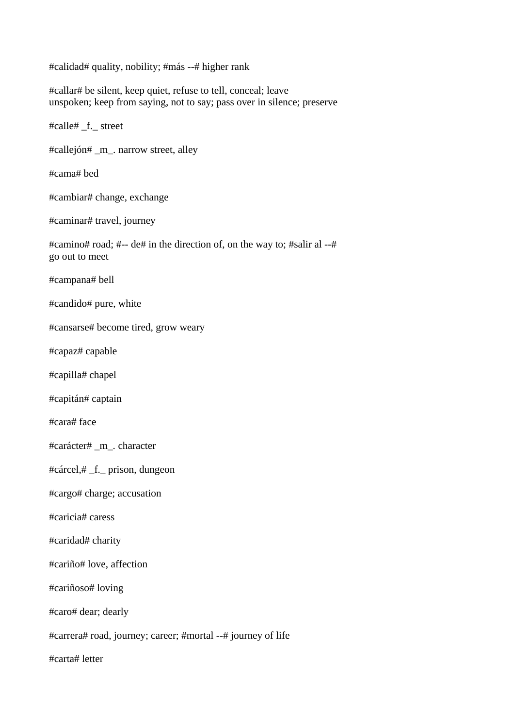#calidad# quality, nobility; #más --# higher rank

#callar# be silent, keep quiet, refuse to tell, conceal; leave unspoken; keep from saying, not to say; pass over in silence; preserve

#calle# _f._ street

#callejón# _m_. narrow street, alley

#cama# bed

#cambiar# change, exchange

#caminar# travel, journey

#camino# road; #-- de# in the direction of, on the way to; #salir al --# go out to meet

#campana# bell

#candido# pure, white

#cansarse# become tired, grow weary

#capaz# capable

#capilla# chapel

#capitán# captain

#cara# face

#carácter# _m_. character

#cárcel,# _f._ prison, dungeon

#cargo# charge; accusation

#caricia# caress

#caridad# charity

#cariño# love, affection

#cariñoso# loving

#caro# dear; dearly

#carrera# road, journey; career; #mortal --# journey of life

#carta# letter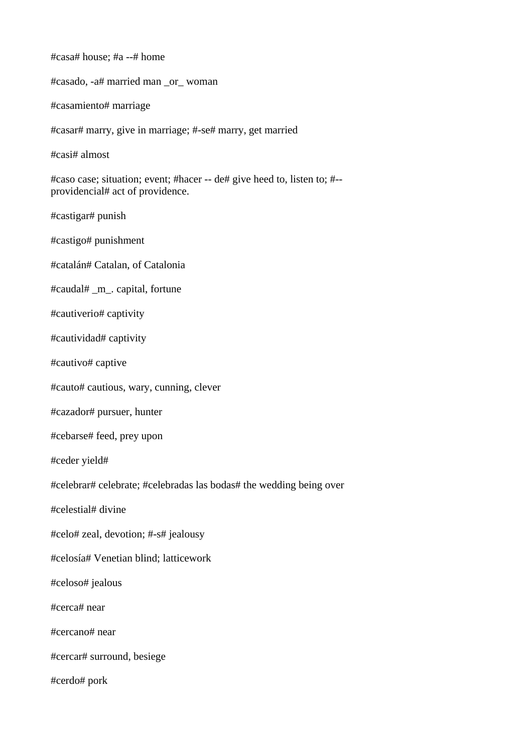#casa# house; #a --# home

#casado, -a# married man _or_ woman

#casamiento# marriage

#casar# marry, give in marriage; #-se# marry, get married

#casi# almost

#caso case; situation; event; #hacer -- de# give heed to, listen to; #-- providencial# act of providence.

#castigar# punish

#castigo# punishment

#catalán# Catalan, of Catalonia

#caudal# _m_. capital, fortune

#cautiverio# captivity

#cautividad# captivity

#cautivo# captive

#cauto# cautious, wary, cunning, clever

#cazador# pursuer, hunter

#cebarse# feed, prey upon

#ceder yield#

#celebrar# celebrate; #celebradas las bodas# the wedding being over

#celestial# divine

#celo# zeal, devotion; #-s# jealousy

#celosía# Venetian blind; latticework

#celoso# jealous

#cerca# near

#cercano# near

#cercar# surround, besiege

#cerdo# pork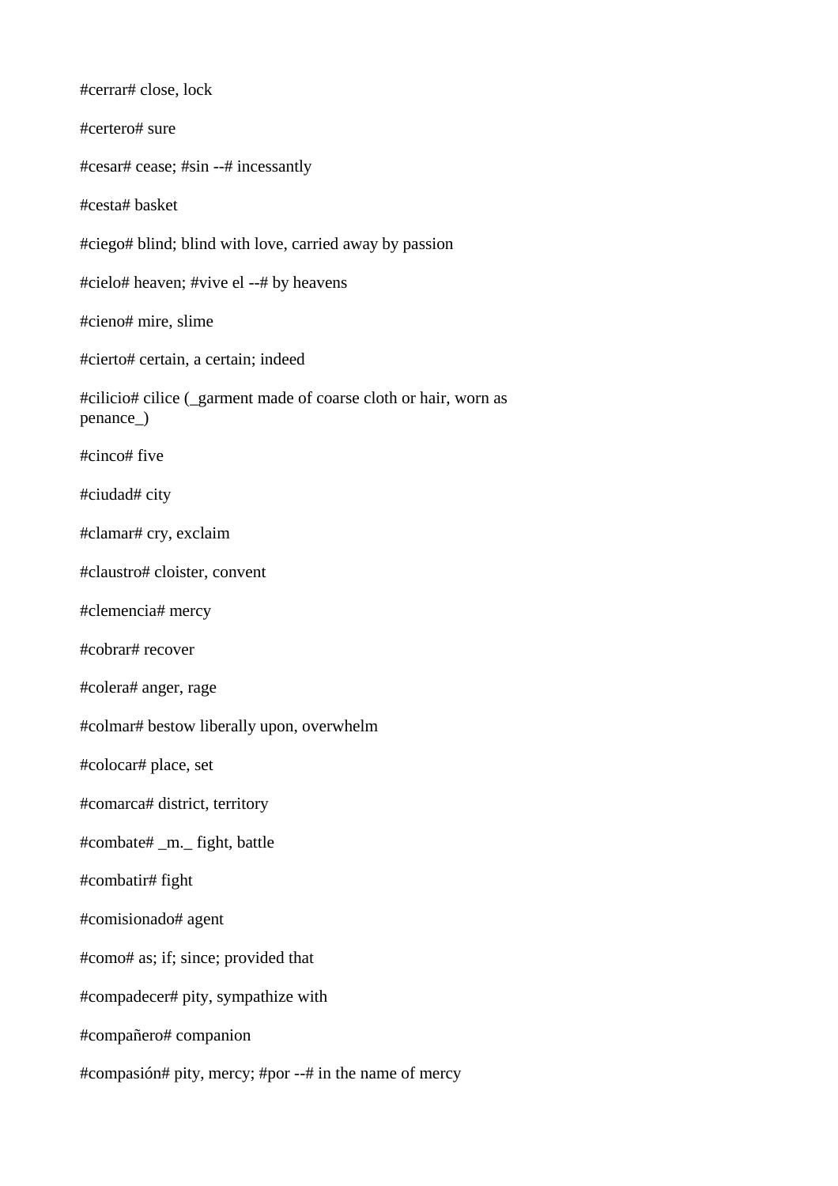#cerrar# close, lock

#certero# sure

#cesar# cease; #sin --# incessantly

#cesta# basket

#ciego# blind; blind with love, carried away by passion

#cielo# heaven; #vive el --# by heavens

#cieno# mire, slime

#cierto# certain, a certain; indeed

#cilicio# cilice (_garment made of coarse cloth or hair, worn as penance_)

#cinco# five

#ciudad# city

#clamar# cry, exclaim

#claustro# cloister, convent

#clemencia# mercy

#cobrar# recover

#colera# anger, rage

#colmar# bestow liberally upon, overwhelm

#colocar# place, set

#comarca# district, territory

#combate# _m._ fight, battle

#combatir# fight

#comisionado# agent

#como# as; if; since; provided that

#compadecer# pity, sympathize with

#compañero# companion

#compasión# pity, mercy; #por --# in the name of mercy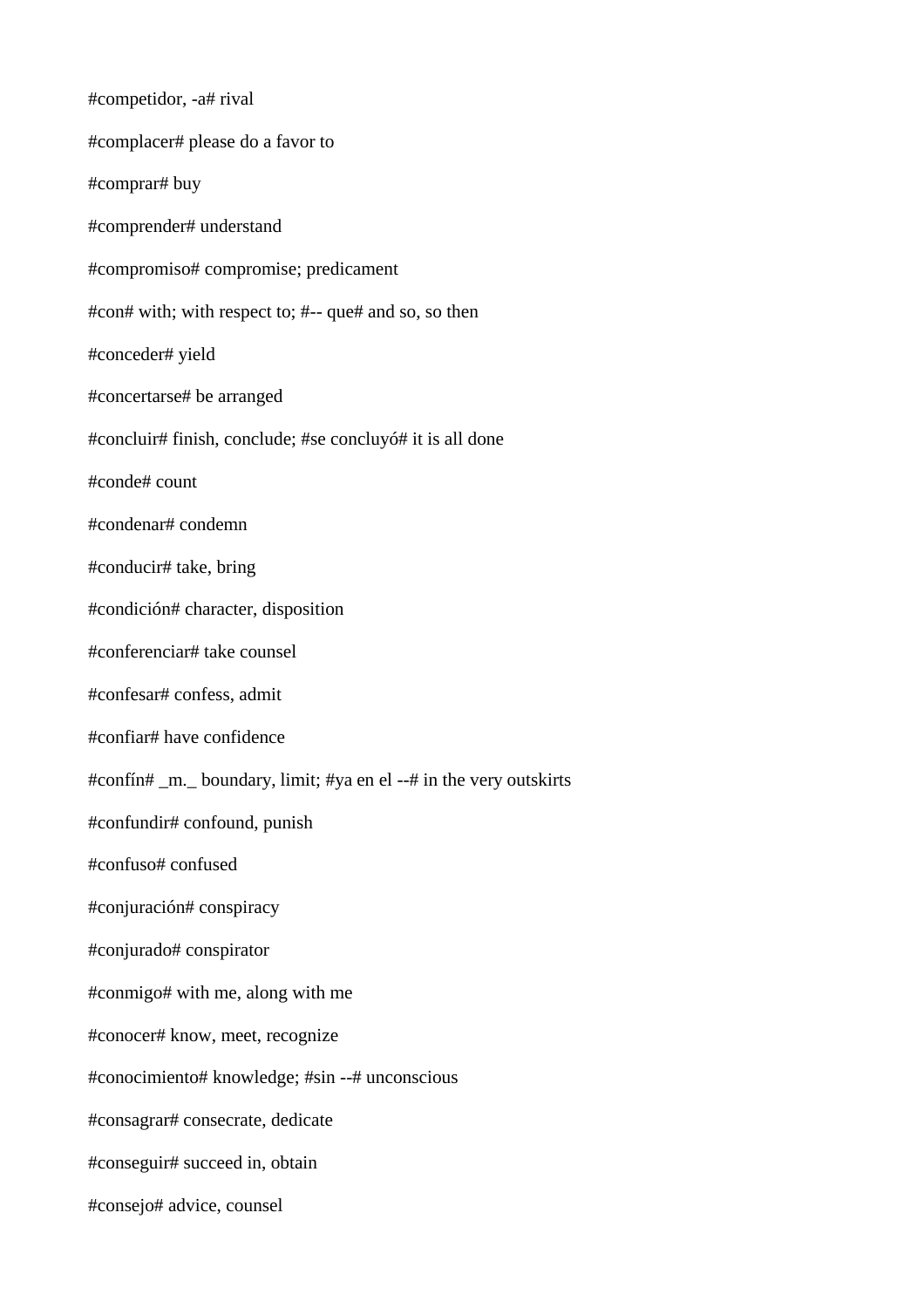#competidor, -a# rival

#complacer# please do a favor to

#comprar# buy

#comprender# understand

#compromiso# compromise; predicament

#con# with; with respect to; #-- que# and so, so then

#conceder# yield

#concertarse# be arranged

#concluir# finish, conclude; #se concluyó# it is all done

#conde# count

#condenar# condemn

#conducir# take, bring

#condición# character, disposition

#conferenciar# take counsel

#confesar# confess, admit

#confiar# have confidence

#confín# _m._ boundary, limit; #ya en el --# in the very outskirts

#confundir# confound, punish

#confuso# confused

#conjuración# conspiracy

#conjurado# conspirator

#conmigo# with me, along with me

#conocer# know, meet, recognize

#conocimiento# knowledge; #sin --# unconscious

#consagrar# consecrate, dedicate

#conseguir# succeed in, obtain

#consejo# advice, counsel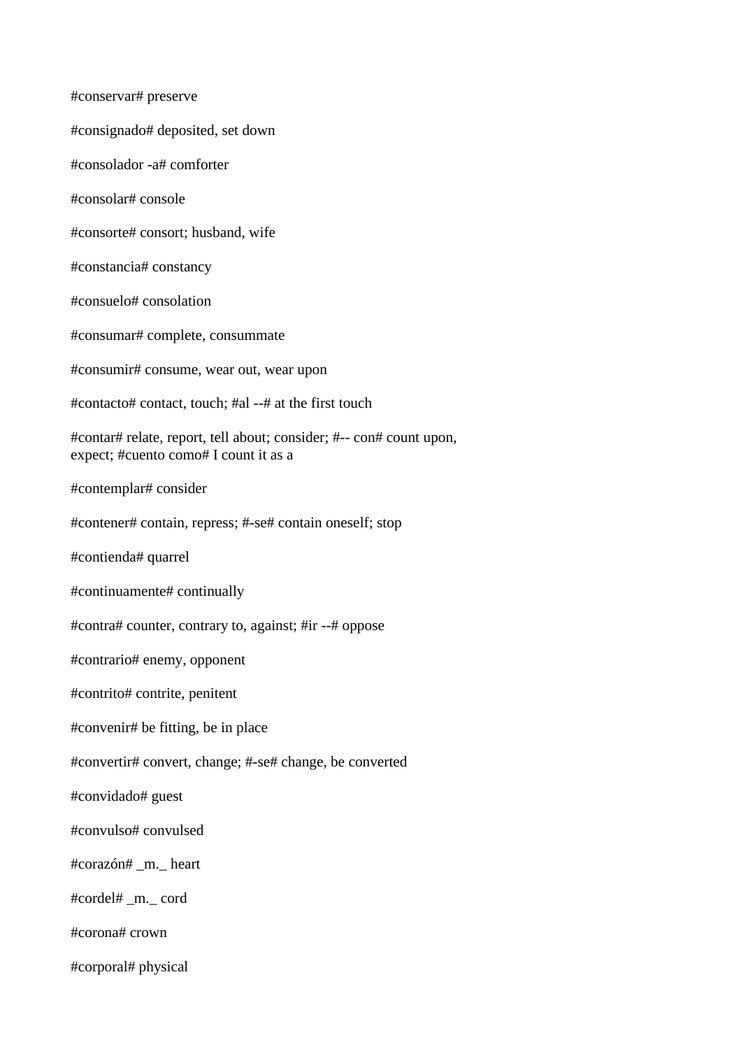#conservar# preserve

#consignado# deposited, set down

#consolador -a# comforter

#consolar# console

#consorte# consort; husband, wife

#constancia# constancy

#consuelo# consolation

#consumar# complete, consummate

#consumir# consume, wear out, wear upon

#contacto# contact, touch; #al --# at the first touch

#contar# relate, report, tell about; consider; #-- con# count upon, expect; #cuento como# I count it as a

#contemplar# consider

#contener# contain, repress; #-se# contain oneself; stop

#contienda# quarrel

#continuamente# continually

#contra# counter, contrary to, against; #ir --# oppose

#contrario# enemy, opponent

#contrito# contrite, penitent

#convenir# be fitting, be in place

#convertir# convert, change; #-se# change, be converted

#convidado# guest

#convulso# convulsed

#corazón# _m._ heart

#cordel# _m._ cord

#corona# crown

#corporal# physical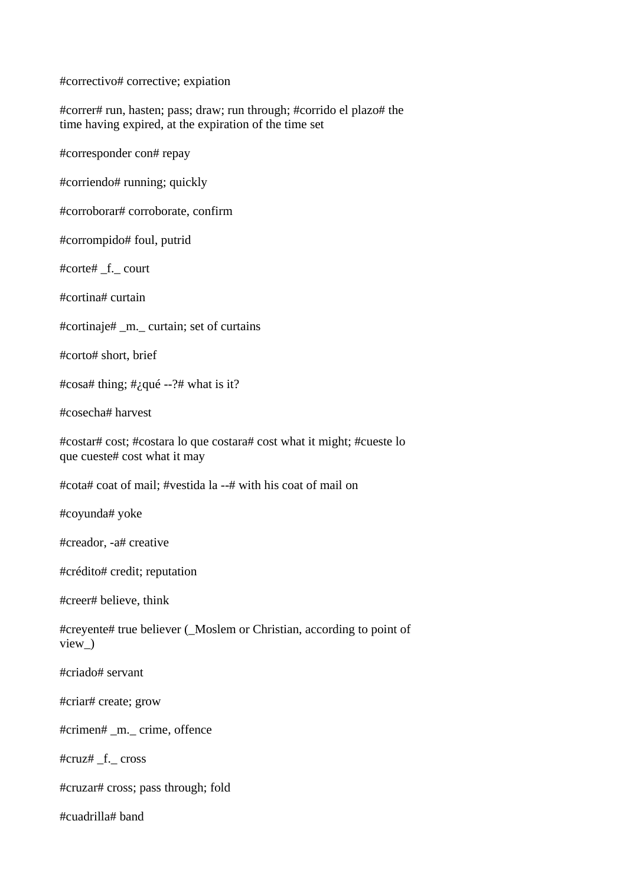#correctivo# corrective; expiation

#correr# run, hasten; pass; draw; run through; #corrido el plazo# the time having expired, at the expiration of the time set

#corresponder con# repay

#corriendo# running; quickly

#corroborar# corroborate, confirm

#corrompido# foul, putrid

#corte# _f._ court

#cortina# curtain

#cortinaje# _m._ curtain; set of curtains

#corto# short, brief

#cosa# thing; #¿qué --?# what is it?

#cosecha# harvest

#costar# cost; #costara lo que costara# cost what it might; #cueste lo que cueste# cost what it may

#cota# coat of mail; #vestida la --# with his coat of mail on

#coyunda# yoke

#creador, -a# creative

#crédito# credit; reputation

#creer# believe, think

#creyente# true believer (_Moslem or Christian, according to point of view_)

#criado# servant

#criar# create; grow

#crimen# _m._ crime, offence

#cruz# _f._ cross

#cruzar# cross; pass through; fold

#cuadrilla# band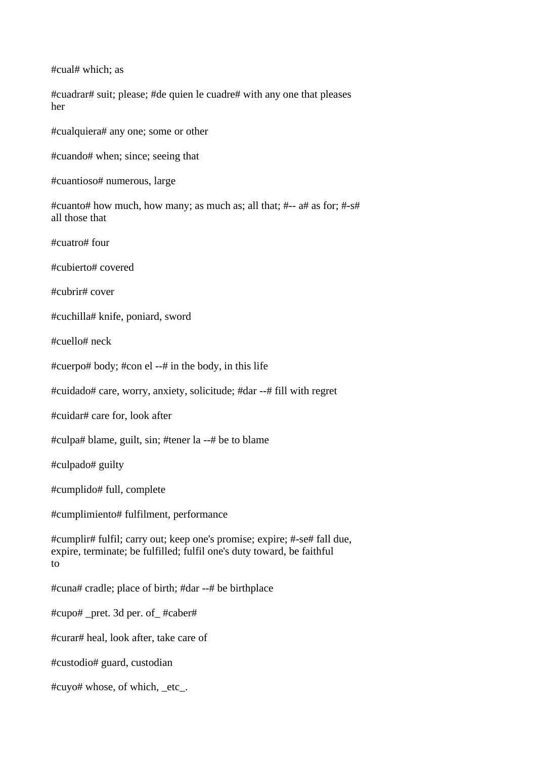#cual# which; as

#cuadrar# suit; please; #de quien le cuadre# with any one that pleases her

#cualquiera# any one; some or other

#cuando# when; since; seeing that

#cuantioso# numerous, large

#cuanto# how much, how many; as much as; all that; #-- a# as for; #-s# all those that

#cuatro# four

#cubierto# covered

#cubrir# cover

#cuchilla# knife, poniard, sword

#cuello# neck

#cuerpo# body; #con el --# in the body, in this life

#cuidado# care, worry, anxiety, solicitude; #dar --# fill with regret

#cuidar# care for, look after

#culpa# blame, guilt, sin; #tener la --# be to blame

#culpado# guilty

#cumplido# full, complete

#cumplimiento# fulfilment, performance

#cumplir# fulfil; carry out; keep one's promise; expire; #-se# fall due, expire, terminate; be fulfilled; fulfil one's duty toward, be faithful to

#cuna# cradle; place of birth; #dar --# be birthplace

#cupo# _pret. 3d per. of_ #caber#

#curar# heal, look after, take care of

#custodio# guard, custodian

#cuyo# whose, of which, _etc_.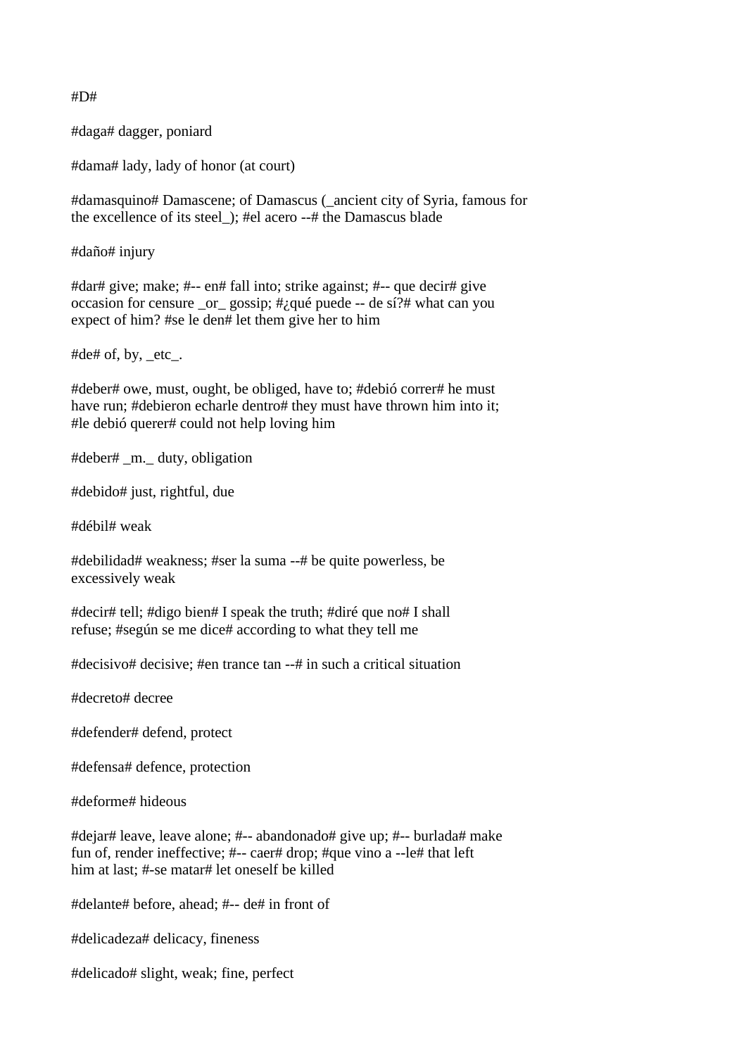#D#

#daga# dagger, poniard

#dama# lady, lady of honor (at court)

#damasquino# Damascene; of Damascus (_ancient city of Syria, famous for the excellence of its steel_); #el acero --# the Damascus blade

#daño# injury

#dar# give; make; #-- en# fall into; strike against; #-- que decir# give occasion for censure _or_ gossip; #¿qué puede -- de sí?# what can you expect of him? #se le den# let them give her to him

#de# of, by, _etc_.

#deber# owe, must, ought, be obliged, have to; #debió correr# he must have run; #debieron echarle dentro# they must have thrown him into it; #le debió querer# could not help loving him

#deber# _m._ duty, obligation

#debido# just, rightful, due

#débil# weak

#debilidad# weakness; #ser la suma --# be quite powerless, be excessively weak

#decir# tell; #digo bien# I speak the truth; #diré que no# I shall refuse; #según se me dice# according to what they tell me

#decisivo# decisive; #en trance tan --# in such a critical situation

#decreto# decree

#defender# defend, protect

#defensa# defence, protection

#deforme# hideous

#dejar# leave, leave alone; #-- abandonado# give up; #-- burlada# make fun of, render ineffective; #-- caer# drop; #que vino a --le# that left him at last; #-se matar# let oneself be killed

#delante# before, ahead; #-- de# in front of

#delicadeza# delicacy, fineness

#delicado# slight, weak; fine, perfect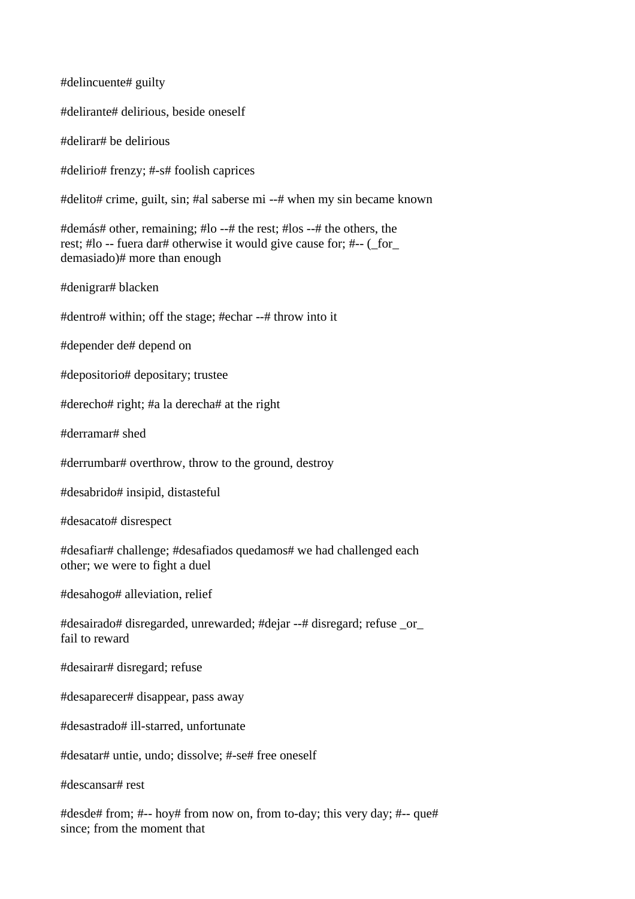#delincuente# guilty

#delirante# delirious, beside oneself

#delirar# be delirious

#delirio# frenzy; #-s# foolish caprices

#delito# crime, guilt, sin; #al saberse mi --# when my sin became known

#demás# other, remaining; #lo --# the rest; #los --# the others, the rest; #lo -- fuera dar# otherwise it would give cause for; #-- (_for_ demasiado)# more than enough

#denigrar# blacken

#dentro# within; off the stage; #echar --# throw into it

#depender de# depend on

#depositorio# depositary; trustee

#derecho# right; #a la derecha# at the right

#derramar# shed

#derrumbar# overthrow, throw to the ground, destroy

#desabrido# insipid, distasteful

#desacato# disrespect

#desafiar# challenge; #desafiados quedamos# we had challenged each other; we were to fight a duel

#desahogo# alleviation, relief

#desairado# disregarded, unrewarded; #dejar --# disregard; refuse _or_ fail to reward

#desairar# disregard; refuse

#desaparecer# disappear, pass away

#desastrado# ill-starred, unfortunate

#desatar# untie, undo; dissolve; #-se# free oneself

#descansar# rest

#desde# from; #-- hoy# from now on, from to-day; this very day; #-- que# since; from the moment that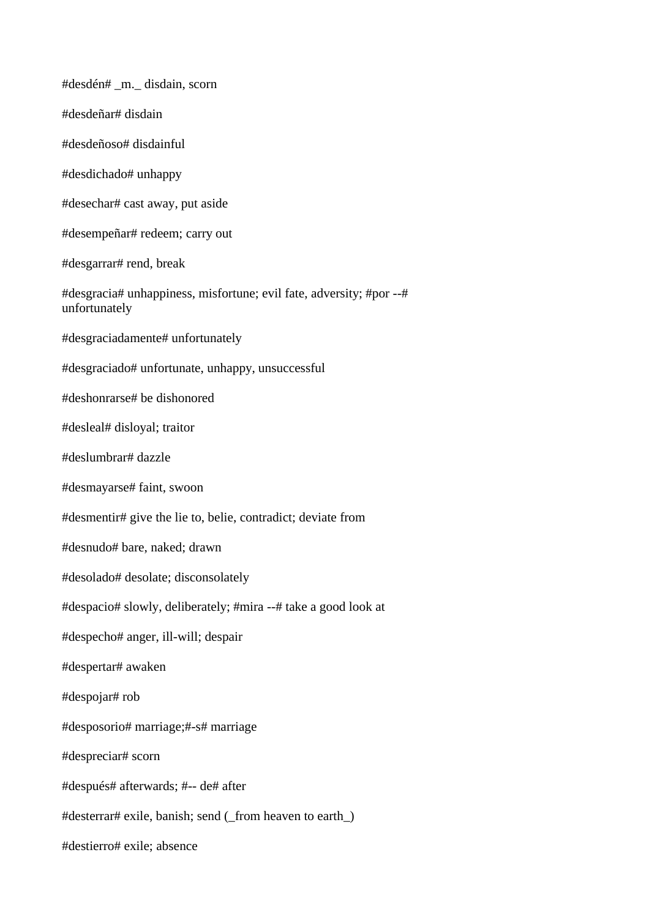#desdén# _m._ disdain, scorn

#desdeñar# disdain

#desdeñoso# disdainful

#desdichado# unhappy

#desechar# cast away, put aside

#desempeñar# redeem; carry out

#desgarrar# rend, break

#desgracia# unhappiness, misfortune; evil fate, adversity; #por --# unfortunately

#desgraciadamente# unfortunately

#desgraciado# unfortunate, unhappy, unsuccessful

#deshonrarse# be dishonored

#desleal# disloyal; traitor

#deslumbrar# dazzle

#desmayarse# faint, swoon

#desmentir# give the lie to, belie, contradict; deviate from

#desnudo# bare, naked; drawn

#desolado# desolate; disconsolately

#despacio# slowly, deliberately; #mira --# take a good look at

#despecho# anger, ill-will; despair

#despertar# awaken

#despojar# rob

#desposorio# marriage;#-s# marriage

#despreciar# scorn

#después# afterwards; #-- de# after

#desterrar# exile, banish; send (_from heaven to earth_)

#destierro# exile; absence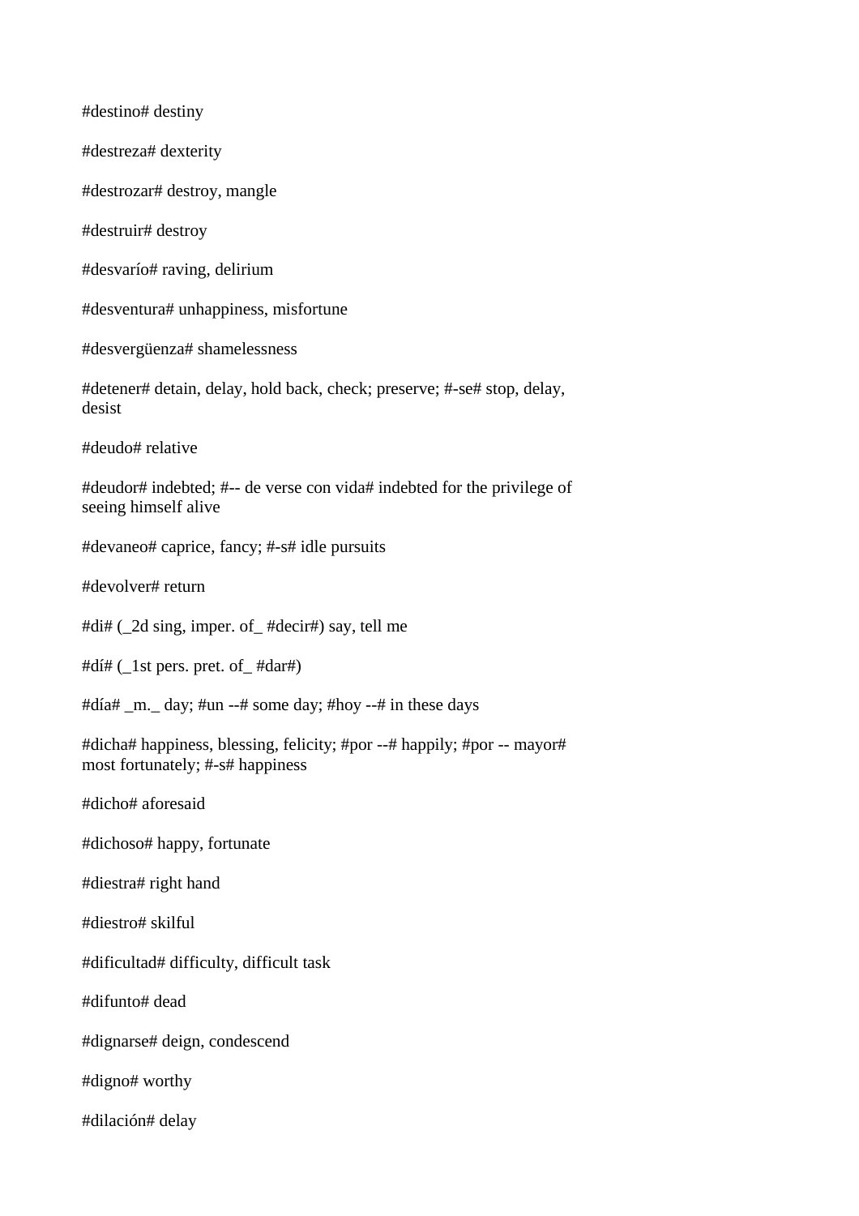#destino# destiny

#destreza# dexterity

#destrozar# destroy, mangle

#destruir# destroy

#desvarío# raving, delirium

#desventura# unhappiness, misfortune

#desvergüenza# shamelessness

#detener# detain, delay, hold back, check; preserve; #-se# stop, delay, desist

#deudo# relative

#deudor# indebted; #-- de verse con vida# indebted for the privilege of seeing himself alive

#devaneo# caprice, fancy; #-s# idle pursuits

#devolver# return

#di# (_2d sing, imper. of_ #decir#) say, tell me

#dí# (_1st pers. pret. of_ #dar#)

#día# _m._ day; #un --# some day; #hoy --# in these days

#dicha# happiness, blessing, felicity; #por --# happily; #por -- mayor# most fortunately; #-s# happiness

#dicho# aforesaid

#dichoso# happy, fortunate

#diestra# right hand

#diestro# skilful

#dificultad# difficulty, difficult task

#difunto# dead

#dignarse# deign, condescend

#digno# worthy

#dilación# delay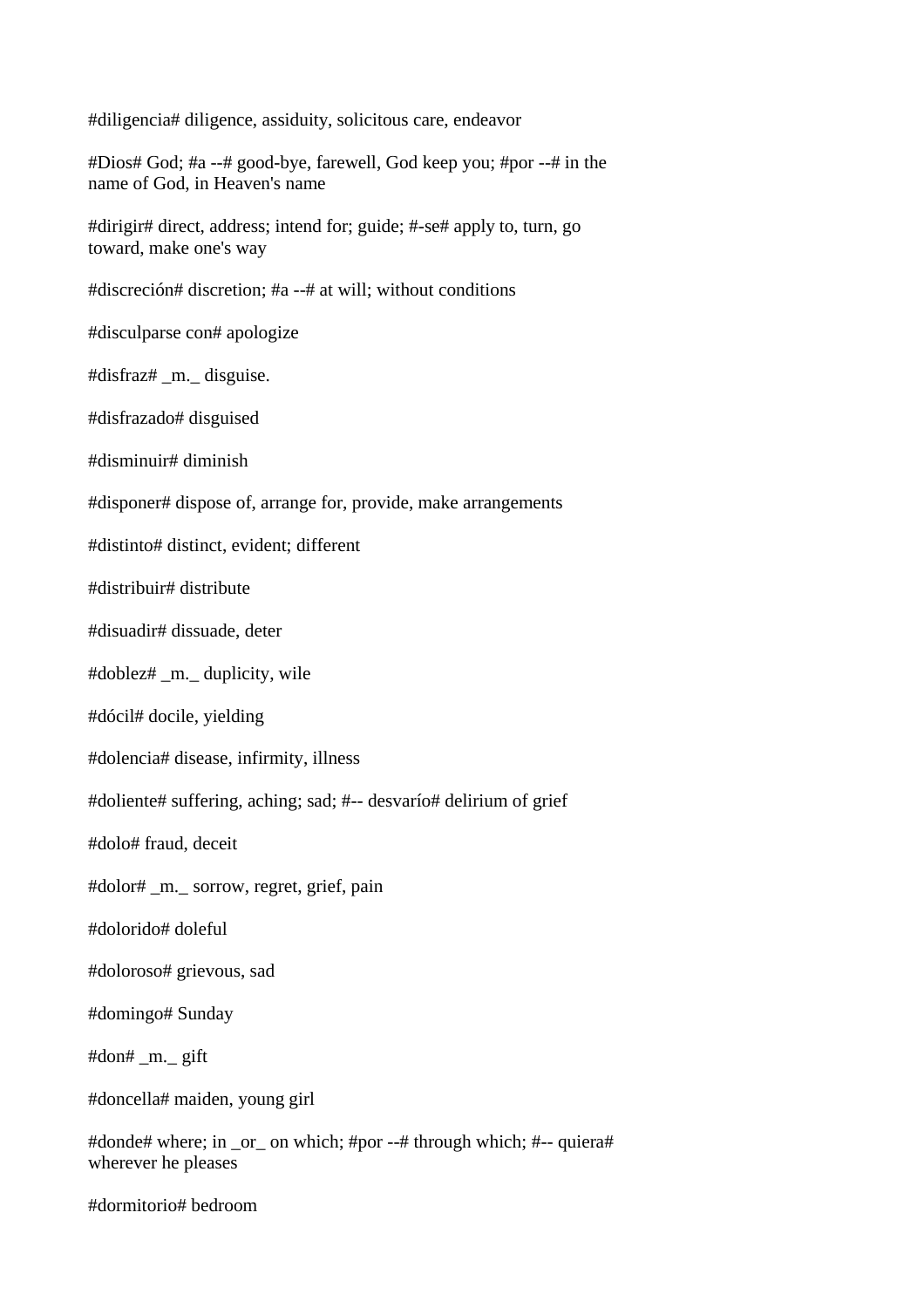#diligencia# diligence, assiduity, solicitous care, endeavor

#Dios# God; #a --# good-bye, farewell, God keep you; #por --# in the name of God, in Heaven's name

#dirigir# direct, address; intend for; guide; #-se# apply to, turn, go toward, make one's way

#discreción# discretion; #a --# at will; without conditions

#disculparse con# apologize

#disfraz# _m._ disguise.

#disfrazado# disguised

#disminuir# diminish

#disponer# dispose of, arrange for, provide, make arrangements

#distinto# distinct, evident; different

#distribuir# distribute

#disuadir# dissuade, deter

#doblez# _m._ duplicity, wile

#dócil# docile, yielding

#dolencia# disease, infirmity, illness

#doliente# suffering, aching; sad; #-- desvarío# delirium of grief

#dolo# fraud, deceit

#dolor# _m._ sorrow, regret, grief, pain

#dolorido# doleful

#doloroso# grievous, sad

#domingo# Sunday

#don# _m._ gift

#doncella# maiden, young girl

#donde# where; in _or_ on which; #por --# through which; #-- quiera# wherever he pleases

#dormitorio# bedroom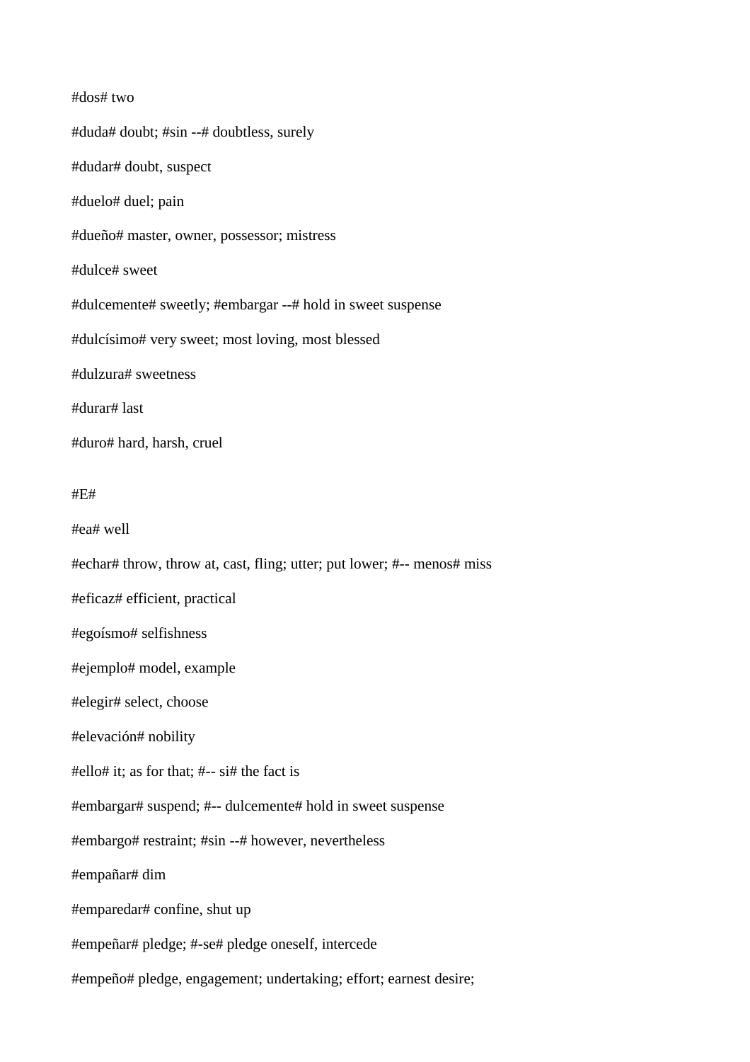#dos# two

#duda# doubt; #sin --# doubtless, surely

#dudar# doubt, suspect

#duelo# duel; pain

#dueño# master, owner, possessor; mistress

#dulce# sweet

#dulcemente# sweetly; #embargar --# hold in sweet suspense

#dulcísimo# very sweet; most loving, most blessed

#dulzura# sweetness

#durar# last

#duro# hard, harsh, cruel

#E#

#ea# well

#echar# throw, throw at, cast, fling; utter; put lower; #-- menos# miss

#eficaz# efficient, practical

#egoísmo# selfishness

#ejemplo# model, example

#elegir# select, choose

#elevación# nobility

#ello# it; as for that; #-- si# the fact is

#embargar# suspend; #-- dulcemente# hold in sweet suspense

#embargo# restraint; #sin --# however, nevertheless

#empañar# dim

#emparedar# confine, shut up

#empeñar# pledge; #-se# pledge oneself, intercede

#empeño# pledge, engagement; undertaking; effort; earnest desire;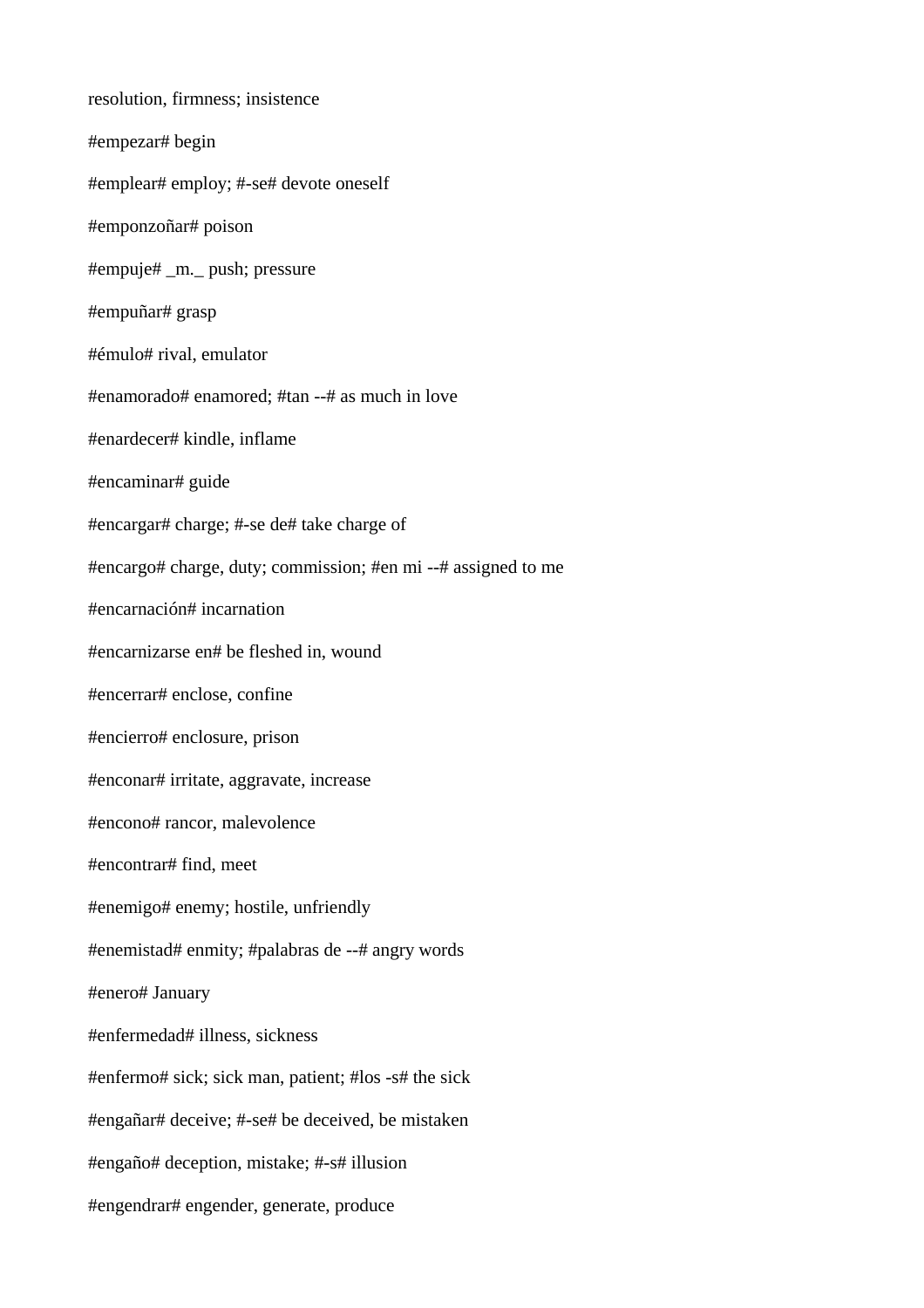resolution, firmness; insistence

#empezar# begin

#emplear# employ; #-se# devote oneself

#emponzoñar# poison

#empuje# _m._ push; pressure

#empuñar# grasp

#émulo# rival, emulator

#enamorado# enamored; #tan --# as much in love

#enardecer# kindle, inflame

#encaminar# guide

#encargar# charge; #-se de# take charge of

#encargo# charge, duty; commission; #en mi --# assigned to me

#encarnación# incarnation

#encarnizarse en# be fleshed in, wound

#encerrar# enclose, confine

#encierro# enclosure, prison

#enconar# irritate, aggravate, increase

#encono# rancor, malevolence

#encontrar# find, meet

#enemigo# enemy; hostile, unfriendly

#enemistad# enmity; #palabras de --# angry words

#enero# January

#enfermedad# illness, sickness

#enfermo# sick; sick man, patient; #los -s# the sick

#engañar# deceive; #-se# be deceived, be mistaken

#engaño# deception, mistake; #-s# illusion

#engendrar# engender, generate, produce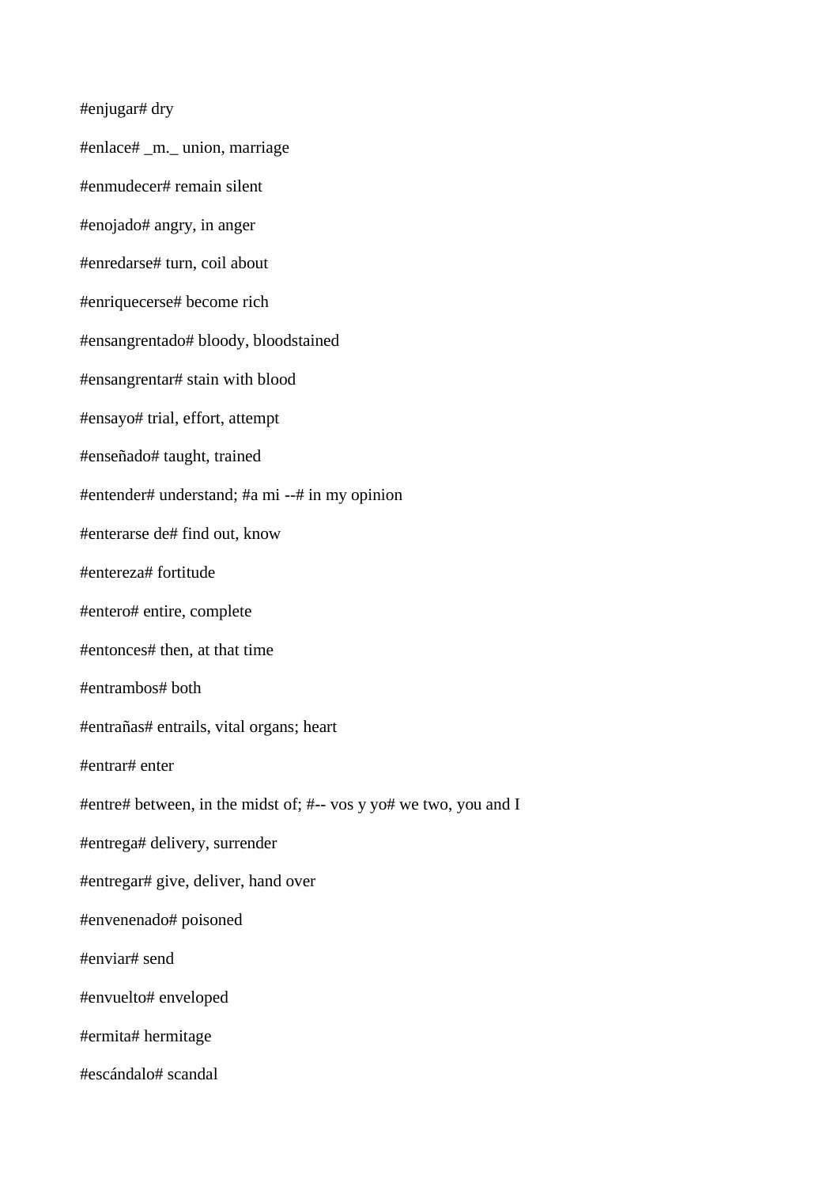#enjugar# dry

#enlace# _m._ union, marriage

#enmudecer# remain silent

#enojado# angry, in anger

#enredarse# turn, coil about

#enriquecerse# become rich

#ensangrentado# bloody, bloodstained

#ensangrentar# stain with blood

#ensayo# trial, effort, attempt

#enseñado# taught, trained

#entender# understand; #a mi --# in my opinion

#enterarse de# find out, know

#entereza# fortitude

#entero# entire, complete

#entonces# then, at that time

#entrambos# both

#entrañas# entrails, vital organs; heart

#entrar# enter

#entre# between, in the midst of; #-- vos y yo# we two, you and I

#entrega# delivery, surrender

#entregar# give, deliver, hand over

#envenenado# poisoned

#enviar# send

#envuelto# enveloped

#ermita# hermitage

#escándalo# scandal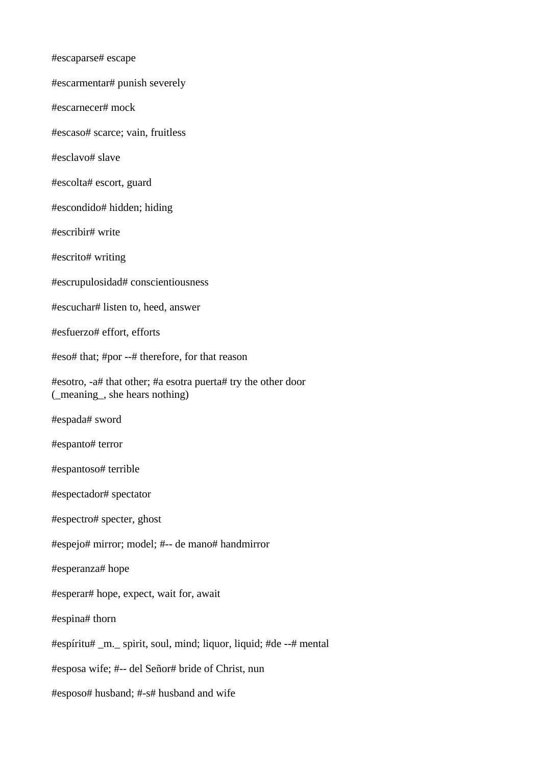#escaparse# escape

#escarmentar# punish severely

#escarnecer# mock

#escaso# scarce; vain, fruitless

#esclavo# slave

#escolta# escort, guard

#escondido# hidden; hiding

#escribir# write

#escrito# writing

#escrupulosidad# conscientiousness

#escuchar# listen to, heed, answer

#esfuerzo# effort, efforts

#eso# that; #por --# therefore, for that reason

#esotro, -a# that other; #a esotra puerta# try the other door (_meaning_, she hears nothing)

#espada# sword

#espanto# terror

#espantoso# terrible

#espectador# spectator

#espectro# specter, ghost

#espejo# mirror; model; #-- de mano# handmirror

#esperanza# hope

#esperar# hope, expect, wait for, await

#espina# thorn

#espíritu# _m._ spirit, soul, mind; liquor, liquid; #de --# mental

#esposa wife; #-- del Señor# bride of Christ, nun

#esposo# husband; #-s# husband and wife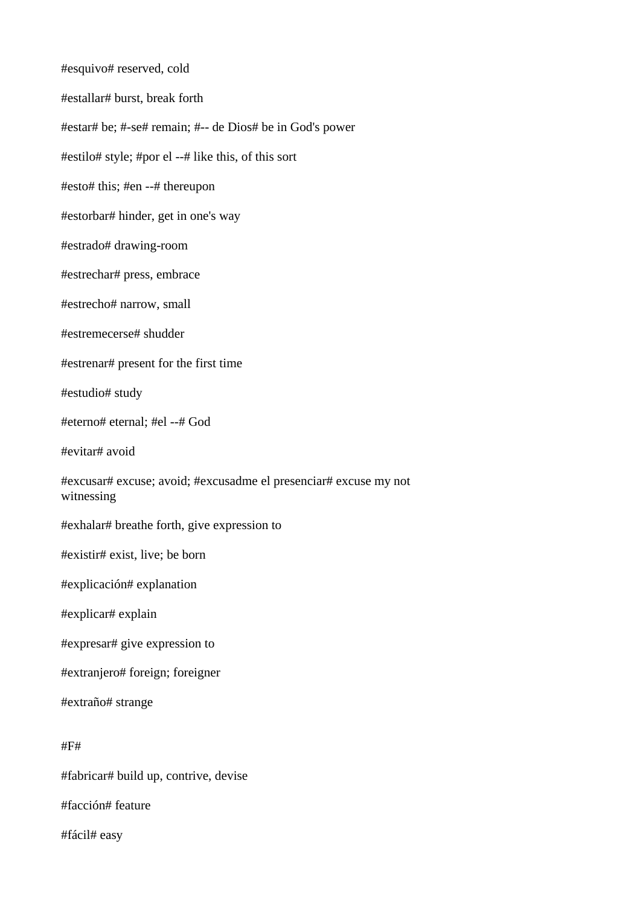#esquivo# reserved, cold

#estallar# burst, break forth

#estar# be; #-se# remain; #-- de Dios# be in God's power

#estilo# style; #por el --# like this, of this sort

#esto# this; #en --# thereupon

#estorbar# hinder, get in one's way

#estrado# drawing-room

#estrechar# press, embrace

#estrecho# narrow, small

#estremecerse# shudder

#estrenar# present for the first time

#estudio# study

#eterno# eternal; #el --# God

#evitar# avoid

#excusar# excuse; avoid; #excusadme el presenciar# excuse my not witnessing

#exhalar# breathe forth, give expression to

#existir# exist, live; be born

#explicación# explanation

#explicar# explain

#expresar# give expression to

#extranjero# foreign; foreigner

#extraño# strange

#F#

#fabricar# build up, contrive, devise

#facción# feature

#fácil# easy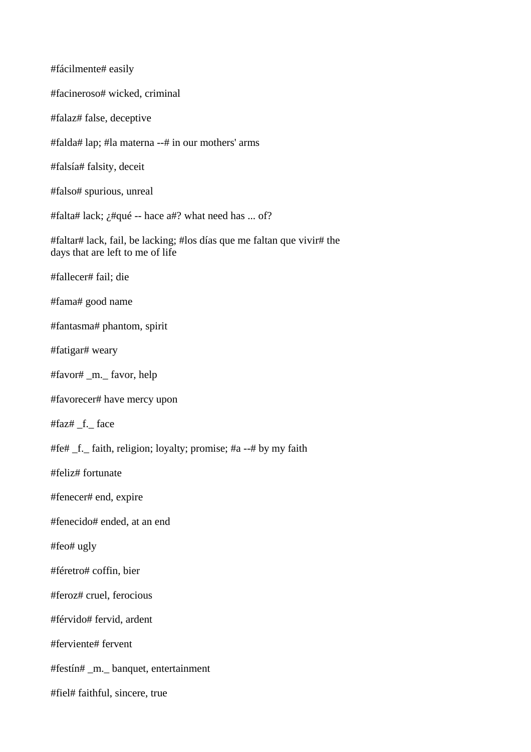#fácilmente# easily

#facineroso# wicked, criminal

#falaz# false, deceptive

#falda# lap; #la materna --# in our mothers' arms

#falsía# falsity, deceit

#falso# spurious, unreal

#falta# lack; ¿#qué -- hace a#? what need has ... of?

#faltar# lack, fail, be lacking; #los días que me faltan que vivir# the days that are left to me of life

#fallecer# fail; die

#fama# good name

#fantasma# phantom, spirit

#fatigar# weary

#favor# _m._ favor, help

#favorecer# have mercy upon

#faz# _f._ face

#fe# _f._ faith, religion; loyalty; promise; #a --# by my faith

#feliz# fortunate

#fenecer# end, expire

#fenecido# ended, at an end

#feo# ugly

#féretro# coffin, bier

#feroz# cruel, ferocious

#férvido# fervid, ardent

#ferviente# fervent

#festín# _m._ banquet, entertainment

#fiel# faithful, sincere, true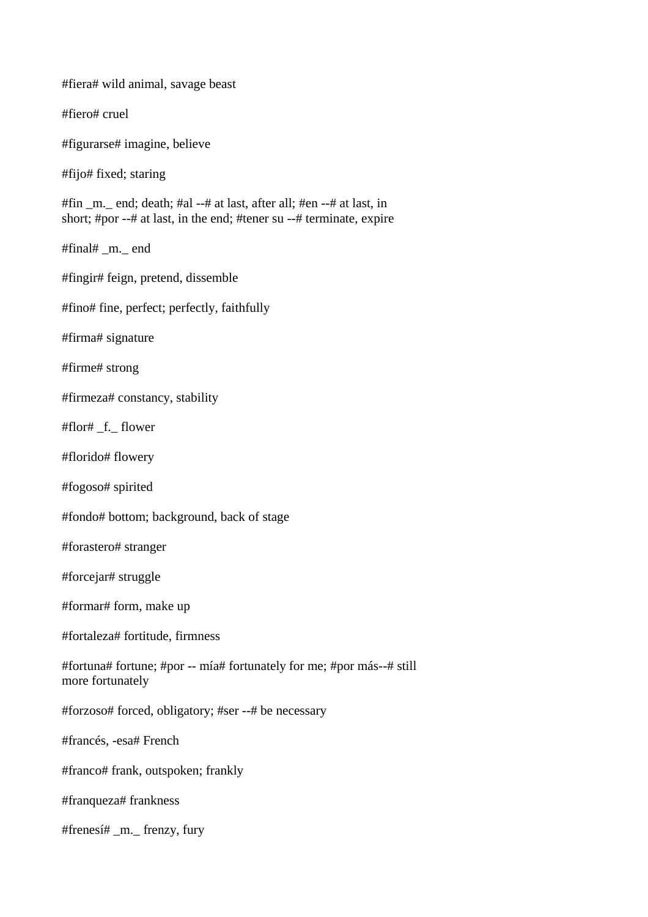#fiera# wild animal, savage beast

#fiero# cruel

#figurarse# imagine, believe

#fijo# fixed; staring

#fin _m._ end; death; #al --# at last, after all; #en --# at last, in short; #por --# at last, in the end; #tener su --# terminate, expire

#final# _m._ end

#fingir# feign, pretend, dissemble

#fino# fine, perfect; perfectly, faithfully

#firma# signature

#firme# strong

#firmeza# constancy, stability

#flor# _f._ flower

#florido# flowery

#fogoso# spirited

#fondo# bottom; background, back of stage

#forastero# stranger

#forcejar# struggle

#formar# form, make up

#fortaleza# fortitude, firmness

#fortuna# fortune; #por -- mía# fortunately for me; #por más--# still more fortunately

#forzoso# forced, obligatory; #ser --# be necessary

#francés, -esa# French

#franco# frank, outspoken; frankly

#franqueza# frankness

#frenesí# _m._ frenzy, fury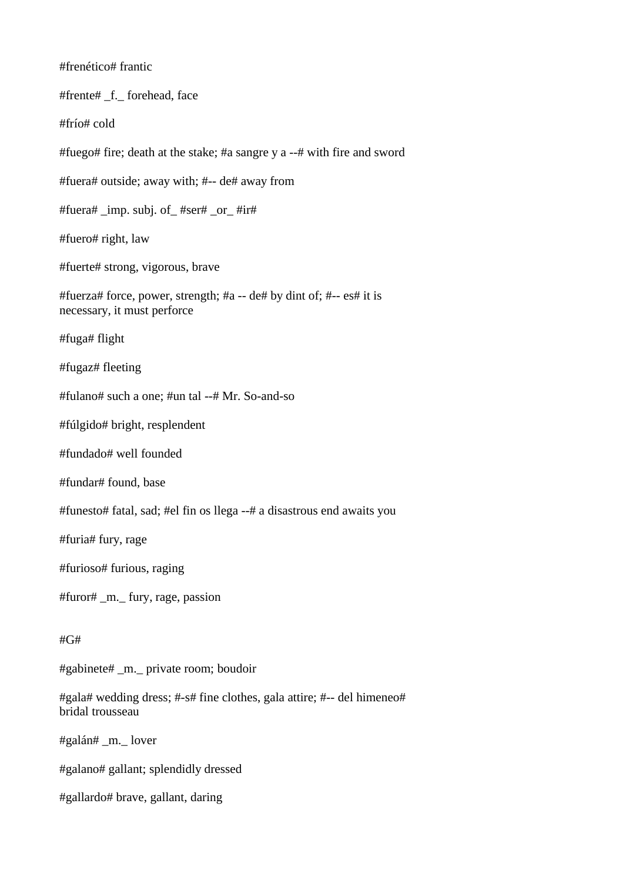#frenético# frantic

#frente# _f._ forehead, face

#frío# cold

#fuego# fire; death at the stake; #a sangre y a --# with fire and sword

#fuera# outside; away with; #-- de# away from

#fuera# _imp. subj. of_ #ser# _or_ #ir#

#fuero# right, law

#fuerte# strong, vigorous, brave

#fuerza# force, power, strength; #a -- de# by dint of; #-- es# it is necessary, it must perforce

#fuga# flight

#fugaz# fleeting

#fulano# such a one; #un tal --# Mr. So-and-so

#fúlgido# bright, resplendent

#fundado# well founded

#fundar# found, base

#funesto# fatal, sad; #el fin os llega --# a disastrous end awaits you

#furia# fury, rage

#furioso# furious, raging

#furor# _m._ fury, rage, passion

#G#

#gabinete# _m._ private room; boudoir

#gala# wedding dress; #-s# fine clothes, gala attire; #-- del himeneo# bridal trousseau

#galán# _m._ lover

#galano# gallant; splendidly dressed

#gallardo# brave, gallant, daring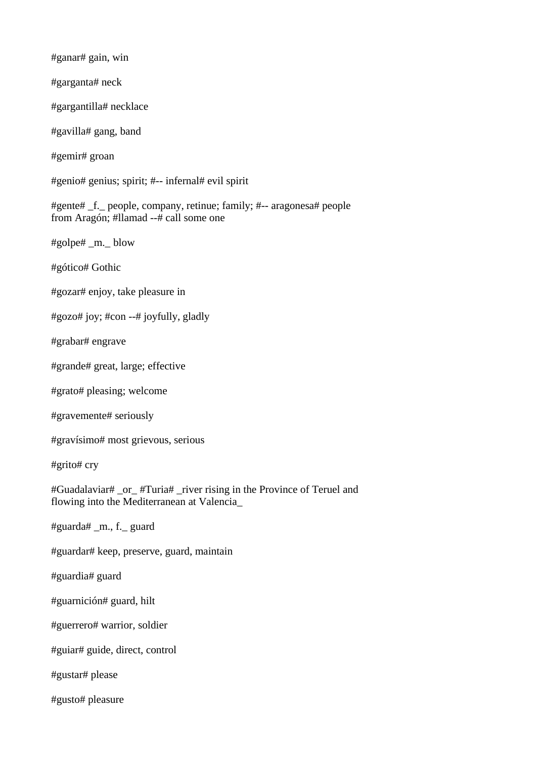#ganar# gain, win

#garganta# neck

#gargantilla# necklace

#gavilla# gang, band

#gemir# groan

#genio# genius; spirit; #-- infernal# evil spirit

#gente# _f._ people, company, retinue; family; #-- aragonesa# people from Aragón; #llamad --# call some one

#golpe# _m._ blow

#gótico# Gothic

#gozar# enjoy, take pleasure in

#gozo# joy; #con --# joyfully, gladly

#grabar# engrave

#grande# great, large; effective

#grato# pleasing; welcome

#gravemente# seriously

#gravísimo# most grievous, serious

#grito# cry

#Guadalaviar# _or_ #Turia# _river rising in the Province of Teruel and flowing into the Mediterranean at Valencia_

#guarda# _m., f._ guard

#guardar# keep, preserve, guard, maintain

#guardia# guard

#guarnición# guard, hilt

#guerrero# warrior, soldier

#guiar# guide, direct, control

#gustar# please

#gusto# pleasure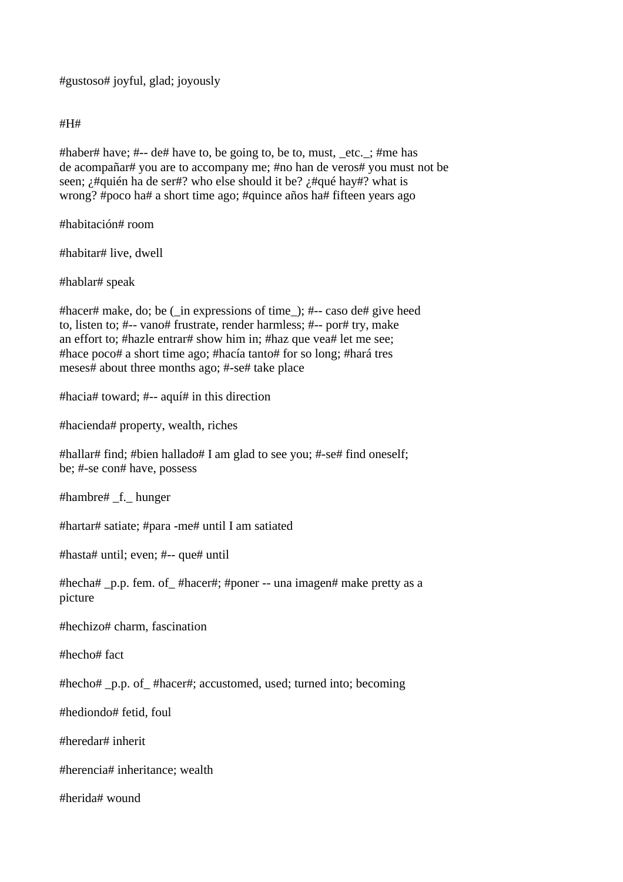#gustoso# joyful, glad; joyously

#H#

#haber# have; #-- de# have to, be going to, be to, must, _etc._; #me has de acompañar# you are to accompany me; #no han de veros# you must not be seen; ¿#quién ha de ser#? who else should it be? ¿#qué hay#? what is wrong? #poco ha# a short time ago; #quince años ha# fifteen years ago

#habitación# room

#habitar# live, dwell

#hablar# speak

#hacer# make, do; be (_in expressions of time_); #-- caso de# give heed to, listen to; #-- vano# frustrate, render harmless; #-- por# try, make an effort to; #hazle entrar# show him in; #haz que vea# let me see; #hace poco# a short time ago; #hacía tanto# for so long; #hará tres meses# about three months ago; #-se# take place

#hacia# toward; #-- aquí# in this direction

#hacienda# property, wealth, riches

#hallar# find; #bien hallado# I am glad to see you; #-se# find oneself; be; #-se con# have, possess

#hambre# _f._ hunger

#hartar# satiate; #para -me# until I am satiated

#hasta# until; even; #-- que# until

#hecha# _p.p. fem. of_ #hacer#; #poner -- una imagen# make pretty as a picture

#hechizo# charm, fascination

#hecho# fact

#hecho# _p.p. of_ #hacer#; accustomed, used; turned into; becoming

#hediondo# fetid, foul

#heredar# inherit

#herencia# inheritance; wealth

#herida# wound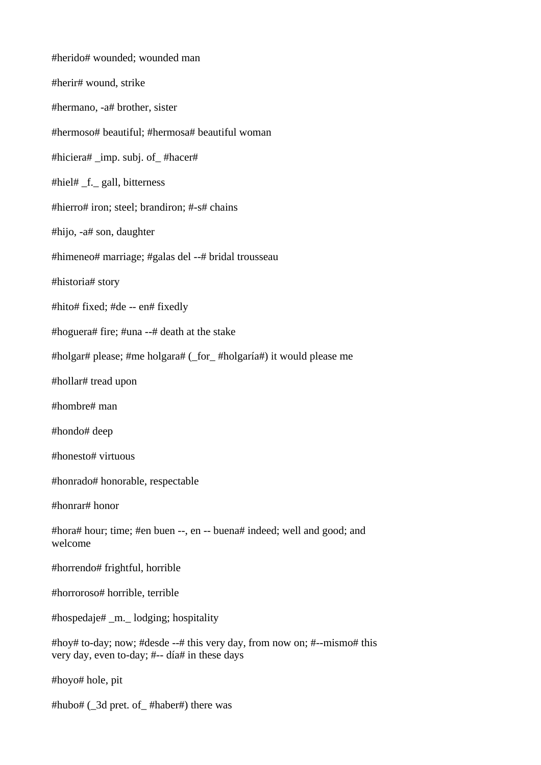#herido# wounded; wounded man

#herir# wound, strike

#hermano, -a# brother, sister

#hermoso# beautiful; #hermosa# beautiful woman

#hiciera# _imp. subj. of_ #hacer#

#hiel# _f._ gall, bitterness

#hierro# iron; steel; brandiron; #-s# chains

#hijo, -a# son, daughter

#himeneo# marriage; #galas del --# bridal trousseau

#historia# story

#hito# fixed; #de -- en# fixedly

#hoguera# fire; #una --# death at the stake

#holgar# please; #me holgara# (_for_ #holgaría#) it would please me

#hollar# tread upon

#hombre# man

#hondo# deep

#honesto# virtuous

#honrado# honorable, respectable

#honrar# honor

#hora# hour; time; #en buen --, en -- buena# indeed; well and good; and welcome

#horrendo# frightful, horrible

#horroroso# horrible, terrible

#hospedaje# _m._ lodging; hospitality

#hoy# to-day; now; #desde --# this very day, from now on; #--mismo# this very day, even to-day; #-- día# in these days

#hoyo# hole, pit

#hubo# (_3d pret. of_ #haber#) there was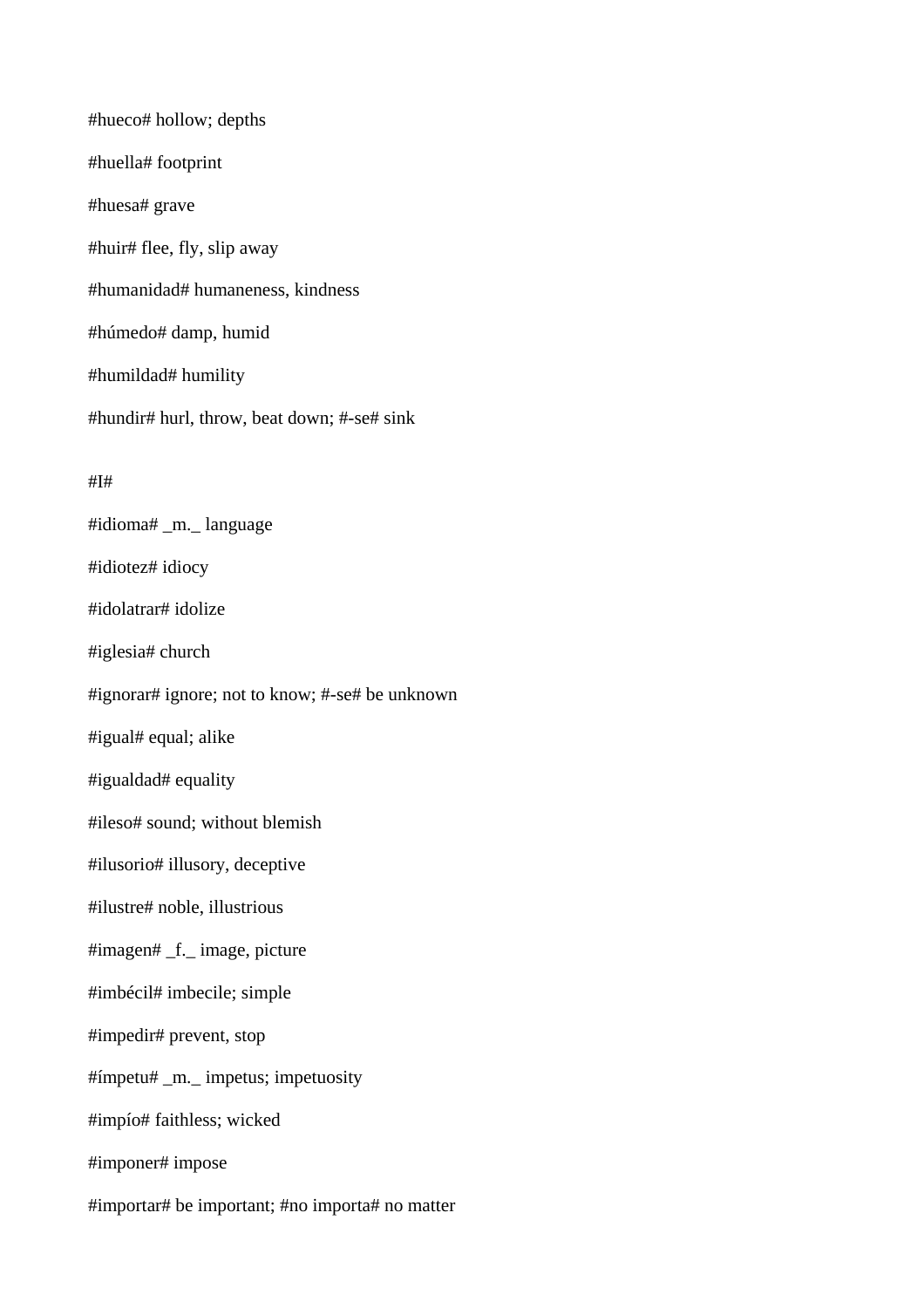#hueco# hollow; depths

#huella# footprint

#huesa# grave

#huir# flee, fly, slip away

#humanidad# humaneness, kindness

#húmedo# damp, humid

#humildad# humility

#hundir# hurl, throw, beat down; #-se# sink

#I#

#idioma# _m._ language

#idiotez# idiocy

#idolatrar# idolize

#iglesia# church

#ignorar# ignore; not to know; #-se# be unknown

#igual# equal; alike

#igualdad# equality

#ileso# sound; without blemish

#ilusorio# illusory, deceptive

#ilustre# noble, illustrious

#imagen# _f._ image, picture

#imbécil# imbecile; simple

#impedir# prevent, stop

#ímpetu# _m._ impetus; impetuosity

#impío# faithless; wicked

#imponer# impose

#importar# be important; #no importa# no matter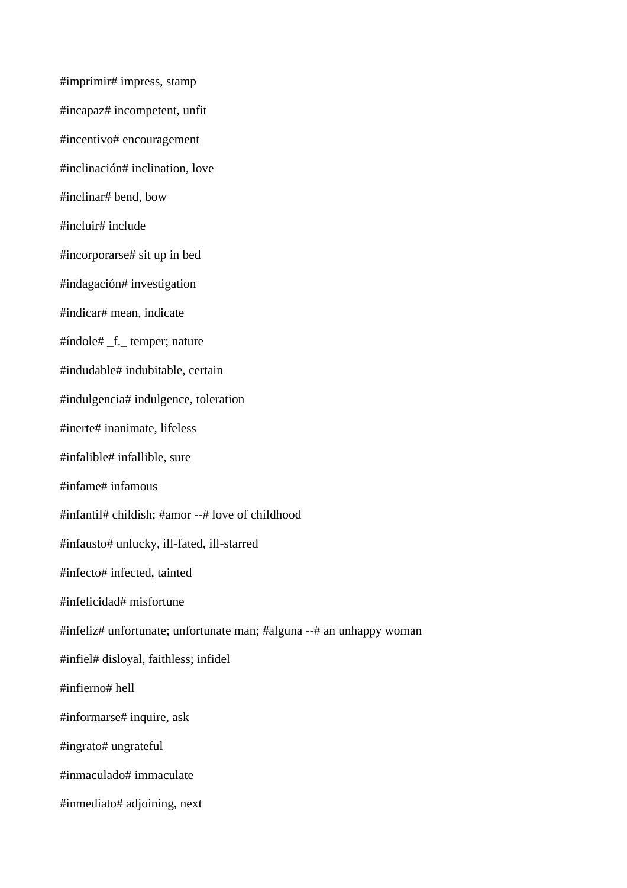#imprimir# impress, stamp

#incapaz# incompetent, unfit

#incentivo# encouragement

#inclinación# inclination, love

#inclinar# bend, bow

#incluir# include

#incorporarse# sit up in bed

#indagación# investigation

#indicar# mean, indicate

#índole# _f._ temper; nature

#indudable# indubitable, certain

#indulgencia# indulgence, toleration

#inerte# inanimate, lifeless

#infalible# infallible, sure

#infame# infamous

#infantil# childish; #amor --# love of childhood

#infausto# unlucky, ill-fated, ill-starred

#infecto# infected, tainted

#infelicidad# misfortune

#infeliz# unfortunate; unfortunate man; #alguna --# an unhappy woman

#infiel# disloyal, faithless; infidel

#infierno# hell

#informarse# inquire, ask

#ingrato# ungrateful

#inmaculado# immaculate

#inmediato# adjoining, next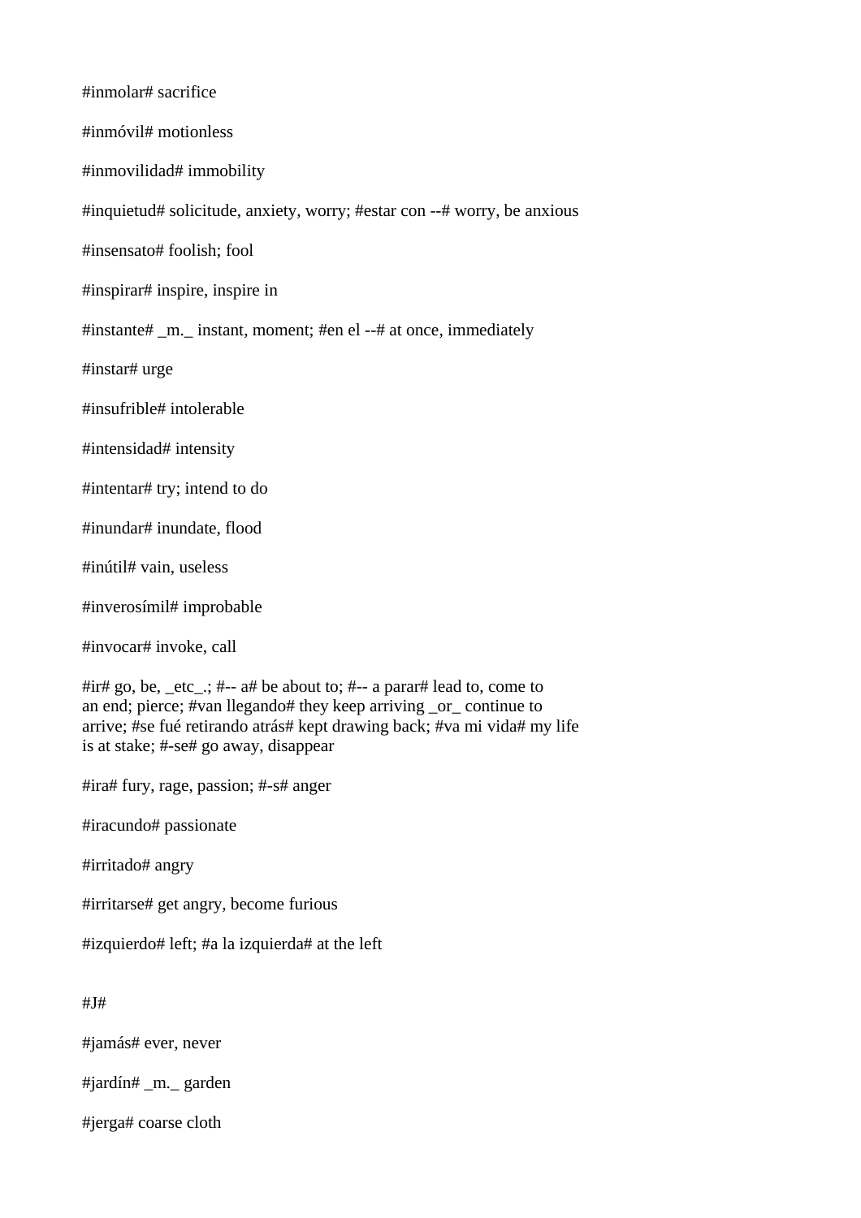#inmolar# sacrifice

#inmóvil# motionless

#inmovilidad# immobility

#inquietud# solicitude, anxiety, worry; #estar con --# worry, be anxious

#insensato# foolish; fool

#inspirar# inspire, inspire in

#instante# _m._ instant, moment; #en el --# at once, immediately

#instar# urge

#insufrible# intolerable

#intensidad# intensity

#intentar# try; intend to do

#inundar# inundate, flood

#inútil# vain, useless

#inverosímil# improbable

#invocar# invoke, call

#ir# go, be, _etc_.; #-- a# be about to; #-- a parar# lead to, come to
an end; pierce; #van llegando# they keep arriving _or_ continue to
arrive; #se fué retirando atrás# kept drawing back; #va mi vida# my life
is at stake; #-se# go away, disappear

#ira# fury, rage, passion; #-s# anger

#iracundo# passionate

#irritado# angry

#irritarse# get angry, become furious

#izquierdo# left; #a la izquierda# at the left

#J#

#jamás# ever, never

#jardín# _m._ garden

#jerga# coarse cloth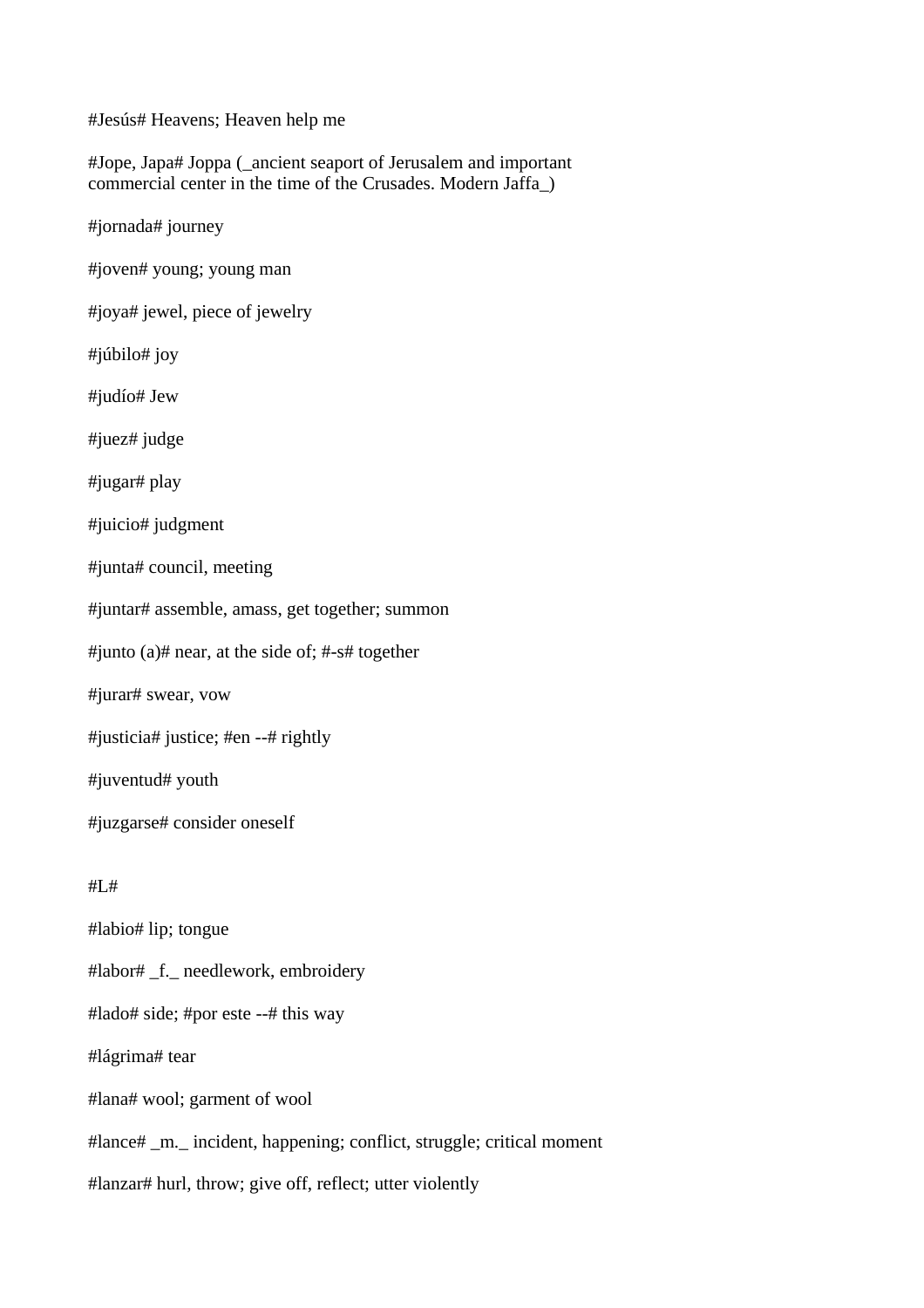#Jesús# Heavens; Heaven help me

#Jope, Japa# Joppa (_ancient seaport of Jerusalem and important commercial center in the time of the Crusades. Modern Jaffa_)

#jornada# journey

#joven# young; young man

#joya# jewel, piece of jewelry

#júbilo# joy

#judío# Jew

#juez# judge

#jugar# play

#juicio# judgment

#junta# council, meeting

#juntar# assemble, amass, get together; summon

#junto (a)# near, at the side of; #-s# together

#jurar# swear, vow

#justicia# justice; #en --# rightly

#juventud# youth

#juzgarse# consider oneself

#L#

#labio# lip; tongue

#labor# _f._ needlework, embroidery

#lado# side; #por este --# this way

#lágrima# tear

#lana# wool; garment of wool

#lance# _m._ incident, happening; conflict, struggle; critical moment

#lanzar# hurl, throw; give off, reflect; utter violently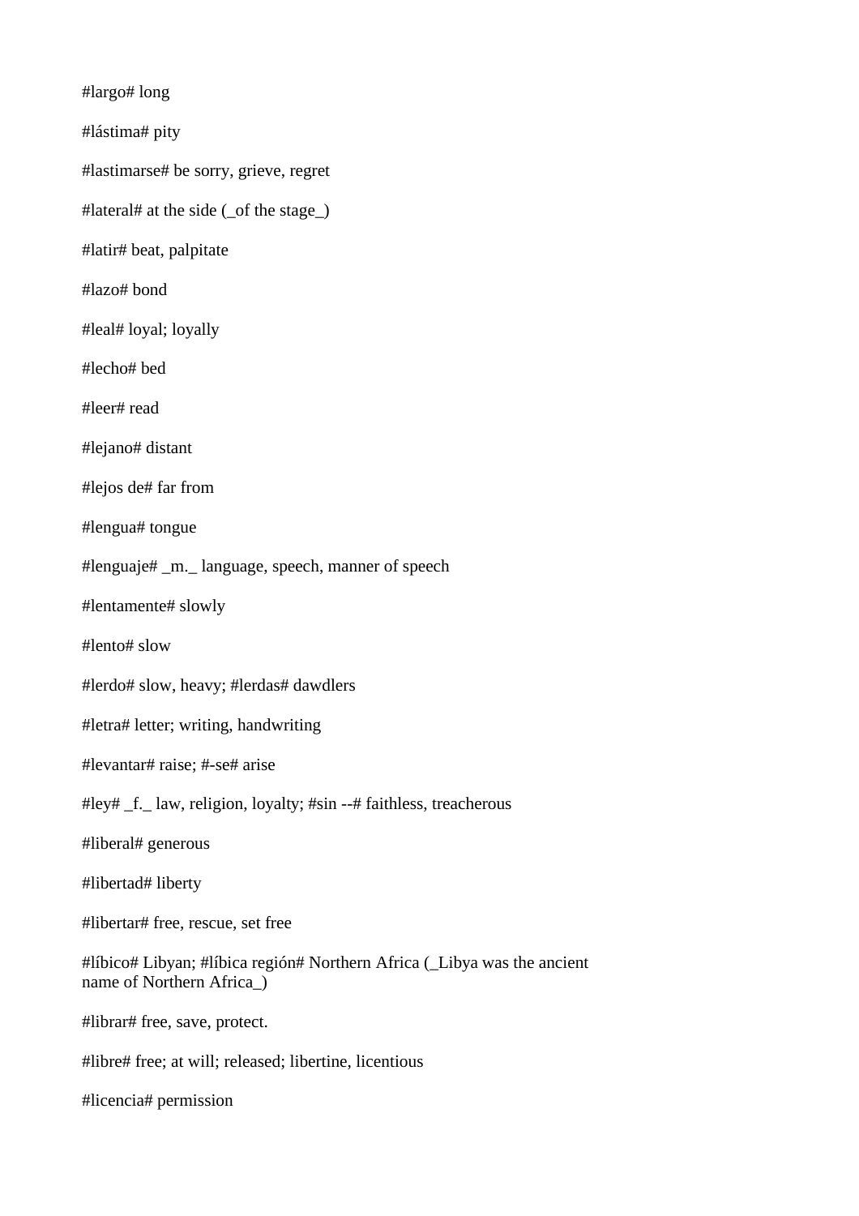#largo# long

#lástima# pity

#lastimarse# be sorry, grieve, regret

#lateral# at the side (_of the stage_)

#latir# beat, palpitate

#lazo# bond

#leal# loyal; loyally

#lecho# bed

#leer# read

#lejano# distant

#lejos de# far from

#lengua# tongue

#lenguaje# _m._ language, speech, manner of speech

#lentamente# slowly

#lento# slow

#lerdo# slow, heavy; #lerdas# dawdlers

#letra# letter; writing, handwriting

#levantar# raise; #-se# arise

#ley# _f._ law, religion, loyalty; #sin --# faithless, treacherous

#liberal# generous

#libertad# liberty

#libertar# free, rescue, set free

#líbico# Libyan; #líbica región# Northern Africa (_Libya was the ancient name of Northern Africa_)

#librar# free, save, protect.

#libre# free; at will; released; libertine, licentious

#licencia# permission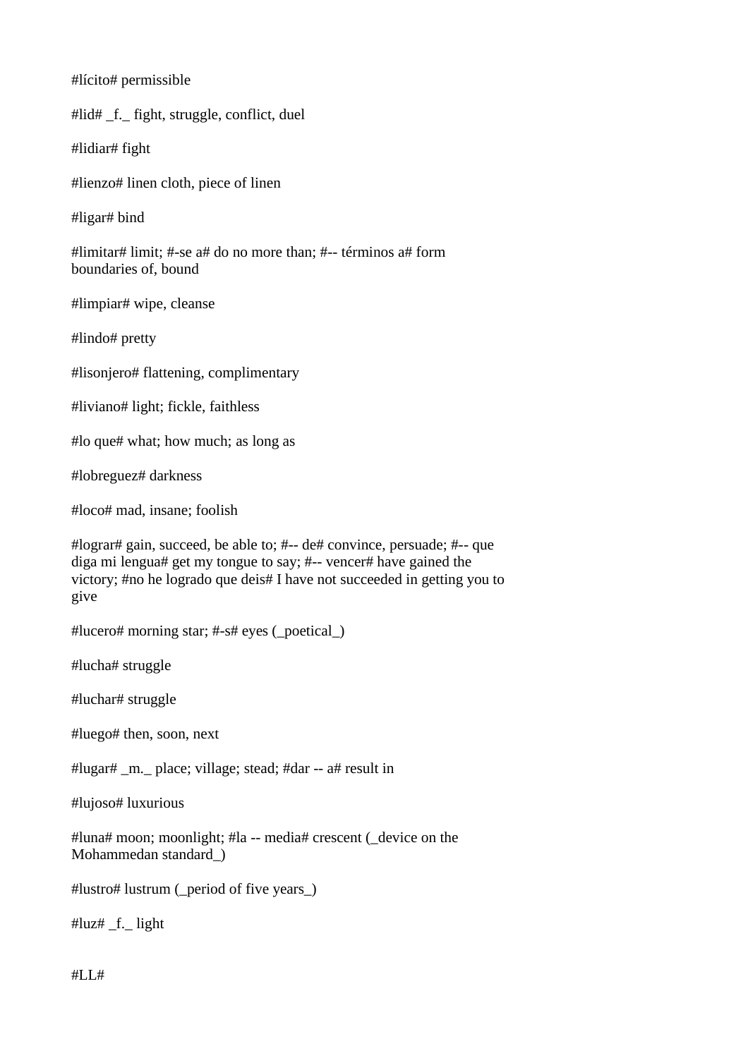#lícito# permissible

#lid# _f._ fight, struggle, conflict, duel

#lidiar# fight

#lienzo# linen cloth, piece of linen

#ligar# bind

#limitar# limit; #-se a# do no more than; #-- términos a# form boundaries of, bound

#limpiar# wipe, cleanse

#lindo# pretty

#lisonjero# flattening, complimentary

#liviano# light; fickle, faithless

#lo que# what; how much; as long as

#lobreguez# darkness

#loco# mad, insane; foolish

#lograr# gain, succeed, be able to; #-- de# convince, persuade; #-- que diga mi lengua# get my tongue to say; #-- vencer# have gained the victory; #no he logrado que deis# I have not succeeded in getting you to give

#lucero# morning star; #-s# eyes (_poetical_)

#lucha# struggle

#luchar# struggle

#luego# then, soon, next

#lugar# _m._ place; village; stead; #dar -- a# result in

#lujoso# luxurious

#luna# moon; moonlight; #la -- media# crescent (_device on the Mohammedan standard_)

#lustro# lustrum (_period of five years_)

#luz# _f._ light

#LL#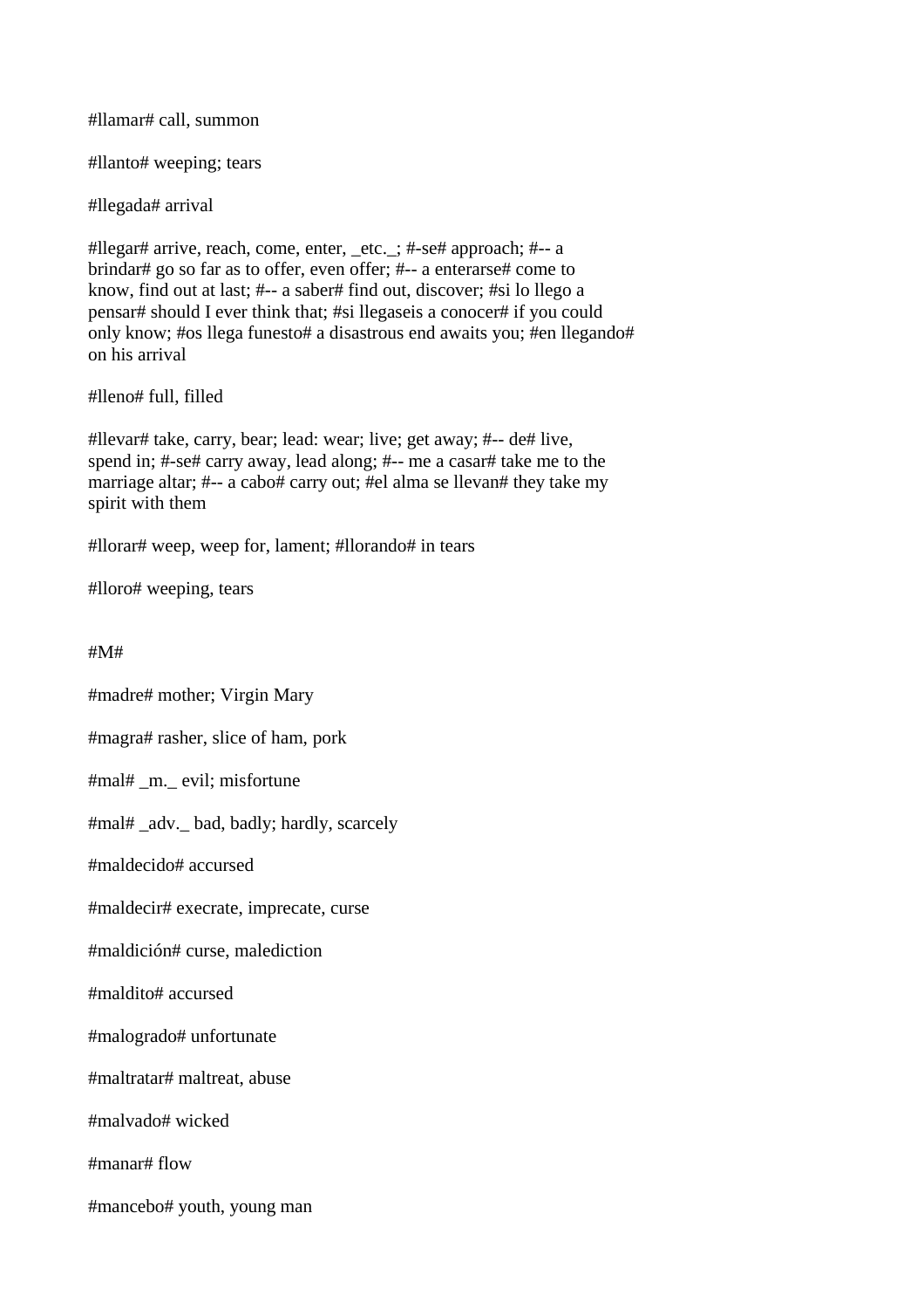#llamar# call, summon

#llanto# weeping; tears

#llegada# arrival

#llegar# arrive, reach, come, enter, _etc._; #-se# approach; #-- a brindar# go so far as to offer, even offer; #-- a enterarse# come to know, find out at last; #-- a saber# find out, discover; #si lo llego a pensar# should I ever think that; #si llegaseis a conocer# if you could only know; #os llega funesto# a disastrous end awaits you; #en llegando# on his arrival

#lleno# full, filled

#llevar# take, carry, bear; lead: wear; live; get away; #-- de# live, spend in; #-se# carry away, lead along; #-- me a casar# take me to the marriage altar; #-- a cabo# carry out; #el alma se llevan# they take my spirit with them

#llorar# weep, weep for, lament; #llorando# in tears

#lloro# weeping, tears

#M#

#madre# mother; Virgin Mary

#magra# rasher, slice of ham, pork

#mal# _m._ evil; misfortune

#mal# _adv._ bad, badly; hardly, scarcely

#maldecido# accursed

#maldecir# execrate, imprecate, curse

#maldición# curse, malediction

#maldito# accursed

#malogrado# unfortunate

#maltratar# maltreat, abuse

#malvado# wicked

#manar# flow

#mancebo# youth, young man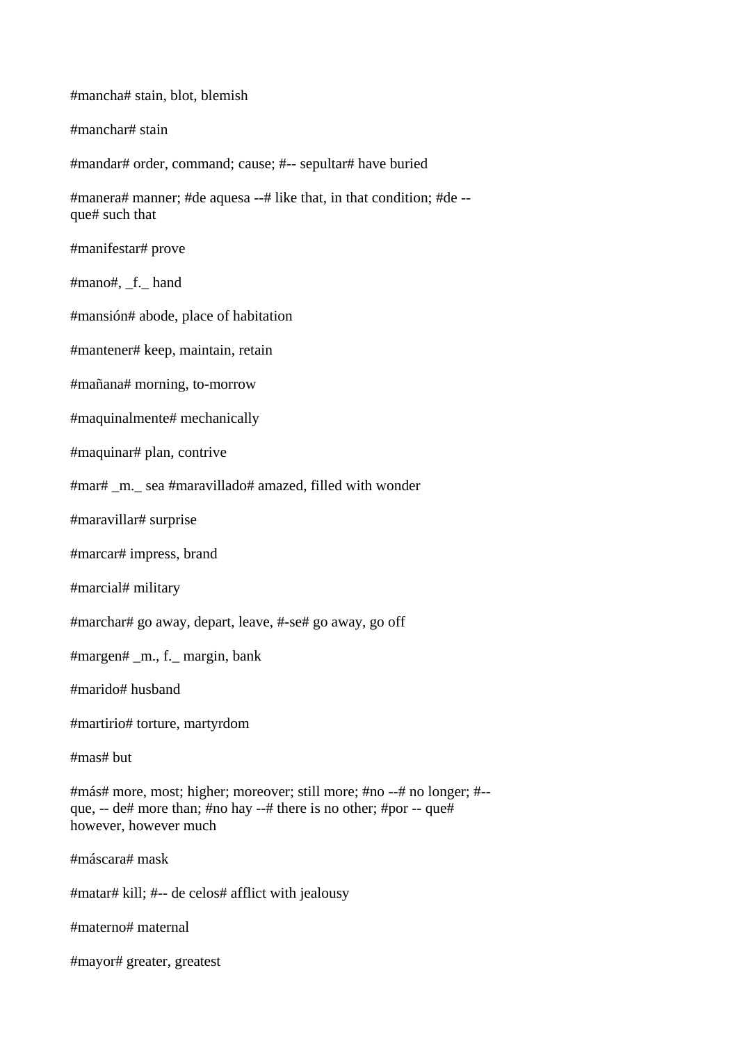#mancha# stain, blot, blemish

#manchar# stain

#mandar# order, command; cause; #-- sepultar# have buried

#manera# manner; #de aquesa --# like that, in that condition; #de -- que# such that

#manifestar# prove

#mano#, _f._ hand

#mansión# abode, place of habitation

#mantener# keep, maintain, retain

#mañana# morning, to-morrow

#maquinalmente# mechanically

#maquinar# plan, contrive

#mar# _m._ sea #maravillado# amazed, filled with wonder

#maravillar# surprise

#marcar# impress, brand

#marcial# military

#marchar# go away, depart, leave, #-se# go away, go off

#margen# _m., f._ margin, bank

#marido# husband

#martirio# torture, martyrdom

#mas# but

#más# more, most; higher; moreover; still more; #no --# no longer; #-- que, -- de# more than; #no hay --# there is no other; #por -- que# however, however much

#máscara# mask

#matar# kill; #-- de celos# afflict with jealousy

#materno# maternal

#mayor# greater, greatest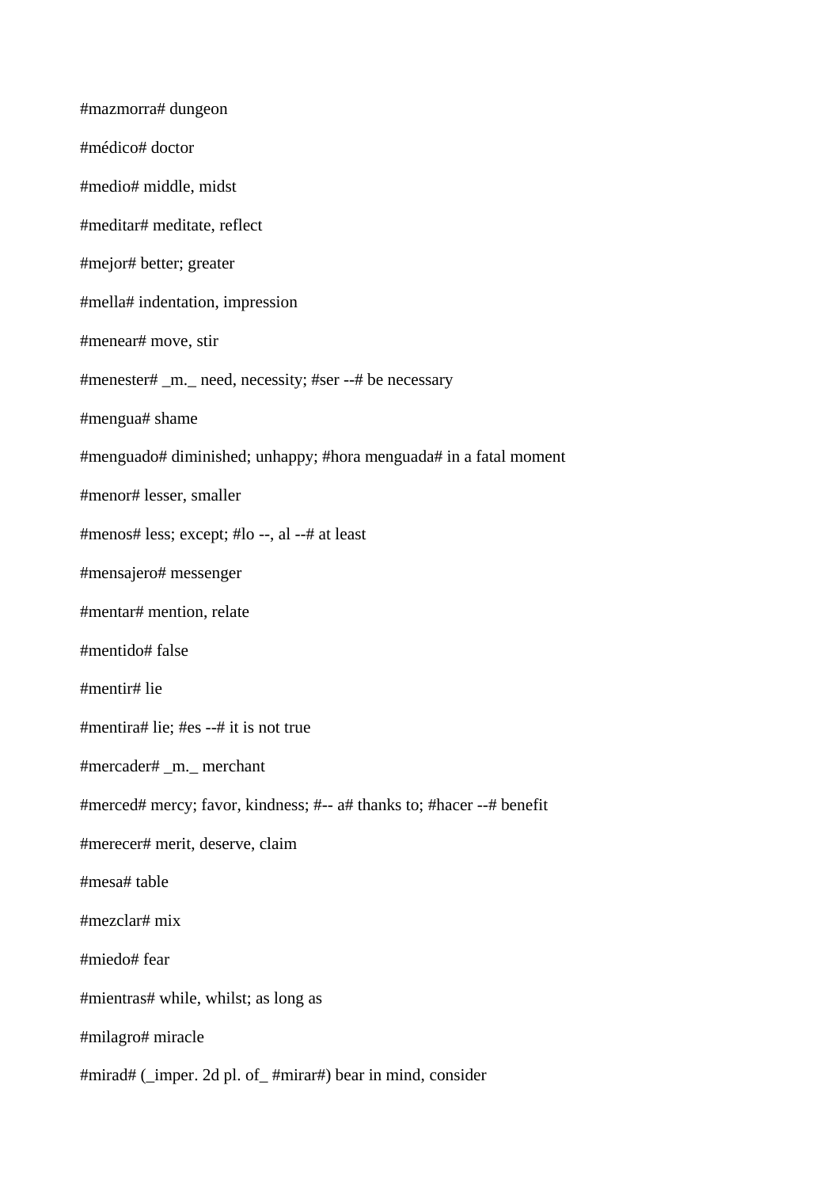#mazmorra# dungeon

#médico# doctor

#medio# middle, midst

#meditar# meditate, reflect

#mejor# better; greater

#mella# indentation, impression

#menear# move, stir

#menester# _m._ need, necessity; #ser --# be necessary

#mengua# shame

#menguado# diminished; unhappy; #hora menguada# in a fatal moment

#menor# lesser, smaller

#menos# less; except; #lo --, al --# at least

#mensajero# messenger

#mentar# mention, relate

#mentido# false

#mentir# lie

#mentira# lie; #es --# it is not true

#mercader# _m._ merchant

#merced# mercy; favor, kindness; #-- a# thanks to; #hacer --# benefit

#merecer# merit, deserve, claim

#mesa# table

#mezclar# mix

#miedo# fear

#mientras# while, whilst; as long as

#milagro# miracle

#mirad# (_imper. 2d pl. of_ #mirar#) bear in mind, consider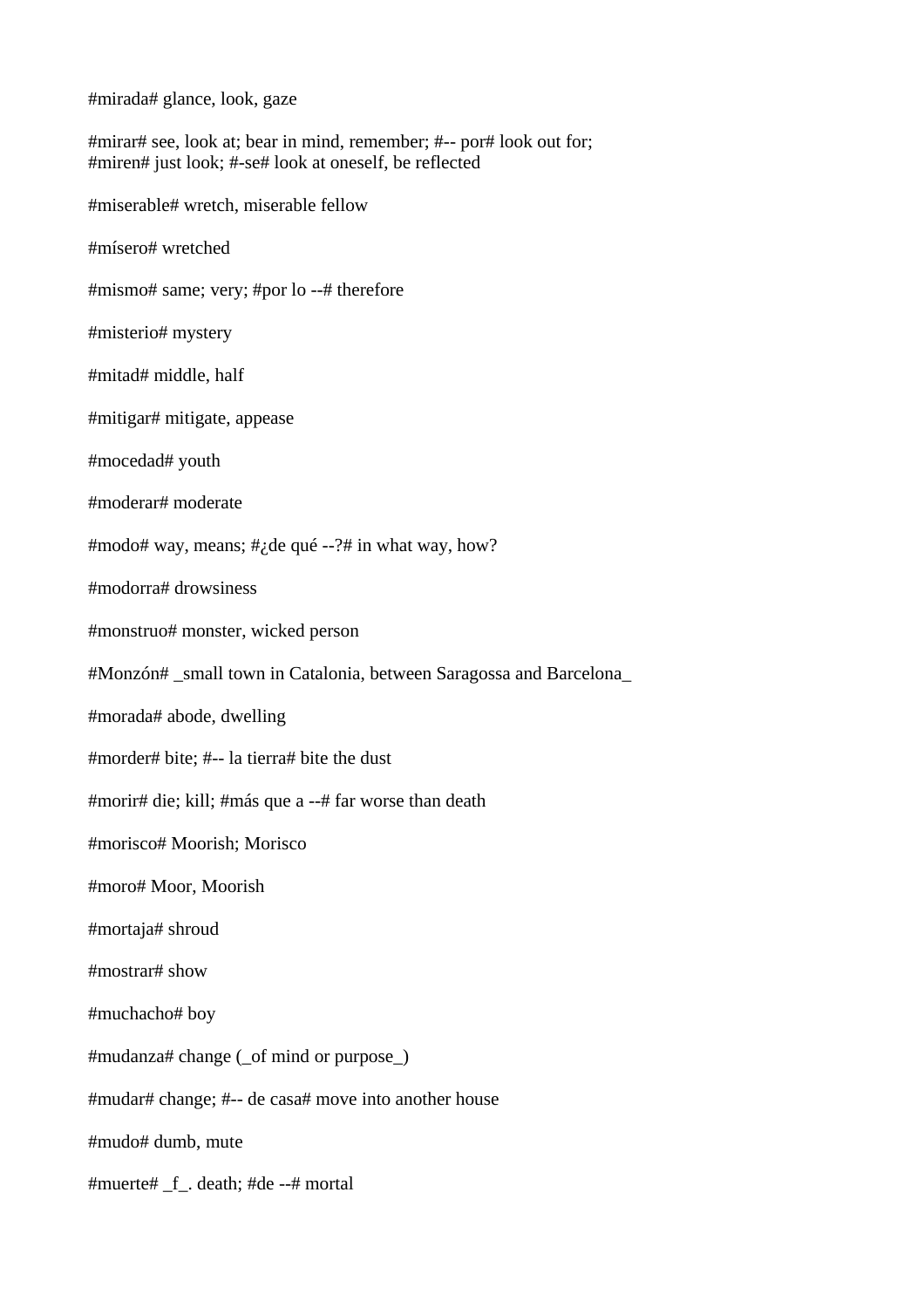#mirada# glance, look, gaze

#mirar# see, look at; bear in mind, remember; #-- por# look out for; #miren# just look; #-se# look at oneself, be reflected

#miserable# wretch, miserable fellow

#mísero# wretched

#mismo# same; very; #por lo --# therefore

#misterio# mystery

#mitad# middle, half

#mitigar# mitigate, appease

#mocedad# youth

#moderar# moderate

#modo# way, means; #¿de qué --?# in what way, how?

#modorra# drowsiness

#monstruo# monster, wicked person

#Monzón# _small town in Catalonia, between Saragossa and Barcelona_

#morada# abode, dwelling

#morder# bite; #-- la tierra# bite the dust

#morir# die; kill; #más que a --# far worse than death

#morisco# Moorish; Morisco

#moro# Moor, Moorish

#mortaja# shroud

#mostrar# show

#muchacho# boy

#mudanza# change (_of mind or purpose_)

#mudar# change; #-- de casa# move into another house

#mudo# dumb, mute

#muerte# _f_. death; #de --# mortal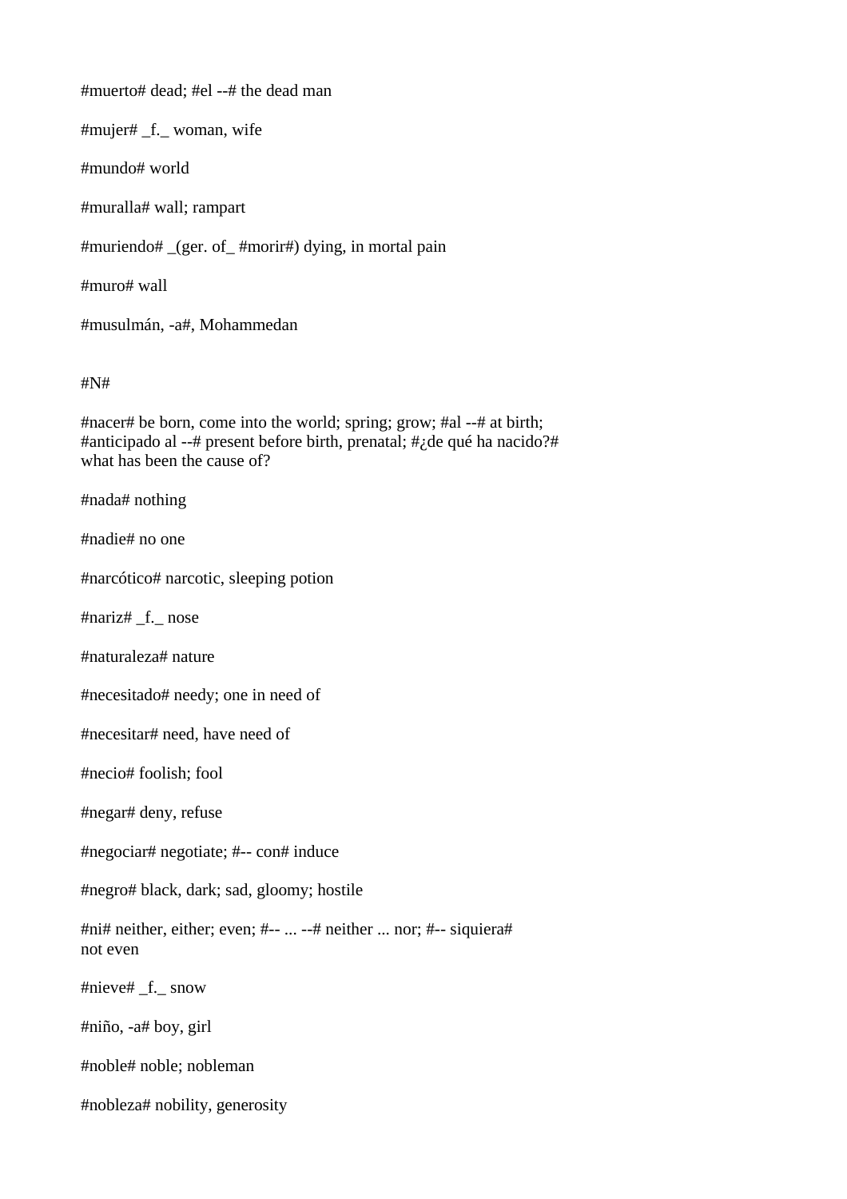#muerto# dead; #el --# the dead man

#mujer# _f._ woman, wife

#mundo# world

#muralla# wall; rampart

#muriendo# _(ger. of_ #morir#) dying, in mortal pain

#muro# wall

#musulmán, -a#, Mohammedan

#N#

#nacer# be born, come into the world; spring; grow; #al --# at birth; #anticipado al --# present before birth, prenatal; #¿de qué ha nacido?# what has been the cause of?

#nada# nothing

#nadie# no one

#narcótico# narcotic, sleeping potion

#nariz# _f._ nose

#naturaleza# nature

#necesitado# needy; one in need of

#necesitar# need, have need of

#necio# foolish; fool

#negar# deny, refuse

#negociar# negotiate; #-- con# induce

#negro# black, dark; sad, gloomy; hostile

#ni# neither, either; even; #-- ... --# neither ... nor; #-- siquiera# not even

#nieve# _f._ snow

#niño, -a# boy, girl

#noble# noble; nobleman

#nobleza# nobility, generosity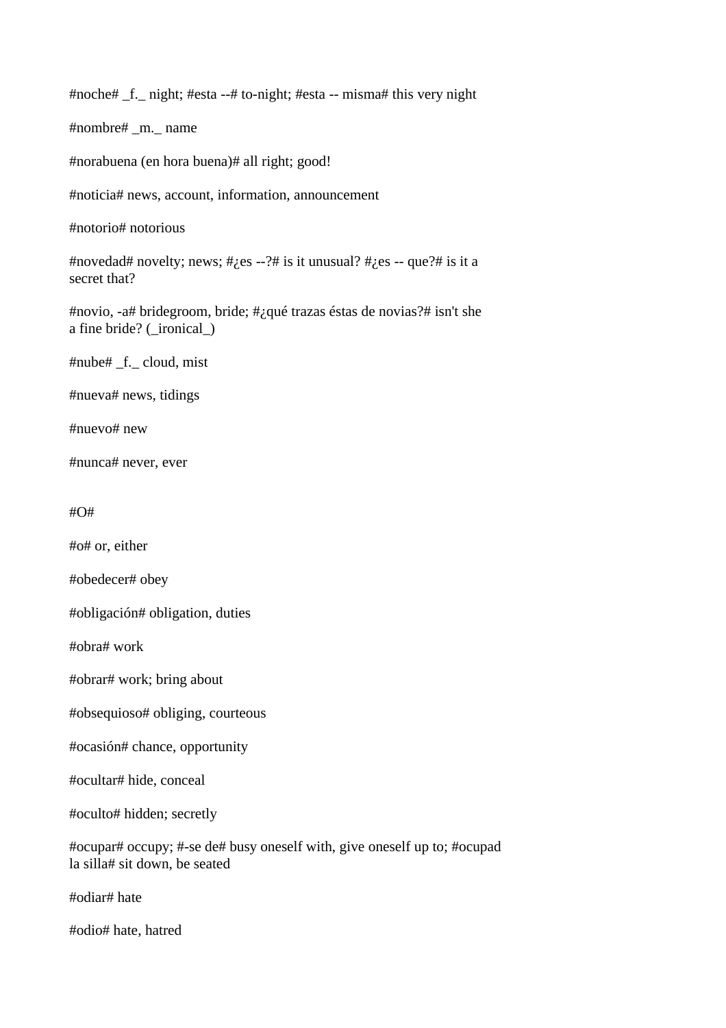#noche# _f._ night; #esta --# to-night; #esta -- misma# this very night

#nombre# _m._ name

#norabuena (en hora buena)# all right; good!

#noticia# news, account, information, announcement

#notorio# notorious

#novedad# novelty; news; #¿es --?# is it unusual? #¿es -- que?# is it a secret that?

#novio, -a# bridegroom, bride; #¿qué trazas éstas de novias?# isn't she a fine bride? (_ironical_)

#nube# _f._ cloud, mist

#nueva# news, tidings

#nuevo# new

#nunca# never, ever

#O#

#o# or, either

#obedecer# obey

#obligación# obligation, duties

#obra# work

#obrar# work; bring about

#obsequioso# obliging, courteous

#ocasión# chance, opportunity

#ocultar# hide, conceal

#oculto# hidden; secretly

#ocupar# occupy; #-se de# busy oneself with, give oneself up to; #ocupad la silla# sit down, be seated

#odiar# hate

#odio# hate, hatred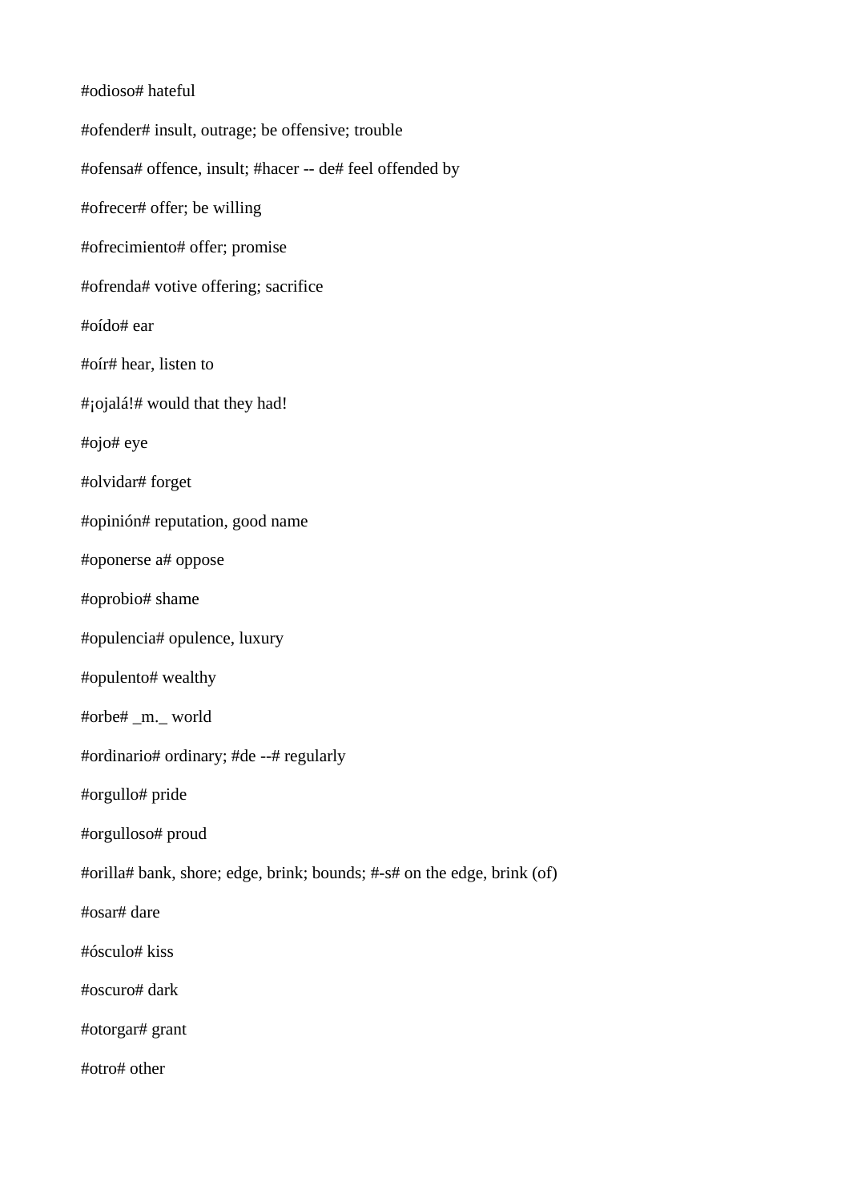#odioso# hateful

#ofender# insult, outrage; be offensive; trouble

#ofensa# offence, insult; #hacer -- de# feel offended by

#ofrecer# offer; be willing

#ofrecimiento# offer; promise

#ofrenda# votive offering; sacrifice

#oído# ear

#oír# hear, listen to

#¡ojalá!# would that they had!

#ojo# eye

#olvidar# forget

#opinión# reputation, good name

#oponerse a# oppose

#oprobio# shame

#opulencia# opulence, luxury

#opulento# wealthy

#orbe# _m._ world

#ordinario# ordinary; #de --# regularly

#orgullo# pride

#orgulloso# proud

#orilla# bank, shore; edge, brink; bounds; #-s# on the edge, brink (of)

#osar# dare

#ósculo# kiss

#oscuro# dark

#otorgar# grant

#otro# other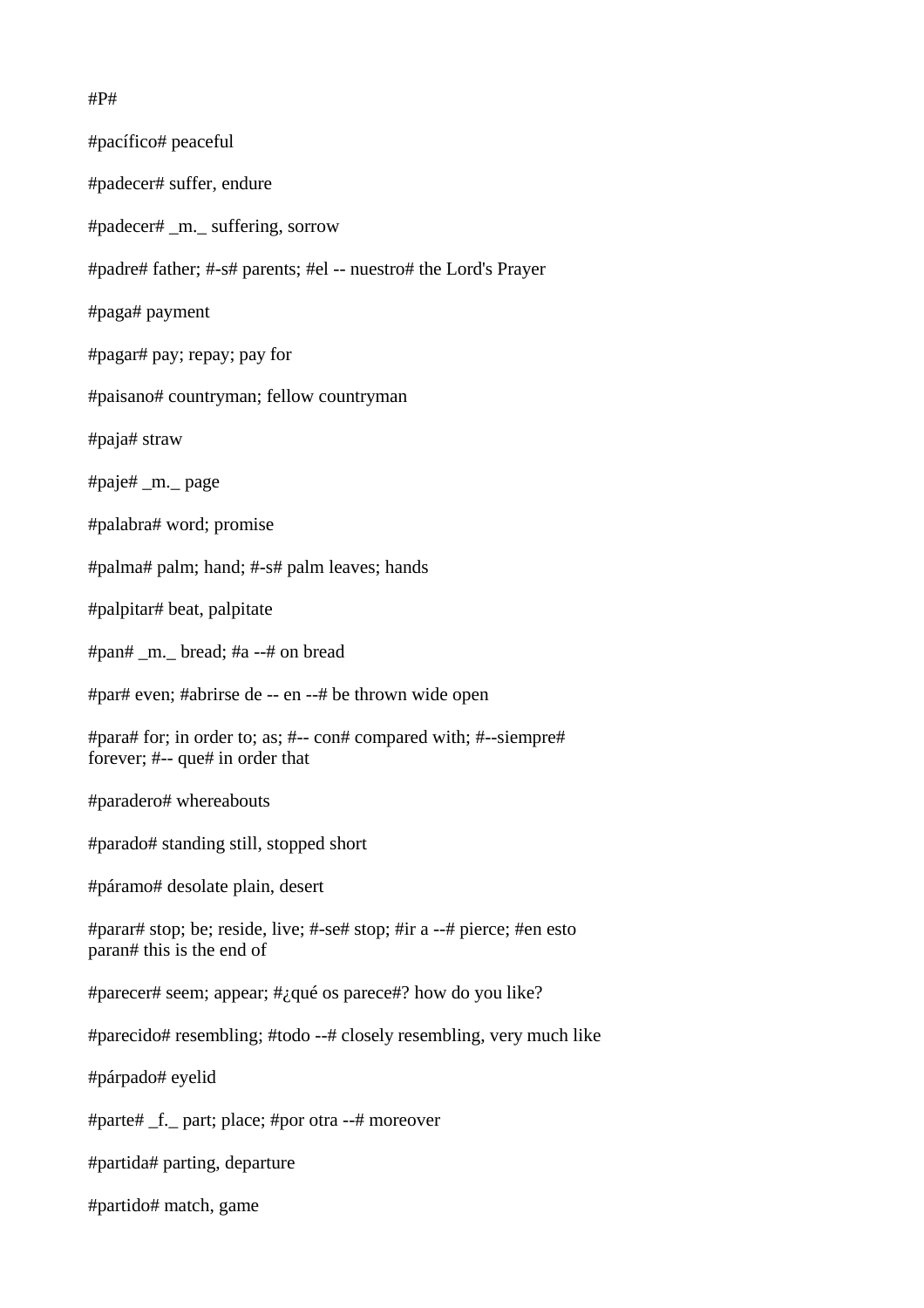#P#

#pacífico# peaceful

#padecer# suffer, endure

#padecer# _m._ suffering, sorrow

#padre# father; #-s# parents; #el -- nuestro# the Lord's Prayer

#paga# payment

#pagar# pay; repay; pay for

#paisano# countryman; fellow countryman

#paja# straw

#paje# _m._ page

#palabra# word; promise

#palma# palm; hand; #-s# palm leaves; hands

#palpitar# beat, palpitate

#pan# _m._ bread; #a --# on bread

#par# even; #abrirse de -- en --# be thrown wide open

#para# for; in order to; as; #-- con# compared with; #--siempre# forever; #-- que# in order that

#paradero# whereabouts

#parado# standing still, stopped short

#páramo# desolate plain, desert

#parar# stop; be; reside, live; #-se# stop; #ir a --# pierce; #en esto paran# this is the end of

#parecer# seem; appear; #¿qué os parece#? how do you like?

#parecido# resembling; #todo --# closely resembling, very much like

#párpado# eyelid

#parte# _f._ part; place; #por otra --# moreover

#partida# parting, departure

#partido# match, game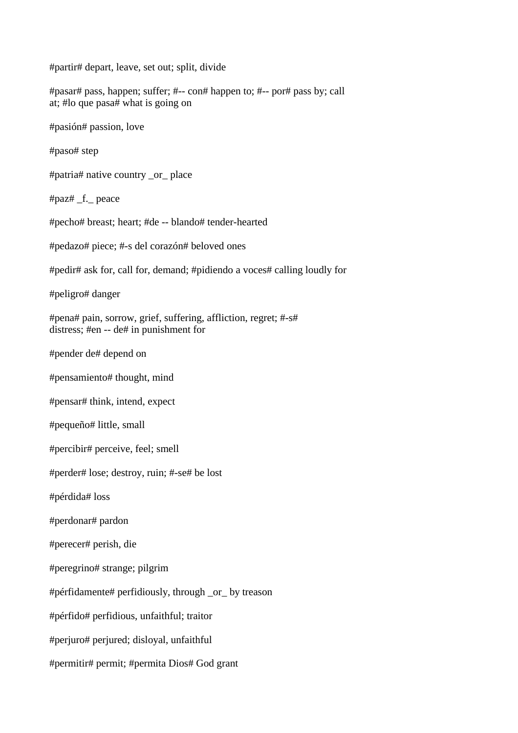#partir# depart, leave, set out; split, divide

#pasar# pass, happen; suffer; #-- con# happen to; #-- por# pass by; call at; #lo que pasa# what is going on

#pasión# passion, love

#paso# step

#patria# native country _or_ place

#paz# _f._ peace

#pecho# breast; heart; #de -- blando# tender-hearted

#pedazo# piece; #-s del corazón# beloved ones

#pedir# ask for, call for, demand; #pidiendo a voces# calling loudly for

#peligro# danger

#pena# pain, sorrow, grief, suffering, affliction, regret; #-s# distress; #en -- de# in punishment for

#pender de# depend on

#pensamiento# thought, mind

#pensar# think, intend, expect

#pequeño# little, small

#percibir# perceive, feel; smell

#perder# lose; destroy, ruin; #-se# be lost

#pérdida# loss

#perdonar# pardon

#perecer# perish, die

#peregrino# strange; pilgrim

#pérfidamente# perfidiously, through _or_ by treason

#pérfido# perfidious, unfaithful; traitor

#perjuro# perjured; disloyal, unfaithful

#permitir# permit; #permita Dios# God grant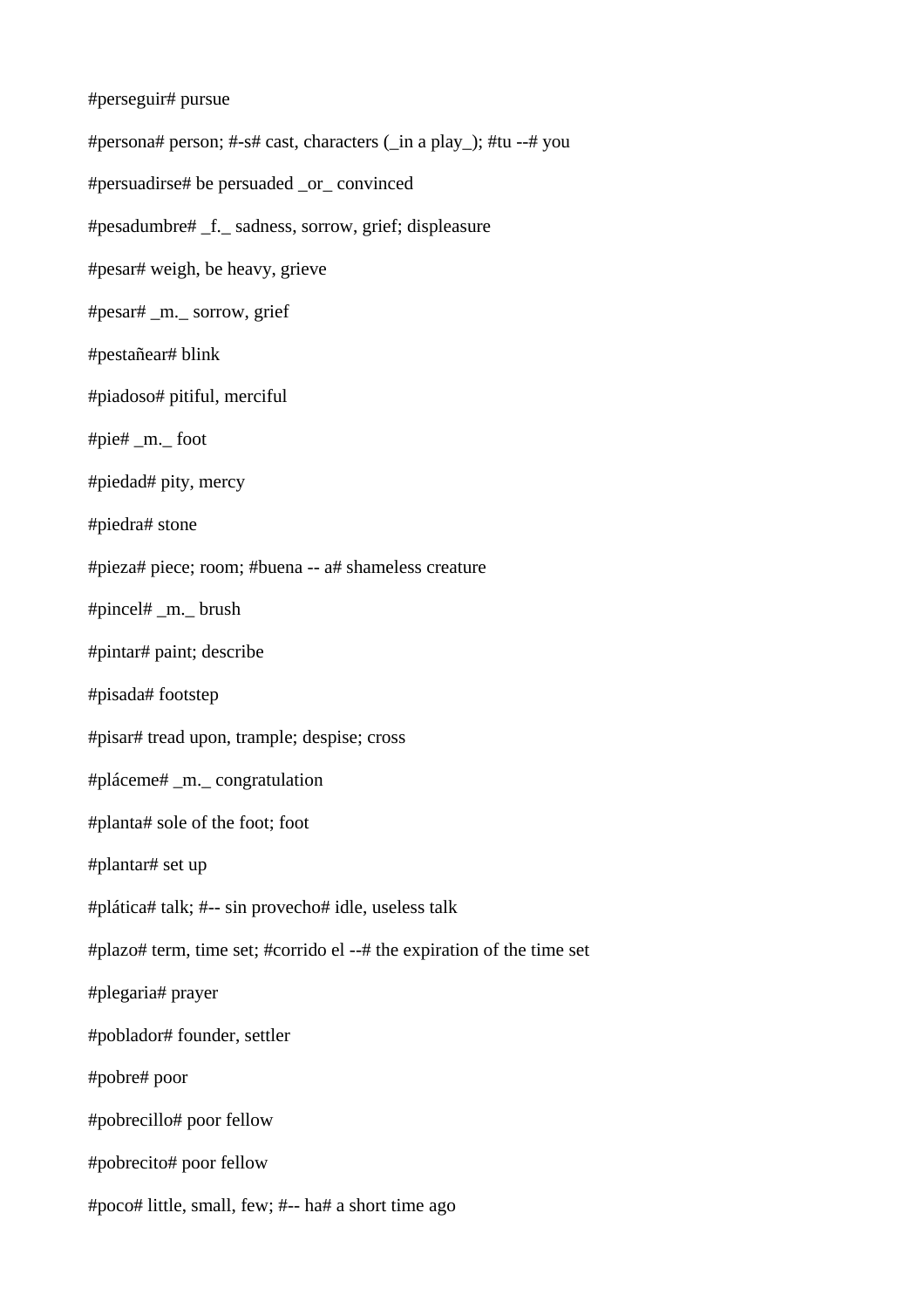#perseguir# pursue

#persona# person; #-s# cast, characters (_in a play_); #tu --# you

#persuadirse# be persuaded _or_ convinced

#pesadumbre# _f._ sadness, sorrow, grief; displeasure

#pesar# weigh, be heavy, grieve

#pesar# _m._ sorrow, grief

#pestañear# blink

#piadoso# pitiful, merciful

#pie# _m._ foot

#piedad# pity, mercy

#piedra# stone

#pieza# piece; room; #buena -- a# shameless creature

#pincel# _m._ brush

#pintar# paint; describe

#pisada# footstep

#pisar# tread upon, trample; despise; cross

#pláceme# _m._ congratulation

#planta# sole of the foot; foot

#plantar# set up

#plática# talk; #-- sin provecho# idle, useless talk

#plazo# term, time set; #corrido el --# the expiration of the time set

#plegaria# prayer

#poblador# founder, settler

#pobre# poor

#pobrecillo# poor fellow

#pobrecito# poor fellow

#poco# little, small, few; #-- ha# a short time ago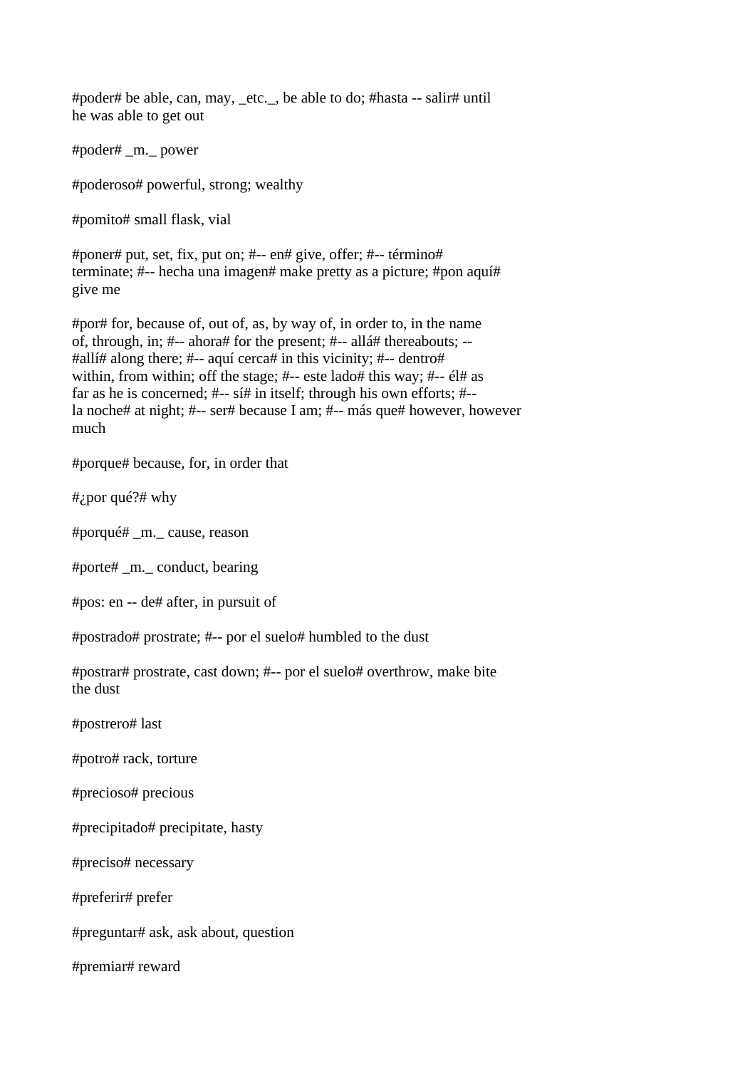#poder# be able, can, may, _etc._, be able to do; #hasta -- salir# until he was able to get out

#poder# _m._ power

#poderoso# powerful, strong; wealthy

#pomito# small flask, vial

#poner# put, set, fix, put on; #-- en# give, offer; #-- término# terminate; #-- hecha una imagen# make pretty as a picture; #pon aquí# give me

#por# for, because of, out of, as, by way of, in order to, in the name of, through, in; #-- ahora# for the present; #-- allá# thereabouts; -- #allí# along there; #-- aquí cerca# in this vicinity; #-- dentro# within, from within; off the stage; #-- este lado# this way; #-- él# as far as he is concerned; #-- sí# in itself; through his own efforts; #-- la noche# at night; #-- ser# because I am; #-- más que# however, however much

#porque# because, for, in order that

#¿por qué?# why

#porqué# _m._ cause, reason

#porte# _m._ conduct, bearing

#pos: en -- de# after, in pursuit of

#postrado# prostrate; #-- por el suelo# humbled to the dust

#postrar# prostrate, cast down; #-- por el suelo# overthrow, make bite the dust

#postrero# last

#potro# rack, torture

#precioso# precious

#precipitado# precipitate, hasty

#preciso# necessary

#preferir# prefer

#preguntar# ask, ask about, question

#premiar# reward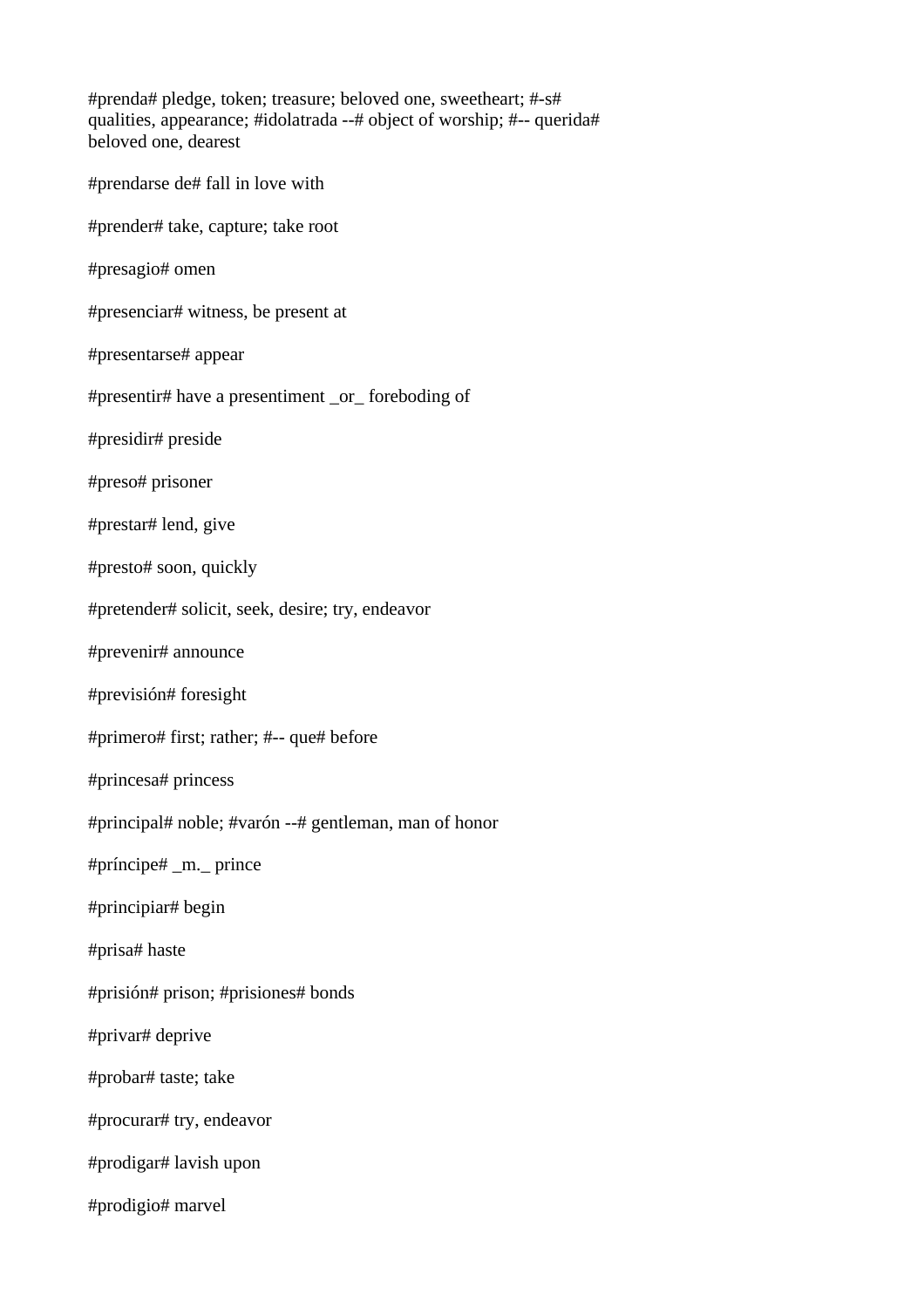#prenda# pledge, token; treasure; beloved one, sweetheart; #-s# qualities, appearance; #idolatrada --# object of worship; #-- querida# beloved one, dearest

#prendarse de# fall in love with

#prender# take, capture; take root

#presagio# omen

#presenciar# witness, be present at

#presentarse# appear

#presentir# have a presentiment _or_ foreboding of

#presidir# preside

#preso# prisoner

#prestar# lend, give

#presto# soon, quickly

#pretender# solicit, seek, desire; try, endeavor

#prevenir# announce

#previsión# foresight

#primero# first; rather; #-- que# before

#princesa# princess

#principal# noble; #varón --# gentleman, man of honor

#príncipe# _m._ prince

#principiar# begin

#prisa# haste

#prisión# prison; #prisiones# bonds

#privar# deprive

#probar# taste; take

#procurar# try, endeavor

#prodigar# lavish upon

#prodigio# marvel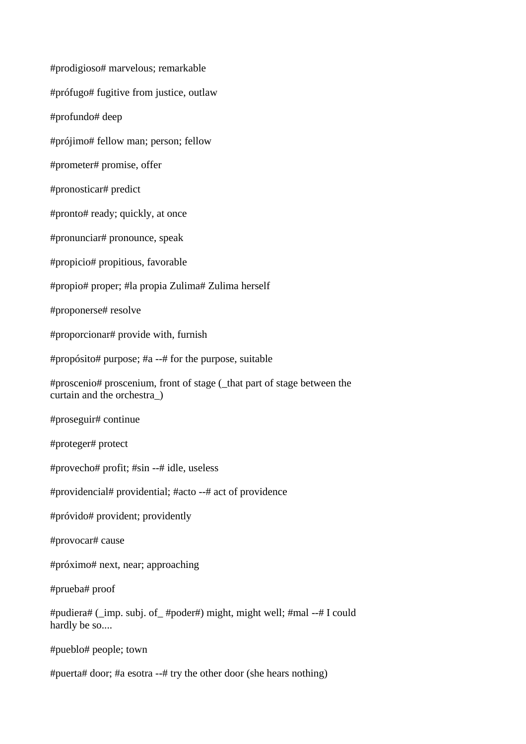#prodigioso# marvelous; remarkable

#prófugo# fugitive from justice, outlaw

#profundo# deep

#prójimo# fellow man; person; fellow

#prometer# promise, offer

#pronosticar# predict

#pronto# ready; quickly, at once

#pronunciar# pronounce, speak

#propicio# propitious, favorable

#propio# proper; #la propia Zulima# Zulima herself

#proponerse# resolve

#proporcionar# provide with, furnish

#propósito# purpose; #a --# for the purpose, suitable

#proscenio# proscenium, front of stage (_that part of stage between the curtain and the orchestra_)

#proseguir# continue

#proteger# protect

#provecho# profit; #sin --# idle, useless

#providencial# providential; #acto --# act of providence

#próvido# provident; providently

#provocar# cause

#próximo# next, near; approaching

#prueba# proof

#pudiera# (_imp. subj. of_ #poder#) might, might well; #mal --# I could hardly be so....

#pueblo# people; town

#puerta# door; #a esotra --# try the other door (she hears nothing)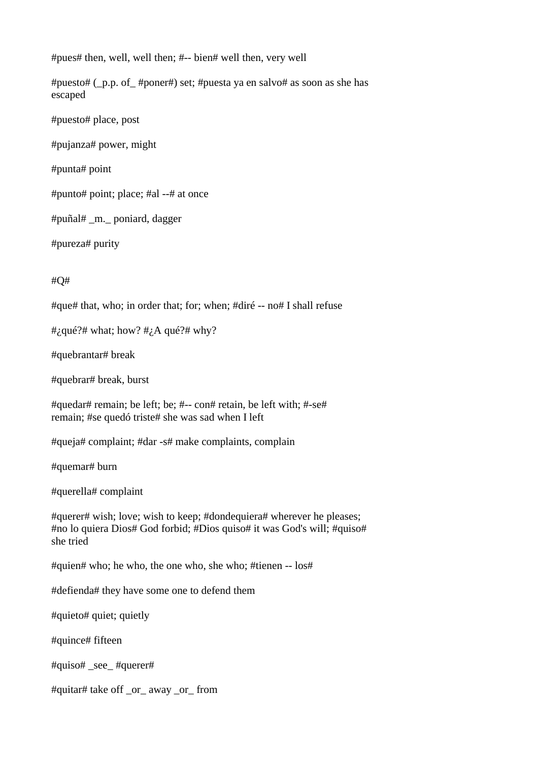#pues# then, well, well then; #-- bien# well then, very well

#puesto# (_p.p. of_ #poner#) set; #puesta ya en salvo# as soon as she has escaped

#puesto# place, post

#pujanza# power, might

#punta# point

#punto# point; place; #al --# at once

#puñal# _m._ poniard, dagger

#pureza# purity

#Q#

#que# that, who; in order that; for; when; #diré -- no# I shall refuse

#¿qué?# what; how? #¿A qué?# why?

#quebrantar# break

#quebrar# break, burst

#quedar# remain; be left; be; #-- con# retain, be left with; #-se# remain; #se quedó triste# she was sad when I left

#queja# complaint; #dar -s# make complaints, complain

#quemar# burn

#querella# complaint

#querer# wish; love; wish to keep; #dondequiera# wherever he pleases; #no lo quiera Dios# God forbid; #Dios quiso# it was God's will; #quiso# she tried

#quien# who; he who, the one who, she who; #tienen -- los#

#defienda# they have some one to defend them

#quieto# quiet; quietly

#quince# fifteen

#quiso# _see_ #querer#

#quitar# take off _or_ away _or_ from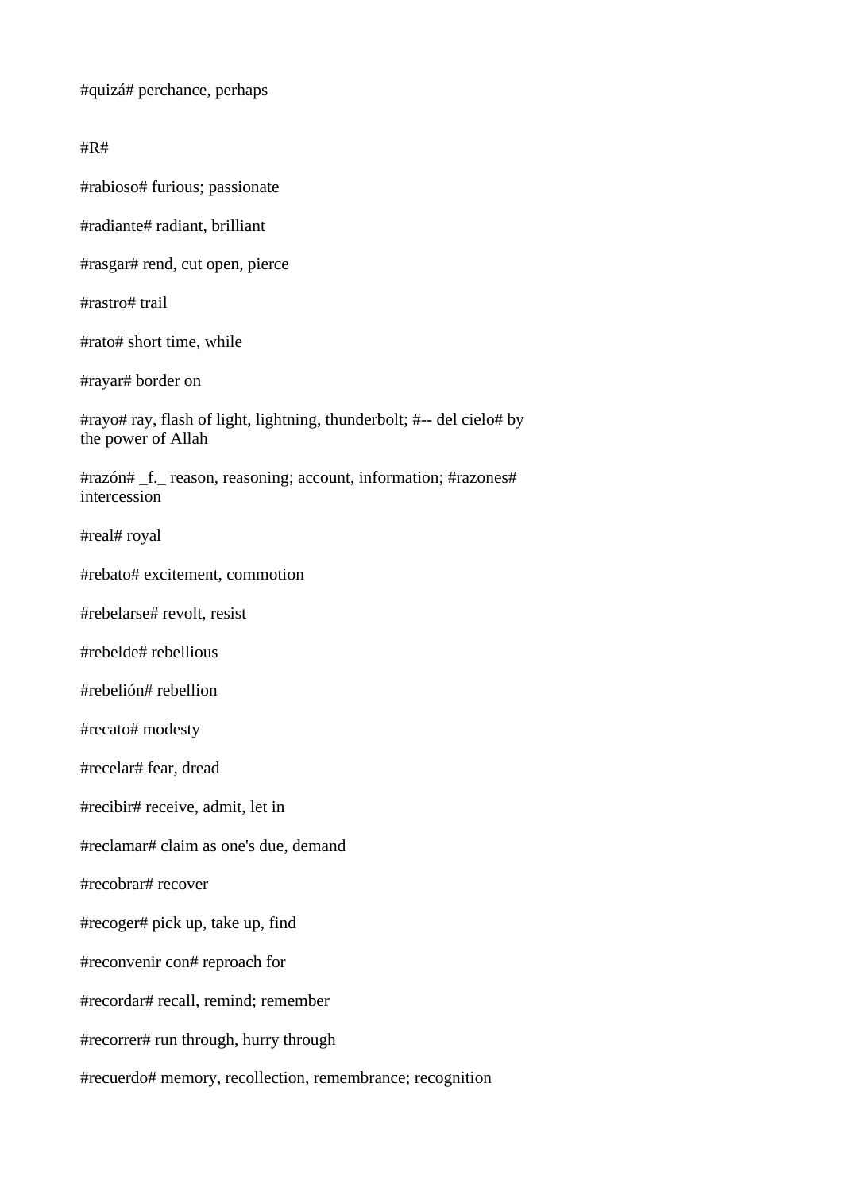#quizá# perchance, perhaps

#R#

#rabioso# furious; passionate

#radiante# radiant, brilliant

#rasgar# rend, cut open, pierce

#rastro# trail

#rato# short time, while

#rayar# border on

#rayo# ray, flash of light, lightning, thunderbolt; #-- del cielo# by the power of Allah

#razón# _f._ reason, reasoning; account, information; #razones# intercession

#real# royal

#rebato# excitement, commotion

#rebelarse# revolt, resist

#rebelde# rebellious

#rebelión# rebellion

#recato# modesty

#recelar# fear, dread

#recibir# receive, admit, let in

#reclamar# claim as one's due, demand

#recobrar# recover

#recoger# pick up, take up, find

#reconvenir con# reproach for

#recordar# recall, remind; remember

#recorrer# run through, hurry through

#recuerdo# memory, recollection, remembrance; recognition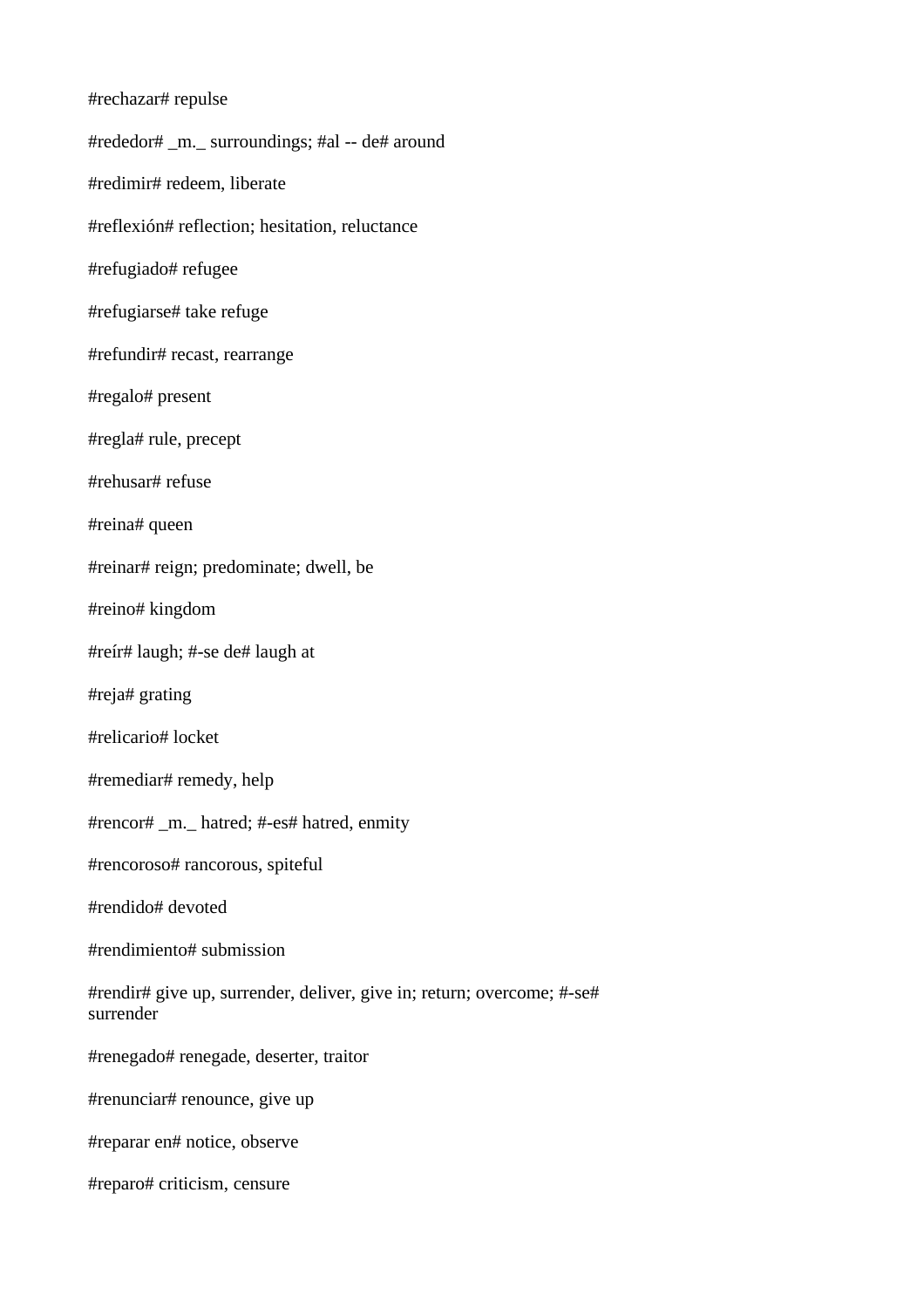#rechazar# repulse

#rededor# _m._ surroundings; #al -- de# around

#redimir# redeem, liberate

#reflexión# reflection; hesitation, reluctance

#refugiado# refugee

#refugiarse# take refuge

#refundir# recast, rearrange

#regalo# present

#regla# rule, precept

#rehusar# refuse

#reina# queen

#reinar# reign; predominate; dwell, be

#reino# kingdom

#reír# laugh; #-se de# laugh at

#reja# grating

#relicario# locket

#remediar# remedy, help

#rencor# _m._ hatred; #-es# hatred, enmity

#rencoroso# rancorous, spiteful

#rendido# devoted

#rendimiento# submission

#rendir# give up, surrender, deliver, give in; return; overcome; #-se# surrender

#renegado# renegade, deserter, traitor

#renunciar# renounce, give up

#reparar en# notice, observe

#reparo# criticism, censure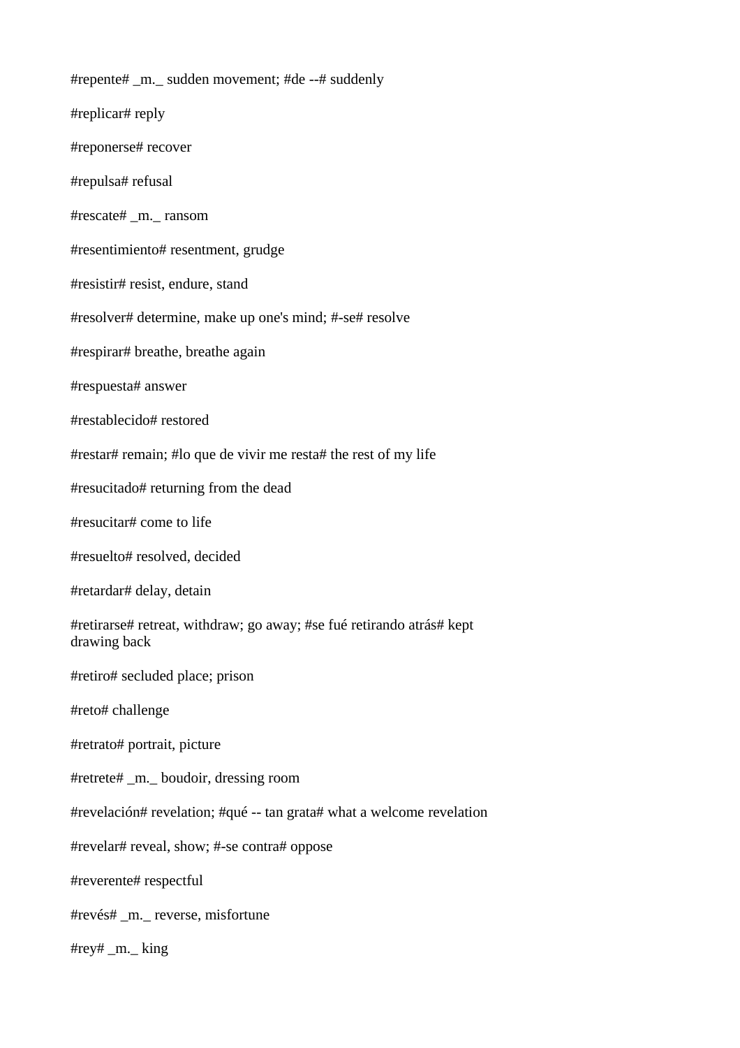#repente# _m._ sudden movement; #de --# suddenly

#replicar# reply

#reponerse# recover

#repulsa# refusal

#rescate# _m._ ransom

#resentimiento# resentment, grudge

#resistir# resist, endure, stand

#resolver# determine, make up one's mind; #-se# resolve

#respirar# breathe, breathe again

#respuesta# answer

#restablecido# restored

#restar# remain; #lo que de vivir me resta# the rest of my life

#resucitado# returning from the dead

#resucitar# come to life

#resuelto# resolved, decided

#retardar# delay, detain

#retirarse# retreat, withdraw; go away; #se fué retirando atrás# kept drawing back

#retiro# secluded place; prison

#reto# challenge

#retrato# portrait, picture

#retrete# _m._ boudoir, dressing room

#revelación# revelation; #qué -- tan grata# what a welcome revelation

#revelar# reveal, show; #-se contra# oppose

#reverente# respectful

#revés# _m._ reverse, misfortune

#rey# _m._ king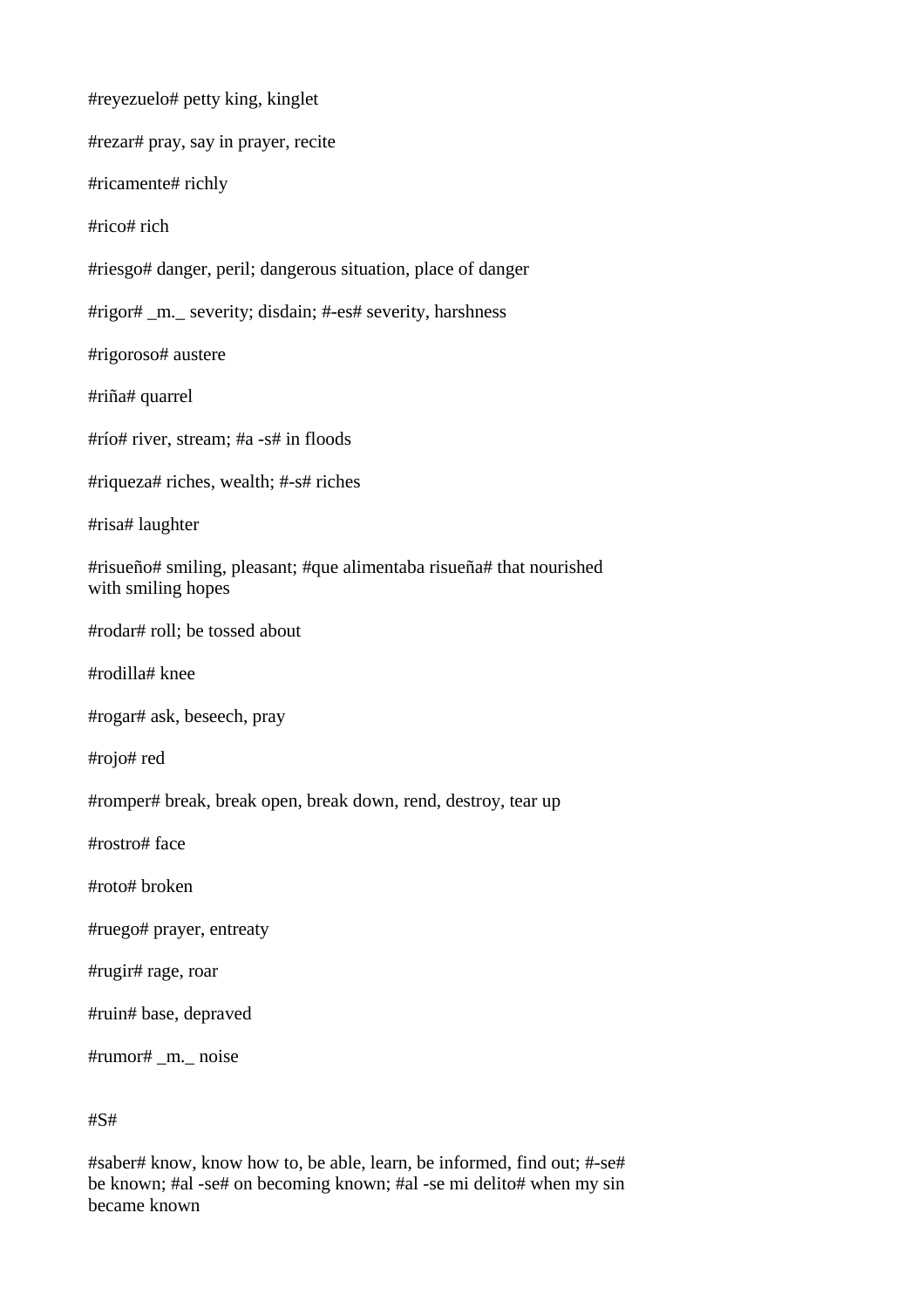#reyezuelo# petty king, kinglet

#rezar# pray, say in prayer, recite

#ricamente# richly

#rico# rich

#riesgo# danger, peril; dangerous situation, place of danger

#rigor# _m._ severity; disdain; #-es# severity, harshness

#rigoroso# austere

#riña# quarrel

#río# river, stream; #a -s# in floods

#riqueza# riches, wealth; #-s# riches

#risa# laughter

#risueño# smiling, pleasant; #que alimentaba risueña# that nourished with smiling hopes

#rodar# roll; be tossed about

#rodilla# knee

#rogar# ask, beseech, pray

#rojo# red

#romper# break, break open, break down, rend, destroy, tear up

#rostro# face

#roto# broken

#ruego# prayer, entreaty

#rugir# rage, roar

#ruin# base, depraved

#rumor# _m._ noise

#S#

#saber# know, know how to, be able, learn, be informed, find out; #-se# be known; #al -se# on becoming known; #al -se mi delito# when my sin became known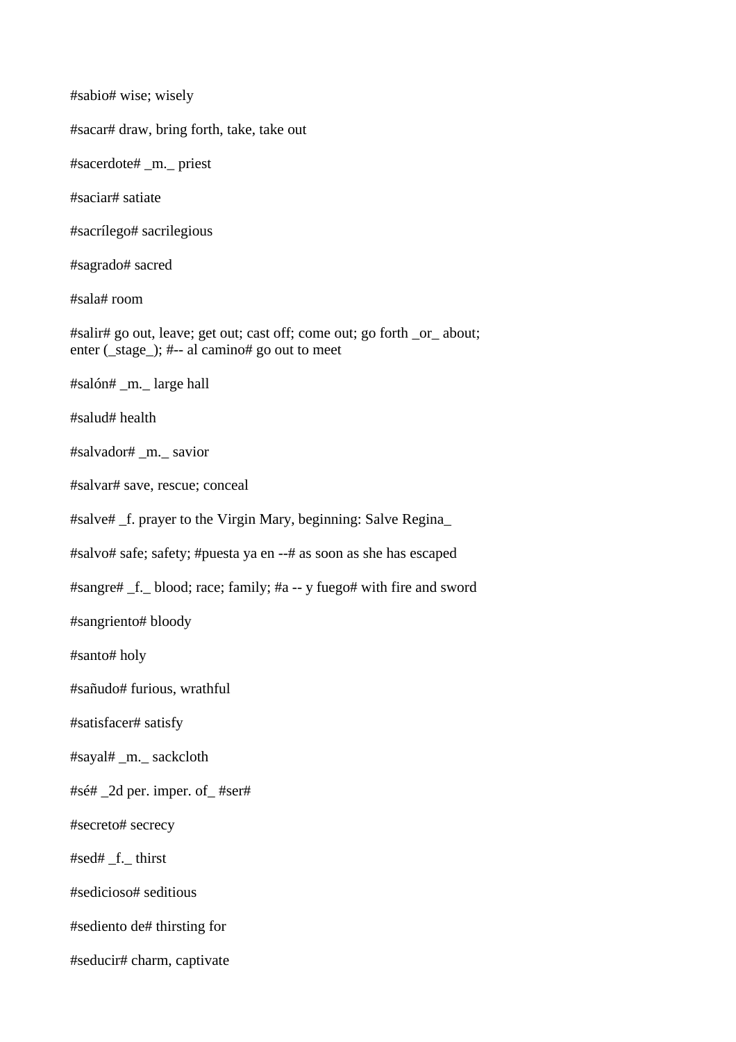#sabio# wise; wisely

#sacar# draw, bring forth, take, take out

#sacerdote# _m._ priest

#saciar# satiate

#sacrílego# sacrilegious

#sagrado# sacred

#sala# room

#salir# go out, leave; get out; cast off; come out; go forth _or_ about; enter (_stage_); #-- al camino# go out to meet

#salón# _m._ large hall

#salud# health

#salvador# _m._ savior

#salvar# save, rescue; conceal

#salve# _f. prayer to the Virgin Mary, beginning: Salve Regina_

#salvo# safe; safety; #puesta ya en --# as soon as she has escaped

#sangre# _f._ blood; race; family; #a -- y fuego# with fire and sword

#sangriento# bloody

#santo# holy

#sañudo# furious, wrathful

#satisfacer# satisfy

#sayal# _m._ sackcloth

#sé# _2d per. imper. of_ #ser#

#secreto# secrecy

#sed# _f._ thirst

#sedicioso# seditious

#sediento de# thirsting for

#seducir# charm, captivate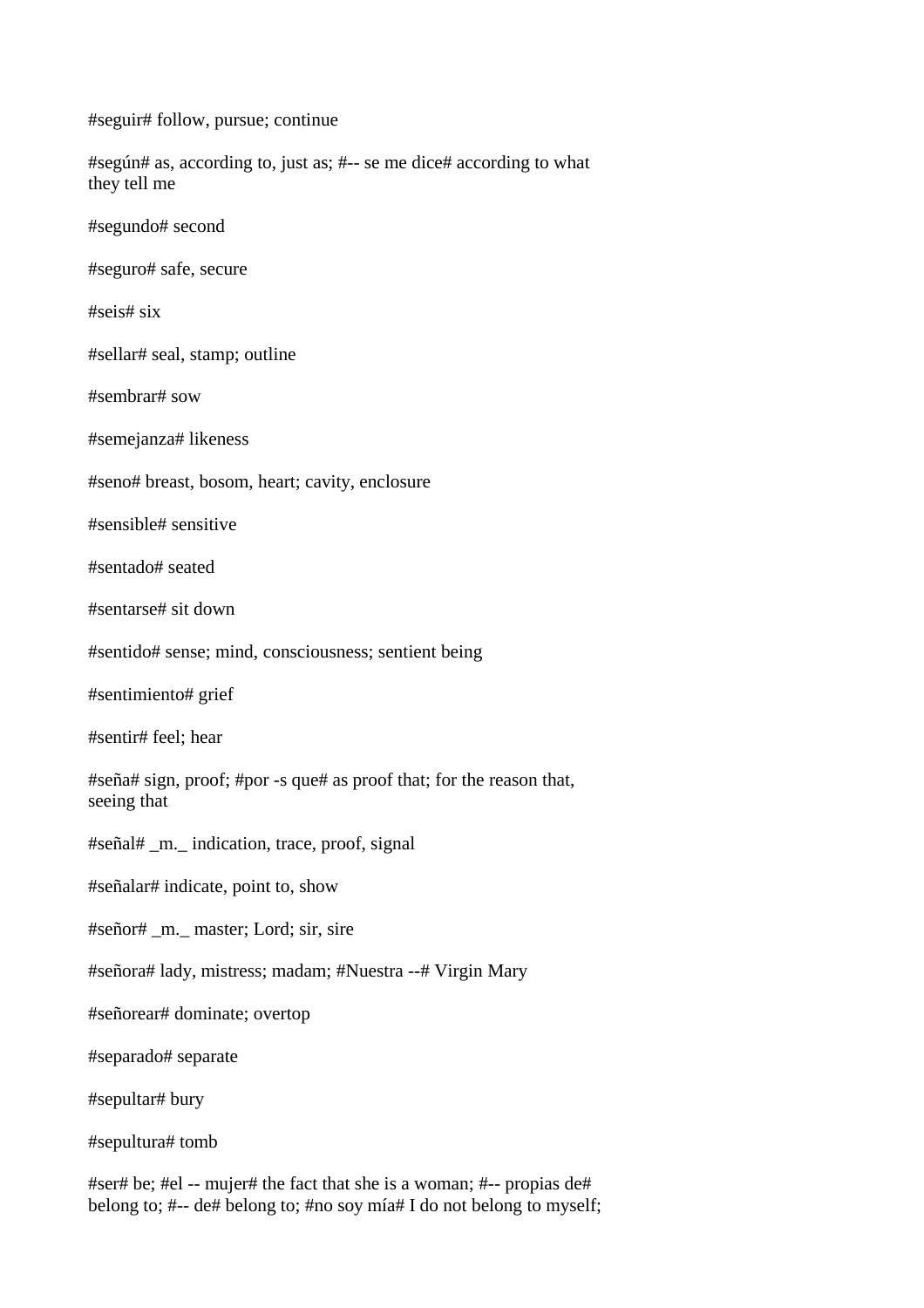#seguir# follow, pursue; continue

#según# as, according to, just as; #-- se me dice# according to what they tell me

#segundo# second

#seguro# safe, secure

#seis# six

#sellar# seal, stamp; outline

#sembrar# sow

#semejanza# likeness

#seno# breast, bosom, heart; cavity, enclosure

#sensible# sensitive

#sentado# seated

#sentarse# sit down

#sentido# sense; mind, consciousness; sentient being

#sentimiento# grief

#sentir# feel; hear

#seña# sign, proof; #por -s que# as proof that; for the reason that, seeing that

#señal# _m._ indication, trace, proof, signal

#señalar# indicate, point to, show

#señor# _m._ master; Lord; sir, sire

#señora# lady, mistress; madam; #Nuestra --# Virgin Mary

#señorear# dominate; overtop

#separado# separate

#sepultar# bury

#sepultura# tomb

#ser# be; #el -- mujer# the fact that she is a woman; #-- propias de# belong to; #-- de# belong to; #no soy mía# I do not belong to myself;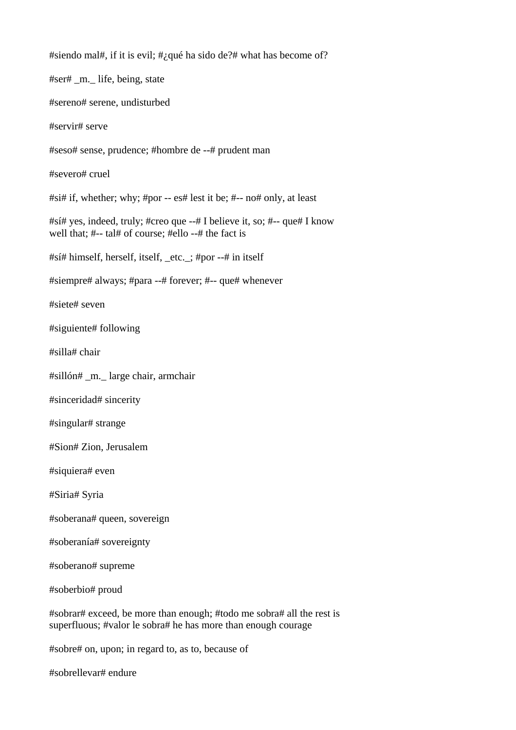#siendo mal#, if it is evil; #¿qué ha sido de?# what has become of?

#ser# _m._ life, being, state

#sereno# serene, undisturbed

#servir# serve

#seso# sense, prudence; #hombre de --# prudent man

#severo# cruel

#si# if, whether; why; #por -- es# lest it be; #-- no# only, at least

#sí# yes, indeed, truly; #creo que --# I believe it, so; #-- que# I know well that; #-- tal# of course; #ello --# the fact is

#sí# himself, herself, itself, _etc._; #por --# in itself

#siempre# always; #para --# forever; #-- que# whenever

#siete# seven

#siguiente# following

#silla# chair

#sillón# _m._ large chair, armchair

#sinceridad# sincerity

#singular# strange

#Sion# Zion, Jerusalem

#siquiera# even

#Siria# Syria

#soberana# queen, sovereign

#soberanía# sovereignty

#soberano# supreme

#soberbio# proud

#sobrar# exceed, be more than enough; #todo me sobra# all the rest is superfluous; #valor le sobra# he has more than enough courage

#sobre# on, upon; in regard to, as to, because of

#sobrellevar# endure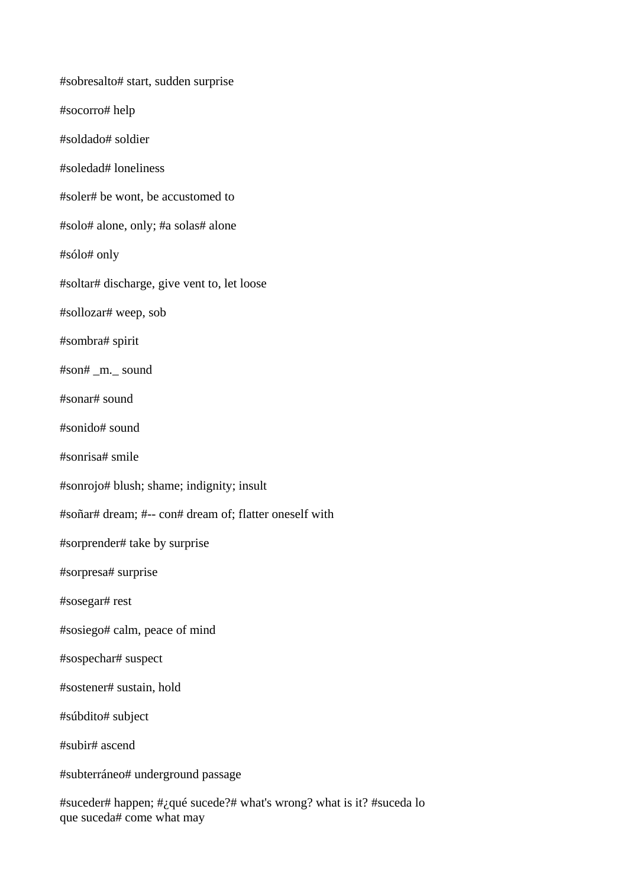#sobresalto# start, sudden surprise

#socorro# help

#soldado# soldier

#soledad# loneliness

#soler# be wont, be accustomed to

#solo# alone, only; #a solas# alone

#sólo# only

#soltar# discharge, give vent to, let loose

#sollozar# weep, sob

#sombra# spirit

#son# _m._ sound

#sonar# sound

#sonido# sound

#sonrisa# smile

#sonrojo# blush; shame; indignity; insult

#soñar# dream; #-- con# dream of; flatter oneself with

#sorprender# take by surprise

#sorpresa# surprise

#sosegar# rest

#sosiego# calm, peace of mind

#sospechar# suspect

#sostener# sustain, hold

#súbdito# subject

#subir# ascend

#subterráneo# underground passage

#suceder# happen; #¿qué sucede?# what's wrong? what is it? #suceda lo que suceda# come what may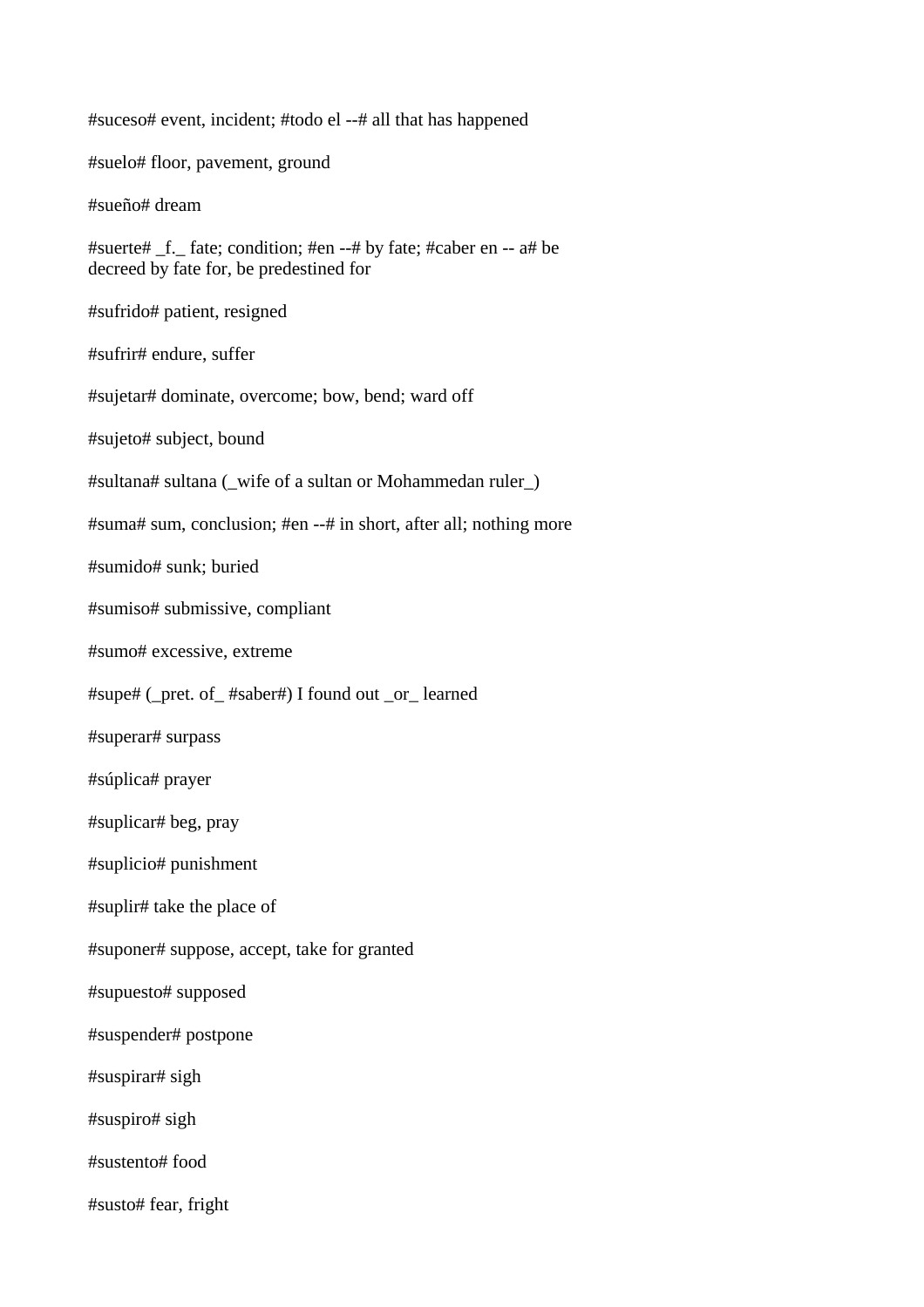#suceso# event, incident; #todo el --# all that has happened

#suelo# floor, pavement, ground

#sueño# dream

#suerte# _f._ fate; condition; #en --# by fate; #caber en -- a# be decreed by fate for, be predestined for

#sufrido# patient, resigned

#sufrir# endure, suffer

#sujetar# dominate, overcome; bow, bend; ward off

#sujeto# subject, bound

#sultana# sultana (_wife of a sultan or Mohammedan ruler_)

#suma# sum, conclusion; #en --# in short, after all; nothing more

#sumido# sunk; buried

#sumiso# submissive, compliant

#sumo# excessive, extreme

#supe# (_pret. of_ #saber#) I found out _or_ learned

#superar# surpass

#súplica# prayer

#suplicar# beg, pray

#suplicio# punishment

#suplir# take the place of

#suponer# suppose, accept, take for granted

#supuesto# supposed

#suspender# postpone

#suspirar# sigh

#suspiro# sigh

#sustento# food

#susto# fear, fright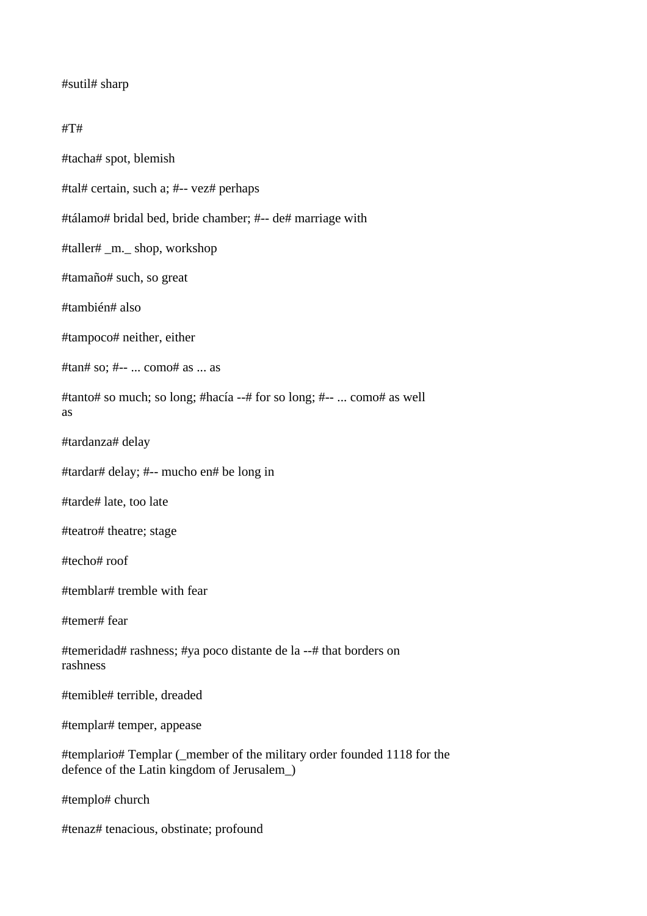#sutil# sharp

#T#

#tacha# spot, blemish

#tal# certain, such a; #-- vez# perhaps

#tálamo# bridal bed, bride chamber; #-- de# marriage with

#taller# _m._ shop, workshop

#tamaño# such, so great

#también# also

#tampoco# neither, either

#tan# so; #-- ... como# as ... as

#tanto# so much; so long; #hacía --# for so long; #-- ... como# as well as

#tardanza# delay

#tardar# delay; #-- mucho en# be long in

#tarde# late, too late

#teatro# theatre; stage

#techo# roof

#temblar# tremble with fear

#temer# fear

#temeridad# rashness; #ya poco distante de la --# that borders on rashness

#temible# terrible, dreaded

#templar# temper, appease

#templario# Templar (_member of the military order founded 1118 for the defence of the Latin kingdom of Jerusalem_)

#templo# church

#tenaz# tenacious, obstinate; profound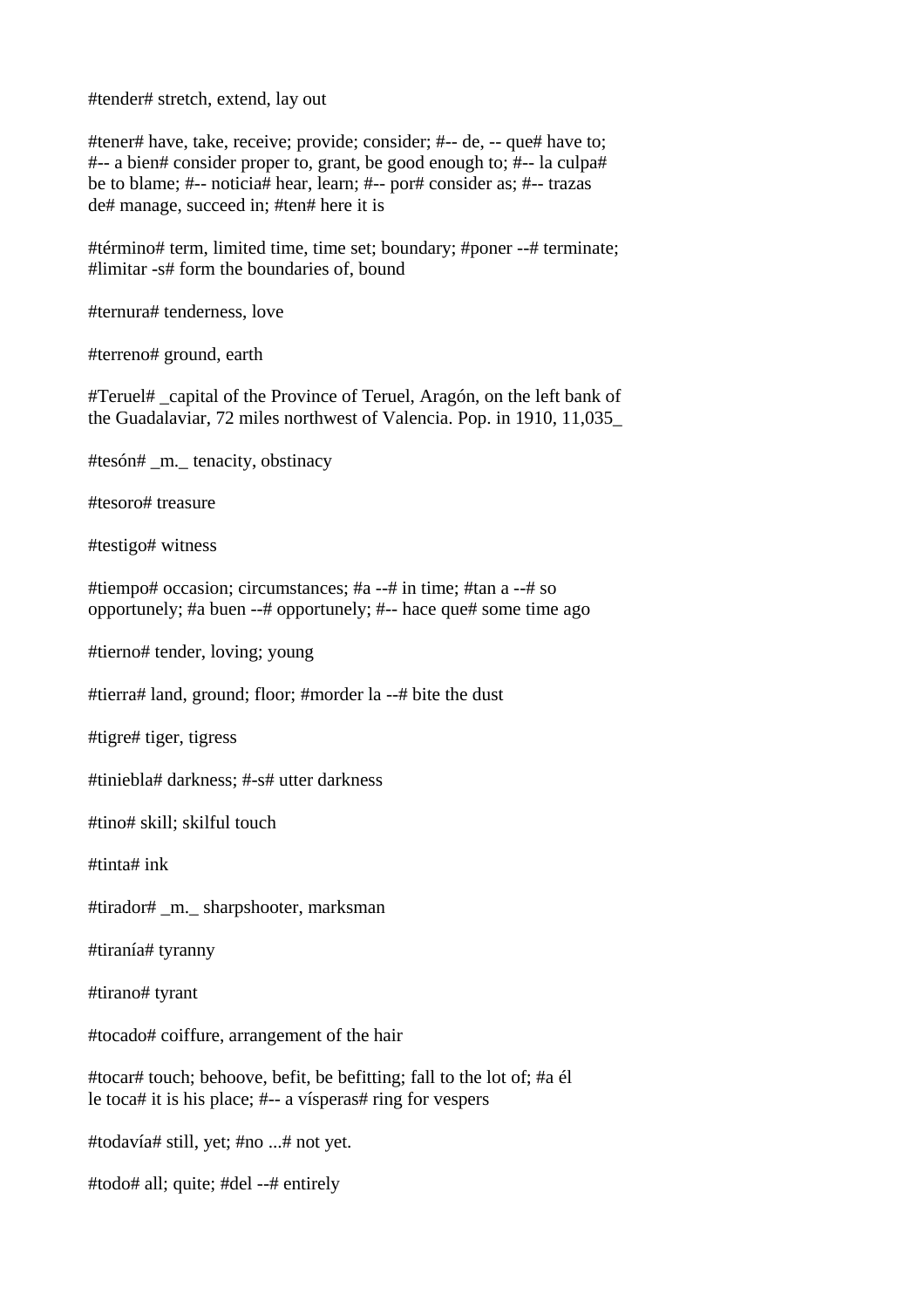#tender# stretch, extend, lay out

#tener# have, take, receive; provide; consider; #-- de, -- que# have to; #-- a bien# consider proper to, grant, be good enough to; #-- la culpa# be to blame; #-- noticia# hear, learn; #-- por# consider as; #-- trazas de# manage, succeed in; #ten# here it is

#término# term, limited time, time set; boundary; #poner --# terminate; #limitar -s# form the boundaries of, bound

#ternura# tenderness, love

#terreno# ground, earth

#Teruel# _capital of the Province of Teruel, Aragón, on the left bank of the Guadalaviar, 72 miles northwest of Valencia. Pop. in 1910, 11,035_

#tesón# _m._ tenacity, obstinacy

#tesoro# treasure

#testigo# witness

#tiempo# occasion; circumstances; #a --# in time; #tan a --# so opportunely; #a buen --# opportunely; #-- hace que# some time ago

#tierno# tender, loving; young

#tierra# land, ground; floor; #morder la --# bite the dust

#tigre# tiger, tigress

#tiniebla# darkness; #-s# utter darkness

#tino# skill; skilful touch

#tinta# ink

#tirador# _m._ sharpshooter, marksman

#tiranía# tyranny

#tirano# tyrant

#tocado# coiffure, arrangement of the hair

#tocar# touch; behoove, befit, be befitting; fall to the lot of; #a él le toca# it is his place; #-- a vísperas# ring for vespers

#todavía# still, yet; #no ...# not yet.

#todo# all; quite; #del --# entirely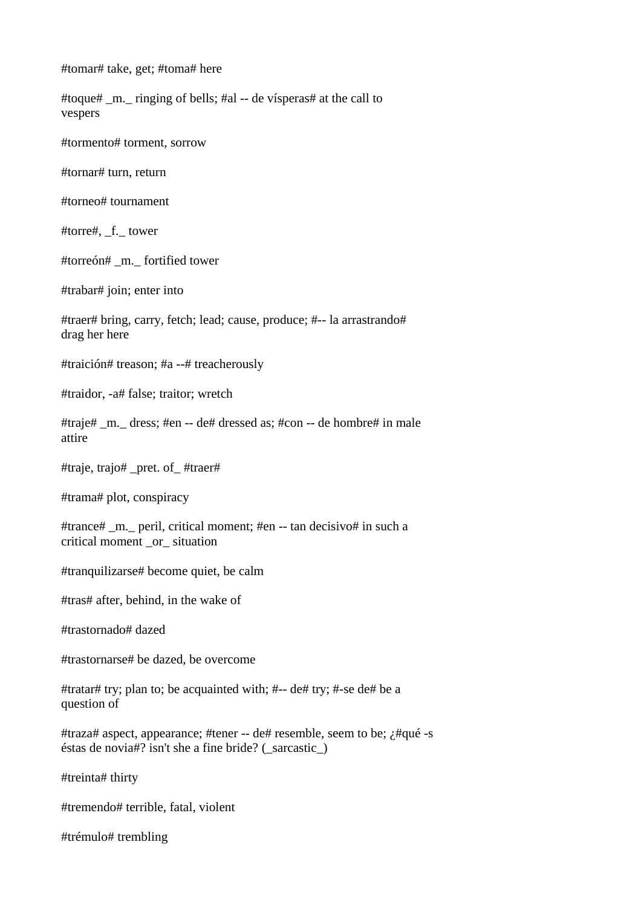#tomar# take, get; #toma# here

#toque# _m._ ringing of bells; #al -- de vísperas# at the call to vespers

#tormento# torment, sorrow

#tornar# turn, return

#torneo# tournament

#torre#, _f._ tower

#torreón# _m._ fortified tower

#trabar# join; enter into

#traer# bring, carry, fetch; lead; cause, produce; #-- la arrastrando# drag her here

#traición# treason; #a --# treacherously

#traidor, -a# false; traitor; wretch

#traje# _m._ dress; #en -- de# dressed as; #con -- de hombre# in male attire

#traje, trajo# _pret. of_ #traer#

#trama# plot, conspiracy

#trance# _m._ peril, critical moment; #en -- tan decisivo# in such a critical moment _or_ situation

#tranquilizarse# become quiet, be calm

#tras# after, behind, in the wake of

#trastornado# dazed

#trastornarse# be dazed, be overcome

#tratar# try; plan to; be acquainted with; #-- de# try; #-se de# be a question of

#traza# aspect, appearance; #tener -- de# resemble, seem to be; ¿#qué -s éstas de novia#? isn't she a fine bride? (_sarcastic_)

#treinta# thirty

#tremendo# terrible, fatal, violent

#trémulo# trembling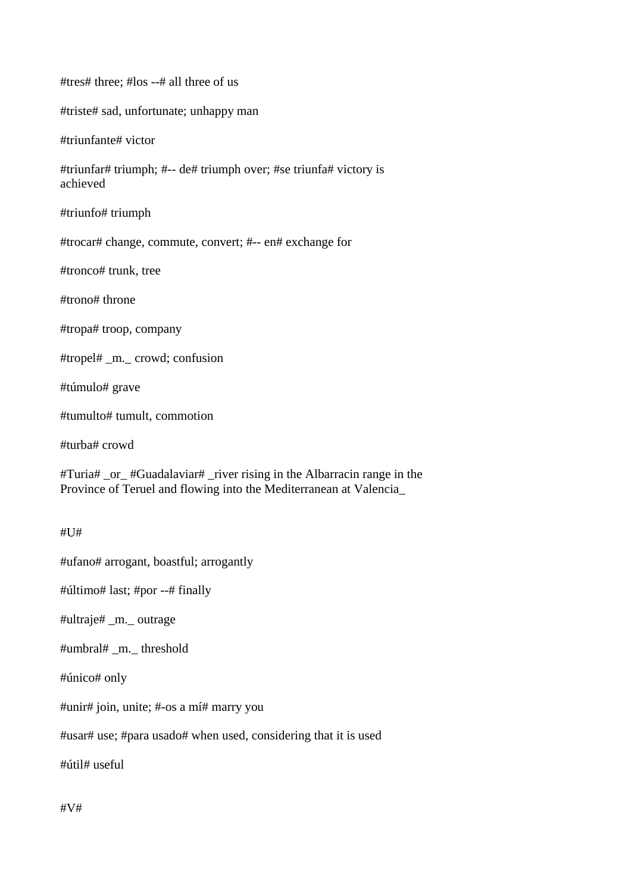#tres# three; #los --# all three of us

#triste# sad, unfortunate; unhappy man

#triunfante# victor

#triunfar# triumph; #-- de# triumph over; #se triunfa# victory is achieved

#triunfo# triumph

#trocar# change, commute, convert; #-- en# exchange for

#tronco# trunk, tree

#trono# throne

#tropa# troop, company

#tropel# _m._ crowd; confusion

#túmulo# grave

#tumulto# tumult, commotion

#turba# crowd

#Turia# _or_ #Guadalaviar# _river rising in the Albarracin range in the Province of Teruel and flowing into the Mediterranean at Valencia_

#U#

#ufano# arrogant, boastful; arrogantly

#último# last; #por --# finally

#ultraje# _m._ outrage

#umbral# _m._ threshold

#único# only

#unir# join, unite; #-os a mí# marry you

#usar# use; #para usado# when used, considering that it is used

#útil# useful

#V#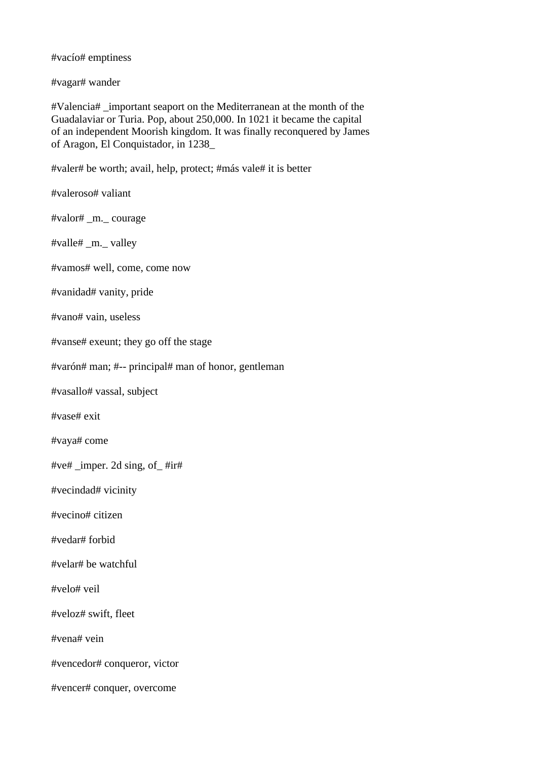#vacío# emptiness

#vagar# wander

#Valencia# _important seaport on the Mediterranean at the month of the Guadalaviar or Turia. Pop, about 250,000. In 1021 it became the capital of an independent Moorish kingdom. It was finally reconquered by James of Aragon, El Conquistador, in 1238_

#valer# be worth; avail, help, protect; #más vale# it is better

#valeroso# valiant

#valor# _m._ courage

#valle# _m._ valley

#vamos# well, come, come now

#vanidad# vanity, pride

#vano# vain, useless

#vanse# exeunt; they go off the stage

#varón# man; #-- principal# man of honor, gentleman

#vasallo# vassal, subject

#vase# exit

#vaya# come

#ve# _imper. 2d sing, of_ #ir#

#vecindad# vicinity

#vecino# citizen

#vedar# forbid

#velar# be watchful

#velo# veil

#veloz# swift, fleet

#vena# vein

#vencedor# conqueror, victor

#vencer# conquer, overcome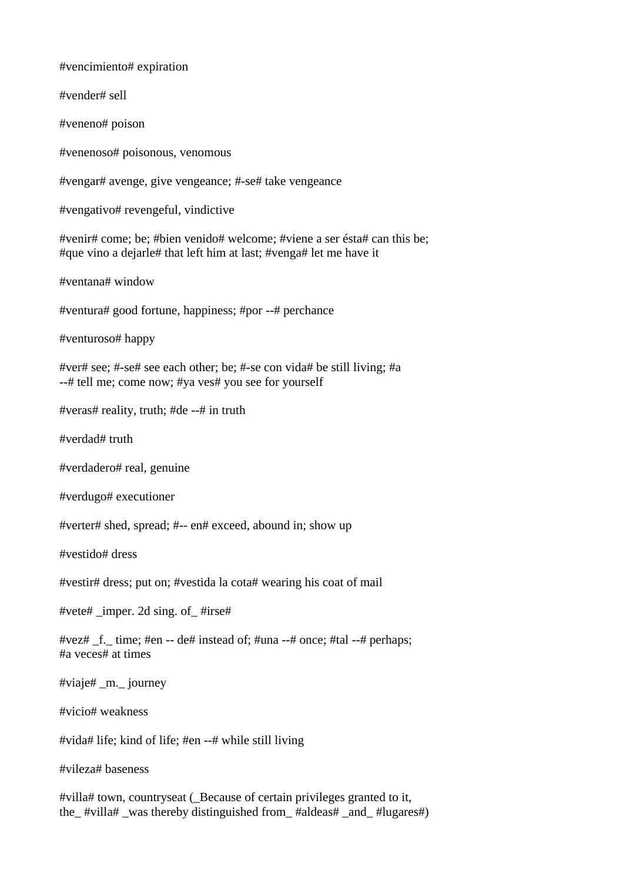#vencimiento# expiration

#vender# sell

#veneno# poison

#venenoso# poisonous, venomous

#vengar# avenge, give vengeance; #-se# take vengeance

#vengativo# revengeful, vindictive

#venir# come; be; #bien venido# welcome; #viene a ser ésta# can this be; #que vino a dejarle# that left him at last; #venga# let me have it

#ventana# window

#ventura# good fortune, happiness; #por --# perchance

#venturoso# happy

#ver# see; #-se# see each other; be; #-se con vida# be still living; #a --# tell me; come now; #ya ves# you see for yourself

#veras# reality, truth; #de --# in truth

#verdad# truth

#verdadero# real, genuine

#verdugo# executioner

#verter# shed, spread; #-- en# exceed, abound in; show up

#vestido# dress

#vestir# dress; put on; #vestida la cota# wearing his coat of mail

#vete# _imper. 2d sing. of_ #irse#

#vez# _f._ time; #en -- de# instead of; #una --# once; #tal --# perhaps; #a veces# at times

#viaje# _m._ journey

#vicio# weakness

#vida# life; kind of life; #en --# while still living

#vileza# baseness

#villa# town, countryseat (_Because of certain privileges granted to it, the_ #villa# _was thereby distinguished from_ #aldeas# _and_ #lugares#)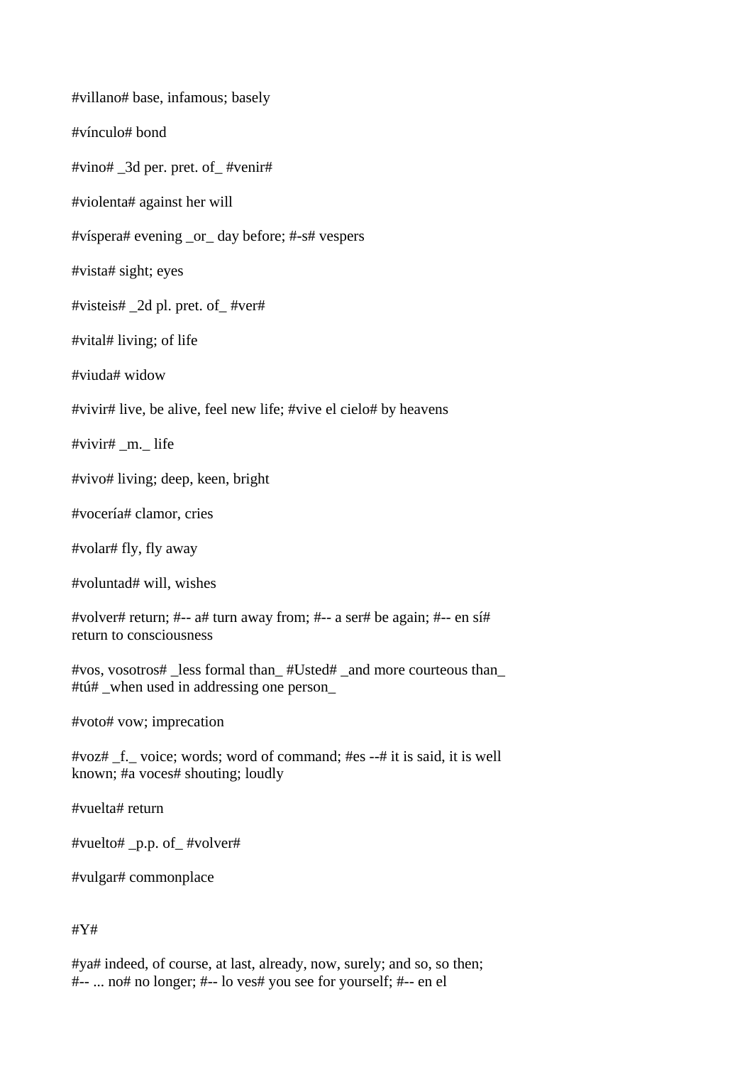#villano# base, infamous; basely

#vínculo# bond

#vino# _3d per. pret. of_ #venir#

#violenta# against her will

#víspera# evening _or_ day before; #-s# vespers

#vista# sight; eyes

#visteis# _2d pl. pret. of_ #ver#

#vital# living; of life

#viuda# widow

#vivir# live, be alive, feel new life; #vive el cielo# by heavens

#vivir# _m._ life

#vivo# living; deep, keen, bright

#vocería# clamor, cries

#volar# fly, fly away

#voluntad# will, wishes

#volver# return; #-- a# turn away from; #-- a ser# be again; #-- en sí# return to consciousness

#vos, vosotros# _less formal than_ #Usted# _and more courteous than_ #tú# _when used in addressing one person_

#voto# vow; imprecation

#voz# _f._ voice; words; word of command; #es --# it is said, it is well known; #a voces# shouting; loudly

#vuelta# return

#vuelto# _p.p. of_ #volver#

#vulgar# commonplace

#Y#

#ya# indeed, of course, at last, already, now, surely; and so, so then; #-- ... no# no longer; #-- lo ves# you see for yourself; #-- en el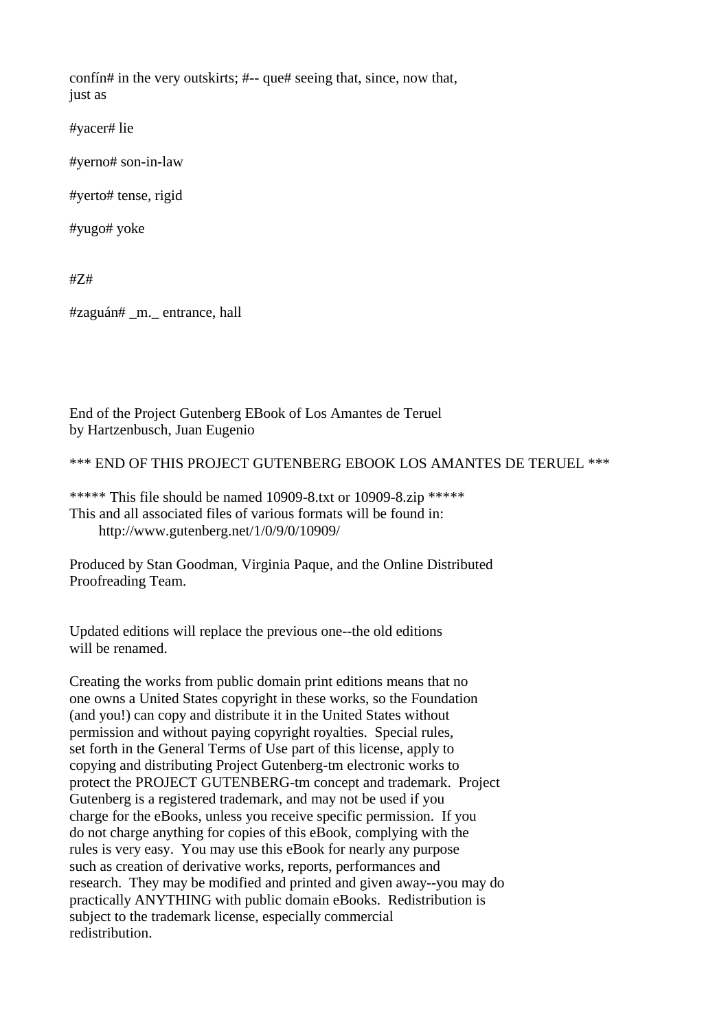confín# in the very outskirts; #-- que# seeing that, since, now that,
just as

#yacer# lie

#yerno# son-in-law

#yerto# tense, rigid

#yugo# yoke

#Z#

#zaguán# _m._ entrance, hall

End of the Project Gutenberg EBook of Los Amantes de Teruel
by Hartzenbusch, Juan Eugenio

*** END OF THIS PROJECT GUTENBERG EBOOK LOS AMANTES DE TERUEL ***

***** This file should be named 10909-8.txt or 10909-8.zip *****
This and all associated files of various formats will be found in:
    http://www.gutenberg.net/1/0/9/0/10909/

Produced by Stan Goodman, Virginia Paque, and the Online Distributed
Proofreading Team.

Updated editions will replace the previous one--the old editions
will be renamed.

Creating the works from public domain print editions means that no
one owns a United States copyright in these works, so the Foundation
(and you!) can copy and distribute it in the United States without
permission and without paying copyright royalties. Special rules,
set forth in the General Terms of Use part of this license, apply to
copying and distributing Project Gutenberg-tm electronic works to
protect the PROJECT GUTENBERG-tm concept and trademark. Project
Gutenberg is a registered trademark, and may not be used if you
charge for the eBooks, unless you receive specific permission. If you
do not charge anything for copies of this eBook, complying with the
rules is very easy. You may use this eBook for nearly any purpose
such as creation of derivative works, reports, performances and
research. They may be modified and printed and given away--you may do
practically ANYTHING with public domain eBooks. Redistribution is
subject to the trademark license, especially commercial
redistribution.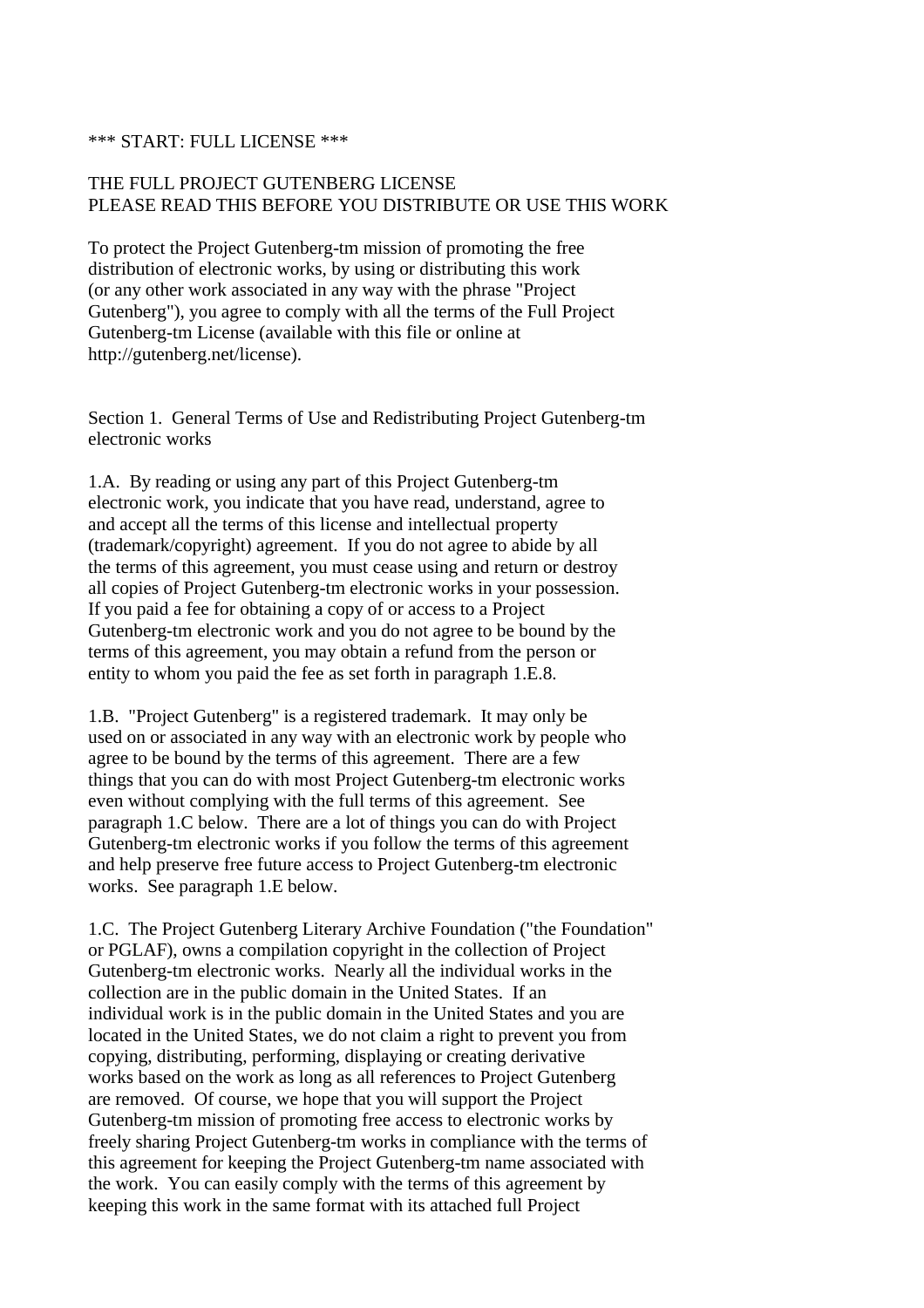*** START: FULL LICENSE ***

THE FULL PROJECT GUTENBERG LICENSE
PLEASE READ THIS BEFORE YOU DISTRIBUTE OR USE THIS WORK

To protect the Project Gutenberg-tm mission of promoting the free distribution of electronic works, by using or distributing this work (or any other work associated in any way with the phrase "Project Gutenberg"), you agree to comply with all the terms of the Full Project Gutenberg-tm License (available with this file or online at http://gutenberg.net/license).

Section 1. General Terms of Use and Redistributing Project Gutenberg-tm electronic works

1.A. By reading or using any part of this Project Gutenberg-tm electronic work, you indicate that you have read, understand, agree to and accept all the terms of this license and intellectual property (trademark/copyright) agreement. If you do not agree to abide by all the terms of this agreement, you must cease using and return or destroy all copies of Project Gutenberg-tm electronic works in your possession. If you paid a fee for obtaining a copy of or access to a Project Gutenberg-tm electronic work and you do not agree to be bound by the terms of this agreement, you may obtain a refund from the person or entity to whom you paid the fee as set forth in paragraph 1.E.8.

1.B. "Project Gutenberg" is a registered trademark. It may only be used on or associated in any way with an electronic work by people who agree to be bound by the terms of this agreement. There are a few things that you can do with most Project Gutenberg-tm electronic works even without complying with the full terms of this agreement. See paragraph 1.C below. There are a lot of things you can do with Project Gutenberg-tm electronic works if you follow the terms of this agreement and help preserve free future access to Project Gutenberg-tm electronic works. See paragraph 1.E below.

1.C. The Project Gutenberg Literary Archive Foundation ("the Foundation" or PGLAF), owns a compilation copyright in the collection of Project Gutenberg-tm electronic works. Nearly all the individual works in the collection are in the public domain in the United States. If an individual work is in the public domain in the United States and you are located in the United States, we do not claim a right to prevent you from copying, distributing, performing, displaying or creating derivative works based on the work as long as all references to Project Gutenberg are removed. Of course, we hope that you will support the Project Gutenberg-tm mission of promoting free access to electronic works by freely sharing Project Gutenberg-tm works in compliance with the terms of this agreement for keeping the Project Gutenberg-tm name associated with the work. You can easily comply with the terms of this agreement by keeping this work in the same format with its attached full Project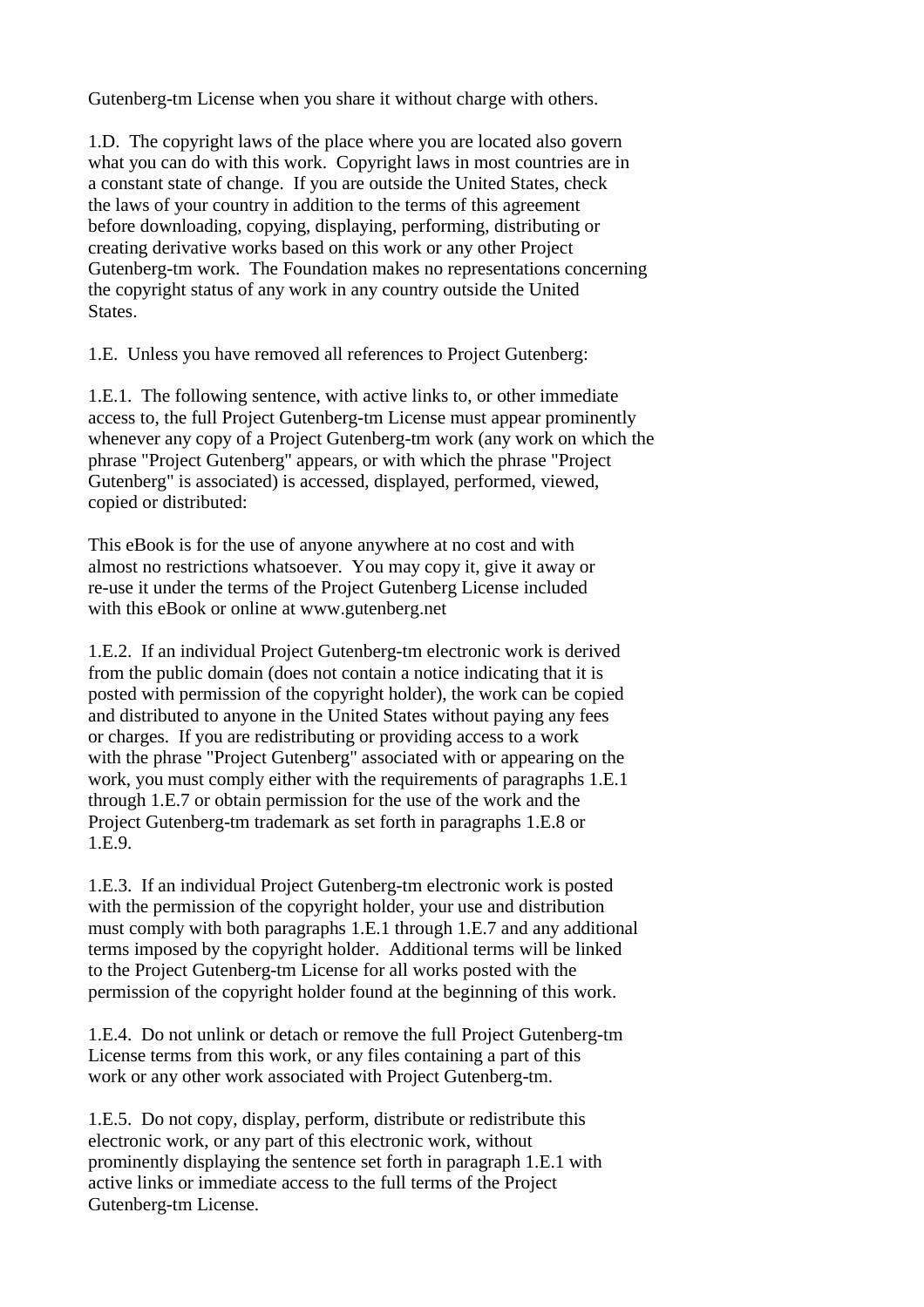Gutenberg-tm License when you share it without charge with others.

1.D. The copyright laws of the place where you are located also govern what you can do with this work. Copyright laws in most countries are in a constant state of change. If you are outside the United States, check the laws of your country in addition to the terms of this agreement before downloading, copying, displaying, performing, distributing or creating derivative works based on this work or any other Project Gutenberg-tm work. The Foundation makes no representations concerning the copyright status of any work in any country outside the United States.

1.E. Unless you have removed all references to Project Gutenberg:

1.E.1. The following sentence, with active links to, or other immediate access to, the full Project Gutenberg-tm License must appear prominently whenever any copy of a Project Gutenberg-tm work (any work on which the phrase "Project Gutenberg" appears, or with which the phrase "Project Gutenberg" is associated) is accessed, displayed, performed, viewed, copied or distributed:

This eBook is for the use of anyone anywhere at no cost and with almost no restrictions whatsoever. You may copy it, give it away or re-use it under the terms of the Project Gutenberg License included with this eBook or online at www.gutenberg.net

1.E.2. If an individual Project Gutenberg-tm electronic work is derived from the public domain (does not contain a notice indicating that it is posted with permission of the copyright holder), the work can be copied and distributed to anyone in the United States without paying any fees or charges. If you are redistributing or providing access to a work with the phrase "Project Gutenberg" associated with or appearing on the work, you must comply either with the requirements of paragraphs 1.E.1 through 1.E.7 or obtain permission for the use of the work and the Project Gutenberg-tm trademark as set forth in paragraphs 1.E.8 or 1.E.9.

1.E.3. If an individual Project Gutenberg-tm electronic work is posted with the permission of the copyright holder, your use and distribution must comply with both paragraphs 1.E.1 through 1.E.7 and any additional terms imposed by the copyright holder. Additional terms will be linked to the Project Gutenberg-tm License for all works posted with the permission of the copyright holder found at the beginning of this work.

1.E.4. Do not unlink or detach or remove the full Project Gutenberg-tm License terms from this work, or any files containing a part of this work or any other work associated with Project Gutenberg-tm.

1.E.5. Do not copy, display, perform, distribute or redistribute this electronic work, or any part of this electronic work, without prominently displaying the sentence set forth in paragraph 1.E.1 with active links or immediate access to the full terms of the Project Gutenberg-tm License.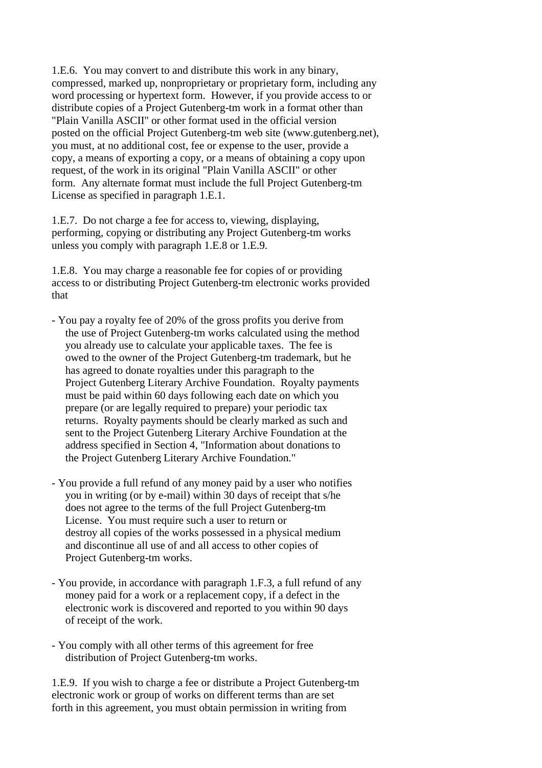1.E.6. You may convert to and distribute this work in any binary, compressed, marked up, nonproprietary or proprietary form, including any word processing or hypertext form. However, if you provide access to or distribute copies of a Project Gutenberg-tm work in a format other than "Plain Vanilla ASCII" or other format used in the official version posted on the official Project Gutenberg-tm web site (www.gutenberg.net), you must, at no additional cost, fee or expense to the user, provide a copy, a means of exporting a copy, or a means of obtaining a copy upon request, of the work in its original "Plain Vanilla ASCII" or other form. Any alternate format must include the full Project Gutenberg-tm License as specified in paragraph 1.E.1.

1.E.7. Do not charge a fee for access to, viewing, displaying, performing, copying or distributing any Project Gutenberg-tm works unless you comply with paragraph 1.E.8 or 1.E.9.

1.E.8. You may charge a reasonable fee for copies of or providing access to or distributing Project Gutenberg-tm electronic works provided that

- You pay a royalty fee of 20% of the gross profits you derive from the use of Project Gutenberg-tm works calculated using the method you already use to calculate your applicable taxes. The fee is owed to the owner of the Project Gutenberg-tm trademark, but he has agreed to donate royalties under this paragraph to the Project Gutenberg Literary Archive Foundation. Royalty payments must be paid within 60 days following each date on which you prepare (or are legally required to prepare) your periodic tax returns. Royalty payments should be clearly marked as such and sent to the Project Gutenberg Literary Archive Foundation at the address specified in Section 4, "Information about donations to the Project Gutenberg Literary Archive Foundation."

- You provide a full refund of any money paid by a user who notifies you in writing (or by e-mail) within 30 days of receipt that s/he does not agree to the terms of the full Project Gutenberg-tm License. You must require such a user to return or destroy all copies of the works possessed in a physical medium and discontinue all use of and all access to other copies of Project Gutenberg-tm works.

- You provide, in accordance with paragraph 1.F.3, a full refund of any money paid for a work or a replacement copy, if a defect in the electronic work is discovered and reported to you within 90 days of receipt of the work.

- You comply with all other terms of this agreement for free distribution of Project Gutenberg-tm works.

1.E.9. If you wish to charge a fee or distribute a Project Gutenberg-tm electronic work or group of works on different terms than are set forth in this agreement, you must obtain permission in writing from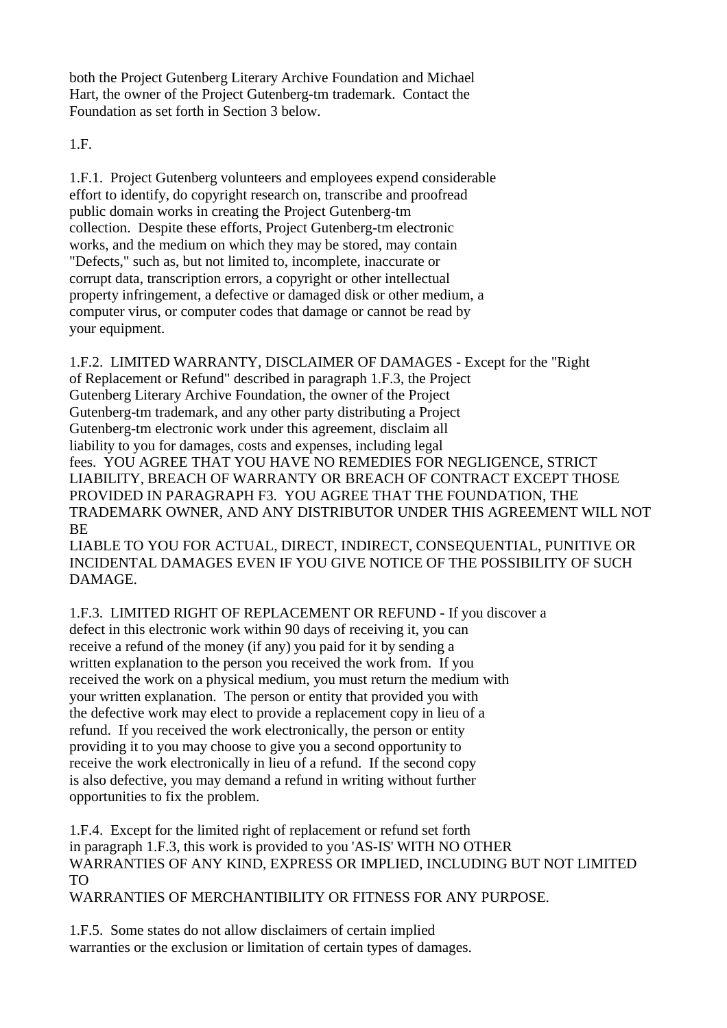both the Project Gutenberg Literary Archive Foundation and Michael Hart, the owner of the Project Gutenberg-tm trademark. Contact the Foundation as set forth in Section 3 below.

1.F.

1.F.1. Project Gutenberg volunteers and employees expend considerable effort to identify, do copyright research on, transcribe and proofread public domain works in creating the Project Gutenberg-tm collection. Despite these efforts, Project Gutenberg-tm electronic works, and the medium on which they may be stored, may contain "Defects," such as, but not limited to, incomplete, inaccurate or corrupt data, transcription errors, a copyright or other intellectual property infringement, a defective or damaged disk or other medium, a computer virus, or computer codes that damage or cannot be read by your equipment.

1.F.2. LIMITED WARRANTY, DISCLAIMER OF DAMAGES - Except for the "Right of Replacement or Refund" described in paragraph 1.F.3, the Project Gutenberg Literary Archive Foundation, the owner of the Project Gutenberg-tm trademark, and any other party distributing a Project Gutenberg-tm electronic work under this agreement, disclaim all liability to you for damages, costs and expenses, including legal fees. YOU AGREE THAT YOU HAVE NO REMEDIES FOR NEGLIGENCE, STRICT LIABILITY, BREACH OF WARRANTY OR BREACH OF CONTRACT EXCEPT THOSE PROVIDED IN PARAGRAPH F3. YOU AGREE THAT THE FOUNDATION, THE TRADEMARK OWNER, AND ANY DISTRIBUTOR UNDER THIS AGREEMENT WILL NOT BE LIABLE TO YOU FOR ACTUAL, DIRECT, INDIRECT, CONSEQUENTIAL, PUNITIVE OR INCIDENTAL DAMAGES EVEN IF YOU GIVE NOTICE OF THE POSSIBILITY OF SUCH DAMAGE.

1.F.3. LIMITED RIGHT OF REPLACEMENT OR REFUND - If you discover a defect in this electronic work within 90 days of receiving it, you can receive a refund of the money (if any) you paid for it by sending a written explanation to the person you received the work from. If you received the work on a physical medium, you must return the medium with your written explanation. The person or entity that provided you with the defective work may elect to provide a replacement copy in lieu of a refund. If you received the work electronically, the person or entity providing it to you may choose to give you a second opportunity to receive the work electronically in lieu of a refund. If the second copy is also defective, you may demand a refund in writing without further opportunities to fix the problem.

1.F.4. Except for the limited right of replacement or refund set forth in paragraph 1.F.3, this work is provided to you 'AS-IS' WITH NO OTHER WARRANTIES OF ANY KIND, EXPRESS OR IMPLIED, INCLUDING BUT NOT LIMITED TO WARRANTIES OF MERCHANTIBILITY OR FITNESS FOR ANY PURPOSE.

1.F.5. Some states do not allow disclaimers of certain implied warranties or the exclusion or limitation of certain types of damages.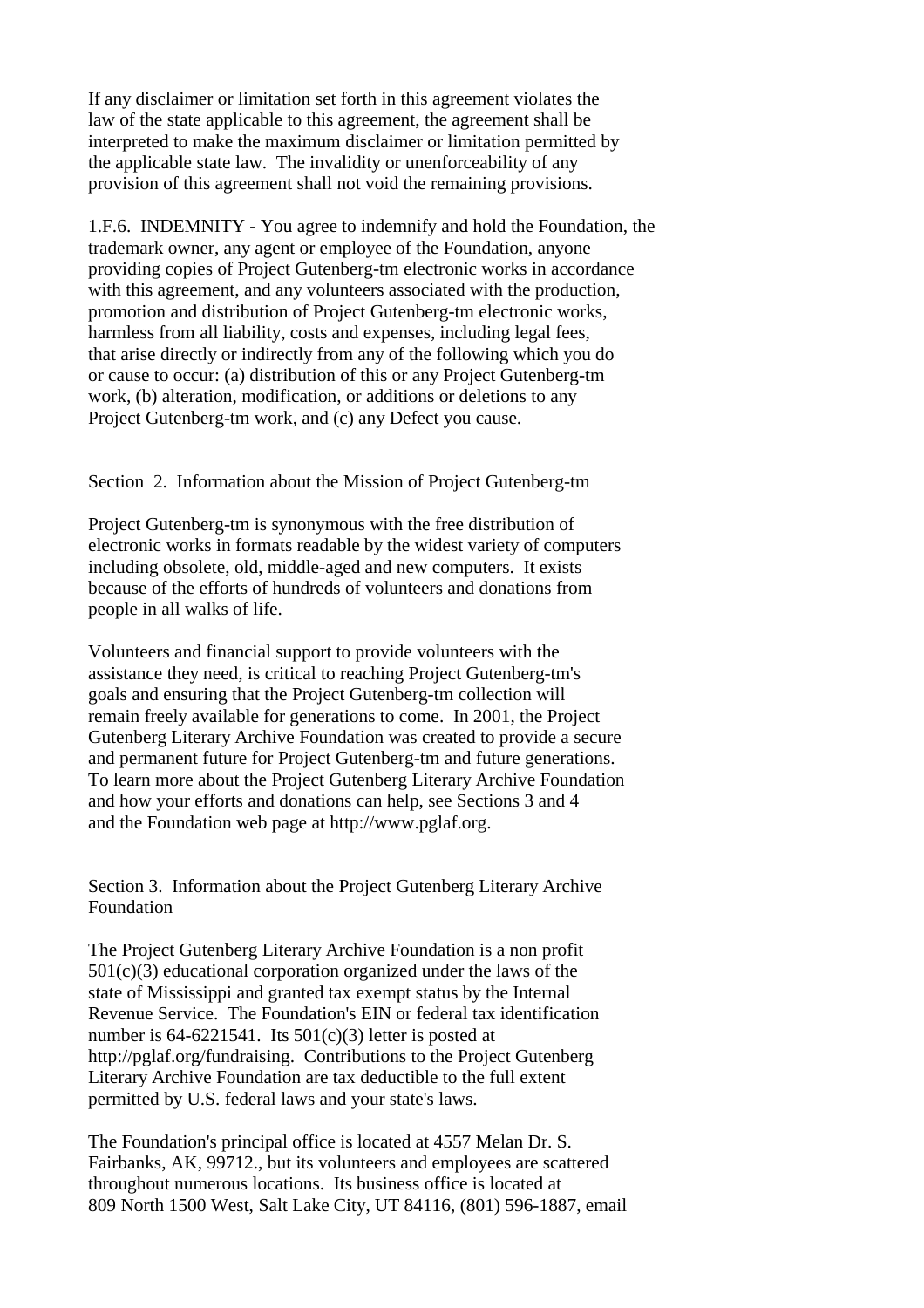If any disclaimer or limitation set forth in this agreement violates the law of the state applicable to this agreement, the agreement shall be interpreted to make the maximum disclaimer or limitation permitted by the applicable state law. The invalidity or unenforceability of any provision of this agreement shall not void the remaining provisions.

1.F.6. INDEMNITY - You agree to indemnify and hold the Foundation, the trademark owner, any agent or employee of the Foundation, anyone providing copies of Project Gutenberg-tm electronic works in accordance with this agreement, and any volunteers associated with the production, promotion and distribution of Project Gutenberg-tm electronic works, harmless from all liability, costs and expenses, including legal fees, that arise directly or indirectly from any of the following which you do or cause to occur: (a) distribution of this or any Project Gutenberg-tm work, (b) alteration, modification, or additions or deletions to any Project Gutenberg-tm work, and (c) any Defect you cause.

## Section 2. Information about the Mission of Project Gutenberg-tm

Project Gutenberg-tm is synonymous with the free distribution of electronic works in formats readable by the widest variety of computers including obsolete, old, middle-aged and new computers. It exists because of the efforts of hundreds of volunteers and donations from people in all walks of life.

Volunteers and financial support to provide volunteers with the assistance they need, is critical to reaching Project Gutenberg-tm's goals and ensuring that the Project Gutenberg-tm collection will remain freely available for generations to come. In 2001, the Project Gutenberg Literary Archive Foundation was created to provide a secure and permanent future for Project Gutenberg-tm and future generations. To learn more about the Project Gutenberg Literary Archive Foundation and how your efforts and donations can help, see Sections 3 and 4 and the Foundation web page at http://www.pglaf.org.

## Section 3. Information about the Project Gutenberg Literary Archive Foundation

The Project Gutenberg Literary Archive Foundation is a non profit 501(c)(3) educational corporation organized under the laws of the state of Mississippi and granted tax exempt status by the Internal Revenue Service. The Foundation's EIN or federal tax identification number is 64-6221541. Its 501(c)(3) letter is posted at http://pglaf.org/fundraising. Contributions to the Project Gutenberg Literary Archive Foundation are tax deductible to the full extent permitted by U.S. federal laws and your state's laws.

The Foundation's principal office is located at 4557 Melan Dr. S. Fairbanks, AK, 99712., but its volunteers and employees are scattered throughout numerous locations. Its business office is located at 809 North 1500 West, Salt Lake City, UT 84116, (801) 596-1887, email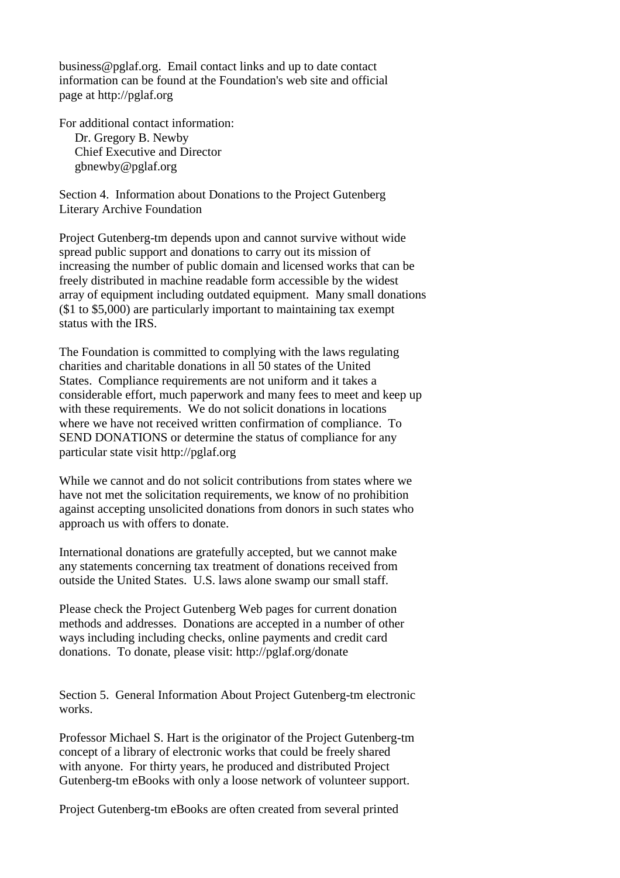business@pglaf.org. Email contact links and up to date contact information can be found at the Foundation's web site and official page at http://pglaf.org

For additional contact information:
Dr. Gregory B. Newby
Chief Executive and Director
gbnewby@pglaf.org

Section 4. Information about Donations to the Project Gutenberg Literary Archive Foundation

Project Gutenberg-tm depends upon and cannot survive without wide spread public support and donations to carry out its mission of increasing the number of public domain and licensed works that can be freely distributed in machine readable form accessible by the widest array of equipment including outdated equipment. Many small donations ($1 to $5,000) are particularly important to maintaining tax exempt status with the IRS.

The Foundation is committed to complying with the laws regulating charities and charitable donations in all 50 states of the United States. Compliance requirements are not uniform and it takes a considerable effort, much paperwork and many fees to meet and keep up with these requirements. We do not solicit donations in locations where we have not received written confirmation of compliance. To SEND DONATIONS or determine the status of compliance for any particular state visit http://pglaf.org

While we cannot and do not solicit contributions from states where we have not met the solicitation requirements, we know of no prohibition against accepting unsolicited donations from donors in such states who approach us with offers to donate.

International donations are gratefully accepted, but we cannot make any statements concerning tax treatment of donations received from outside the United States. U.S. laws alone swamp our small staff.

Please check the Project Gutenberg Web pages for current donation methods and addresses. Donations are accepted in a number of other ways including including checks, online payments and credit card donations. To donate, please visit: http://pglaf.org/donate

Section 5. General Information About Project Gutenberg-tm electronic works.

Professor Michael S. Hart is the originator of the Project Gutenberg-tm concept of a library of electronic works that could be freely shared with anyone. For thirty years, he produced and distributed Project Gutenberg-tm eBooks with only a loose network of volunteer support.

Project Gutenberg-tm eBooks are often created from several printed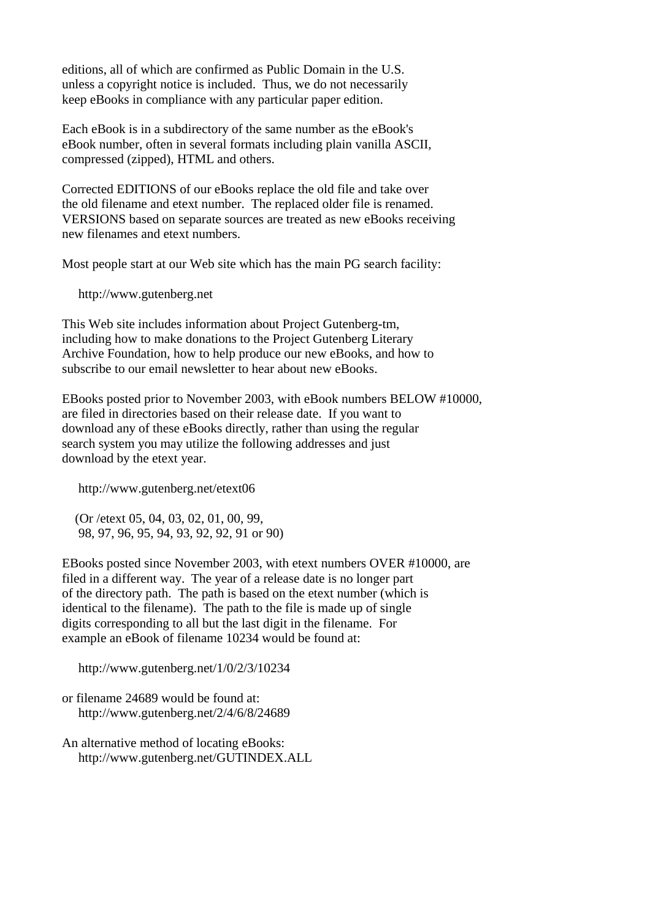editions, all of which are confirmed as Public Domain in the U.S.
unless a copyright notice is included. Thus, we do not necessarily
keep eBooks in compliance with any particular paper edition.

Each eBook is in a subdirectory of the same number as the eBook's
eBook number, often in several formats including plain vanilla ASCII,
compressed (zipped), HTML and others.

Corrected EDITIONS of our eBooks replace the old file and take over
the old filename and etext number. The replaced older file is renamed.
VERSIONS based on separate sources are treated as new eBooks receiving
new filenames and etext numbers.

Most people start at our Web site which has the main PG search facility:

http://www.gutenberg.net

This Web site includes information about Project Gutenberg-tm,
including how to make donations to the Project Gutenberg Literary
Archive Foundation, how to help produce our new eBooks, and how to
subscribe to our email newsletter to hear about new eBooks.

EBooks posted prior to November 2003, with eBook numbers BELOW #10000,
are filed in directories based on their release date. If you want to
download any of these eBooks directly, rather than using the regular
search system you may utilize the following addresses and just
download by the etext year.

http://www.gutenberg.net/etext06

(Or /etext 05, 04, 03, 02, 01, 00, 99,
98, 97, 96, 95, 94, 93, 92, 92, 91 or 90)

EBooks posted since November 2003, with etext numbers OVER #10000, are
filed in a different way. The year of a release date is no longer part
of the directory path. The path is based on the etext number (which is
identical to the filename). The path to the file is made up of single
digits corresponding to all but the last digit in the filename. For
example an eBook of filename 10234 would be found at:

http://www.gutenberg.net/1/0/2/3/10234

or filename 24689 would be found at:
http://www.gutenberg.net/2/4/6/8/24689

An alternative method of locating eBooks:
http://www.gutenberg.net/GUTINDEX.ALL